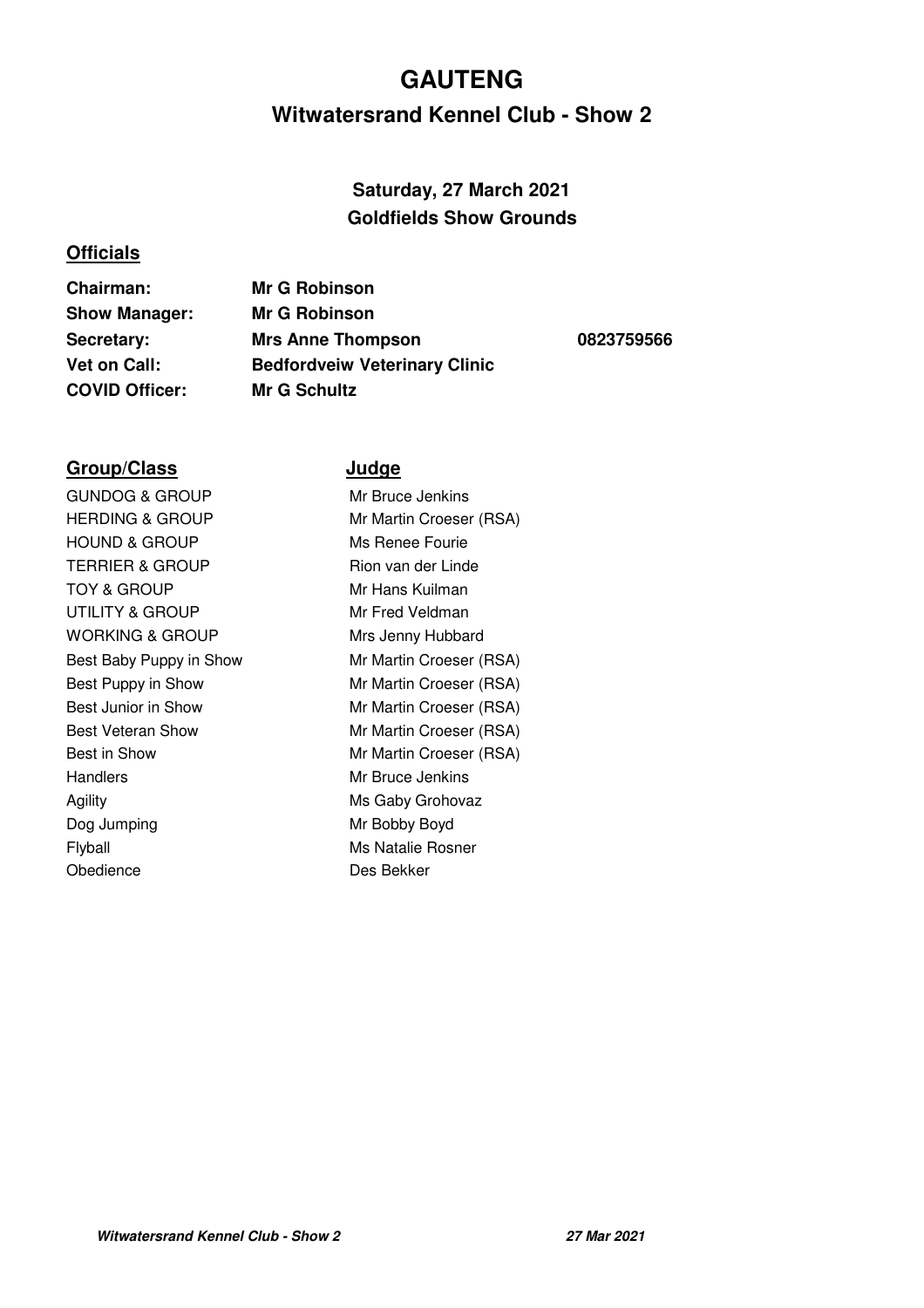# GAUTENG

## Witwatersrand Kennel Club - Show 2

### Saturday, 27 March 2021
### Goldfields Show Grounds

## Officials

| | | |
|---|---|---|
| **Chairman:** | **Mr G Robinson** | |
| **Show Manager:** | **Mr G Robinson** | |
| **Secretary:** | **Mrs Anne Thompson** | **0823759566** |
| **Vet on Call:** | **Bedfordveiw Veterinary Clinic** | |
| **COVID Officer:** | **Mr G Schultz** | |

| Group/Class | Judge |
|---|---|
| GUNDOG & GROUP | Mr Bruce Jenkins |
| HERDING & GROUP | Mr Martin Croeser (RSA) |
| HOUND & GROUP | Ms Renee Fourie |
| TERRIER & GROUP | Rion van der Linde |
| TOY & GROUP | Mr Hans Kuilman |
| UTILITY & GROUP | Mr Fred Veldman |
| WORKING & GROUP | Mrs Jenny Hubbard |
| Best Baby Puppy in Show | Mr Martin Croeser (RSA) |
| Best Puppy in Show | Mr Martin Croeser (RSA) |
| Best Junior in Show | Mr Martin Croeser (RSA) |
| Best Veteran Show | Mr Martin Croeser (RSA) |
| Best in Show | Mr Martin Croeser (RSA) |
| Handlers | Mr Bruce Jenkins |
| Agility | Ms Gaby Grohovaz |
| Dog Jumping | Mr Bobby Boyd |
| Flyball | Ms Natalie Rosner |
| Obedience | Des Bekker |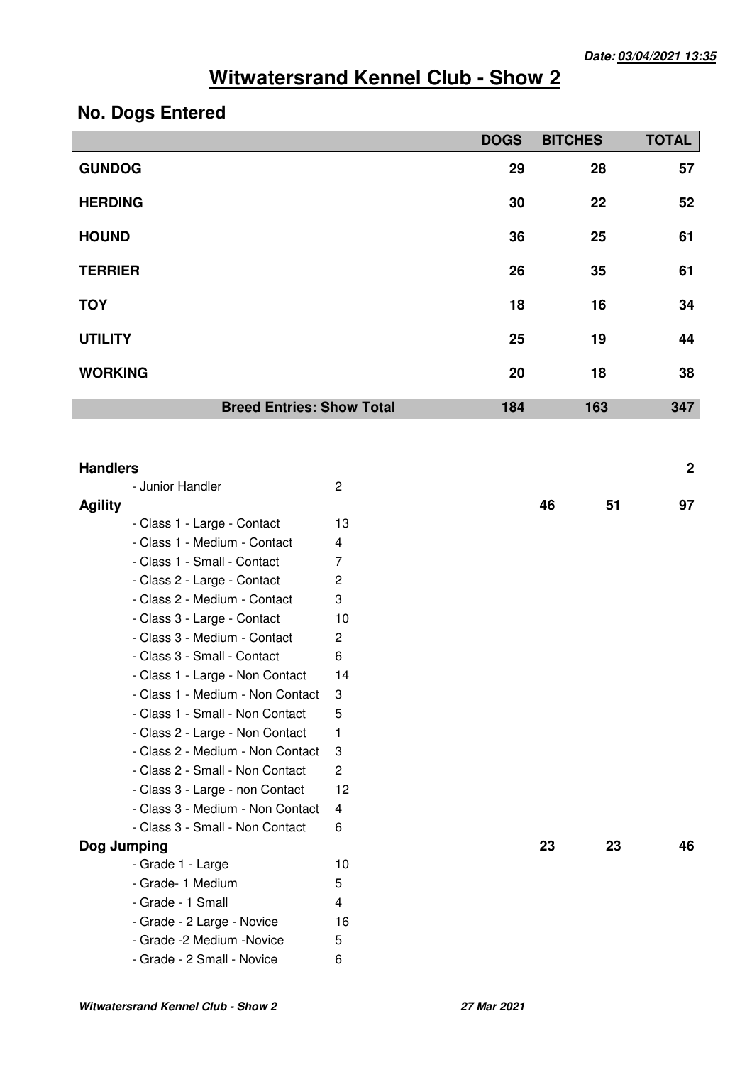**Date: 03/04/2021 13:35**

# Witwatersrand Kennel Club - Show 2

## No. Dogs Entered

| | DOGS | BITCHES | TOTAL |
|---|---|---|---|
| **GUNDOG** | **29** | **28** | **57** |
| **HERDING** | **30** | **22** | **52** |
| **HOUND** | **36** | **25** | **61** |
| **TERRIER** | **26** | **35** | **61** |
| **TOY** | **18** | **16** | **34** |
| **UTILITY** | **25** | **19** | **44** |
| **WORKING** | **20** | **18** | **38** |
| **Breed Entries: Show Total** | **184** | **163** | **347** |

| | | | | |
|---|---|---|---|---|
| **Handlers** | | | | **2** |
| - Junior Handler | 2 | | | |
| **Agility** | | **46** | **51** | **97** |
| - Class 1 - Large - Contact | 13 | | | |
| - Class 1 - Medium - Contact | 4 | | | |
| - Class 1 - Small - Contact | 7 | | | |
| - Class 2 - Large - Contact | 2 | | | |
| - Class 2 - Medium - Contact | 3 | | | |
| - Class 3 - Large - Contact | 10 | | | |
| - Class 3 - Medium - Contact | 2 | | | |
| - Class 3 - Small - Contact | 6 | | | |
| - Class 1 - Large - Non Contact | 14 | | | |
| - Class 1 - Medium - Non Contact | 3 | | | |
| - Class 1 - Small - Non Contact | 5 | | | |
| - Class 2 - Large - Non Contact | 1 | | | |
| - Class 2 - Medium - Non Contact | 3 | | | |
| - Class 2 - Small - Non Contact | 2 | | | |
| - Class 3 - Large - non Contact | 12 | | | |
| - Class 3 - Medium - Non Contact | 4 | | | |
| - Class 3 - Small - Non Contact | 6 | | | |
| **Dog Jumping** | | **23** | **23** | **46** |
| - Grade 1 - Large | 10 | | | |
| - Grade- 1 Medium | 5 | | | |
| - Grade - 1 Small | 4 | | | |
| - Grade - 2 Large - Novice | 16 | | | |
| - Grade -2 Medium -Novice | 5 | | | |
| - Grade - 2 Small - Novice | 6 | | | |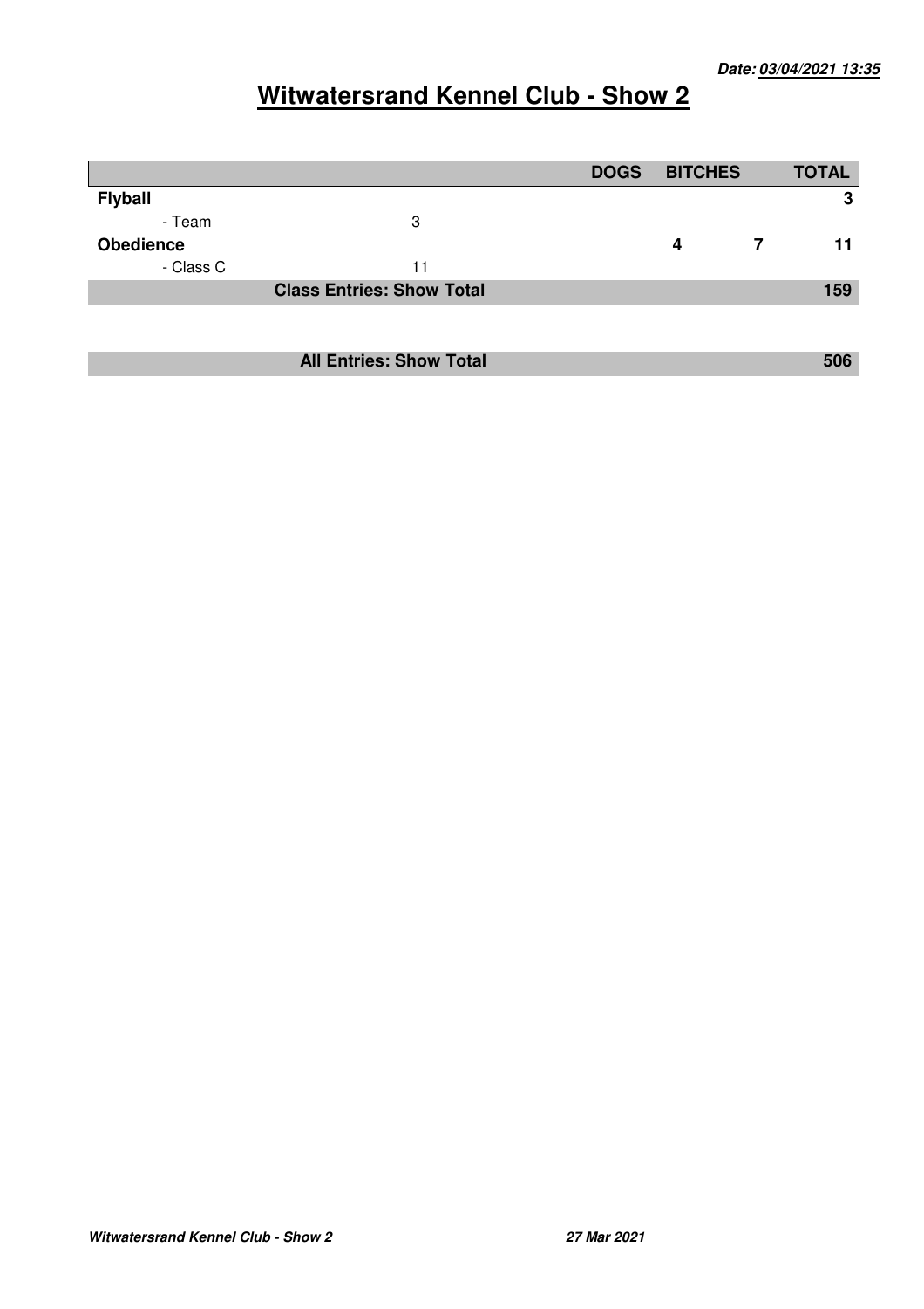# Witwatersrand Kennel Club - Show 2

| | | DOGS | BITCHES | TOTAL |
|---|---|---|---|---|
| **Flyball** | | | | **3** |
| - Team | 3 | | | |
| **Obedience** | | **4** | **7** | **11** |
| - Class C | 11 | | | |
| **Class Entries: Show Total** | | | | **159** |

| | |
|---|---|
| **All Entries: Show Total** | **506** |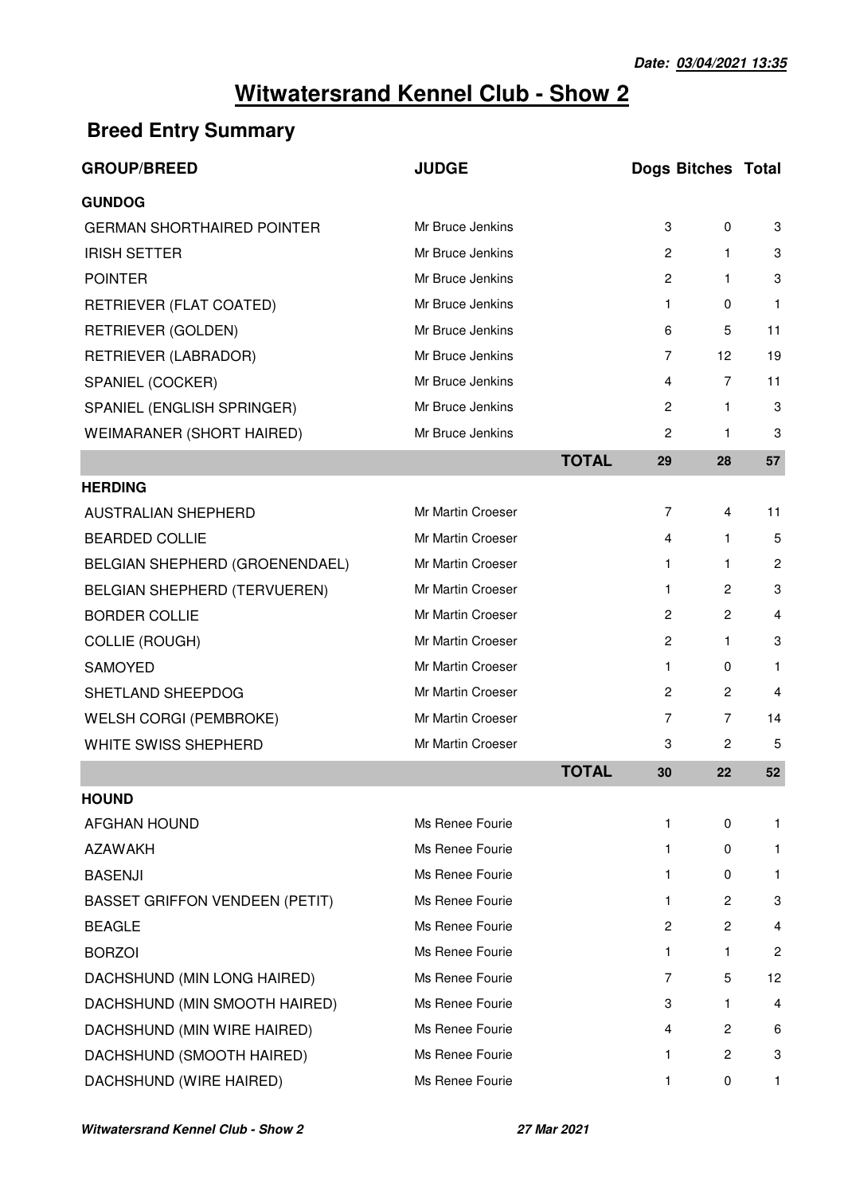**Date: 03/04/2021 13:35**

# Witwatersrand Kennel Club - Show 2

## Breed Entry Summary

| GROUP/BREED | JUDGE | | Dogs | Bitches | Total |
|---|---|---|---|---|---|
| **GUNDOG** | | | | | |
| GERMAN SHORTHAIRED POINTER | Mr Bruce Jenkins | | 3 | 0 | 3 |
| IRISH SETTER | Mr Bruce Jenkins | | 2 | 1 | 3 |
| POINTER | Mr Bruce Jenkins | | 2 | 1 | 3 |
| RETRIEVER (FLAT COATED) | Mr Bruce Jenkins | | 1 | 0 | 1 |
| RETRIEVER (GOLDEN) | Mr Bruce Jenkins | | 6 | 5 | 11 |
| RETRIEVER (LABRADOR) | Mr Bruce Jenkins | | 7 | 12 | 19 |
| SPANIEL (COCKER) | Mr Bruce Jenkins | | 4 | 7 | 11 |
| SPANIEL (ENGLISH SPRINGER) | Mr Bruce Jenkins | | 2 | 1 | 3 |
| WEIMARANER (SHORT HAIRED) | Mr Bruce Jenkins | | 2 | 1 | 3 |
| | | **TOTAL** | **29** | **28** | **57** |
| **HERDING** | | | | | |
| AUSTRALIAN SHEPHERD | Mr Martin Croeser | | 7 | 4 | 11 |
| BEARDED COLLIE | Mr Martin Croeser | | 4 | 1 | 5 |
| BELGIAN SHEPHERD (GROENENDAEL) | Mr Martin Croeser | | 1 | 1 | 2 |
| BELGIAN SHEPHERD (TERVUEREN) | Mr Martin Croeser | | 1 | 2 | 3 |
| BORDER COLLIE | Mr Martin Croeser | | 2 | 2 | 4 |
| COLLIE (ROUGH) | Mr Martin Croeser | | 2 | 1 | 3 |
| SAMOYED | Mr Martin Croeser | | 1 | 0 | 1 |
| SHETLAND SHEEPDOG | Mr Martin Croeser | | 2 | 2 | 4 |
| WELSH CORGI (PEMBROKE) | Mr Martin Croeser | | 7 | 7 | 14 |
| WHITE SWISS SHEPHERD | Mr Martin Croeser | | 3 | 2 | 5 |
| | | **TOTAL** | **30** | **22** | **52** |
| **HOUND** | | | | | |
| AFGHAN HOUND | Ms Renee Fourie | | 1 | 0 | 1 |
| AZAWAKH | Ms Renee Fourie | | 1 | 0 | 1 |
| BASENJI | Ms Renee Fourie | | 1 | 0 | 1 |
| BASSET GRIFFON VENDEEN (PETIT) | Ms Renee Fourie | | 1 | 2 | 3 |
| BEAGLE | Ms Renee Fourie | | 2 | 2 | 4 |
| BORZOI | Ms Renee Fourie | | 1 | 1 | 2 |
| DACHSHUND (MIN LONG HAIRED) | Ms Renee Fourie | | 7 | 5 | 12 |
| DACHSHUND (MIN SMOOTH HAIRED) | Ms Renee Fourie | | 3 | 1 | 4 |
| DACHSHUND (MIN WIRE HAIRED) | Ms Renee Fourie | | 4 | 2 | 6 |
| DACHSHUND (SMOOTH HAIRED) | Ms Renee Fourie | | 1 | 2 | 3 |
| DACHSHUND (WIRE HAIRED) | Ms Renee Fourie | | 1 | 0 | 1 |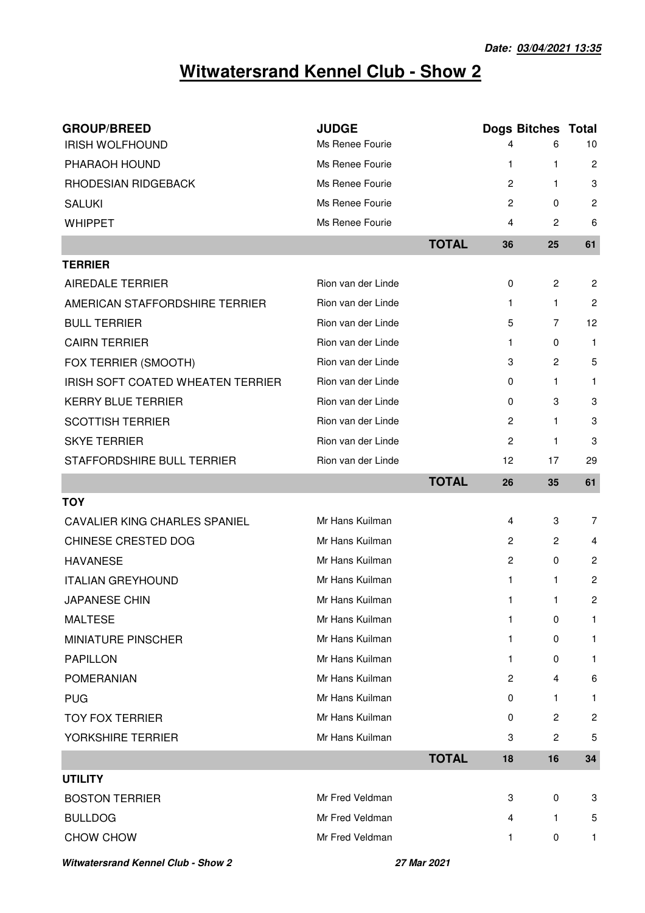**Date: 03/04/2021 13:35**

# Witwatersrand Kennel Club - Show 2

| GROUP/BREED | JUDGE | | Dogs | Bitches | Total |
|---|---|---|---|---|---|
| IRISH WOLFHOUND | Ms Renee Fourie | | 4 | 6 | 10 |
| PHARAOH HOUND | Ms Renee Fourie | | 1 | 1 | 2 |
| RHODESIAN RIDGEBACK | Ms Renee Fourie | | 2 | 1 | 3 |
| SALUKI | Ms Renee Fourie | | 2 | 0 | 2 |
| WHIPPET | Ms Renee Fourie | | 4 | 2 | 6 |
| | | **TOTAL** | **36** | **25** | **61** |
| **TERRIER** | | | | | |
| AIREDALE TERRIER | Rion van der Linde | | 0 | 2 | 2 |
| AMERICAN STAFFORDSHIRE TERRIER | Rion van der Linde | | 1 | 1 | 2 |
| BULL TERRIER | Rion van der Linde | | 5 | 7 | 12 |
| CAIRN TERRIER | Rion van der Linde | | 1 | 0 | 1 |
| FOX TERRIER (SMOOTH) | Rion van der Linde | | 3 | 2 | 5 |
| IRISH SOFT COATED WHEATEN TERRIER | Rion van der Linde | | 0 | 1 | 1 |
| KERRY BLUE TERRIER | Rion van der Linde | | 0 | 3 | 3 |
| SCOTTISH TERRIER | Rion van der Linde | | 2 | 1 | 3 |
| SKYE TERRIER | Rion van der Linde | | 2 | 1 | 3 |
| STAFFORDSHIRE BULL TERRIER | Rion van der Linde | | 12 | 17 | 29 |
| | | **TOTAL** | **26** | **35** | **61** |
| **TOY** | | | | | |
| CAVALIER KING CHARLES SPANIEL | Mr Hans Kuilman | | 4 | 3 | 7 |
| CHINESE CRESTED DOG | Mr Hans Kuilman | | 2 | 2 | 4 |
| HAVANESE | Mr Hans Kuilman | | 2 | 0 | 2 |
| ITALIAN GREYHOUND | Mr Hans Kuilman | | 1 | 1 | 2 |
| JAPANESE CHIN | Mr Hans Kuilman | | 1 | 1 | 2 |
| MALTESE | Mr Hans Kuilman | | 1 | 0 | 1 |
| MINIATURE PINSCHER | Mr Hans Kuilman | | 1 | 0 | 1 |
| PAPILLON | Mr Hans Kuilman | | 1 | 0 | 1 |
| POMERANIAN | Mr Hans Kuilman | | 2 | 4 | 6 |
| PUG | Mr Hans Kuilman | | 0 | 1 | 1 |
| TOY FOX TERRIER | Mr Hans Kuilman | | 0 | 2 | 2 |
| YORKSHIRE TERRIER | Mr Hans Kuilman | | 3 | 2 | 5 |
| | | **TOTAL** | **18** | **16** | **34** |
| **UTILITY** | | | | | |
| BOSTON TERRIER | Mr Fred Veldman | | 3 | 0 | 3 |
| BULLDOG | Mr Fred Veldman | | 4 | 1 | 5 |
| CHOW CHOW | Mr Fred Veldman | | 1 | 0 | 1 |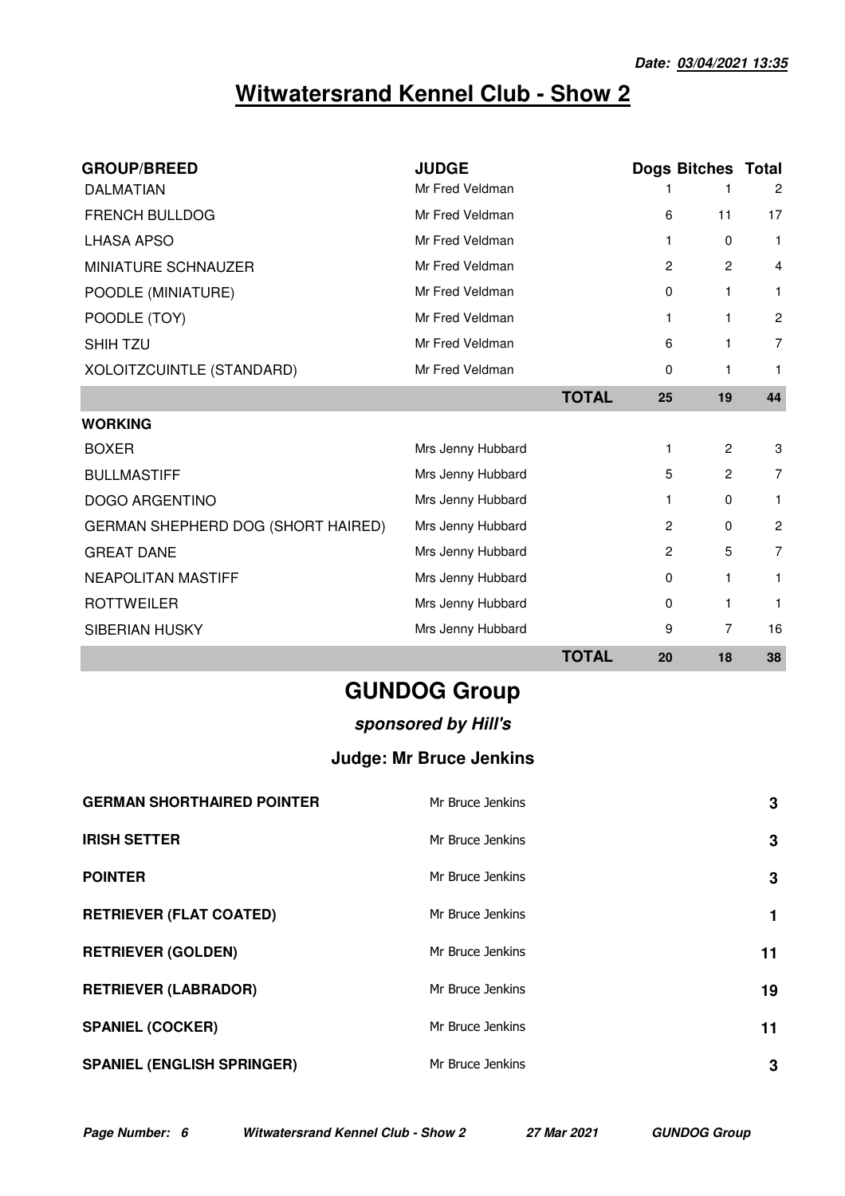Date: 03/04/2021 13:35

# Witwatersrand Kennel Club - Show 2

| GROUP/BREED | JUDGE | | Dogs | Bitches | Total |
|---|---|---|---|---|---|
| DALMATIAN | Mr Fred Veldman | | 1 | 1 | 2 |
| FRENCH BULLDOG | Mr Fred Veldman | | 6 | 11 | 17 |
| LHASA APSO | Mr Fred Veldman | | 1 | 0 | 1 |
| MINIATURE SCHNAUZER | Mr Fred Veldman | | 2 | 2 | 4 |
| POODLE (MINIATURE) | Mr Fred Veldman | | 0 | 1 | 1 |
| POODLE (TOY) | Mr Fred Veldman | | 1 | 1 | 2 |
| SHIH TZU | Mr Fred Veldman | | 6 | 1 | 7 |
| XOLOITZCUINTLE (STANDARD) | Mr Fred Veldman | | 0 | 1 | 1 |
| | | **TOTAL** | **25** | **19** | **44** |
| **WORKING** | | | | | |
| BOXER | Mrs Jenny Hubbard | | 1 | 2 | 3 |
| BULLMASTIFF | Mrs Jenny Hubbard | | 5 | 2 | 7 |
| DOGO ARGENTINO | Mrs Jenny Hubbard | | 1 | 0 | 1 |
| GERMAN SHEPHERD DOG (SHORT HAIRED) | Mrs Jenny Hubbard | | 2 | 0 | 2 |
| GREAT DANE | Mrs Jenny Hubbard | | 2 | 5 | 7 |
| NEAPOLITAN MASTIFF | Mrs Jenny Hubbard | | 0 | 1 | 1 |
| ROTTWEILER | Mrs Jenny Hubbard | | 0 | 1 | 1 |
| SIBERIAN HUSKY | Mrs Jenny Hubbard | | 9 | 7 | 16 |
| | | **TOTAL** | **20** | **18** | **38** |

## GUNDOG Group

***sponsored by Hill's***

### Judge: Mr Bruce Jenkins

| | | |
|---|---|---|
| **GERMAN SHORTHAIRED POINTER** | Mr Bruce Jenkins | **3** |
| **IRISH SETTER** | Mr Bruce Jenkins | **3** |
| **POINTER** | Mr Bruce Jenkins | **3** |
| **RETRIEVER (FLAT COATED)** | Mr Bruce Jenkins | **1** |
| **RETRIEVER (GOLDEN)** | Mr Bruce Jenkins | **11** |
| **RETRIEVER (LABRADOR)** | Mr Bruce Jenkins | **19** |
| **SPANIEL (COCKER)** | Mr Bruce Jenkins | **11** |
| **SPANIEL (ENGLISH SPRINGER)** | Mr Bruce Jenkins | **3** |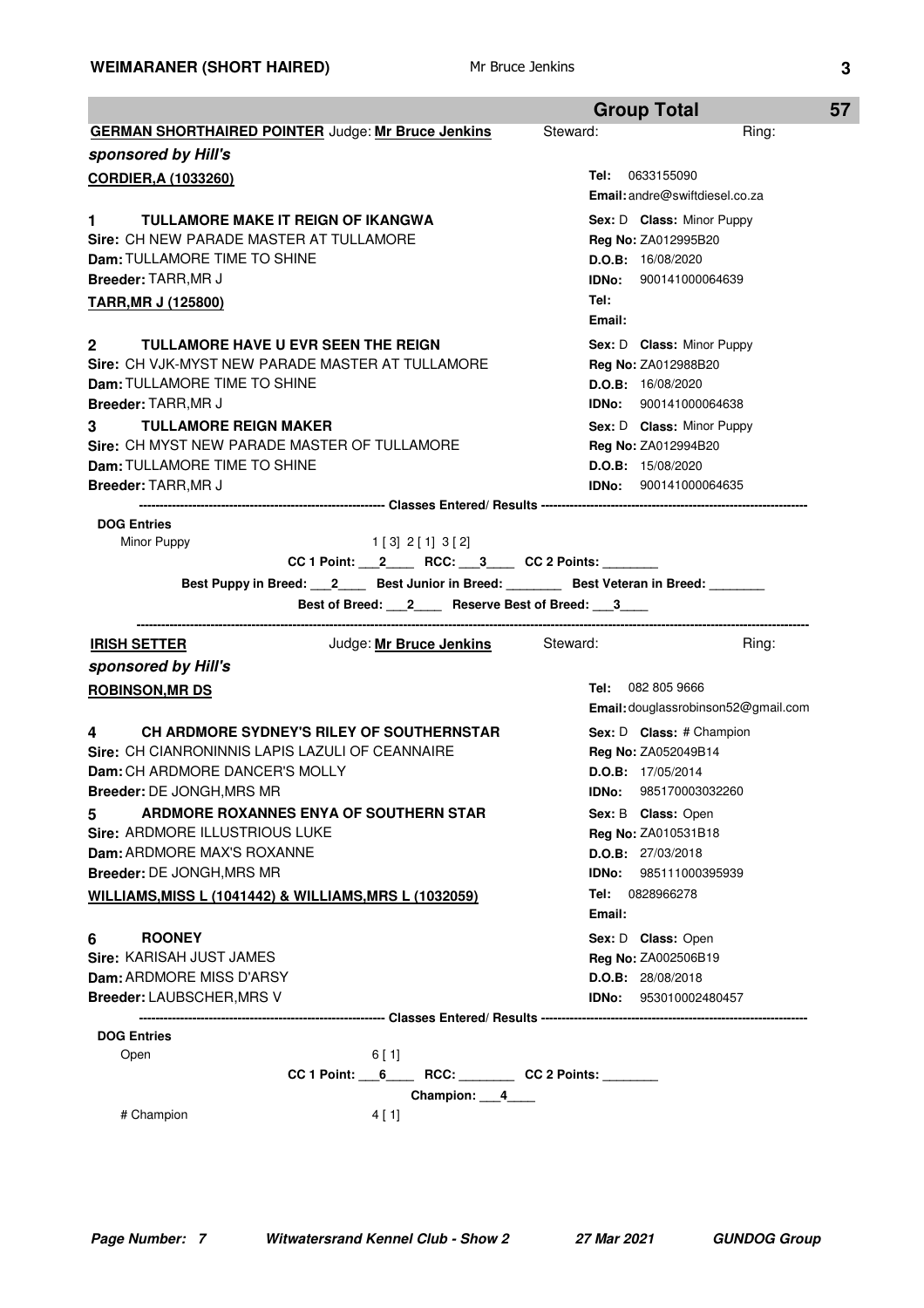**WEIMARANER (SHORT HAIRED)** Mr Bruce Jenkins **3**

**Group Total** **57**

**GERMAN SHORTHAIRED POINTER** Judge: **Mr Bruce Jenkins** Steward: Ring:

***sponsored by Hill's***

**CORDIER,A (1033260)**
**Tel:** 0633155090
**Email:** andre@swiftdiesel.co.za

**1 TULLAMORE MAKE IT REIGN OF IKANGWA**
**Sire:** CH NEW PARADE MASTER AT TULLAMORE
**Dam:** TULLAMORE TIME TO SHINE
**Breeder:** TARR,MR J
**Sex:** D **Class:** Minor Puppy
**Reg No:** ZA012995B20
**D.O.B:** 16/08/2020
**IDNo:** 900141000064639

**TARR,MR J (125800)**
**Tel:**
**Email:**

**2 TULLAMORE HAVE U EVR SEEN THE REIGN**
**Sire:** CH VJK-MYST NEW PARADE MASTER AT TULLAMORE
**Dam:** TULLAMORE TIME TO SHINE
**Breeder:** TARR,MR J
**Sex:** D **Class:** Minor Puppy
**Reg No:** ZA012988B20
**D.O.B:** 16/08/2020
**IDNo:** 900141000064638

**3 TULLAMORE REIGN MAKER**
**Sire:** CH MYST NEW PARADE MASTER OF TULLAMORE
**Dam:** TULLAMORE TIME TO SHINE
**Breeder:** TARR,MR J
**Sex:** D **Class:** Minor Puppy
**Reg No:** ZA012994B20
**D.O.B:** 15/08/2020
**IDNo:** 900141000064635

---------- **Classes Entered/ Results** ----------

**DOG Entries**
Minor Puppy 1 [ 3] 2 [ 1] 3 [ 2]

**CC 1 Point:** ___2____ **RCC:** ___3____ **CC 2 Points:** ________

**Best Puppy in Breed:** ___2____ **Best Junior in Breed:** ________ **Best Veteran in Breed:** ________

**Best of Breed:** ___2____ **Reserve Best of Breed:** ___3____

---

**IRISH SETTER** Judge: **Mr Bruce Jenkins** Steward: Ring:

***sponsored by Hill's***

**ROBINSON,MR DS**
**Tel:** 082 805 9666
**Email:** douglassrobinson52@gmail.com

**4 CH ARDMORE SYDNEY'S RILEY OF SOUTHERNSTAR**
**Sire:** CH CIANRONINNIS LAPIS LAZULI OF CEANNAIRE
**Dam:** CH ARDMORE DANCER'S MOLLY
**Breeder:** DE JONGH,MRS MR
**Sex:** D **Class:** # Champion
**Reg No:** ZA052049B14
**D.O.B:** 17/05/2014
**IDNo:** 985170003032260

**5 ARDMORE ROXANNES ENYA OF SOUTHERN STAR**
**Sire:** ARDMORE ILLUSTRIOUS LUKE
**Dam:** ARDMORE MAX'S ROXANNE
**Breeder:** DE JONGH,MRS MR
**Sex:** B **Class:** Open
**Reg No:** ZA010531B18
**D.O.B:** 27/03/2018
**IDNo:** 985111000395939

**WILLIAMS,MISS L (1041442) & WILLIAMS,MRS L (1032059)**
**Tel:** 0828966278
**Email:**

**6 ROONEY**
**Sire:** KARISAH JUST JAMES
**Dam:** ARDMORE MISS D'ARSY
**Breeder:** LAUBSCHER,MRS V
**Sex:** D **Class:** Open
**Reg No:** ZA002506B19
**D.O.B:** 28/08/2018
**IDNo:** 953010002480457

---------- **Classes Entered/ Results** ----------

**DOG Entries**
Open 6 [ 1]

**CC 1 Point:** ___6____ **RCC:** ________ **CC 2 Points:** ________

**Champion:** ___4____

# Champion 4 [ 1]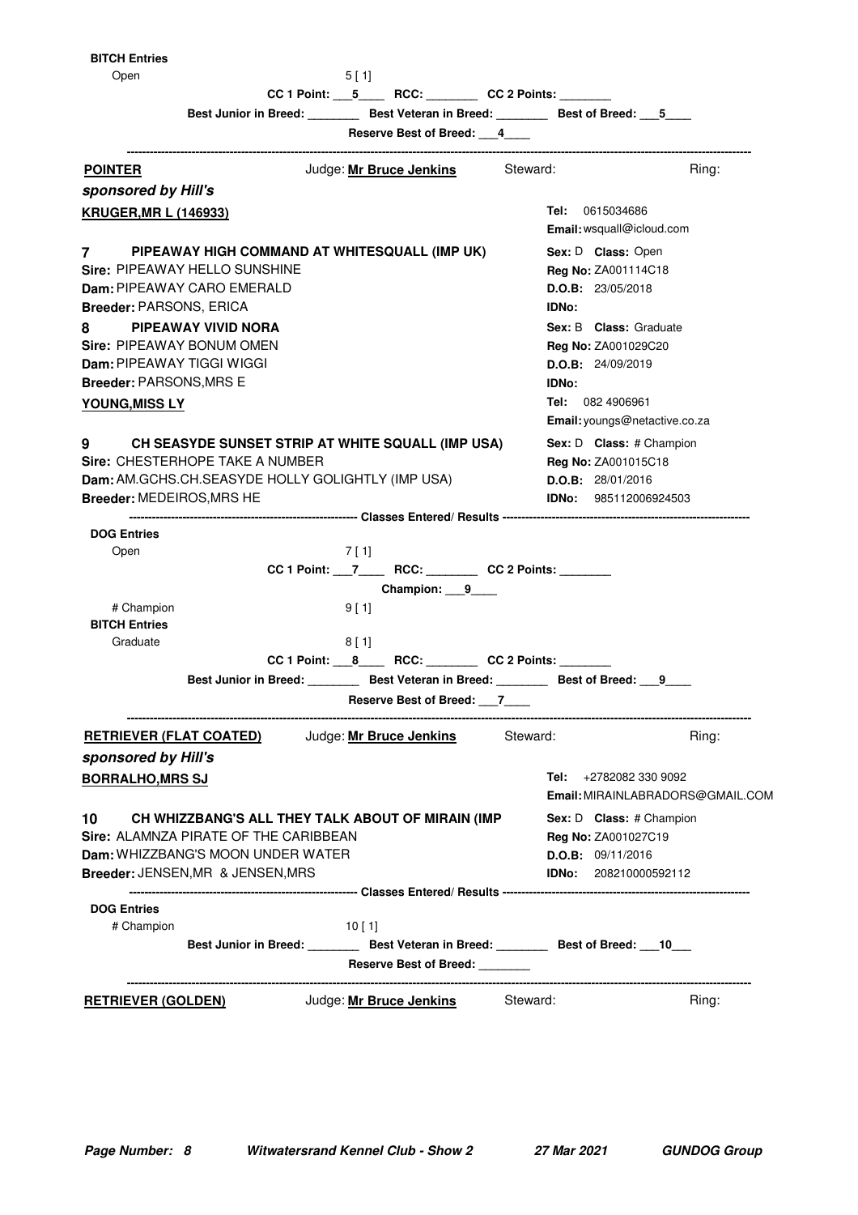**BITCH Entries**

Open 5 [ 1]

CC 1 Point: ___5____ RCC: ________ CC 2 Points: ________

Best Junior in Breed: ________ Best Veteran in Breed: ________ Best of Breed: ___5____

Reserve Best of Breed: ___4____

---

**POINTER** Judge: **Mr Bruce Jenkins** Steward: Ring:

***sponsored by Hill's***

**KRUGER,MR L (146933)**

**Tel:** 0615034686
**Email:** wsquall@icloud.com

**7 PIPEAWAY HIGH COMMAND AT WHITESQUALL (IMP UK)**
**Sire:** PIPEAWAY HELLO SUNSHINE
**Dam:** PIPEAWAY CARO EMERALD
**Breeder:** PARSONS, ERICA
**Sex:** D **Class:** Open
**Reg No:** ZA001114C18
**D.O.B:** 23/05/2018
**IDNo:**

**8 PIPEAWAY VIVID NORA**
**Sire:** PIPEAWAY BONUM OMEN
**Dam:** PIPEAWAY TIGGI WIGGI
**Breeder:** PARSONS,MRS E
**Sex:** B **Class:** Graduate
**Reg No:** ZA001029C20
**D.O.B:** 24/09/2019
**IDNo:**

**YOUNG,MISS LY**

**Tel:** 082 4906961
**Email:** youngs@netactive.co.za

**9 CH SEASYDE SUNSET STRIP AT WHITE SQUALL (IMP USA)**
**Sire:** CHESTERHOPE TAKE A NUMBER
**Dam:** AM.GCHS.CH.SEASYDE HOLLY GOLIGHTLY (IMP USA)
**Breeder:** MEDEIROS,MRS HE
**Sex:** D **Class:** # Champion
**Reg No:** ZA001015C18
**D.O.B:** 28/01/2016
**IDNo:** 985112006924503

------------------------------ Classes Entered/ Results ------------------------------

**DOG Entries**

Open 7 [ 1]

CC 1 Point: ___7____ RCC: ________ CC 2 Points: ________

Champion: ___9____

# Champion 9 [ 1]

**BITCH Entries**

Graduate 8 [ 1]

CC 1 Point: ___8____ RCC: ________ CC 2 Points: ________

Best Junior in Breed: ________ Best Veteran in Breed: ________ Best of Breed: ___9____

Reserve Best of Breed: ___7____

---

**RETRIEVER (FLAT COATED)** Judge: **Mr Bruce Jenkins** Steward: Ring:

***sponsored by Hill's***

**BORRALHO,MRS SJ**

**Tel:** +2782082 330 9092
**Email:** MIRAINLABRADORS@GMAIL.COM

**10 CH WHIZZBANG'S ALL THEY TALK ABOUT OF MIRAIN (IMP**
**Sire:** ALAMNZA PIRATE OF THE CARIBBEAN
**Dam:** WHIZZBANG'S MOON UNDER WATER
**Breeder:** JENSEN,MR & JENSEN,MRS
**Sex:** D **Class:** # Champion
**Reg No:** ZA001027C19
**D.O.B:** 09/11/2016
**IDNo:** 208210000592112

------------------------------ Classes Entered/ Results ------------------------------

**DOG Entries**

# Champion 10 [ 1]

Best Junior in Breed: ________ Best Veteran in Breed: ________ Best of Breed: ___10___

Reserve Best of Breed: ________

---

**RETRIEVER (GOLDEN)** Judge: **Mr Bruce Jenkins** Steward: Ring: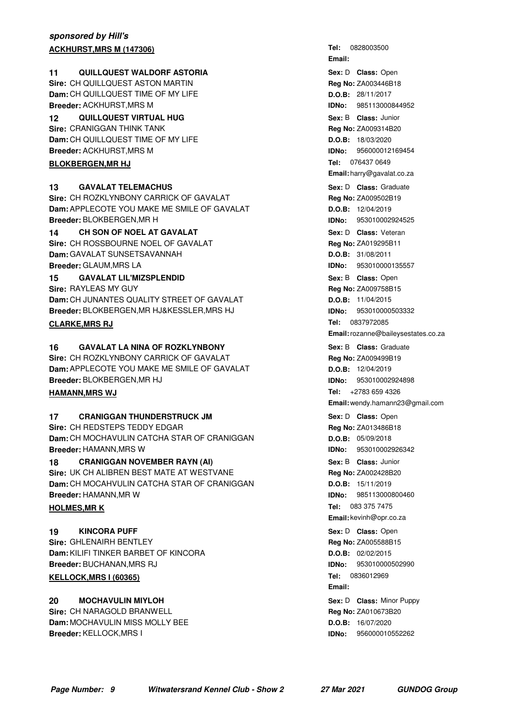***sponsored by Hill's***

**ACKHURST,MRS M (147306)**

**Tel:** 0828003500
**Email:**

**11 QUILLQUEST WALDORF ASTORIA**
**Sire:** CH QUILLQUEST ASTON MARTIN
**Dam:** CH QUILLQUEST TIME OF MY LIFE
**Breeder:** ACKHURST,MRS M
**Sex:** D **Class:** Open
**Reg No:** ZA003446B18
**D.O.B:** 28/11/2017
**IDNo:** 985113000844952

**12 QUILLQUEST VIRTUAL HUG**
**Sire:** CRANIGGAN THINK TANK
**Dam:** CH QUILLQUEST TIME OF MY LIFE
**Breeder:** ACKHURST,MRS M
**Sex:** B **Class:** Junior
**Reg No:** ZA009314B20
**D.O.B:** 18/03/2020
**IDNo:** 956000012169454

**BLOKBERGEN,MR HJ**

**Tel:** 076437 0649
**Email:** harry@gavalat.co.za

**13 GAVALAT TELEMACHUS**
**Sire:** CH ROZKLYNBONY CARRICK OF GAVALAT
**Dam:** APPLECOTE YOU MAKE ME SMILE OF GAVALAT
**Breeder:** BLOKBERGEN,MR H
**Sex:** D **Class:** Graduate
**Reg No:** ZA009502B19
**D.O.B:** 12/04/2019
**IDNo:** 953010002924525

**14 CH SON OF NOEL AT GAVALAT**
**Sire:** CH ROSSBOURNE NOEL OF GAVALAT
**Dam:** GAVALAT SUNSETSAVANNAH
**Breeder:** GLAUM,MRS LA
**Sex:** D **Class:** Veteran
**Reg No:** ZA019295B11
**D.O.B:** 31/08/2011
**IDNo:** 953010000135557

**15 GAVALAT LIL'MIZSPLENDID**
**Sire:** RAYLEAS MY GUY
**Dam:** CH JUNANTES QUALITY STREET OF GAVALAT
**Breeder:** BLOKBERGEN,MR HJ&KESSLER,MRS HJ
**Sex:** B **Class:** Open
**Reg No:** ZA009758B15
**D.O.B:** 11/04/2015
**IDNo:** 953010000503332

**CLARKE,MRS RJ**

**Tel:** 0837972085
**Email:** rozanne@baileysestates.co.za

**16 GAVALAT LA NINA OF ROZKLYNBONY**
**Sire:** CH ROZKLYNBONY CARRICK OF GAVALAT
**Dam:** APPLECOTE YOU MAKE ME SMILE OF GAVALAT
**Breeder:** BLOKBERGEN,MR HJ
**Sex:** B **Class:** Graduate
**Reg No:** ZA009499B19
**D.O.B:** 12/04/2019
**IDNo:** 953010002924898

**HAMANN,MRS WJ**

**Tel:** +2783 659 4326
**Email:** wendy.hamann23@gmail.com

**17 CRANIGGAN THUNDERSTRUCK JM**
**Sire:** CH REDSTEPS TEDDY EDGAR
**Dam:** CH MOCHAVULIN CATCHA STAR OF CRANIGGAN
**Breeder:** HAMANN,MRS W
**Sex:** D **Class:** Open
**Reg No:** ZA013486B18
**D.O.B:** 05/09/2018
**IDNo:** 953010002926342

**18 CRANIGGAN NOVEMBER RAYN (AI)**
**Sire:** UK CH ALIBREN BEST MATE AT WESTVANE
**Dam:** CH MOCAHVULIN CATCHA STAR OF CRANIGGAN
**Breeder:** HAMANN,MR W
**Sex:** B **Class:** Junior
**Reg No:** ZA002428B20
**D.O.B:** 15/11/2019
**IDNo:** 985113000800460

**HOLMES,MR K**

**Tel:** 083 375 7475
**Email:** kevinh@opr.co.za

**19 KINCORA PUFF**
**Sire:** GHLENAIRH BENTLEY
**Dam:** KILIFI TINKER BARBET OF KINCORA
**Breeder:** BUCHANAN,MRS RJ
**Sex:** D **Class:** Open
**Reg No:** ZA005588B15
**D.O.B:** 02/02/2015
**IDNo:** 953010000502990

**KELLOCK,MRS I (60365)**

**Tel:** 0836012969
**Email:**

**20 MOCHAVULIN MIYLOH**
**Sire:** CH NARAGOLD BRANWELL
**Dam:** MOCHAVULIN MISS MOLLY BEE
**Breeder:** KELLOCK,MRS I
**Sex:** D **Class:** Minor Puppy
**Reg No:** ZA010673B20
**D.O.B:** 16/07/2020
**IDNo:** 956000010552262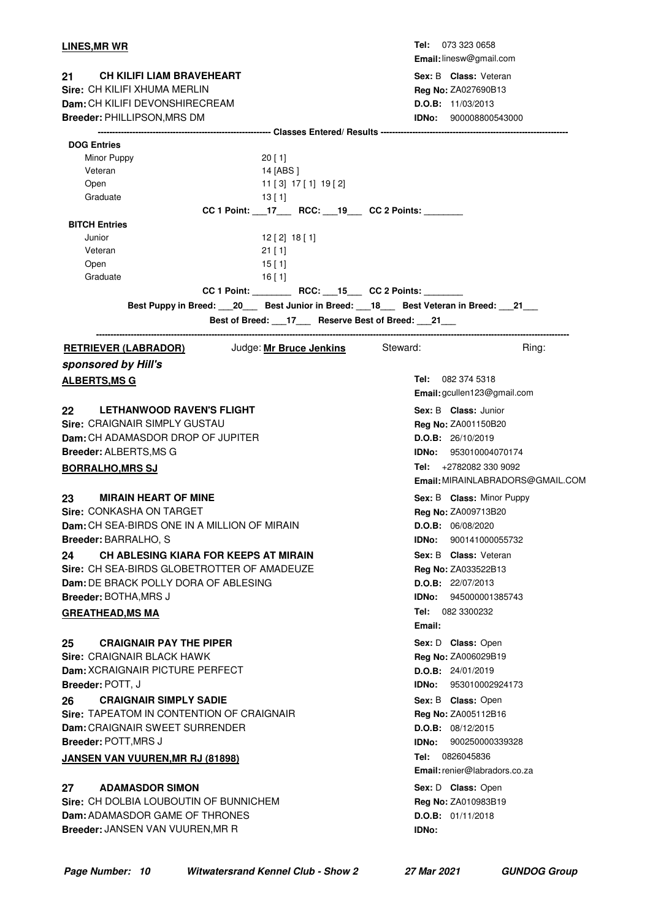**LINES,MR WR**

**Tel:** 073 323 0658
**Email:** linesw@gmail.com

**21 CH KILIFI LIAM BRAVEHEART**
**Sire:** CH KILIFI XHUMA MERLIN
**Dam:** CH KILIFI DEVONSHIRECREAM
**Breeder:** PHILLIPSON,MRS DM

**Sex:** B **Class:** Veteran
**Reg No:** ZA027690B13
**D.O.B:** 11/03/2013
**IDNo:** 900008800543000

---------- Classes Entered/ Results ----------

**DOG Entries**

| Class | Results |
|---|---|
| Minor Puppy | 20 [ 1] |
| Veteran | 14 [ABS ] |
| Open | 11 [ 3] 17 [ 1] 19 [ 2] |
| Graduate | 13 [ 1] |

CC 1 Point: ___17___ RCC: ___19___ CC 2 Points: ________

**BITCH Entries**

| Class | Results |
|---|---|
| Junior | 12 [ 2] 18 [ 1] |
| Veteran | 21 [ 1] |
| Open | 15 [ 1] |
| Graduate | 16 [ 1] |

CC 1 Point: ________ RCC: ___15___ CC 2 Points: ________

Best Puppy in Breed: ___20___ Best Junior in Breed: ___18___ Best Veteran in Breed: ___21___

Best of Breed: ___17___ Reserve Best of Breed: ___21___

---

**RETRIEVER (LABRADOR)** Judge: **Mr Bruce Jenkins** Steward: Ring:

***sponsored by Hill's***

**ALBERTS,MS G**

**Tel:** 082 374 5318
**Email:** gcullen123@gmail.com

**22 LETHANWOOD RAVEN'S FLIGHT**
**Sire:** CRAIGNAIR SIMPLY GUSTAU
**Dam:** CH ADAMASDOR DROP OF JUPITER
**Breeder:** ALBERTS,MS G

**Sex:** B **Class:** Junior
**Reg No:** ZA001150B20
**D.O.B:** 26/10/2019
**IDNo:** 953010004070174

**BORRALHO,MRS SJ**

**Tel:** +2782082 330 9092
**Email:** MIRAINLABRADORS@GMAIL.COM

**23 MIRAIN HEART OF MINE**
**Sire:** CONKASHA ON TARGET
**Dam:** CH SEA-BIRDS ONE IN A MILLION OF MIRAIN
**Breeder:** BARRALHO, S

**Sex:** B **Class:** Minor Puppy
**Reg No:** ZA009713B20
**D.O.B:** 06/08/2020
**IDNo:** 900141000055732

**24 CH ABLESING KIARA FOR KEEPS AT MIRAIN**
**Sire:** CH SEA-BIRDS GLOBETROTTER OF AMADEUZE
**Dam:** DE BRACK POLLY DORA OF ABLESING
**Breeder:** BOTHA,MRS J

**Sex:** B **Class:** Veteran
**Reg No:** ZA033522B13
**D.O.B:** 22/07/2013
**IDNo:** 945000001385743

**GREATHEAD,MS MA**

**Tel:** 082 3300232
**Email:**

**25 CRAIGNAIR PAY THE PIPER**
**Sire:** CRAIGNAIR BLACK HAWK
**Dam:** XCRAIGNAIR PICTURE PERFECT
**Breeder:** POTT, J

**Sex:** D **Class:** Open
**Reg No:** ZA006029B19
**D.O.B:** 24/01/2019
**IDNo:** 953010002924173

**26 CRAIGNAIR SIMPLY SADIE**
**Sire:** TAPEATOM IN CONTENTION OF CRAIGNAIR
**Dam:** CRAIGNAIR SWEET SURRENDER
**Breeder:** POTT,MRS J

**Sex:** B **Class:** Open
**Reg No:** ZA005112B16
**D.O.B:** 08/12/2015
**IDNo:** 900250000339328

**JANSEN VAN VUUREN,MR RJ (81898)**

**Tel:** 0826045836
**Email:** renier@labradors.co.za

**27 ADAMASDOR SIMON**
**Sire:** CH DOLBIA LOUBOUTIN OF BUNNICHEM
**Dam:** ADAMASDOR GAME OF THRONES
**Breeder:** JANSEN VAN VUUREN,MR R

**Sex:** D **Class:** Open
**Reg No:** ZA010983B19
**D.O.B:** 01/11/2018
**IDNo:**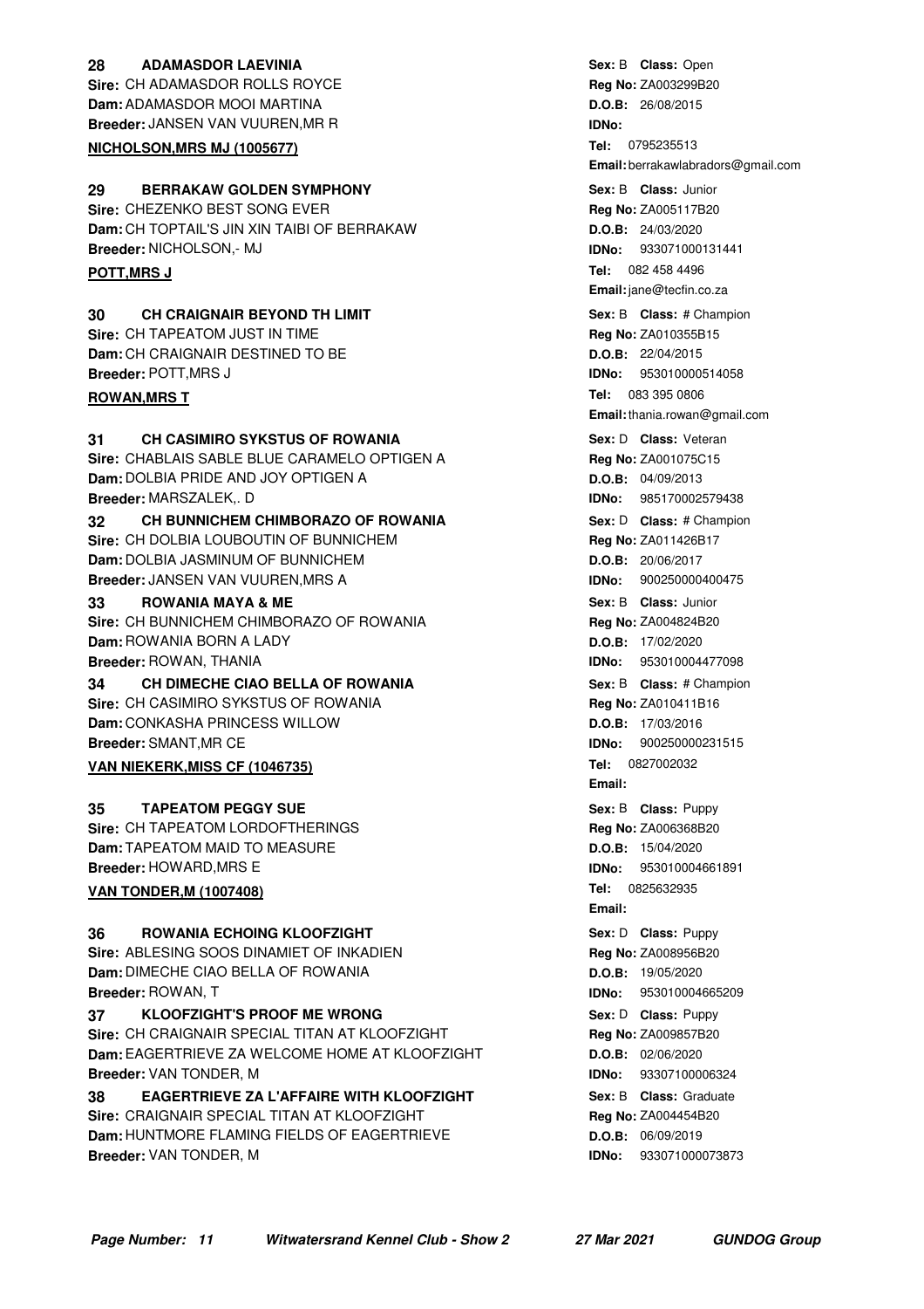**28 ADAMASDOR LAEVINIA**
**Sire:** CH ADAMASDOR ROLLS ROYCE
**Dam:** ADAMASDOR MOOI MARTINA
**Breeder:** JANSEN VAN VUUREN,MR R

**Sex:** B **Class:** Open
**Reg No:** ZA003299B20
**D.O.B:** 26/08/2015
**IDNo:**

**NICHOLSON,MRS MJ (1005677)**

**Tel:** 0795235513
**Email:** berrakawlabradors@gmail.com

**29 BERRAKAW GOLDEN SYMPHONY**
**Sire:** CHEZENKO BEST SONG EVER
**Dam:** CH TOPTAIL'S JIN XIN TAIBI OF BERRAKAW
**Breeder:** NICHOLSON,- MJ

**Sex:** B **Class:** Junior
**Reg No:** ZA005117B20
**D.O.B:** 24/03/2020
**IDNo:** 933071000131441

**POTT,MRS J**

**Tel:** 082 458 4496
**Email:** jane@tecfin.co.za

**30 CH CRAIGNAIR BEYOND TH LIMIT**
**Sire:** CH TAPEATOM JUST IN TIME
**Dam:** CH CRAIGNAIR DESTINED TO BE
**Breeder:** POTT,MRS J

**Sex:** B **Class:** # Champion
**Reg No:** ZA010355B15
**D.O.B:** 22/04/2015
**IDNo:** 953010000514058

**ROWAN,MRS T**

**Tel:** 083 395 0806
**Email:** thania.rowan@gmail.com

**31 CH CASIMIRO SYKSTUS OF ROWANIA**
**Sire:** CHABLAIS SABLE BLUE CARAMELO OPTIGEN A
**Dam:** DOLBIA PRIDE AND JOY OPTIGEN A
**Breeder:** MARSZALEK,. D

**Sex:** D **Class:** Veteran
**Reg No:** ZA001075C15
**D.O.B:** 04/09/2013
**IDNo:** 985170002579438

**32 CH BUNNICHEM CHIMBORAZO OF ROWANIA**
**Sire:** CH DOLBIA LOUBOUTIN OF BUNNICHEM
**Dam:** DOLBIA JASMINUM OF BUNNICHEM
**Breeder:** JANSEN VAN VUUREN,MRS A

**Sex:** D **Class:** # Champion
**Reg No:** ZA011426B17
**D.O.B:** 20/06/2017
**IDNo:** 900250000400475

**33 ROWANIA MAYA & ME**
**Sire:** CH BUNNICHEM CHIMBORAZO OF ROWANIA
**Dam:** ROWANIA BORN A LADY
**Breeder:** ROWAN, THANIA

**Sex:** B **Class:** Junior
**Reg No:** ZA004824B20
**D.O.B:** 17/02/2020
**IDNo:** 953010004477098

**34 CH DIMECHE CIAO BELLA OF ROWANIA**
**Sire:** CH CASIMIRO SYKSTUS OF ROWANIA
**Dam:** CONKASHA PRINCESS WILLOW
**Breeder:** SMANT,MR CE

**Sex:** B **Class:** # Champion
**Reg No:** ZA010411B16
**D.O.B:** 17/03/2016
**IDNo:** 900250000231515

**VAN NIEKERK,MISS CF (1046735)**

**Tel:** 0827002032
**Email:**

**35 TAPEATOM PEGGY SUE**
**Sire:** CH TAPEATOM LORDOFTHERINGS
**Dam:** TAPEATOM MAID TO MEASURE
**Breeder:** HOWARD,MRS E

**Sex:** B **Class:** Puppy
**Reg No:** ZA006368B20
**D.O.B:** 15/04/2020
**IDNo:** 953010004661891

**VAN TONDER,M (1007408)**

**Tel:** 0825632935
**Email:**

**36 ROWANIA ECHOING KLOOFZIGHT**
**Sire:** ABLESING SOOS DINAMIET OF INKADIEN
**Dam:** DIMECHE CIAO BELLA OF ROWANIA
**Breeder:** ROWAN, T

**Sex:** D **Class:** Puppy
**Reg No:** ZA008956B20
**D.O.B:** 19/05/2020
**IDNo:** 953010004665209

**37 KLOOFZIGHT'S PROOF ME WRONG**
**Sire:** CH CRAIGNAIR SPECIAL TITAN AT KLOOFZIGHT
**Dam:** EAGERTRIEVE ZA WELCOME HOME AT KLOOFZIGHT
**Breeder:** VAN TONDER, M

**Sex:** D **Class:** Puppy
**Reg No:** ZA009857B20
**D.O.B:** 02/06/2020
**IDNo:** 93307100006324

**38 EAGERTRIEVE ZA L'AFFAIRE WITH KLOOFZIGHT**
**Sire:** CRAIGNAIR SPECIAL TITAN AT KLOOFZIGHT
**Dam:** HUNTMORE FLAMING FIELDS OF EAGERTRIEVE
**Breeder:** VAN TONDER, M

**Sex:** B **Class:** Graduate
**Reg No:** ZA004454B20
**D.O.B:** 06/09/2019
**IDNo:** 933071000073873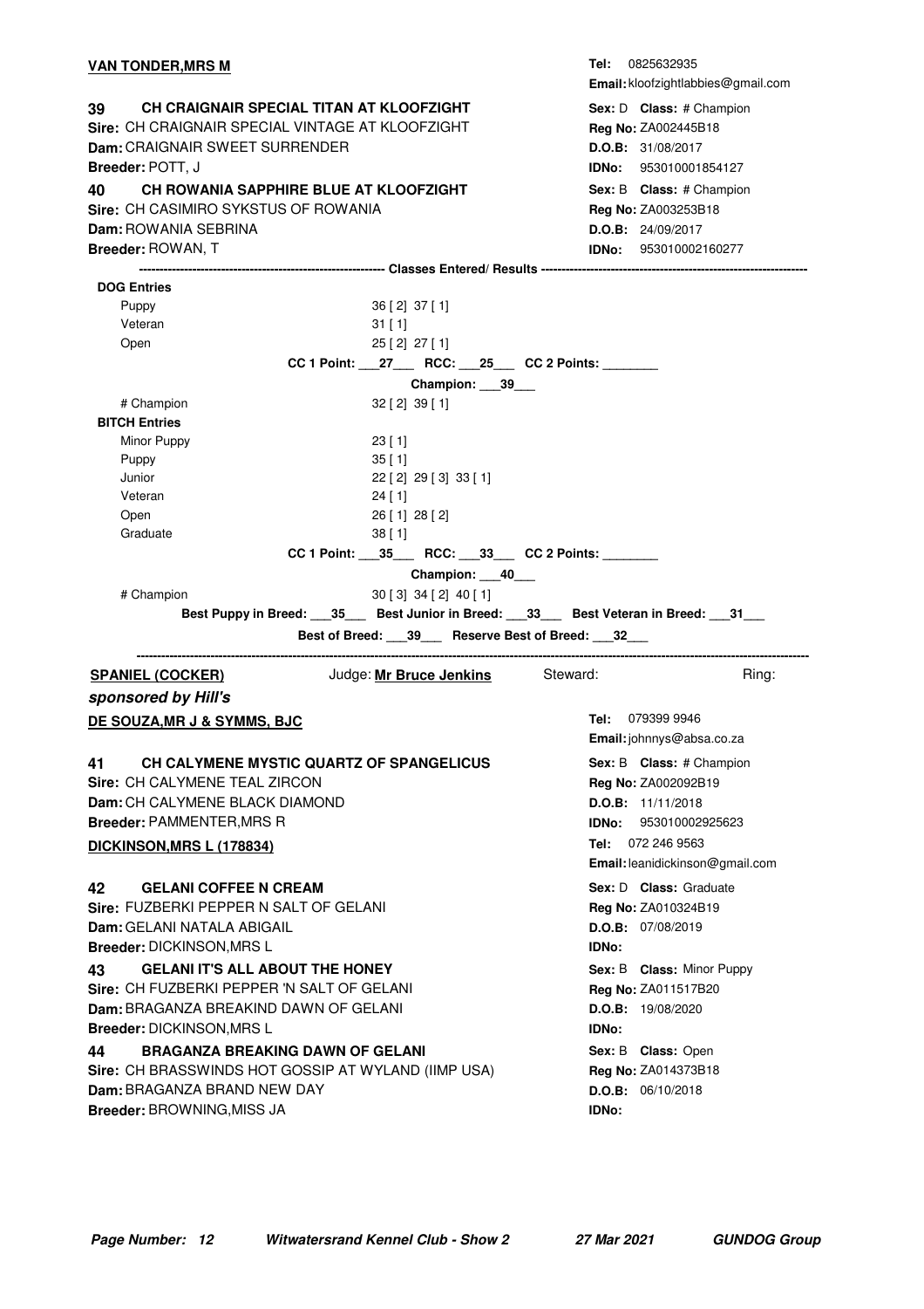**VAN TONDER,MRS M**

**Tel:** 0825632935
**Email:** kloofzightlabbies@gmail.com

**39 CH CRAIGNAIR SPECIAL TITAN AT KLOOFZIGHT**
**Sire:** CH CRAIGNAIR SPECIAL VINTAGE AT KLOOFZIGHT
**Dam:** CRAIGNAIR SWEET SURRENDER
**Breeder:** POTT, J

**Sex:** D **Class:** # Champion
**Reg No:** ZA002445B18
**D.O.B:** 31/08/2017
**IDNo:** 953010001854127

**40 CH ROWANIA SAPPHIRE BLUE AT KLOOFZIGHT**
**Sire:** CH CASIMIRO SYKSTUS OF ROWANIA
**Dam:** ROWANIA SEBRINA
**Breeder:** ROWAN, T

**Sex:** B **Class:** # Champion
**Reg No:** ZA003253B18
**D.O.B:** 24/09/2017
**IDNo:** 953010002160277

---------------------------------------------------------- **Classes Entered/ Results** ----------------------------------------------------------

**DOG Entries**

| | |
|---|---|
| Puppy | 36 [ 2] 37 [ 1] |
| Veteran | 31 [ 1] |
| Open | 25 [ 2] 27 [ 1] |

**CC 1 Point: ___27___ RCC: ___25___ CC 2 Points: ________**

**Champion: ___39___**

| | |
|---|---|
| # Champion | 32 [ 2] 39 [ 1] |

**BITCH Entries**

| | |
|---|---|
| Minor Puppy | 23 [ 1] |
| Puppy | 35 [ 1] |
| Junior | 22 [ 2] 29 [ 3] 33 [ 1] |
| Veteran | 24 [ 1] |
| Open | 26 [ 1] 28 [ 2] |
| Graduate | 38 [ 1] |

**CC 1 Point: ___35___ RCC: ___33___ CC 2 Points: ________**

**Champion: ___40___**

| | |
|---|---|
| # Champion | 30 [ 3] 34 [ 2] 40 [ 1] |

**Best Puppy in Breed: ___35___ Best Junior in Breed: ___33___ Best Veteran in Breed: ___31___**

**Best of Breed: ___39___ Reserve Best of Breed: ___32___**

---

## SPANIEL (COCKER)

Judge: **Mr Bruce Jenkins** Steward: Ring:

***sponsored by Hill's***

**DE SOUZA,MR J & SYMMS, BJC**

**Tel:** 079399 9946
**Email:** johnnys@absa.co.za

**41 CH CALYMENE MYSTIC QUARTZ OF SPANGELICUS**
**Sire:** CH CALYMENE TEAL ZIRCON
**Dam:** CH CALYMENE BLACK DIAMOND
**Breeder:** PAMMENTER,MRS R

**Sex:** B **Class:** # Champion
**Reg No:** ZA002092B19
**D.O.B:** 11/11/2018
**IDNo:** 953010002925623

**DICKINSON,MRS L (178834)**

**Tel:** 072 246 9563
**Email:** leanidickinson@gmail.com

**42 GELANI COFFEE N CREAM**
**Sire:** FUZBERKI PEPPER N SALT OF GELANI
**Dam:** GELANI NATALA ABIGAIL
**Breeder:** DICKINSON,MRS L

**Sex:** D **Class:** Graduate
**Reg No:** ZA010324B19
**D.O.B:** 07/08/2019
**IDNo:**

**43 GELANI IT'S ALL ABOUT THE HONEY**
**Sire:** CH FUZBERKI PEPPER 'N SALT OF GELANI
**Dam:** BRAGANZA BREAKIND DAWN OF GELANI
**Breeder:** DICKINSON,MRS L

**Sex:** B **Class:** Minor Puppy
**Reg No:** ZA011517B20
**D.O.B:** 19/08/2020
**IDNo:**

**44 BRAGANZA BREAKING DAWN OF GELANI**
**Sire:** CH BRASSWINDS HOT GOSSIP AT WYLAND (IIMP USA)
**Dam:** BRAGANZA BRAND NEW DAY
**Breeder:** BROWNING,MISS JA

**Sex:** B **Class:** Open
**Reg No:** ZA014373B18
**D.O.B:** 06/10/2018
**IDNo:**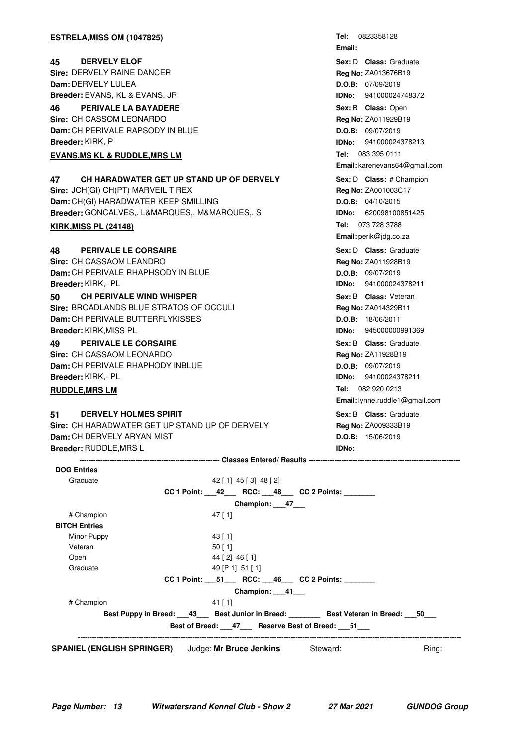**ESTRELA,MISS OM (1047825)**

**Tel:** 0823358128
**Email:**

**45 DERVELY ELOF** — **Sex:** D **Class:** Graduate
**Sire:** DERVELY RAINE DANCER — **Reg No:** ZA013676B19
**Dam:** DERVELY LULEA — **D.O.B:** 07/09/2019
**Breeder:** EVANS, KL & EVANS, JR — **IDNo:** 941000024748372

**46 PERIVALE LA BAYADERE** — **Sex:** B **Class:** Open
**Sire:** CH CASSOM LEONARDO — **Reg No:** ZA011929B19
**Dam:** CH PERIVALE RAPSODY IN BLUE — **D.O.B:** 09/07/2019
**Breeder:** KIRK, P — **IDNo:** 941000024378213

**EVANS,MS KL & RUDDLE,MRS LM**

**Tel:** 083 395 0111
**Email:** karenevans64@gmail.com

**47 CH HARADWATER GET UP STAND UP OF DERVELY** — **Sex:** D **Class:** # Champion
**Sire:** JCH(GI) CH(PT) MARVEIL T REX — **Reg No:** ZA001003C17
**Dam:** CH(GI) HARADWATER KEEP SMILLING — **D.O.B:** 04/10/2015
**Breeder:** GONCALVES,. L&MARQUES,. M&MARQUES,. S — **IDNo:** 620098100851425

**KIRK,MISS PL (24148)**

**Tel:** 073 728 3788
**Email:** perik@jdg.co.za

**48 PERIVALE LE CORSAIRE** — **Sex:** D **Class:** Graduate
**Sire:** CH CASSAOM LEANDRO — **Reg No:** ZA011928B19
**Dam:** CH PERIVALE RHAPHSODY IN BLUE — **D.O.B:** 09/07/2019
**Breeder:** KIRK,- PL — **IDNo:** 941000024378211

**50 CH PERIVALE WIND WHISPER** — **Sex:** B **Class:** Veteran
**Sire:** BROADLANDS BLUE STRATOS OF OCCULI — **Reg No:** ZA014329B11
**Dam:** CH PERIVALE BUTTERFLYKISSES — **D.O.B:** 18/06/2011
**Breeder:** KIRK,MISS PL — **IDNo:** 945000000991369

**49 PERIVALE LE CORSAIRE** — **Sex:** B **Class:** Graduate
**Sire:** CH CASSAOM LEONARDO — **Reg No:** ZA11928B19
**Dam:** CH PERIVALE RHAPHODY INBLUE — **D.O.B:** 09/07/2019
**Breeder:** KIRK,- PL — **IDNo:** 94100024378211

**RUDDLE,MRS LM**

**Tel:** 082 920 0213
**Email:** lynne.ruddle1@gmail.com

**51 DERVELY HOLMES SPIRIT** — **Sex:** B **Class:** Graduate
**Sire:** CH HARADWATER GET UP STAND UP OF DERVELY — **Reg No:** ZA009333B19
**Dam:** CH DERVELY ARYAN MIST — **D.O.B:** 15/06/2019
**Breeder:** RUDDLE,MRS L — **IDNo:**

---------- **Classes Entered/ Results** ----------

**DOG Entries**

Graduate: 42 [ 1] 45 [ 3] 48 [ 2]

**CC 1 Point:** ___42___ **RCC:** ___48___ **CC 2 Points:** ________

**Champion:** ___47___

# Champion: 47 [ 1]

**BITCH Entries**

Minor Puppy: 43 [ 1]

Veteran: 50 [ 1]

Open: 44 [ 2] 46 [ 1]

Graduate: 49 [P 1] 51 [ 1]

**CC 1 Point:** ___51___ **RCC:** ___46___ **CC 2 Points:** ________

**Champion:** ___41___

# Champion: 41 [ 1]

**Best Puppy in Breed:** ___43___ **Best Junior in Breed:** ________ **Best Veteran in Breed:** ___50___

**Best of Breed:** ___47___ **Reserve Best of Breed:** ___51___

---

**SPANIEL (ENGLISH SPRINGER)** Judge: **Mr Bruce Jenkins** Steward: Ring: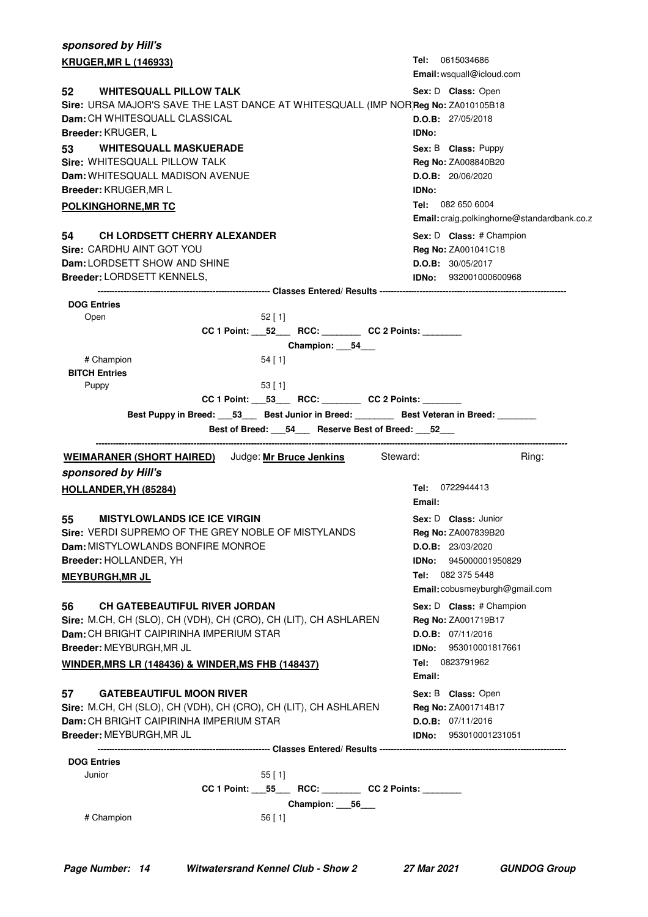***sponsored by Hill's***

**KRUGER,MR L (146933)**

**Tel:** 0615034686
**Email:** wsquall@icloud.com

**52 WHITESQUALL PILLOW TALK** — **Sex:** D **Class:** Open
**Sire:** URSA MAJOR'S SAVE THE LAST DANCE AT WHITESQUALL (IMP NOR) **Reg No:** ZA010105B18
**Dam:** CH WHITESQUALL CLASSICAL — **D.O.B:** 27/05/2018
**Breeder:** KRUGER, L — **IDNo:**

**53 WHITESQUALL MASKUERADE** — **Sex:** B **Class:** Puppy
**Sire:** WHITESQUALL PILLOW TALK — **Reg No:** ZA008840B20
**Dam:** WHITESQUALL MADISON AVENUE — **D.O.B:** 20/06/2020
**Breeder:** KRUGER,MR L — **IDNo:**

**POLKINGHORNE,MR TC**

**Tel:** 082 650 6004
**Email:** craig.polkinghorne@standardbank.co.z

**54 CH LORDSETT CHERRY ALEXANDER** — **Sex:** D **Class:** # Champion
**Sire:** CARDHU AINT GOT YOU — **Reg No:** ZA001041C18
**Dam:** LORDSETT SHOW AND SHINE — **D.O.B:** 30/05/2017
**Breeder:** LORDSETT KENNELS, — **IDNo:** 932001000600968

------------------------------------------------ **Classes Entered/ Results** ------------------------------------------------

**DOG Entries**

Open 52 [ 1]

**CC 1 Point: ___52___ RCC: ________ CC 2 Points: ________**

**Champion: ___54___**

# Champion 54 [ 1]

**BITCH Entries**

Puppy 53 [ 1]

**CC 1 Point: ___53___ RCC: ________ CC 2 Points: ________**

**Best Puppy in Breed: ___53___ Best Junior in Breed: ________ Best Veteran in Breed: ________**

**Best of Breed: ___54___ Reserve Best of Breed: ___52___**

---

**WEIMARANER (SHORT HAIRED)** Judge: **Mr Bruce Jenkins** Steward: Ring:

***sponsored by Hill's***

**HOLLANDER,YH (85284)**

**Tel:** 0722944413
**Email:**

**55 MISTYLOWLANDS ICE ICE VIRGIN** — **Sex:** D **Class:** Junior
**Sire:** VERDI SUPREMO OF THE GREY NOBLE OF MISTYLANDS — **Reg No:** ZA007839B20
**Dam:** MISTYLOWLANDS BONFIRE MONROE — **D.O.B:** 23/03/2020
**Breeder:** HOLLANDER, YH — **IDNo:** 945000001950829

**MEYBURGH,MR JL**

**Tel:** 082 375 5448
**Email:** cobusmeyburgh@gmail.com

**56 CH GATEBEAUTIFUL RIVER JORDAN** — **Sex:** D **Class:** # Champion
**Sire:** M.CH, CH (SLO), CH (VDH), CH (CRO), CH (LIT), CH ASHLAREN — **Reg No:** ZA001719B17
**Dam:** CH BRIGHT CAIPIRINHA IMPERIUM STAR — **D.O.B:** 07/11/2016
**Breeder:** MEYBURGH,MR JL — **IDNo:** 953010001817661

**WINDER,MRS LR (148436) & WINDER,MS FHB (148437)**

**Tel:** 0823791962
**Email:**

**57 GATEBEAUTIFUL MOON RIVER** — **Sex:** B **Class:** Open
**Sire:** M.CH, CH (SLO), CH (VDH), CH (CRO), CH (LIT), CH ASHLAREN — **Reg No:** ZA001714B17
**Dam:** CH BRIGHT CAIPIRINHA IMPERIUM STAR — **D.O.B:** 07/11/2016
**Breeder:** MEYBURGH,MR JL — **IDNo:** 953010001231051

------------------------------------------------ **Classes Entered/ Results** ------------------------------------------------

**DOG Entries**

Junior 55 [ 1]

**CC 1 Point: ___55___ RCC: ________ CC 2 Points: ________**

**Champion: ___56___**

# Champion 56 [ 1]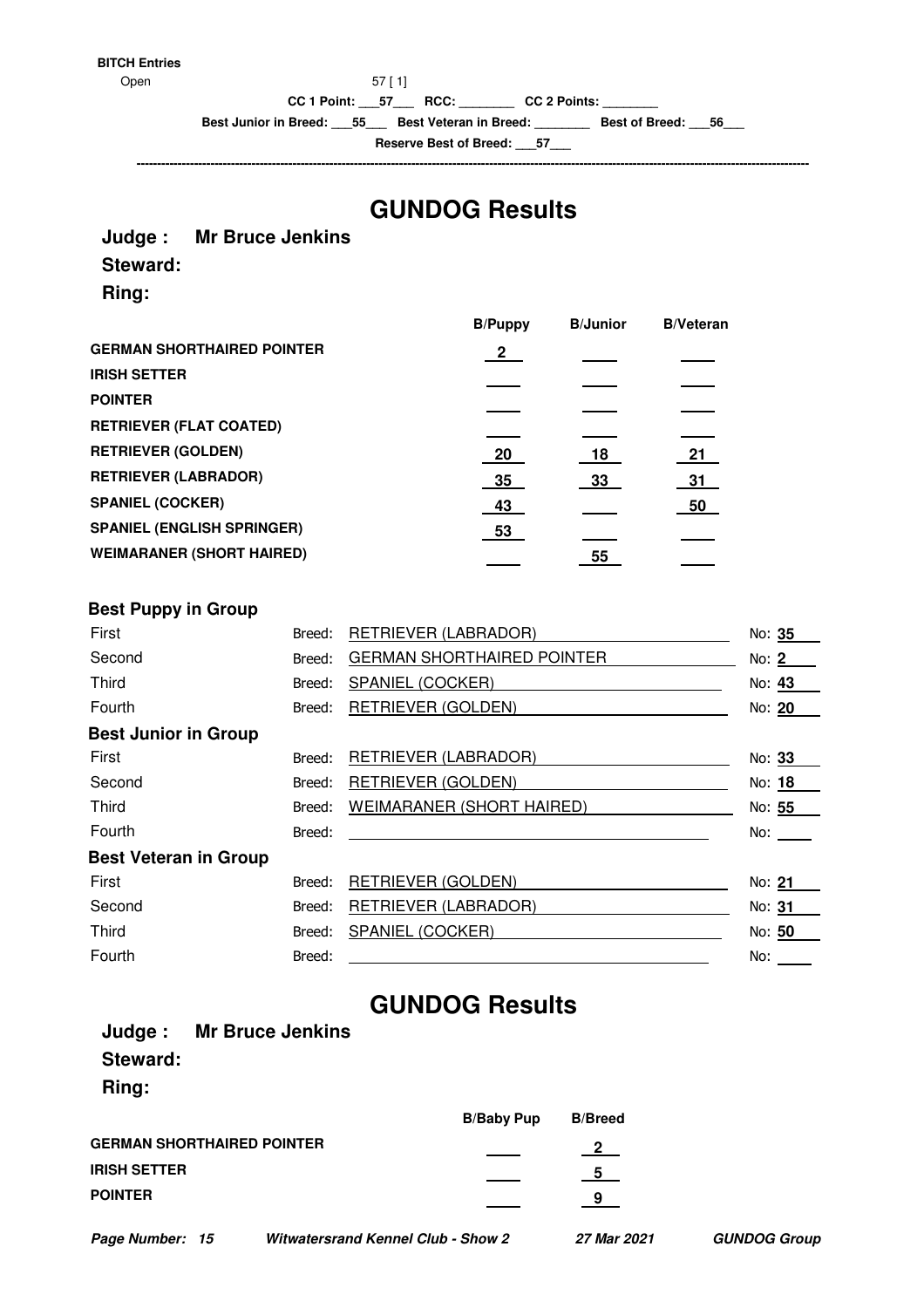**BITCH Entries**

Open 57 [ 1]

CC 1 Point: ___57___ RCC: ________ CC 2 Points: ________

Best Junior in Breed: ___55___ Best Veteran in Breed: ________ Best of Breed: ___56___

Reserve Best of Breed: ___57___

---

# GUNDOG Results

**Judge : Mr Bruce Jenkins**

**Steward:**

**Ring:**

| | B/Puppy | B/Junior | B/Veteran |
|---|---|---|---|
| **GERMAN SHORTHAIRED POINTER** | 2 | | |
| **IRISH SETTER** | | | |
| **POINTER** | | | |
| **RETRIEVER (FLAT COATED)** | | | |
| **RETRIEVER (GOLDEN)** | 20 | 18 | 21 |
| **RETRIEVER (LABRADOR)** | 35 | 33 | 31 |
| **SPANIEL (COCKER)** | 43 | | 50 |
| **SPANIEL (ENGLISH SPRINGER)** | 53 | | |
| **WEIMARANER (SHORT HAIRED)** | | 55 | |

### Best Puppy in Group

| | Breed | No |
|---|---|---|
| First | RETRIEVER (LABRADOR) | 35 |
| Second | GERMAN SHORTHAIRED POINTER | 2 |
| Third | SPANIEL (COCKER) | 43 |
| Fourth | RETRIEVER (GOLDEN) | 20 |

### Best Junior in Group

| | Breed | No |
|---|---|---|
| First | RETRIEVER (LABRADOR) | 33 |
| Second | RETRIEVER (GOLDEN) | 18 |
| Third | WEIMARANER (SHORT HAIRED) | 55 |
| Fourth | | |

### Best Veteran in Group

| | Breed | No |
|---|---|---|
| First | RETRIEVER (GOLDEN) | 21 |
| Second | RETRIEVER (LABRADOR) | 31 |
| Third | SPANIEL (COCKER) | 50 |
| Fourth | | |

# GUNDOG Results

**Judge : Mr Bruce Jenkins**

**Steward:**

**Ring:**

| | B/Baby Pup | B/Breed |
|---|---|---|
| **GERMAN SHORTHAIRED POINTER** | | 2 |
| **IRISH SETTER** | | 5 |
| **POINTER** | | 9 |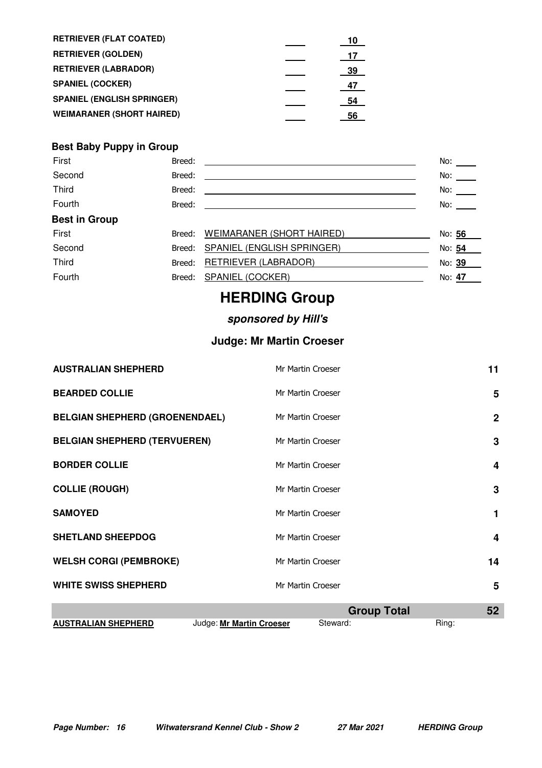| | | |
|---|---|---|
| **RETRIEVER (FLAT COATED)** | ____ | **10** |
| **RETRIEVER (GOLDEN)** | ____ | **17** |
| **RETRIEVER (LABRADOR)** | ____ | **39** |
| **SPANIEL (COCKER)** | ____ | **47** |
| **SPANIEL (ENGLISH SPRINGER)** | ____ | **54** |
| **WEIMARANER (SHORT HAIRED)** | ____ | **56** |

**Best Baby Puppy in Group**

| | | |
|---|---|---|
| First | Breed: | No: |
| Second | Breed: | No: |
| Third | Breed: | No: |
| Fourth | Breed: | No: |

**Best in Group**

| | | |
|---|---|---|
| First | Breed: WEIMARANER (SHORT HAIRED) | No: **56** |
| Second | Breed: SPANIEL (ENGLISH SPRINGER) | No: **54** |
| Third | Breed: RETRIEVER (LABRADOR) | No: **39** |
| Fourth | Breed: SPANIEL (COCKER) | No: **47** |

# HERDING Group

***sponsored by Hill's***

**Judge: Mr Martin Croeser**

| | | |
|---|---|---|
| **AUSTRALIAN SHEPHERD** | Mr Martin Croeser | **11** |
| **BEARDED COLLIE** | Mr Martin Croeser | **5** |
| **BELGIAN SHEPHERD (GROENENDAEL)** | Mr Martin Croeser | **2** |
| **BELGIAN SHEPHERD (TERVUEREN)** | Mr Martin Croeser | **3** |
| **BORDER COLLIE** | Mr Martin Croeser | **4** |
| **COLLIE (ROUGH)** | Mr Martin Croeser | **3** |
| **SAMOYED** | Mr Martin Croeser | **1** |
| **SHETLAND SHEEPDOG** | Mr Martin Croeser | **4** |
| **WELSH CORGI (PEMBROKE)** | Mr Martin Croeser | **14** |
| **WHITE SWISS SHEPHERD** | Mr Martin Croeser | **5** |
| | **Group Total** | **52** |

**AUSTRALIAN SHEPHERD** Judge: **Mr Martin Croeser** Steward: Ring: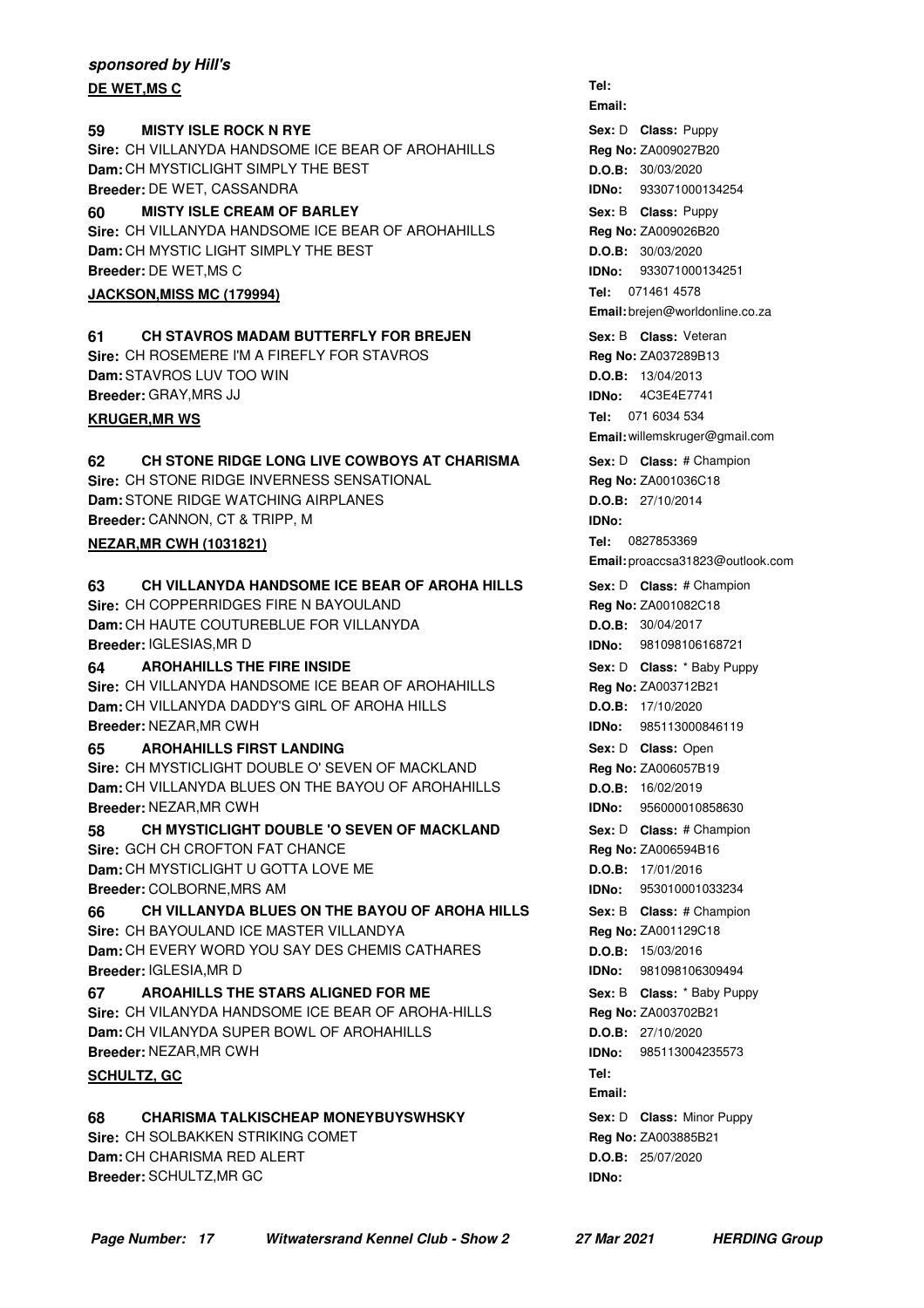***sponsored by Hill's***

**DE WET,MS C**

Tel:
Email:

**59 MISTY ISLE ROCK N RYE**
Sire: CH VILLANYDA HANDSOME ICE BEAR OF AROHAHILLS
Dam: CH MYSTICLIGHT SIMPLY THE BEST
Breeder: DE WET, CASSANDRA
Sex: D Class: Puppy
Reg No: ZA009027B20
D.O.B: 30/03/2020
IDNo: 933071000134254

**60 MISTY ISLE CREAM OF BARLEY**
Sire: CH VILLANYDA HANDSOME ICE BEAR OF AROHAHILLS
Dam: CH MYSTIC LIGHT SIMPLY THE BEST
Breeder: DE WET,MS C
Sex: B Class: Puppy
Reg No: ZA009026B20
D.O.B: 30/03/2020
IDNo: 933071000134251

**JACKSON,MISS MC (179994)**

Tel: 071461 4578
Email: brejen@worldonline.co.za

**61 CH STAVROS MADAM BUTTERFLY FOR BREJEN**
Sire: CH ROSEMERE I'M A FIREFLY FOR STAVROS
Dam: STAVROS LUV TOO WIN
Breeder: GRAY,MRS JJ
Sex: B Class: Veteran
Reg No: ZA037289B13
D.O.B: 13/04/2013
IDNo: 4C3E4E7741

**KRUGER,MR WS**

Tel: 071 6034 534
Email: willemskruger@gmail.com

**62 CH STONE RIDGE LONG LIVE COWBOYS AT CHARISMA**
Sire: CH STONE RIDGE INVERNESS SENSATIONAL
Dam: STONE RIDGE WATCHING AIRPLANES
Breeder: CANNON, CT & TRIPP, M
Sex: D Class: # Champion
Reg No: ZA001036C18
D.O.B: 27/10/2014
IDNo:

**NEZAR,MR CWH (1031821)**

Tel: 0827853369
Email: proaccsa31823@outlook.com

**63 CH VILLANYDA HANDSOME ICE BEAR OF AROHA HILLS**
Sire: CH COPPERRIDGES FIRE N BAYOULAND
Dam: CH HAUTE COUTUREBLUE FOR VILLANYDA
Breeder: IGLESIAS,MR D
Sex: D Class: # Champion
Reg No: ZA001082C18
D.O.B: 30/04/2017
IDNo: 981098106168721

**64 AROHAHILLS THE FIRE INSIDE**
Sire: CH VILLANYDA HANDSOME ICE BEAR OF AROHAHILLS
Dam: CH VILLANYDA DADDY'S GIRL OF AROHA HILLS
Breeder: NEZAR,MR CWH
Sex: D Class: * Baby Puppy
Reg No: ZA003712B21
D.O.B: 17/10/2020
IDNo: 985113000846119

**65 AROHAHILLS FIRST LANDING**
Sire: CH MYSTICLIGHT DOUBLE O' SEVEN OF MACKLAND
Dam: CH VILLANYDA BLUES ON THE BAYOU OF AROHAHILLS
Breeder: NEZAR,MR CWH
Sex: D Class: Open
Reg No: ZA006057B19
D.O.B: 16/02/2019
IDNo: 956000010858630

**58 CH MYSTICLIGHT DOUBLE 'O SEVEN OF MACKLAND**
Sire: GCH CH CROFTON FAT CHANCE
Dam: CH MYSTICLIGHT U GOTTA LOVE ME
Breeder: COLBORNE,MRS AM
Sex: D Class: # Champion
Reg No: ZA006594B16
D.O.B: 17/01/2016
IDNo: 953010001033234

**66 CH VILLANYDA BLUES ON THE BAYOU OF AROHA HILLS**
Sire: CH BAYOULAND ICE MASTER VILLANDYA
Dam: CH EVERY WORD YOU SAY DES CHEMIS CATHARES
Breeder: IGLESIA,MR D
Sex: B Class: # Champion
Reg No: ZA001129C18
D.O.B: 15/03/2016
IDNo: 981098106309494

**67 AROAHILLS THE STARS ALIGNED FOR ME**
Sire: CH VILANYDA HANDSOME ICE BEAR OF AROHA-HILLS
Dam: CH VILANYDA SUPER BOWL OF AROHAHILLS
Breeder: NEZAR,MR CWH
Sex: B Class: * Baby Puppy
Reg No: ZA003702B21
D.O.B: 27/10/2020
IDNo: 985113004235573

**SCHULTZ, GC**

Tel:
Email:

**68 CHARISMA TALKISCHEAP MONEYBUYSWHSKY**
Sire: CH SOLBAKKEN STRIKING COMET
Dam: CH CHARISMA RED ALERT
Breeder: SCHULTZ,MR GC
Sex: D Class: Minor Puppy
Reg No: ZA003885B21
D.O.B: 25/07/2020
IDNo: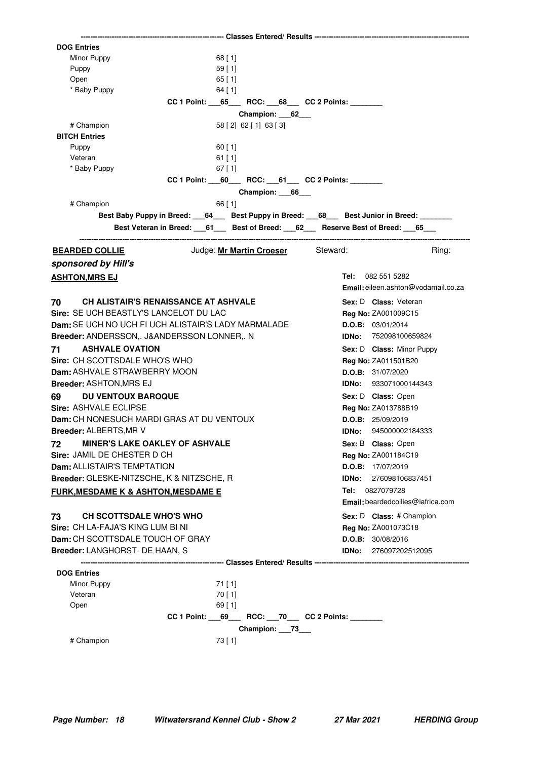---------- Classes Entered/ Results ----------

**DOG Entries**

| Class | Entries |
|---|---|
| Minor Puppy | 68 [ 1] |
| Puppy | 59 [ 1] |
| Open | 65 [ 1] |
| * Baby Puppy | 64 [ 1] |

**CC 1 Point: \_\_\_65\_\_\_ RCC: \_\_\_68\_\_\_ CC 2 Points: \_\_\_\_\_\_\_\_**

**Champion: \_\_\_62\_\_\_**

| Class | Entries |
|---|---|
| # Champion | 58 [ 2] 62 [ 1] 63 [ 3] |

**BITCH Entries**

| Class | Entries |
|---|---|
| Puppy | 60 [ 1] |
| Veteran | 61 [ 1] |
| * Baby Puppy | 67 [ 1] |

**CC 1 Point: \_\_\_60\_\_\_ RCC: \_\_\_61\_\_\_ CC 2 Points: \_\_\_\_\_\_\_\_**

**Champion: \_\_\_66\_\_\_**

| Class | Entries |
|---|---|
| # Champion | 66 [ 1] |

**Best Baby Puppy in Breed: \_\_\_64\_\_\_ Best Puppy in Breed: \_\_\_68\_\_\_ Best Junior in Breed: \_\_\_\_\_\_\_\_**

**Best Veteran in Breed: \_\_\_61\_\_\_ Best of Breed: \_\_\_62\_\_\_ Reserve Best of Breed: \_\_\_65\_\_\_**

---

## BEARDED COLLIE

Judge: **Mr Martin Croeser** Steward: Ring:

***sponsored by Hill's***

### ASHTON,MRS EJ

**Tel:** 082 551 5282
**Email:** eileen.ashton@vodamail.co.za

**70 CH ALISTAIR'S RENAISSANCE AT ASHVALE**
**Sex:** D **Class:** Veteran
**Sire:** SE UCH BEASTLY'S LANCELOT DU LAC
**Reg No:** ZA001009C15
**Dam:** SE UCH NO UCH FI UCH ALISTAIR'S LADY MARMALADE
**D.O.B:** 03/01/2014
**Breeder:** ANDERSSON,. J&ANDERSSON LONNER,. N
**IDNo:** 752098100659824

**71 ASHVALE OVATION**
**Sex:** D **Class:** Minor Puppy
**Sire:** CH SCOTTSDALE WHO'S WHO
**Reg No:** ZA011501B20
**Dam:** ASHVALE STRAWBERRY MOON
**D.O.B:** 31/07/2020
**Breeder:** ASHTON,MRS EJ
**IDNo:** 933071000144343

**69 DU VENTOUX BAROQUE**
**Sex:** D **Class:** Open
**Sire:** ASHVALE ECLIPSE
**Reg No:** ZA013788B19
**Dam:** CH NONESUCH MARDI GRAS AT DU VENTOUX
**D.O.B:** 25/09/2019
**Breeder:** ALBERTS,MR V
**IDNo:** 945000002184333

**72 MINER'S LAKE OAKLEY OF ASHVALE**
**Sex:** B **Class:** Open
**Sire:** JAMIL DE CHESTER D CH
**Reg No:** ZA001184C19
**Dam:** ALLISTAIR'S TEMPTATION
**D.O.B:** 17/07/2019
**Breeder:** GLESKE-NITZSCHE, K & NITZSCHE, R
**IDNo:** 276098106837451

### FURK,MESDAME K & ASHTON,MESDAME E

**Tel:** 0827079728
**Email:** beardedcollies@iafrica.com

**73 CH SCOTTSDALE WHO'S WHO**
**Sex:** D **Class:** # Champion
**Sire:** CH LA-FAJA'S KING LUM BI NI
**Reg No:** ZA001073C18
**Dam:** CH SCOTTSDALE TOUCH OF GRAY
**D.O.B:** 30/08/2016
**Breeder:** LANGHORST- DE HAAN, S
**IDNo:** 276097202512095

---------- Classes Entered/ Results ----------

**DOG Entries**

| Class | Entries |
|---|---|
| Minor Puppy | 71 [ 1] |
| Veteran | 70 [ 1] |
| Open | 69 [ 1] |

**CC 1 Point: \_\_\_69\_\_\_ RCC: \_\_\_70\_\_\_ CC 2 Points: \_\_\_\_\_\_\_\_**

**Champion: \_\_\_73\_\_\_**

| Class | Entries |
|---|---|
| # Champion | 73 [ 1] |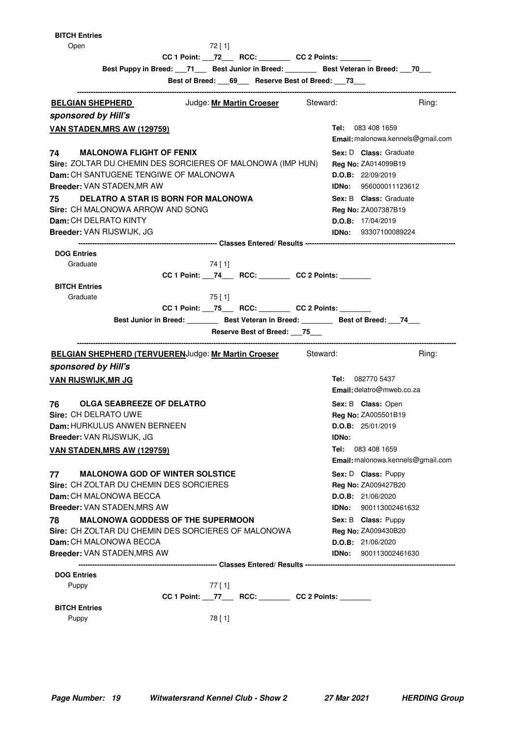**BITCH Entries**

Open 72 [ 1]

CC 1 Point: \_\_\_72\_\_\_ RCC: \_\_\_\_\_\_\_\_ CC 2 Points: \_\_\_\_\_\_\_\_

Best Puppy in Breed: \_\_\_71\_\_\_ Best Junior in Breed: \_\_\_\_\_\_\_\_ Best Veteran in Breed: \_\_\_70\_\_\_

Best of Breed: \_\_\_69\_\_\_ Reserve Best of Breed: \_\_\_73\_\_\_

---

## BELGIAN SHEPHERD

Judge: **Mr Martin Croeser** Steward: Ring:

***sponsored by Hill's***

**VAN STADEN,MRS AW (129759)**

**Tel:** 083 408 1659
**Email:** malonowa.kennels@gmail.com

**74 MALONOWA FLIGHT OF FENIX**
**Sire:** ZOLTAR DU CHEMIN DES SORCIERES OF MALONOWA (IMP HUN)
**Dam:** CH SANTUGENE TENGIWE OF MALONOWA
**Breeder:** VAN STADEN,MR AW
**Sex:** D **Class:** Graduate
**Reg No:** ZA014099B19
**D.O.B:** 22/09/2019
**IDNo:** 956000011123612

**75 DELATRO A STAR IS BORN FOR MALONOWA**
**Sire:** CH MALONOWA ARROW AND SONG
**Dam:** CH DELRATO KINTY
**Breeder:** VAN RIJSWIJK, JG
**Sex:** B **Class:** Graduate
**Reg No:** ZA007387B19
**D.O.B:** 17/04/2019
**IDNo:** 93307100089224

--- Classes Entered/ Results ---

**DOG Entries**

Graduate 74 [ 1]

CC 1 Point: \_\_\_74\_\_\_ RCC: \_\_\_\_\_\_\_\_ CC 2 Points: \_\_\_\_\_\_\_\_

**BITCH Entries**

Graduate 75 [ 1]

CC 1 Point: \_\_\_75\_\_\_ RCC: \_\_\_\_\_\_\_\_ CC 2 Points: \_\_\_\_\_\_\_\_

Best Junior in Breed: \_\_\_\_\_\_\_\_ Best Veteran in Breed: \_\_\_\_\_\_\_\_ Best of Breed: \_\_\_74\_\_\_

Reserve Best of Breed: \_\_\_75\_\_\_

---

## BELGIAN SHEPHERD (TERVUEREN

Judge: **Mr Martin Croeser** Steward: Ring:

***sponsored by Hill's***

**VAN RIJSWIJK,MR JG**

**Tel:** 082770 5437
**Email:** delatro@mweb.co.za

**76 OLGA SEABREEZE OF DELATRO**
**Sire:** CH DELRATO UWE
**Dam:** HURKULUS ANWEN BERNEEN
**Breeder:** VAN RIJSWIJK, JG
**Sex:** B **Class:** Open
**Reg No:** ZA005501B19
**D.O.B:** 25/01/2019
**IDNo:**

**VAN STADEN,MRS AW (129759)**

**Tel:** 083 408 1659
**Email:** malonowa.kennels@gmail.com

**77 MALONOWA GOD OF WINTER SOLSTICE**
**Sire:** CH ZOLTAR DU CHEMIN DES SORCIERES
**Dam:** CH MALONOWA BECCA
**Breeder:** VAN STADEN,MRS AW
**Sex:** D **Class:** Puppy
**Reg No:** ZA009427B20
**D.O.B:** 21/06/2020
**IDNo:** 900113002461632

**78 MALONOWA GODDESS OF THE SUPERMOON**
**Sire:** CH ZOLTAR DU CHEMIN DES SORCIERES OF MALONOWA
**Dam:** CH MALONOWA BECCA
**Breeder:** VAN STADEN,MRS AW
**Sex:** B **Class:** Puppy
**Reg No:** ZA009430B20
**D.O.B:** 21/06/2020
**IDNo:** 900113002461630

--- Classes Entered/ Results ---

**DOG Entries**

Puppy 77 [ 1]

CC 1 Point: \_\_\_77\_\_\_ RCC: \_\_\_\_\_\_\_\_ CC 2 Points: \_\_\_\_\_\_\_\_

**BITCH Entries**

Puppy 78 [ 1]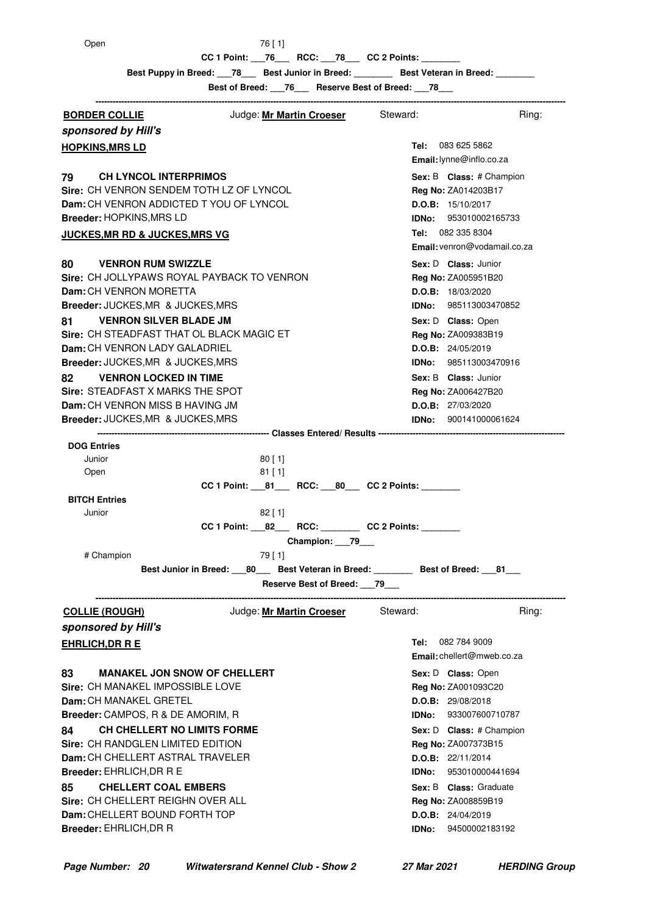Open 76 [ 1]

CC 1 Point: ___76___ RCC: ___78___ CC 2 Points: ________

Best Puppy in Breed: ___78___ Best Junior in Breed: ________ Best Veteran in Breed: ________

Best of Breed: ___76___ Reserve Best of Breed: ___78___

---

**BORDER COLLIE** Judge: **Mr Martin Croeser** Steward: Ring:

***sponsored by Hill's***

**HOPKINS,MRS LD**
Tel: 083 625 5862
Email: lynne@inflo.co.za

**79 CH LYNCOL INTERPRIMOS**
Sire: CH VENRON SENDEM TOTH LZ OF LYNCOL
Dam: CH VENRON ADDICTED T YOU OF LYNCOL
Breeder: HOPKINS,MRS LD
Sex: B Class: # Champion
Reg No: ZA014203B17
D.O.B: 15/10/2017
IDNo: 953010002165733

**JUCKES,MR RD & JUCKES,MRS VG**
Tel: 082 335 8304
Email: venron@vodamail.co.za

**80 VENRON RUM SWIZZLE**
Sire: CH JOLLYPAWS ROYAL PAYBACK TO VENRON
Dam: CH VENRON MORETTA
Breeder: JUCKES,MR & JUCKES,MRS
Sex: D Class: Junior
Reg No: ZA005951B20
D.O.B: 18/03/2020
IDNo: 985113003470852

**81 VENRON SILVER BLADE JM**
Sire: CH STEADFAST THAT OL BLACK MAGIC ET
Dam: CH VENRON LADY GALADRIEL
Breeder: JUCKES,MR & JUCKES,MRS
Sex: D Class: Open
Reg No: ZA009383B19
D.O.B: 24/05/2019
IDNo: 985113003470916

**82 VENRON LOCKED IN TIME**
Sire: STEADFAST X MARKS THE SPOT
Dam: CH VENRON MISS B HAVING JM
Breeder: JUCKES,MR & JUCKES,MRS
Sex: B Class: Junior
Reg No: ZA006427B20
D.O.B: 27/03/2020
IDNo: 900141000061624

--- Classes Entered/ Results ---

**DOG Entries**
Junior 80 [ 1]
Open 81 [ 1]

CC 1 Point: ___81___ RCC: ___80___ CC 2 Points: ________

**BITCH Entries**
Junior 82 [ 1]

CC 1 Point: ___82___ RCC: ________ CC 2 Points: ________

Champion: ___79___

# Champion 79 [ 1]

Best Junior in Breed: ___80___ Best Veteran in Breed: ________ Best of Breed: ___81___

Reserve Best of Breed: ___79___

---

**COLLIE (ROUGH)** Judge: **Mr Martin Croeser** Steward: Ring:

***sponsored by Hill's***

**EHRLICH,DR R E**
Tel: 082 784 9009
Email: chellert@mweb.co.za

**83 MANAKEL JON SNOW OF CHELLERT**
Sire: CH MANAKEL IMPOSSIBLE LOVE
Dam: CH MANAKEL GRETEL
Breeder: CAMPOS, R & DE AMORIM, R
Sex: D Class: Open
Reg No: ZA001093C20
D.O.B: 29/08/2018
IDNo: 933007600710787

**84 CH CHELLERT NO LIMITS FORME**
Sire: CH RANDGLEN LIMITED EDITION
Dam: CH CHELLERT ASTRAL TRAVELER
Breeder: EHRLICH,DR R E
Sex: D Class: # Champion
Reg No: ZA007373B15
D.O.B: 22/11/2014
IDNo: 953010000441694

**85 CHELLERT COAL EMBERS**
Sire: CH CHELLERT REIGHN OVER ALL
Dam: CHELLERT BOUND FORTH TOP
Breeder: EHRLICH,DR R
Sex: B Class: Graduate
Reg No: ZA008859B19
D.O.B: 24/04/2019
IDNo: 94500002183192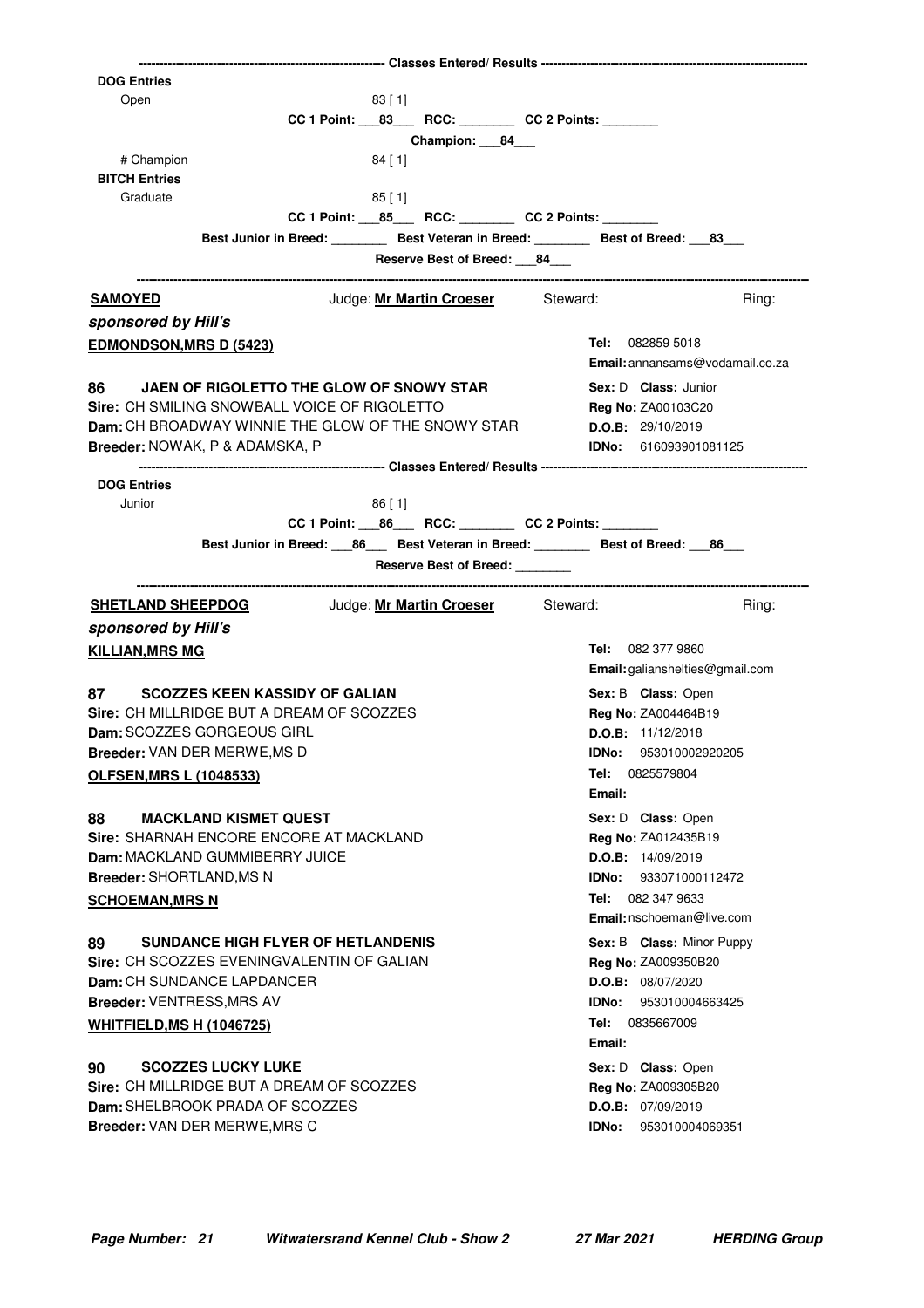----------------------------------------------------------- Classes Entered/ Results -----------------------------------------------------------

**DOG Entries**

Open 83 [ 1]

**CC 1 Point: ___83___ RCC: ________ CC 2 Points: ________**

**Champion: ___84___**

# Champion 84 [ 1]

**BITCH Entries**

Graduate 85 [ 1]

**CC 1 Point: ___85___ RCC: ________ CC 2 Points: ________**

**Best Junior in Breed: ________ Best Veteran in Breed: ________ Best of Breed: ___83___**

**Reserve Best of Breed: ___84___**

---

**SAMOYED** Judge: **Mr Martin Croeser** Steward: Ring:

***sponsored by Hill's***

**EDMONDSON,MRS D (5423)**

**Tel:** 082859 5018
**Email:** annansams@vodamail.co.za

**86 JAEN OF RIGOLETTO THE GLOW OF SNOWY STAR**
**Sex:** D **Class:** Junior
**Sire:** CH SMILING SNOWBALL VOICE OF RIGOLETTO
**Reg No:** ZA00103C20
**Dam:** CH BROADWAY WINNIE THE GLOW OF THE SNOWY STAR
**D.O.B:** 29/10/2019
**Breeder:** NOWAK, P & ADAMSKA, P
**IDNo:** 616093901081125

----------------------------------------------------------- Classes Entered/ Results -----------------------------------------------------------

**DOG Entries**

Junior 86 [ 1]

**CC 1 Point: ___86___ RCC: ________ CC 2 Points: ________**

**Best Junior in Breed: ___86___ Best Veteran in Breed: ________ Best of Breed: ___86___**

**Reserve Best of Breed: ________**

---

**SHETLAND SHEEPDOG** Judge: **Mr Martin Croeser** Steward: Ring:

***sponsored by Hill's***

**KILLIAN,MRS MG**

**Tel:** 082 377 9860
**Email:** galianshelties@gmail.com

**87 SCOZZES KEEN KASSIDY OF GALIAN**
**Sex:** B **Class:** Open
**Sire:** CH MILLRIDGE BUT A DREAM OF SCOZZES
**Reg No:** ZA004464B19
**Dam:** SCOZZES GORGEOUS GIRL
**D.O.B:** 11/12/2018
**Breeder:** VAN DER MERWE,MS D
**IDNo:** 953010002920205

**OLFSEN,MRS L (1048533)**

**Tel:** 0825579804
**Email:**

**88 MACKLAND KISMET QUEST**
**Sex:** D **Class:** Open
**Sire:** SHARNAH ENCORE ENCORE AT MACKLAND
**Reg No:** ZA012435B19
**Dam:** MACKLAND GUMMIBERRY JUICE
**D.O.B:** 14/09/2019
**Breeder:** SHORTLAND,MS N
**IDNo:** 933071000112472

**SCHOEMAN,MRS N**

**Tel:** 082 347 9633
**Email:** nschoeman@live.com

**89 SUNDANCE HIGH FLYER OF HETLANDENIS**
**Sex:** B **Class:** Minor Puppy
**Sire:** CH SCOZZES EVENINGVALENTIN OF GALIAN
**Reg No:** ZA009350B20
**Dam:** CH SUNDANCE LAPDANCER
**D.O.B:** 08/07/2020
**Breeder:** VENTRESS,MRS AV
**IDNo:** 953010004663425

**WHITFIELD,MS H (1046725)**

**Tel:** 0835667009
**Email:**

**90 SCOZZES LUCKY LUKE**
**Sex:** D **Class:** Open
**Sire:** CH MILLRIDGE BUT A DREAM OF SCOZZES
**Reg No:** ZA009305B20
**Dam:** SHELBROOK PRADA OF SCOZZES
**D.O.B:** 07/09/2019
**Breeder:** VAN DER MERWE,MRS C
**IDNo:** 953010004069351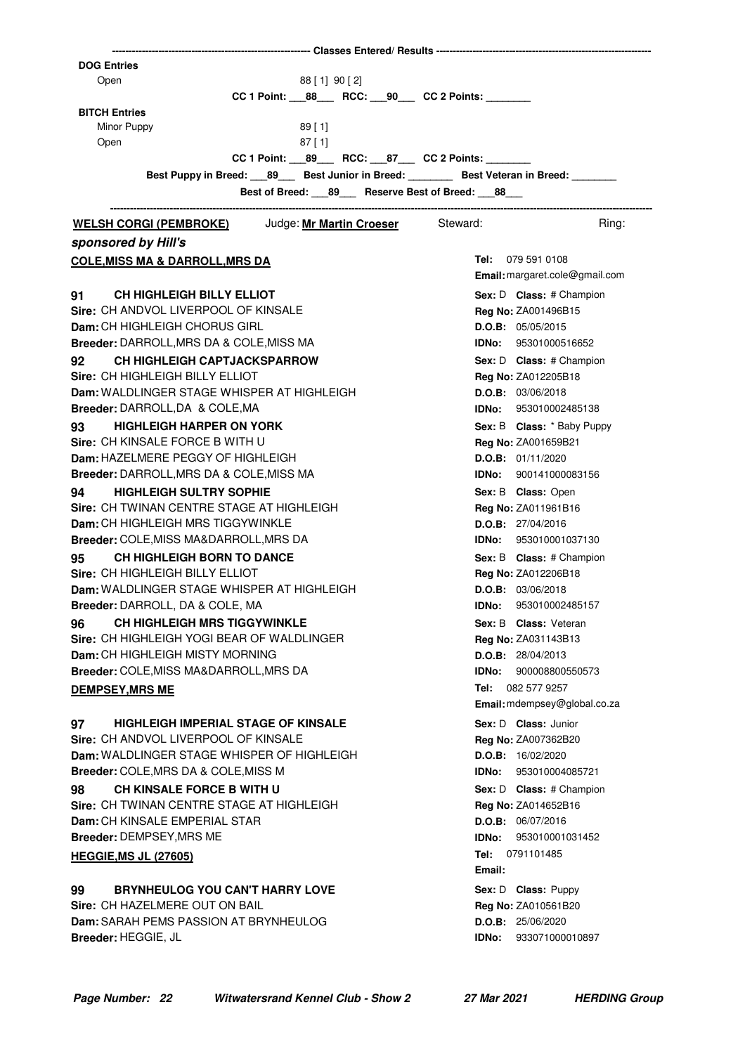------------------------------------------------------------ Classes Entered/ Results ------------------------------------------------------------

**DOG Entries**

Open 88 [ 1] 90 [ 2]

**CC 1 Point: ___88___ RCC: ___90___ CC 2 Points: ________**

**BITCH Entries**

Minor Puppy 89 [ 1]

Open 87 [ 1]

**CC 1 Point: ___89___ RCC: ___87___ CC 2 Points: ________**

**Best Puppy in Breed: ___89___ Best Junior in Breed: ________ Best Veteran in Breed: ________**

**Best of Breed: ___89___ Reserve Best of Breed: ___88___**

---

**WELSH CORGI (PEMBROKE)** Judge: **Mr Martin Croeser** Steward: Ring:

***sponsored by Hill's***

**COLE,MISS MA & DARROLL,MRS DA**
**Tel:** 079 591 0108
**Email:** margaret.cole@gmail.com

**91 CH HIGHLEIGH BILLY ELLIOT** — **Sex:** D **Class:** # Champion
**Sire:** CH ANDVOL LIVERPOOL OF KINSALE — **Reg No:** ZA001496B15
**Dam:** CH HIGHLEIGH CHORUS GIRL — **D.O.B:** 05/05/2015
**Breeder:** DARROLL,MRS DA & COLE,MISS MA — **IDNo:** 95301000516652

**92 CH HIGHLEIGH CAPTJACKSPARROW** — **Sex:** D **Class:** # Champion
**Sire:** CH HIGHLEIGH BILLY ELLIOT — **Reg No:** ZA012205B18
**Dam:** WALDLINGER STAGE WHISPER AT HIGHLEIGH — **D.O.B:** 03/06/2018
**Breeder:** DARROLL,DA & COLE,MA — **IDNo:** 953010002485138

**93 HIGHLEIGH HARPER ON YORK** — **Sex:** B **Class:** * Baby Puppy
**Sire:** CH KINSALE FORCE B WITH U — **Reg No:** ZA001659B21
**Dam:** HAZELMERE PEGGY OF HIGHLEIGH — **D.O.B:** 01/11/2020
**Breeder:** DARROLL,MRS DA & COLE,MISS MA — **IDNo:** 900141000083156

**94 HIGHLEIGH SULTRY SOPHIE** — **Sex:** B **Class:** Open
**Sire:** CH TWINAN CENTRE STAGE AT HIGHLEIGH — **Reg No:** ZA011961B16
**Dam:** CH HIGHLEIGH MRS TIGGYWINKLE — **D.O.B:** 27/04/2016
**Breeder:** COLE,MISS MA&DARROLL,MRS DA — **IDNo:** 953010001037130

**95 CH HIGHLEIGH BORN TO DANCE** — **Sex:** B **Class:** # Champion
**Sire:** CH HIGHLEIGH BILLY ELLIOT — **Reg No:** ZA012206B18
**Dam:** WALDLINGER STAGE WHISPER AT HIGHLEIGH — **D.O.B:** 03/06/2018
**Breeder:** DARROLL, DA & COLE, MA — **IDNo:** 953010002485157

**96 CH HIGHLEIGH MRS TIGGYWINKLE** — **Sex:** B **Class:** Veteran
**Sire:** CH HIGHLEIGH YOGI BEAR OF WALDLINGER — **Reg No:** ZA031143B13
**Dam:** CH HIGHLEIGH MISTY MORNING — **D.O.B:** 28/04/2013
**Breeder:** COLE,MISS MA&DARROLL,MRS DA — **IDNo:** 900008800550573

**DEMPSEY,MRS ME**
**Tel:** 082 577 9257
**Email:** mdempsey@global.co.za

**97 HIGHLEIGH IMPERIAL STAGE OF KINSALE** — **Sex:** D **Class:** Junior
**Sire:** CH ANDVOL LIVERPOOL OF KINSALE — **Reg No:** ZA007362B20
**Dam:** WALDLINGER STAGE WHISPER OF HIGHLEIGH — **D.O.B:** 16/02/2020
**Breeder:** COLE,MRS DA & COLE,MISS M — **IDNo:** 953010004085721

**98 CH KINSALE FORCE B WITH U** — **Sex:** D **Class:** # Champion
**Sire:** CH TWINAN CENTRE STAGE AT HIGHLEIGH — **Reg No:** ZA014652B16
**Dam:** CH KINSALE EMPERIAL STAR — **D.O.B:** 06/07/2016
**Breeder:** DEMPSEY,MRS ME — **IDNo:** 953010001031452

**HEGGIE,MS JL (27605)**
**Tel:** 0791101485
**Email:**

**99 BRYNHEULOG YOU CAN'T HARRY LOVE** — **Sex:** D **Class:** Puppy
**Sire:** CH HAZELMERE OUT ON BAIL — **Reg No:** ZA010561B20
**Dam:** SARAH PEMS PASSION AT BRYNHEULOG — **D.O.B:** 25/06/2020
**Breeder:** HEGGIE, JL — **IDNo:** 933071000010897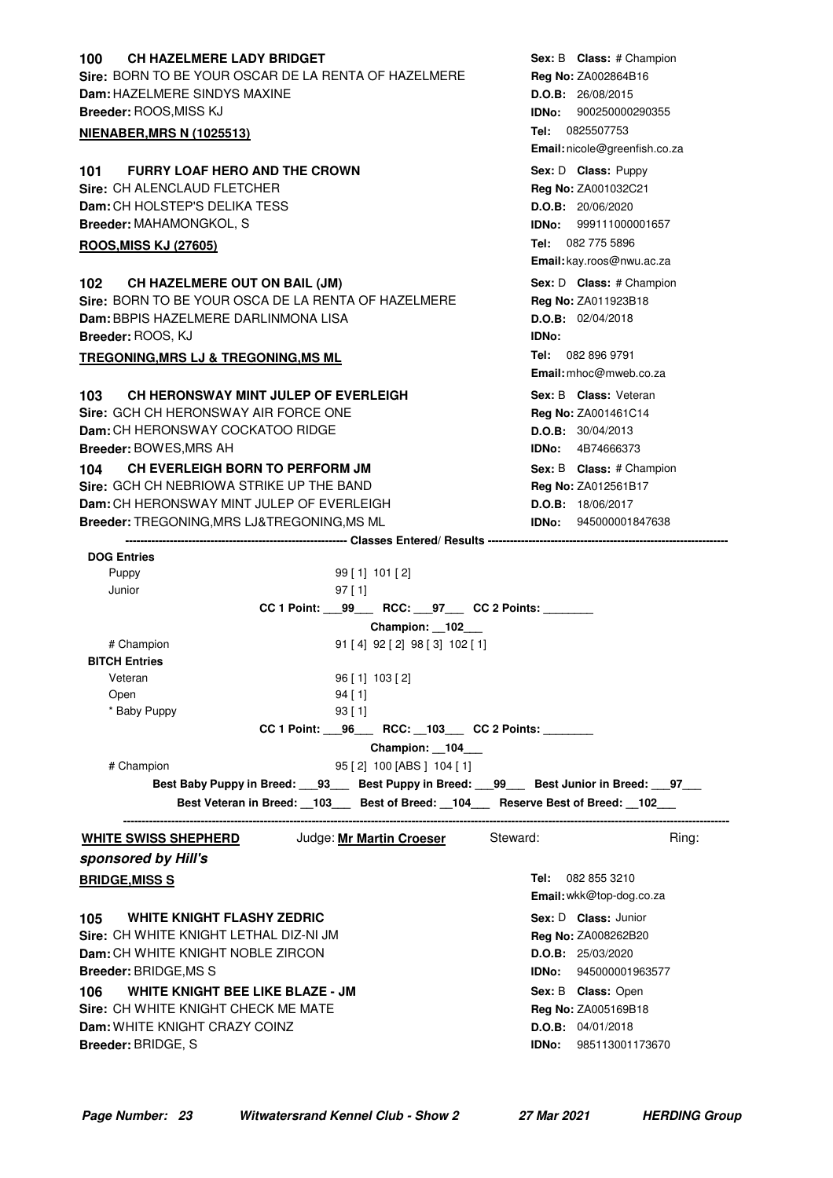**100 CH HAZELMERE LADY BRIDGET**
**Sex:** B **Class:** # Champion
**Sire:** BORN TO BE YOUR OSCAR DE LA RENTA OF HAZELMERE
**Reg No:** ZA002864B16
**Dam:** HAZELMERE SINDYS MAXINE
**D.O.B:** 26/08/2015
**Breeder:** ROOS,MISS KJ
**IDNo:** 900250000290355

**NIENABER,MRS N (1025513)**
**Tel:** 0825507753
**Email:** nicole@greenfish.co.za

**101 FURRY LOAF HERO AND THE CROWN**
**Sex:** D **Class:** Puppy
**Sire:** CH ALENCLAUD FLETCHER
**Reg No:** ZA001032C21
**Dam:** CH HOLSTEP'S DELIKA TESS
**D.O.B:** 20/06/2020
**Breeder:** MAHAMONGKOL, S
**IDNo:** 999111000001657

**ROOS,MISS KJ (27605)**
**Tel:** 082 775 5896
**Email:** kay.roos@nwu.ac.za

**102 CH HAZELMERE OUT ON BAIL (JM)**
**Sex:** D **Class:** # Champion
**Sire:** BORN TO BE YOUR OSCA DE LA RENTA OF HAZELMERE
**Reg No:** ZA011923B18
**Dam:** BBPIS HAZELMERE DARLINMONA LISA
**D.O.B:** 02/04/2018
**Breeder:** ROOS, KJ
**IDNo:**

**TREGONING,MRS LJ & TREGONING,MS ML**
**Tel:** 082 896 9791
**Email:** mhoc@mweb.co.za

**103 CH HERONSWAY MINT JULEP OF EVERLEIGH**
**Sex:** B **Class:** Veteran
**Sire:** GCH CH HERONSWAY AIR FORCE ONE
**Reg No:** ZA001461C14
**Dam:** CH HERONSWAY COCKATOO RIDGE
**D.O.B:** 30/04/2013
**Breeder:** BOWES,MRS AH
**IDNo:** 4B74666373

**104 CH EVERLEIGH BORN TO PERFORM JM**
**Sex:** B **Class:** # Champion
**Sire:** GCH CH NEBRIOWA STRIKE UP THE BAND
**Reg No:** ZA012561B17
**Dam:** CH HERONSWAY MINT JULEP OF EVERLEIGH
**D.O.B:** 18/06/2017
**Breeder:** TREGONING,MRS LJ&TREGONING,MS ML
**IDNo:** 945000001847638

**Classes Entered/ Results**

**DOG Entries**

| Class | Entries |
|---|---|
| Puppy | 99 [ 1] 101 [ 2] |
| Junior | 97 [ 1] |

**CC 1 Point: 99 RCC: 97 CC 2 Points: ________**

**Champion: 102**

| Class | Entries |
|---|---|
| # Champion | 91 [ 4] 92 [ 2] 98 [ 3] 102 [ 1] |

**BITCH Entries**

| Class | Entries |
|---|---|
| Veteran | 96 [ 1] 103 [ 2] |
| Open | 94 [ 1] |
| * Baby Puppy | 93 [ 1] |

**CC 1 Point: 96 RCC: 103 CC 2 Points: ________**

**Champion: 104**

| Class | Entries |
|---|---|
| # Champion | 95 [ 2] 100 [ABS ] 104 [ 1] |

**Best Baby Puppy in Breed: 93 Best Puppy in Breed: 99 Best Junior in Breed: 97**

**Best Veteran in Breed: 103 Best of Breed: 104 Reserve Best of Breed: 102**

---

**WHITE SWISS SHEPHERD** Judge: **Mr Martin Croeser** Steward: Ring:

***sponsored by Hill's***

**BRIDGE,MISS S**
**Tel:** 082 855 3210
**Email:** wkk@top-dog.co.za

**105 WHITE KNIGHT FLASHY ZEDRIC**
**Sex:** D **Class:** Junior
**Sire:** CH WHITE KNIGHT LETHAL DIZ-NI JM
**Reg No:** ZA008262B20
**Dam:** CH WHITE KNIGHT NOBLE ZIRCON
**D.O.B:** 25/03/2020
**Breeder:** BRIDGE,MS S
**IDNo:** 945000001963577

**106 WHITE KNIGHT BEE LIKE BLAZE - JM**
**Sex:** B **Class:** Open
**Sire:** CH WHITE KNIGHT CHECK ME MATE
**Reg No:** ZA005169B18
**Dam:** WHITE KNIGHT CRAZY COINZ
**D.O.B:** 04/01/2018
**Breeder:** BRIDGE, S
**IDNo:** 985113001173670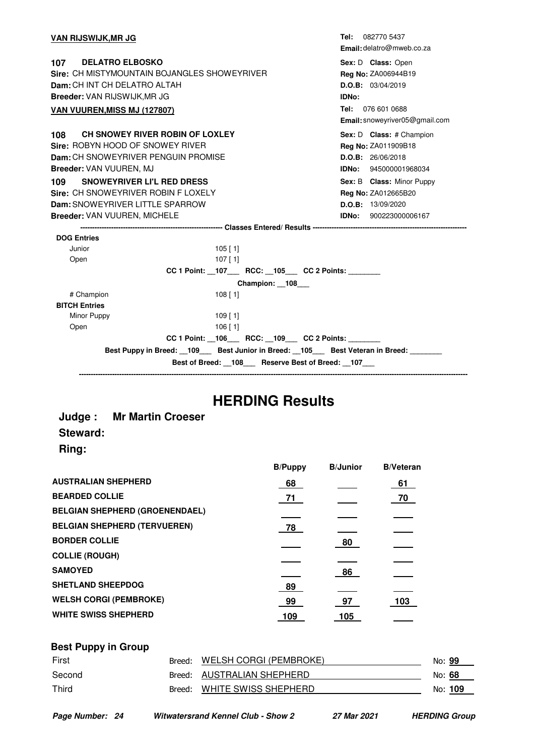**VAN RIJSWIJK,MR JG**

Tel: 082770 5437
Email: delatro@mweb.co.za

**107 DELATRO ELBOSKO**
**Sire:** CH MISTYMOUNTAIN BOJANGLES SHOWEYRIVER
**Dam:** CH INT CH DELATRO ALTAH
**Breeder:** VAN RIJSWIJK,MR JG

**Sex:** D **Class:** Open
**Reg No:** ZA006944B19
**D.O.B:** 03/04/2019
**IDNo:**

**VAN VUUREN,MISS MJ (127807)**

Tel: 076 601 0688
Email: snoweyriver05@gmail.com

**108 CH SNOWEY RIVER ROBIN OF LOXLEY**
**Sire:** ROBYN HOOD OF SNOWEY RIVER
**Dam:** CH SNOWEYRIVER PENGUIN PROMISE
**Breeder:** VAN VUUREN, MJ

**Sex:** D **Class:** # Champion
**Reg No:** ZA011909B18
**D.O.B:** 26/06/2018
**IDNo:** 945000001968034

**109 SNOWEYRIVER LI'L RED DRESS**
**Sire:** CH SNOWEYRIVER ROBIN F LOXELY
**Dam:** SNOWEYRIVER LITTLE SPARROW
**Breeder:** VAN VUUREN, MICHELE

**Sex:** B **Class:** Minor Puppy
**Reg No:** ZA012665B20
**D.O.B:** 13/09/2020
**IDNo:** 900223000006167

---------- **Classes Entered/ Results** ----------

**DOG Entries**

| | |
|---|---|
| Junior | 105 [ 1] |
| Open | 107 [ 1] |

**CC 1 Point:** 107 **RCC:** 105 **CC 2 Points:** ________

**Champion:** 108

| | |
|---|---|
| # Champion | 108 [ 1] |

**BITCH Entries**

| | |
|---|---|
| Minor Puppy | 109 [ 1] |
| Open | 106 [ 1] |

**CC 1 Point:** 106 **RCC:** 109 **CC 2 Points:** ________

**Best Puppy in Breed:** 109 **Best Junior in Breed:** 105 **Best Veteran in Breed:** ________

**Best of Breed:** 108 **Reserve Best of Breed:** 107

# HERDING Results

**Judge : Mr Martin Croeser**

**Steward:**

**Ring:**

| | B/Puppy | B/Junior | B/Veteran |
|---|---|---|---|
| **AUSTRALIAN SHEPHERD** | 68 | | 61 |
| **BEARDED COLLIE** | 71 | | 70 |
| **BELGIAN SHEPHERD (GROENENDAEL)** | | | |
| **BELGIAN SHEPHERD (TERVUEREN)** | 78 | | |
| **BORDER COLLIE** | | 80 | |
| **COLLIE (ROUGH)** | | | |
| **SAMOYED** | | 86 | |
| **SHETLAND SHEEPDOG** | 89 | | |
| **WELSH CORGI (PEMBROKE)** | 99 | 97 | 103 |
| **WHITE SWISS SHEPHERD** | 109 | 105 | |

## Best Puppy in Group

| | Breed | No |
|---|---|---|
| First | WELSH CORGI (PEMBROKE) | 99 |
| Second | AUSTRALIAN SHEPHERD | 68 |
| Third | WHITE SWISS SHEPHERD | 109 |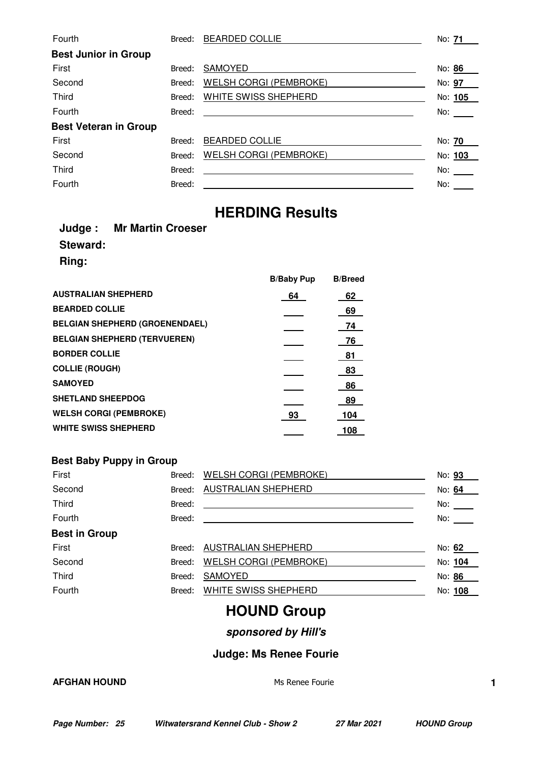| | Breed: | | No: |
|---|---|---|---|
| Fourth | Breed: | BEARDED COLLIE | No: **71** |

**Best Junior in Group**

| | | | |
|---|---|---|---|
| First | Breed: | SAMOYED | No: **86** |
| Second | Breed: | WELSH CORGI (PEMBROKE) | No: **97** |
| Third | Breed: | WHITE SWISS SHEPHERD | No: **105** |
| Fourth | Breed: | | No: |

**Best Veteran in Group**

| | | | |
|---|---|---|---|
| First | Breed: | BEARDED COLLIE | No: **70** |
| Second | Breed: | WELSH CORGI (PEMBROKE) | No: **103** |
| Third | Breed: | | No: |
| Fourth | Breed: | | No: |

# HERDING Results

**Judge : Mr Martin Croeser**

**Steward:**

**Ring:**

| | B/Baby Pup | B/Breed |
|---|---|---|
| **AUSTRALIAN SHEPHERD** | 64 | 62 |
| **BEARDED COLLIE** | | 69 |
| **BELGIAN SHEPHERD (GROENENDAEL)** | | 74 |
| **BELGIAN SHEPHERD (TERVUEREN)** | | 76 |
| **BORDER COLLIE** | | 81 |
| **COLLIE (ROUGH)** | | 83 |
| **SAMOYED** | | 86 |
| **SHETLAND SHEEPDOG** | | 89 |
| **WELSH CORGI (PEMBROKE)** | 93 | 104 |
| **WHITE SWISS SHEPHERD** | | 108 |

**Best Baby Puppy in Group**

| | | | |
|---|---|---|---|
| First | Breed: | WELSH CORGI (PEMBROKE) | No: **93** |
| Second | Breed: | AUSTRALIAN SHEPHERD | No: **64** |
| Third | Breed: | | No: |
| Fourth | Breed: | | No: |

**Best in Group**

| | | | |
|---|---|---|---|
| First | Breed: | AUSTRALIAN SHEPHERD | No: **62** |
| Second | Breed: | WELSH CORGI (PEMBROKE) | No: **104** |
| Third | Breed: | SAMOYED | No: **86** |
| Fourth | Breed: | WHITE SWISS SHEPHERD | No: **108** |

# HOUND Group

***sponsored by Hill's***

**Judge: Ms Renee Fourie**

**AFGHAN HOUND** Ms Renee Fourie 1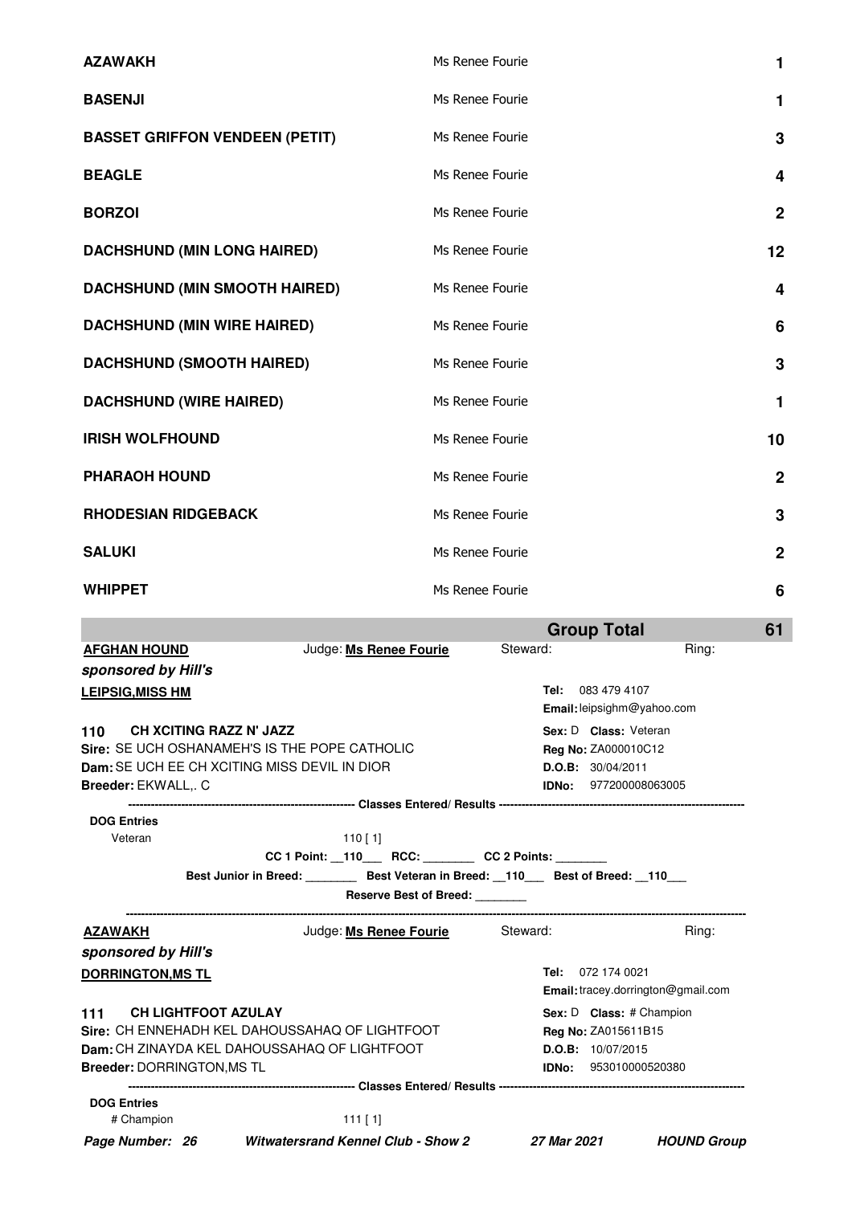| Breed | Judge | Entries |
|---|---|---|
| **AZAWAKH** | Ms Renee Fourie | **1** |
| **BASENJI** | Ms Renee Fourie | **1** |
| **BASSET GRIFFON VENDEEN (PETIT)** | Ms Renee Fourie | **3** |
| **BEAGLE** | Ms Renee Fourie | **4** |
| **BORZOI** | Ms Renee Fourie | **2** |
| **DACHSHUND (MIN LONG HAIRED)** | Ms Renee Fourie | **12** |
| **DACHSHUND (MIN SMOOTH HAIRED)** | Ms Renee Fourie | **4** |
| **DACHSHUND (MIN WIRE HAIRED)** | Ms Renee Fourie | **6** |
| **DACHSHUND (SMOOTH HAIRED)** | Ms Renee Fourie | **3** |
| **DACHSHUND (WIRE HAIRED)** | Ms Renee Fourie | **1** |
| **IRISH WOLFHOUND** | Ms Renee Fourie | **10** |
| **PHARAOH HOUND** | Ms Renee Fourie | **2** |
| **RHODESIAN RIDGEBACK** | Ms Renee Fourie | **3** |
| **SALUKI** | Ms Renee Fourie | **2** |
| **WHIPPET** | Ms Renee Fourie | **6** |
| | **Group Total** | **61** |

**AFGHAN HOUND** Judge: **Ms Renee Fourie** Steward: Ring:

***sponsored by Hill's***

**LEIPSIG,MISS HM**
**Tel:** 083 479 4107
**Email:** leipsighm@yahoo.com

**110 CH XCITING RAZZ N' JAZZ**
**Sire:** SE UCH OSHANAMEH'S IS THE POPE CATHOLIC
**Dam:** SE UCH EE CH XCITING MISS DEVIL IN DIOR
**Breeder:** EKWALL,. C
**Sex:** D **Class:** Veteran
**Reg No:** ZA000010C12
**D.O.B:** 30/04/2011
**IDNo:** 977200008063005

---------- Classes Entered/ Results ----------

**DOG Entries**
Veteran 110 [ 1]

**CC 1 Point:** __110___ **RCC:** ________ **CC 2 Points:** ________
**Best Junior in Breed:** ________ **Best Veteran in Breed:** __110___ **Best of Breed:** __110___
**Reserve Best of Breed:** ________

---

**AZAWAKH** Judge: **Ms Renee Fourie** Steward: Ring:

***sponsored by Hill's***

**DORRINGTON,MS TL**
**Tel:** 072 174 0021
**Email:** tracey.dorrington@gmail.com

**111 CH LIGHTFOOT AZULAY**
**Sire:** CH ENNEHADH KEL DAHOUSSAHAQ OF LIGHTFOOT
**Dam:** CH ZINAYDA KEL DAHOUSSAHAQ OF LIGHTFOOT
**Breeder:** DORRINGTON,MS TL
**Sex:** D **Class:** # Champion
**Reg No:** ZA015611B15
**D.O.B:** 10/07/2015
**IDNo:** 953010000520380

---------- Classes Entered/ Results ----------

**DOG Entries**
# Champion 111 [ 1]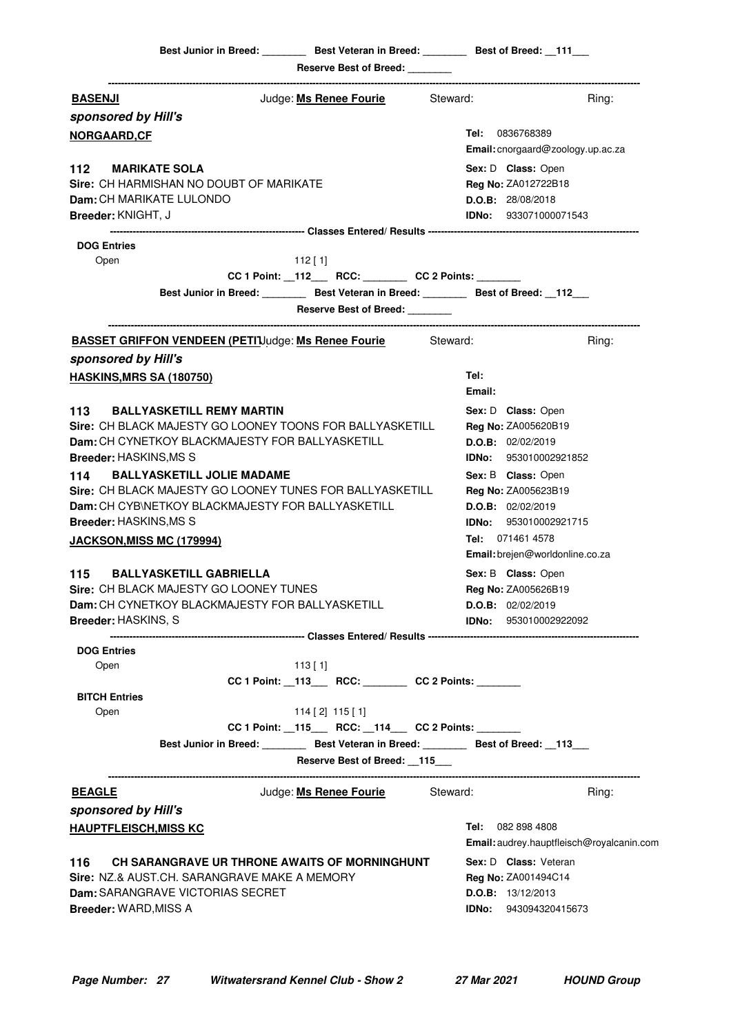Best Junior in Breed: ________ Best Veteran in Breed: ________ Best of Breed: __111___

Reserve Best of Breed: ________

---

**BASENJI** Judge: **Ms Renee Fourie** Steward: Ring:

***sponsored by Hill's***

**NORGAARD,CF**

**Tel:** 0836768389
**Email:** cnorgaard@zoology.up.ac.za

**112 MARIKATE SOLA**
**Sire:** CH HARMISHAN NO DOUBT OF MARIKATE
**Dam:** CH MARIKATE LULONDO
**Breeder:** KNIGHT, J

**Sex:** D **Class:** Open
**Reg No:** ZA012722B18
**D.O.B:** 28/08/2018
**IDNo:** 933071000071543

------ Classes Entered/ Results ------

**DOG Entries**

Open 112 [ 1]

CC 1 Point: __112___ RCC: ________ CC 2 Points: ________

Best Junior in Breed: ________ Best Veteran in Breed: ________ Best of Breed: __112___

Reserve Best of Breed: ________

---

**BASSET GRIFFON VENDEEN (PETIT** Judge: **Ms Renee Fourie** Steward: Ring:

***sponsored by Hill's***

**HASKINS,MRS SA (180750)**

**Tel:**
**Email:**

**113 BALLYASKETILL REMY MARTIN**
**Sire:** CH BLACK MAJESTY GO LOONEY TOONS FOR BALLYASKETILL
**Dam:** CH CYNETKOY BLACKMAJESTY FOR BALLYASKETILL
**Breeder:** HASKINS,MS S

**Sex:** D **Class:** Open
**Reg No:** ZA005620B19
**D.O.B:** 02/02/2019
**IDNo:** 953010002921852

**114 BALLYASKETILL JOLIE MADAME**
**Sire:** CH BLACK MAJESTY GO LOONEY TUNES FOR BALLYASKETILL
**Dam:** CH CYB\NETKOY BLACKMAJESTY FOR BALLYASKETILL
**Breeder:** HASKINS,MS S

**Sex:** B **Class:** Open
**Reg No:** ZA005623B19
**D.O.B:** 02/02/2019
**IDNo:** 953010002921715

**JACKSON,MISS MC (179994)**

**Tel:** 071461 4578
**Email:** brejen@worldonline.co.za

**115 BALLYASKETILL GABRIELLA**
**Sire:** CH BLACK MAJESTY GO LOONEY TUNES
**Dam:** CH CYNETKOY BLACKMAJESTY FOR BALLYASKETILL
**Breeder:** HASKINS, S

**Sex:** B **Class:** Open
**Reg No:** ZA005626B19
**D.O.B:** 02/02/2019
**IDNo:** 953010002922092

------ Classes Entered/ Results ------

**DOG Entries**

Open 113 [ 1]

CC 1 Point: __113___ RCC: ________ CC 2 Points: ________

**BITCH Entries**

Open 114 [ 2] 115 [ 1]

CC 1 Point: __115___ RCC: __114___ CC 2 Points: ________

Best Junior in Breed: ________ Best Veteran in Breed: ________ Best of Breed: __113___

Reserve Best of Breed: __115___

---

**BEAGLE** Judge: **Ms Renee Fourie** Steward: Ring:

***sponsored by Hill's***

**HAUPTFLEISCH,MISS KC**

**Tel:** 082 898 4808
**Email:** audrey.hauptfleisch@royalcanin.com

**116 CH SARANGRAVE UR THRONE AWAITS OF MORNINGHUNT**
**Sire:** NZ.& AUST.CH. SARANGRAVE MAKE A MEMORY
**Dam:** SARANGRAVE VICTORIAS SECRET
**Breeder:** WARD,MISS A

**Sex:** D **Class:** Veteran
**Reg No:** ZA001494C14
**D.O.B:** 13/12/2013
**IDNo:** 943094320415673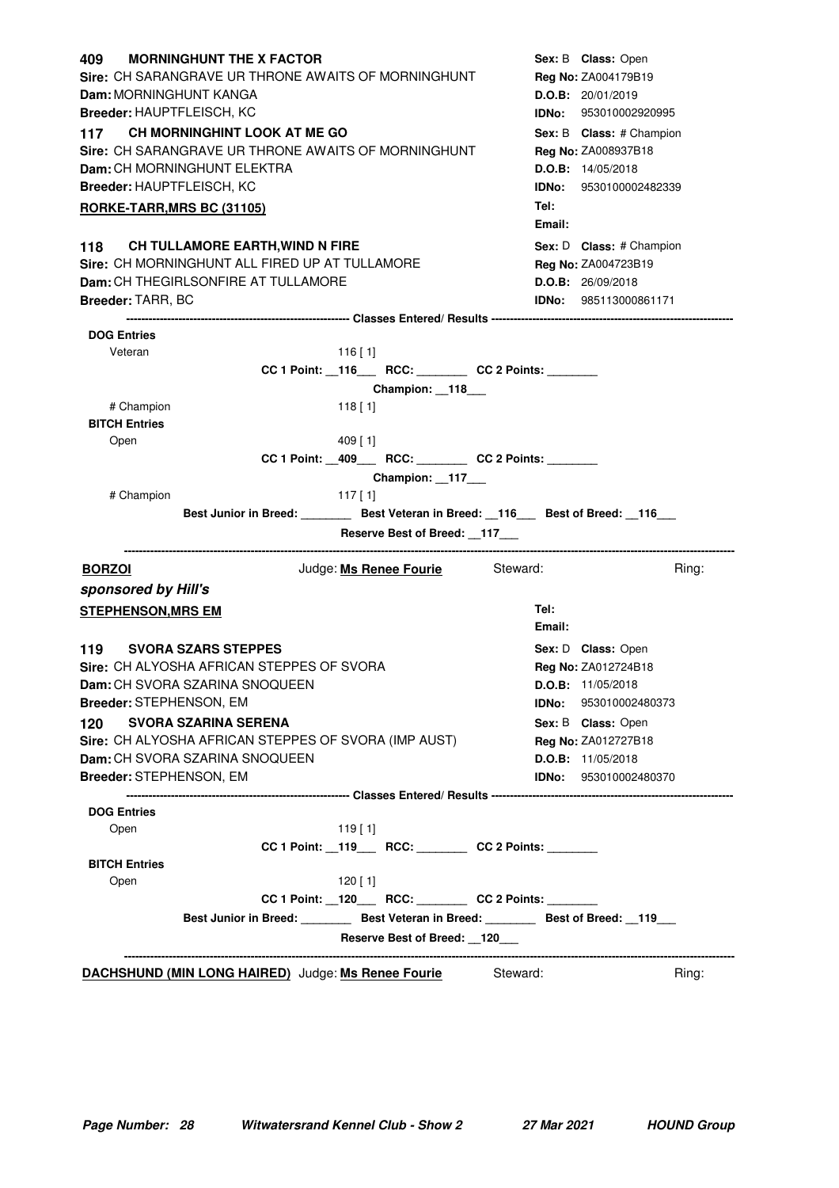**409 MORNINGHUNT THE X FACTOR** — **Sex:** B **Class:** Open
**Sire:** CH SARANGRAVE UR THRONE AWAITS OF MORNINGHUNT — **Reg No:** ZA004179B19
**Dam:** MORNINGHUNT KANGA — **D.O.B:** 20/01/2019
**Breeder:** HAUPTFLEISCH, KC — **IDNo:** 953010002920995

**117 CH MORNINGHINT LOOK AT ME GO** — **Sex:** B **Class:** # Champion
**Sire:** CH SARANGRAVE UR THRONE AWAITS OF MORNINGHUNT — **Reg No:** ZA008937B18
**Dam:** CH MORNINGHUNT ELEKTRA — **D.O.B:** 14/05/2018
**Breeder:** HAUPTFLEISCH, KC — **IDNo:** 9530100002482339

**RORKE-TARR,MRS BC (31105)** — **Tel:** **Email:**

**118 CH TULLAMORE EARTH,WIND N FIRE** — **Sex:** D **Class:** # Champion
**Sire:** CH MORNINGHUNT ALL FIRED UP AT TULLAMORE — **Reg No:** ZA004723B19
**Dam:** CH THEGIRLSONFIRE AT TULLAMORE — **D.O.B:** 26/09/2018
**Breeder:** TARR, BC — **IDNo:** 985113000861171

---------- **Classes Entered/ Results** ----------

**DOG Entries**

Veteran — 116 [ 1]

**CC 1 Point:** \_\_116\_\_\_ **RCC:** \_\_\_\_\_\_\_\_ **CC 2 Points:** \_\_\_\_\_\_\_\_

**Champion:** \_\_118\_\_\_

# Champion — 118 [ 1]

**BITCH Entries**

Open — 409 [ 1]

**CC 1 Point:** \_\_409\_\_\_ **RCC:** \_\_\_\_\_\_\_\_ **CC 2 Points:** \_\_\_\_\_\_\_\_

**Champion:** \_\_117\_\_\_

# Champion — 117 [ 1]

**Best Junior in Breed:** \_\_\_\_\_\_\_\_ **Best Veteran in Breed:** \_\_116\_\_\_ **Best of Breed:** \_\_116\_\_\_

**Reserve Best of Breed:** \_\_117\_\_\_

---

## BORZOI — Judge: Ms Renee Fourie — Steward: — Ring:

***sponsored by Hill's***

**STEPHENSON,MRS EM** — **Tel:** **Email:**

**119 SVORA SZARS STEPPES** — **Sex:** D **Class:** Open
**Sire:** CH ALYOSHA AFRICAN STEPPES OF SVORA — **Reg No:** ZA012724B18
**Dam:** CH SVORA SZARINA SNOQUEEN — **D.O.B:** 11/05/2018
**Breeder:** STEPHENSON, EM — **IDNo:** 953010002480373

**120 SVORA SZARINA SERENA** — **Sex:** B **Class:** Open
**Sire:** CH ALYOSHA AFRICAN STEPPES OF SVORA (IMP AUST) — **Reg No:** ZA012727B18
**Dam:** CH SVORA SZARINA SNOQUEEN — **D.O.B:** 11/05/2018
**Breeder:** STEPHENSON, EM — **IDNo:** 953010002480370

---------- **Classes Entered/ Results** ----------

**DOG Entries**

Open — 119 [ 1]

**CC 1 Point:** \_\_119\_\_\_ **RCC:** \_\_\_\_\_\_\_\_ **CC 2 Points:** \_\_\_\_\_\_\_\_

**BITCH Entries**

Open — 120 [ 1]

**CC 1 Point:** \_\_120\_\_\_ **RCC:** \_\_\_\_\_\_\_\_ **CC 2 Points:** \_\_\_\_\_\_\_\_

**Best Junior in Breed:** \_\_\_\_\_\_\_\_ **Best Veteran in Breed:** \_\_\_\_\_\_\_\_ **Best of Breed:** \_\_119\_\_\_

**Reserve Best of Breed:** \_\_120\_\_\_

---

## DACHSHUND (MIN LONG HAIRED) — Judge: Ms Renee Fourie — Steward: — Ring: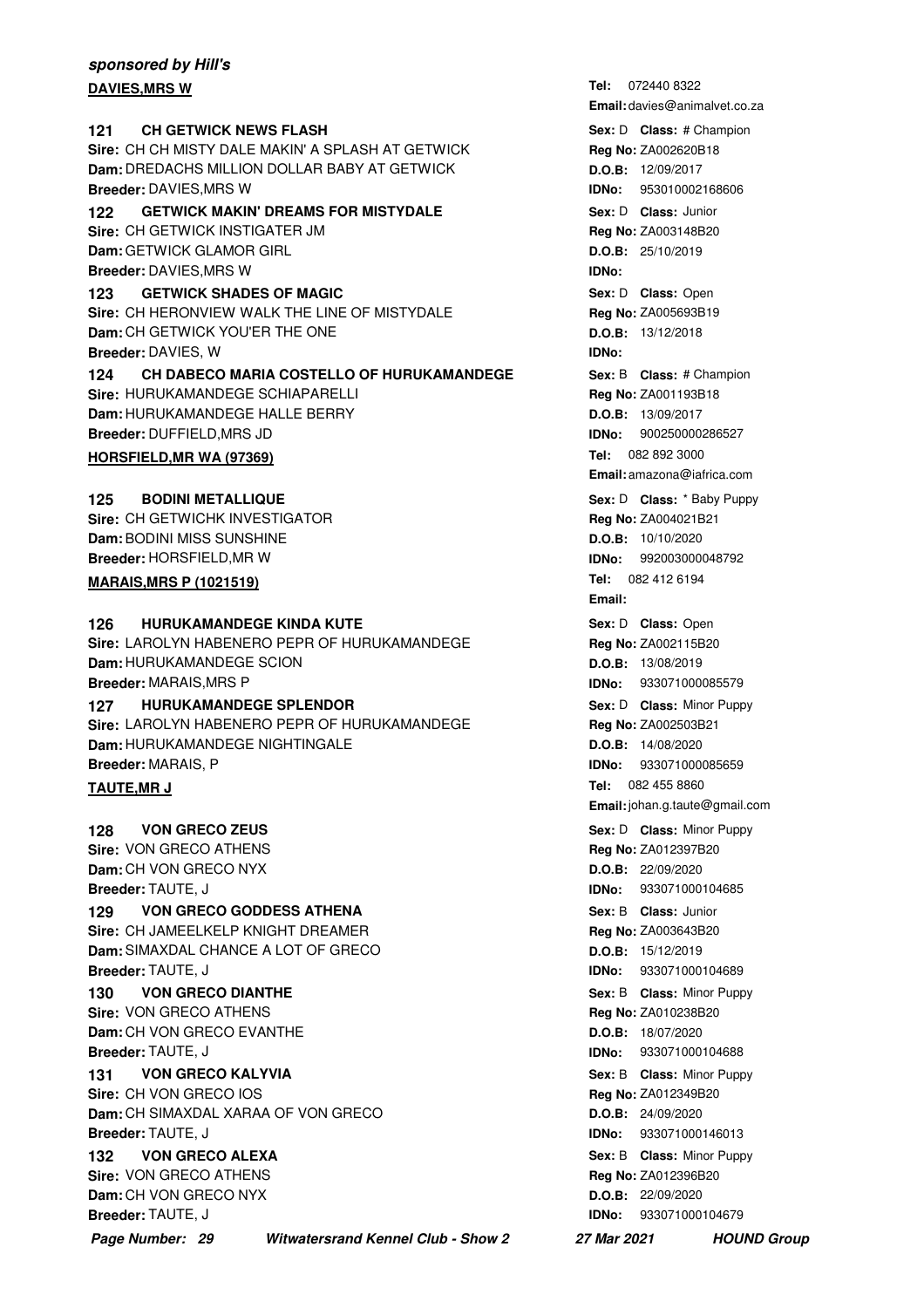***sponsored by Hill's***

**DAVIES,MRS W**

**Tel:** 072440 8322
**Email:** davies@animalvet.co.za

**121 CH GETWICK NEWS FLASH**
**Sex:** D **Class:** # Champion
**Sire:** CH CH MISTY DALE MAKIN' A SPLASH AT GETWICK
**Reg No:** ZA002620B18
**Dam:** DREDACHS MILLION DOLLAR BABY AT GETWICK
**D.O.B:** 12/09/2017
**Breeder:** DAVIES,MRS W
**IDNo:** 953010002168606

**122 GETWICK MAKIN' DREAMS FOR MISTYDALE**
**Sex:** D **Class:** Junior
**Sire:** CH GETWICK INSTIGATER JM
**Reg No:** ZA003148B20
**Dam:** GETWICK GLAMOR GIRL
**D.O.B:** 25/10/2019
**Breeder:** DAVIES,MRS W
**IDNo:**

**123 GETWICK SHADES OF MAGIC**
**Sex:** D **Class:** Open
**Sire:** CH HERONVIEW WALK THE LINE OF MISTYDALE
**Reg No:** ZA005693B19
**Dam:** CH GETWICK YOU'ER THE ONE
**D.O.B:** 13/12/2018
**Breeder:** DAVIES, W
**IDNo:**

**124 CH DABECO MARIA COSTELLO OF HURUKAMANDEGE**
**Sex:** B **Class:** # Champion
**Sire:** HURUKAMANDEGE SCHIAPARELLI
**Reg No:** ZA001193B18
**Dam:** HURUKAMANDEGE HALLE BERRY
**D.O.B:** 13/09/2017
**Breeder:** DUFFIELD,MRS JD
**IDNo:** 900250000286527

**HORSFIELD,MR WA (97369)**

**Tel:** 082 892 3000
**Email:** amazona@iafrica.com

**125 BODINI METALLIQUE**
**Sex:** D **Class:** * Baby Puppy
**Sire:** CH GETWICHK INVESTIGATOR
**Reg No:** ZA004021B21
**Dam:** BODINI MISS SUNSHINE
**D.O.B:** 10/10/2020
**Breeder:** HORSFIELD,MR W
**IDNo:** 992003000048792

**MARAIS,MRS P (1021519)**

**Tel:** 082 412 6194
**Email:**

**126 HURUKAMANDEGE KINDA KUTE**
**Sex:** D **Class:** Open
**Sire:** LAROLYN HABENERO PEPR OF HURUKAMANDEGE
**Reg No:** ZA002115B20
**Dam:** HURUKAMANDEGE SCION
**D.O.B:** 13/08/2019
**Breeder:** MARAIS,MRS P
**IDNo:** 933071000085579

**127 HURUKAMANDEGE SPLENDOR**
**Sex:** D **Class:** Minor Puppy
**Sire:** LAROLYN HABENERO PEPR OF HURUKAMANDEGE
**Reg No:** ZA002503B21
**Dam:** HURUKAMANDEGE NIGHTINGALE
**D.O.B:** 14/08/2020
**Breeder:** MARAIS, P
**IDNo:** 933071000085659

**TAUTE,MR J**

**Tel:** 082 455 8860
**Email:** johan.g.taute@gmail.com

**128 VON GRECO ZEUS**
**Sex:** D **Class:** Minor Puppy
**Sire:** VON GRECO ATHENS
**Reg No:** ZA012397B20
**Dam:** CH VON GRECO NYX
**D.O.B:** 22/09/2020
**Breeder:** TAUTE, J
**IDNo:** 933071000104685

**129 VON GRECO GODDESS ATHENA**
**Sex:** B **Class:** Junior
**Sire:** CH JAMEELKELP KNIGHT DREAMER
**Reg No:** ZA003643B20
**Dam:** SIMAXDAL CHANCE A LOT OF GRECO
**D.O.B:** 15/12/2019
**Breeder:** TAUTE, J
**IDNo:** 933071000104689

**130 VON GRECO DIANTHE**
**Sex:** B **Class:** Minor Puppy
**Sire:** VON GRECO ATHENS
**Reg No:** ZA010238B20
**Dam:** CH VON GRECO EVANTHE
**D.O.B:** 18/07/2020
**Breeder:** TAUTE, J
**IDNo:** 933071000104688

**131 VON GRECO KALYVIA**
**Sex:** B **Class:** Minor Puppy
**Sire:** CH VON GRECO IOS
**Reg No:** ZA012349B20
**Dam:** CH SIMAXDAL XARAA OF VON GRECO
**D.O.B:** 24/09/2020
**Breeder:** TAUTE, J
**IDNo:** 933071000146013

**132 VON GRECO ALEXA**
**Sex:** B **Class:** Minor Puppy
**Sire:** VON GRECO ATHENS
**Reg No:** ZA012396B20
**Dam:** CH VON GRECO NYX
**D.O.B:** 22/09/2020
**Breeder:** TAUTE, J
**IDNo:** 933071000104679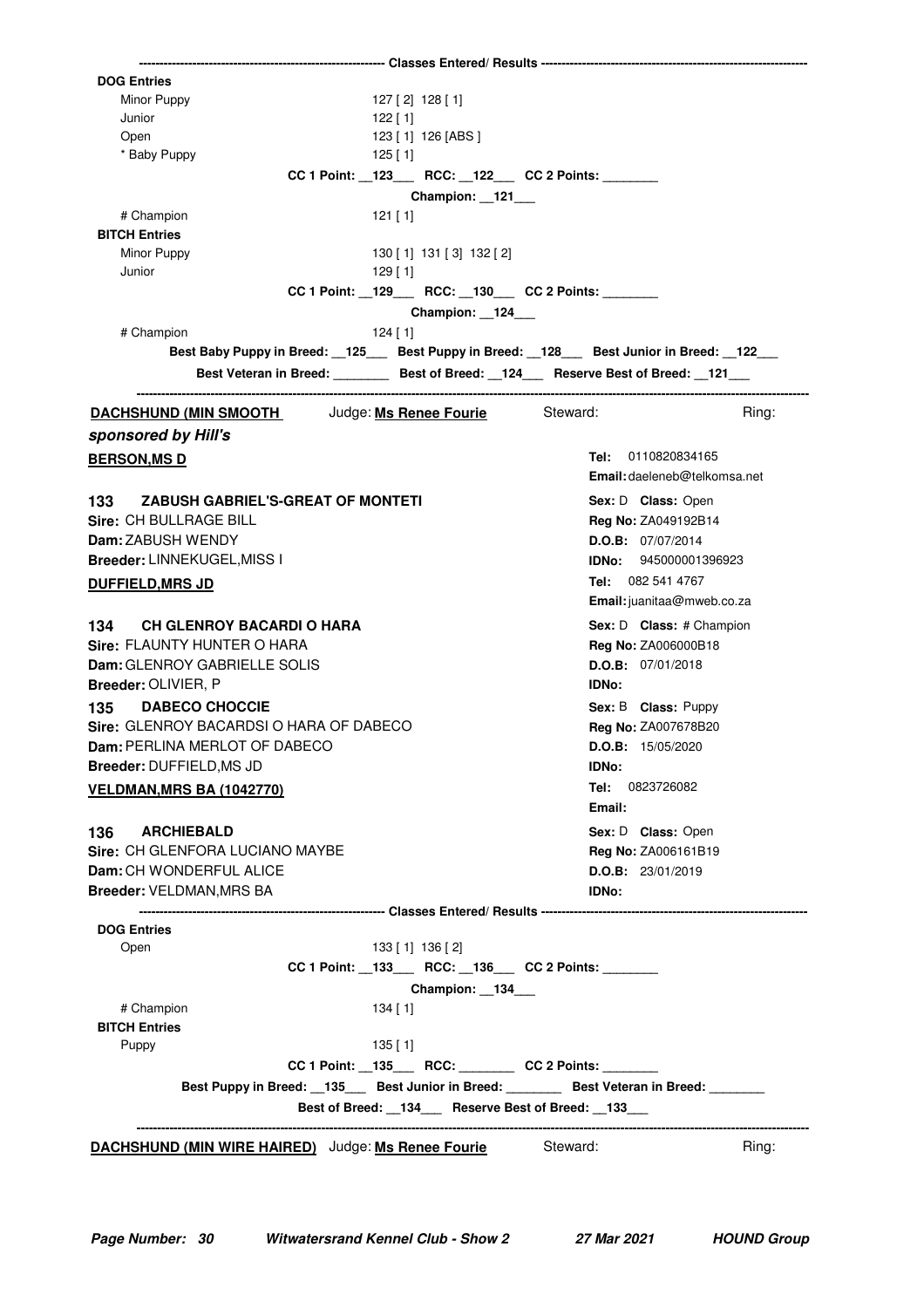---------- Classes Entered/ Results ----------

**DOG Entries**

| | |
|---|---|
| Minor Puppy | 127 [ 2] 128 [ 1] |
| Junior | 122 [ 1] |
| Open | 123 [ 1] 126 [ABS ] |
| * Baby Puppy | 125 [ 1] |

**CC 1 Point: __123___ RCC: __122___ CC 2 Points: ________**

**Champion: __121___**

| | |
|---|---|
| # Champion | 121 [ 1] |

**BITCH Entries**

| | |
|---|---|
| Minor Puppy | 130 [ 1] 131 [ 3] 132 [ 2] |
| Junior | 129 [ 1] |

**CC 1 Point: __129___ RCC: __130___ CC 2 Points: ________**

**Champion: __124___**

| | |
|---|---|
| # Champion | 124 [ 1] |

**Best Baby Puppy in Breed: __125___ Best Puppy in Breed: __128___ Best Junior in Breed: __122___**

**Best Veteran in Breed: ________ Best of Breed: __124___ Reserve Best of Breed: __121___**

---

**DACHSHUND (MIN SMOOTH** Judge: **Ms Renee Fourie** Steward: Ring:

***sponsored by Hill's***

**BERSON,MS D**
**Tel:** 0110820834165
**Email:** daeleneb@telkomsa.net

**133 ZABUSH GABRIEL'S-GREAT OF MONTETI**
**Sex:** D **Class:** Open
**Sire:** CH BULLRAGE BILL
**Reg No:** ZA049192B14
**Dam:** ZABUSH WENDY
**D.O.B:** 07/07/2014
**Breeder:** LINNEKUGEL,MISS I
**IDNo:** 945000001396923

**DUFFIELD,MRS JD**
**Tel:** 082 541 4767
**Email:** juanitaa@mweb.co.za

**134 CH GLENROY BACARDI O HARA**
**Sex:** D **Class:** # Champion
**Sire:** FLAUNTY HUNTER O HARA
**Reg No:** ZA006000B18
**Dam:** GLENROY GABRIELLE SOLIS
**D.O.B:** 07/01/2018
**Breeder:** OLIVIER, P
**IDNo:**

**135 DABECO CHOCCIE**
**Sex:** B **Class:** Puppy
**Sire:** GLENROY BACARDSI O HARA OF DABECO
**Reg No:** ZA007678B20
**Dam:** PERLINA MERLOT OF DABECO
**D.O.B:** 15/05/2020
**Breeder:** DUFFIELD,MS JD
**IDNo:**

**VELDMAN,MRS BA (1042770)**
**Tel:** 0823726082
**Email:**

**136 ARCHIEBALD**
**Sex:** D **Class:** Open
**Sire:** CH GLENFORA LUCIANO MAYBE
**Reg No:** ZA006161B19
**Dam:** CH WONDERFUL ALICE
**D.O.B:** 23/01/2019
**Breeder:** VELDMAN,MRS BA
**IDNo:**

---------- Classes Entered/ Results ----------

**DOG Entries**

| | |
|---|---|
| Open | 133 [ 1] 136 [ 2] |

**CC 1 Point: __133___ RCC: __136___ CC 2 Points: ________**

**Champion: __134___**

| | |
|---|---|
| # Champion | 134 [ 1] |

**BITCH Entries**

| | |
|---|---|
| Puppy | 135 [ 1] |

**CC 1 Point: __135___ RCC: ________ CC 2 Points: ________**

**Best Puppy in Breed: __135___ Best Junior in Breed: ________ Best Veteran in Breed: ________**

**Best of Breed: __134___ Reserve Best of Breed: __133___**

---

**DACHSHUND (MIN WIRE HAIRED)** Judge: **Ms Renee Fourie** Steward: Ring: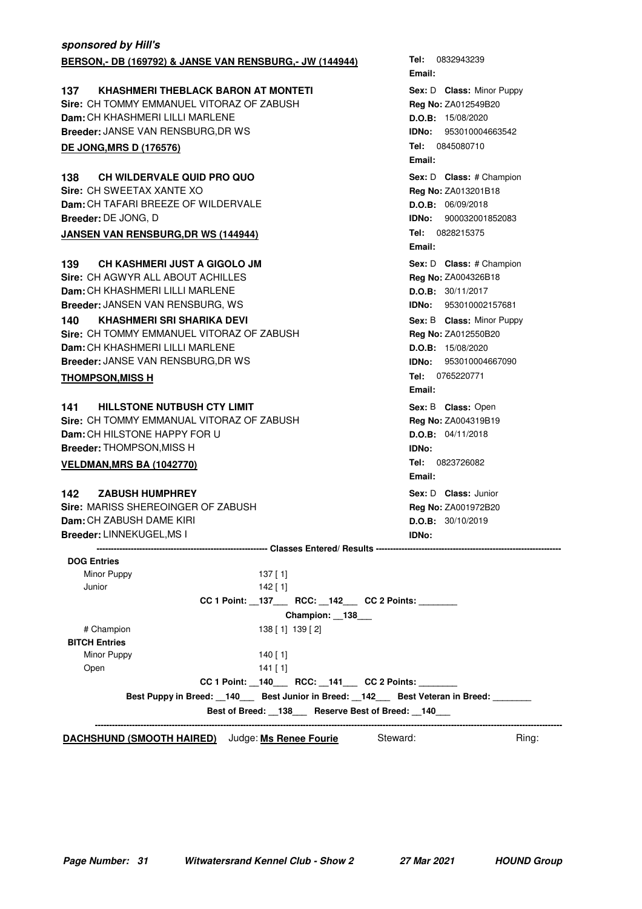***sponsored by Hill's***

**BERSON,- DB (169792) & JANSE VAN RENSBURG,- JW (144944)**
**Tel:** 0832943239
**Email:**

**137 KHASHMERI THEBLACK BARON AT MONTETI**
**Sire:** CH TOMMY EMMANUEL VITORAZ OF ZABUSH
**Dam:** CH KHASHMERI LILLI MARLENE
**Breeder:** JANSE VAN RENSBURG,DR WS
**Sex:** D **Class:** Minor Puppy
**Reg No:** ZA012549B20
**D.O.B:** 15/08/2020
**IDNo:** 953010004663542

**DE JONG,MRS D (176576)**
**Tel:** 0845080710
**Email:**

**138 CH WILDERVALE QUID PRO QUO**
**Sire:** CH SWEETAX XANTE XO
**Dam:** CH TAFARI BREEZE OF WILDERVALE
**Breeder:** DE JONG, D
**Sex:** D **Class:** # Champion
**Reg No:** ZA013201B18
**D.O.B:** 06/09/2018
**IDNo:** 900032001852083

**JANSEN VAN RENSBURG,DR WS (144944)**
**Tel:** 0828215375
**Email:**

**139 CH KASHMERI JUST A GIGOLO JM**
**Sire:** CH AGWYR ALL ABOUT ACHILLES
**Dam:** CH KHASHMERI LILLI MARLENE
**Breeder:** JANSEN VAN RENSBURG, WS
**Sex:** D **Class:** # Champion
**Reg No:** ZA004326B18
**D.O.B:** 30/11/2017
**IDNo:** 953010002157681

**140 KHASHMERI SRI SHARIKA DEVI**
**Sire:** CH TOMMY EMMANUEL VITORAZ OF ZABUSH
**Dam:** CH KHASHMERI LILLI MARLENE
**Breeder:** JANSE VAN RENSBURG,DR WS
**Sex:** B **Class:** Minor Puppy
**Reg No:** ZA012550B20
**D.O.B:** 15/08/2020
**IDNo:** 953010004667090

**THOMPSON,MISS H**
**Tel:** 0765220771
**Email:**

**141 HILLSTONE NUTBUSH CTY LIMIT**
**Sire:** CH TOMMY EMMANUAL VITORAZ OF ZABUSH
**Dam:** CH HILSTONE HAPPY FOR U
**Breeder:** THOMPSON,MISS H
**Sex:** B **Class:** Open
**Reg No:** ZA004319B19
**D.O.B:** 04/11/2018
**IDNo:**

**VELDMAN,MRS BA (1042770)**
**Tel:** 0823726082
**Email:**

**142 ZABUSH HUMPHREY**
**Sire:** MARISS SHEREOINGER OF ZABUSH
**Dam:** CH ZABUSH DAME KIRI
**Breeder:** LINNEKUGEL,MS I
**Sex:** D **Class:** Junior
**Reg No:** ZA001972B20
**D.O.B:** 30/10/2019
**IDNo:**

---------- **Classes Entered/ Results** ----------

**DOG Entries**

| | |
|---|---|
| Minor Puppy | 137 [ 1] |
| Junior | 142 [ 1] |

**CC 1 Point:** __137___ **RCC:** __142___ **CC 2 Points:** ________

**Champion:** __138___

| | |
|---|---|
| # Champion | 138 [ 1] 139 [ 2] |

**BITCH Entries**

| | |
|---|---|
| Minor Puppy | 140 [ 1] |
| Open | 141 [ 1] |

**CC 1 Point:** __140___ **RCC:** __141___ **CC 2 Points:** ________

**Best Puppy in Breed:** __140___ **Best Junior in Breed:** __142___ **Best Veteran in Breed:** ________

**Best of Breed:** __138___ **Reserve Best of Breed:** __140___

---

**DACHSHUND (SMOOTH HAIRED)** Judge: **Ms Renee Fourie** Steward: Ring: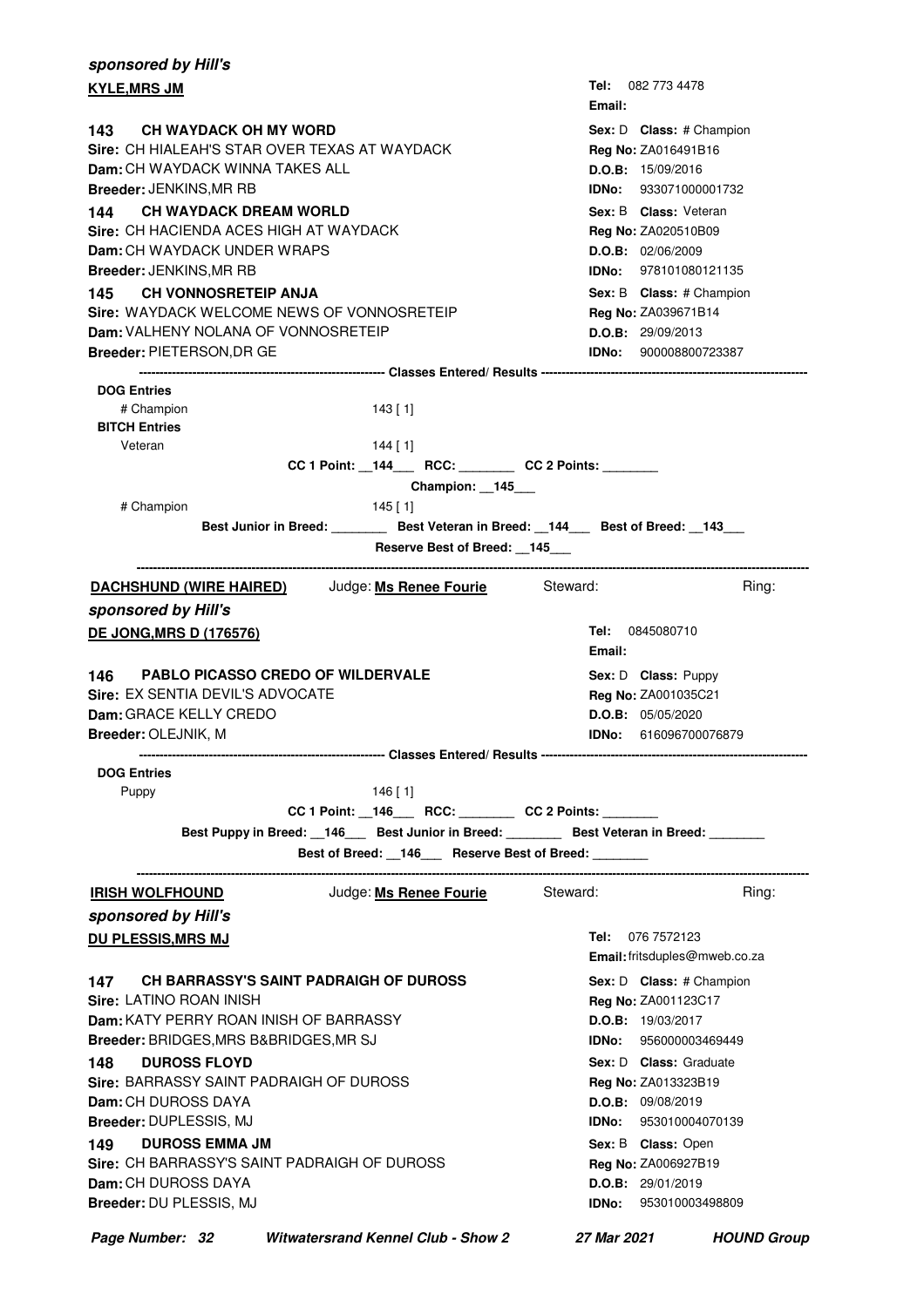*sponsored by Hill's*

**KYLE,MRS JM**

**Tel:** 082 773 4478
**Email:**

**143 CH WAYDACK OH MY WORD**
**Sire:** CH HIALEAH'S STAR OVER TEXAS AT WAYDACK
**Dam:** CH WAYDACK WINNA TAKES ALL
**Breeder:** JENKINS,MR RB

**Sex:** D **Class:** # Champion
**Reg No:** ZA016491B16
**D.O.B:** 15/09/2016
**IDNo:** 933071000001732

**144 CH WAYDACK DREAM WORLD**
**Sire:** CH HACIENDA ACES HIGH AT WAYDACK
**Dam:** CH WAYDACK UNDER WRAPS
**Breeder:** JENKINS,MR RB

**Sex:** B **Class:** Veteran
**Reg No:** ZA020510B09
**D.O.B:** 02/06/2009
**IDNo:** 978101080121135

**145 CH VONNOSRETEIP ANJA**
**Sire:** WAYDACK WELCOME NEWS OF VONNOSRETEIP
**Dam:** VALHENY NOLANA OF VONNOSRETEIP
**Breeder:** PIETERSON,DR GE

**Sex:** B **Class:** # Champion
**Reg No:** ZA039671B14
**D.O.B:** 29/09/2013
**IDNo:** 900008800723387

------------------------------------------------------------ **Classes Entered/ Results** ------------------------------------------------------------

**DOG Entries**
# Champion 143 [ 1]
**BITCH Entries**
Veteran 144 [ 1]

**CC 1 Point: __144___ RCC: ________ CC 2 Points: ________**

**Champion: __145___**

# Champion 145 [ 1]

**Best Junior in Breed: ________ Best Veteran in Breed: __144___ Best of Breed: __143___**

**Reserve Best of Breed: __145___**

---

**DACHSHUND (WIRE HAIRED)** Judge: **Ms Renee Fourie** Steward: Ring:

*sponsored by Hill's*

**DE JONG,MRS D (176576)**

**Tel:** 0845080710
**Email:**

**146 PABLO PICASSO CREDO OF WILDERVALE**
**Sire:** EX SENTIA DEVIL'S ADVOCATE
**Dam:** GRACE KELLY CREDO
**Breeder:** OLEJNIK, M

**Sex:** D **Class:** Puppy
**Reg No:** ZA001035C21
**D.O.B:** 05/05/2020
**IDNo:** 616096700076879

------------------------------------------------------------ **Classes Entered/ Results** ------------------------------------------------------------

**DOG Entries**
Puppy 146 [ 1]

**CC 1 Point: __146___ RCC: ________ CC 2 Points: ________**

**Best Puppy in Breed: __146___ Best Junior in Breed: ________ Best Veteran in Breed: ________**

**Best of Breed: __146___ Reserve Best of Breed: ________**

---

**IRISH WOLFHOUND** Judge: **Ms Renee Fourie** Steward: Ring:

*sponsored by Hill's*

**DU PLESSIS,MRS MJ**

**Tel:** 076 7572123
**Email:** fritsduples@mweb.co.za

**147 CH BARRASSY'S SAINT PADRAIGH OF DUROSS**
**Sire:** LATINO ROAN INISH
**Dam:** KATY PERRY ROAN INISH OF BARRASSY
**Breeder:** BRIDGES,MRS B&BRIDGES,MR SJ

**Sex:** D **Class:** # Champion
**Reg No:** ZA001123C17
**D.O.B:** 19/03/2017
**IDNo:** 956000003469449

**148 DUROSS FLOYD**
**Sire:** BARRASSY SAINT PADRAIGH OF DUROSS
**Dam:** CH DUROSS DAYA
**Breeder:** DUPLESSIS, MJ

**Sex:** D **Class:** Graduate
**Reg No:** ZA013323B19
**D.O.B:** 09/08/2019
**IDNo:** 953010004070139

**149 DUROSS EMMA JM**
**Sire:** CH BARRASSY'S SAINT PADRAIGH OF DUROSS
**Dam:** CH DUROSS DAYA
**Breeder:** DU PLESSIS, MJ

**Sex:** B **Class:** Open
**Reg No:** ZA006927B19
**D.O.B:** 29/01/2019
**IDNo:** 953010003498809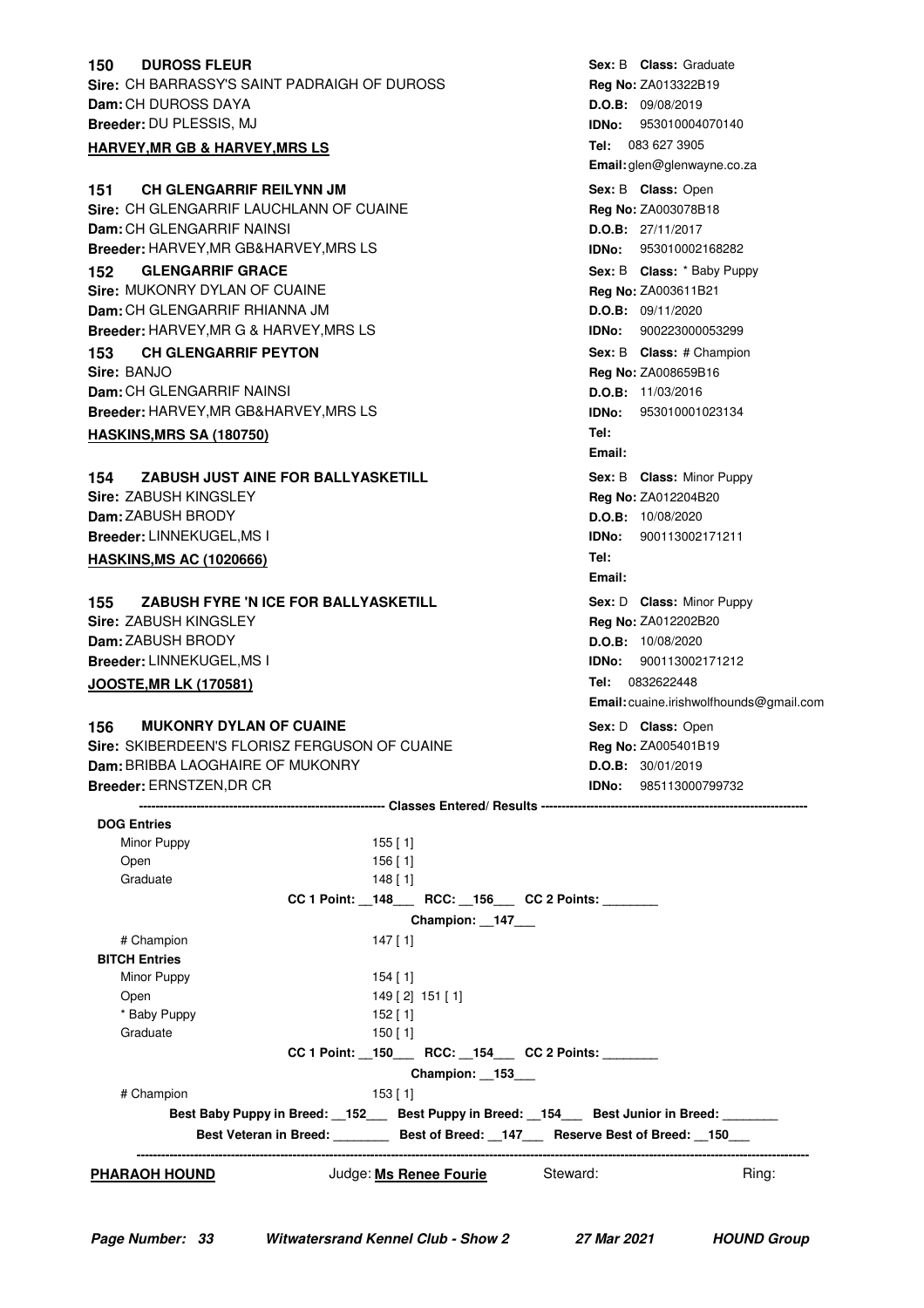**150 DUROSS FLEUR**
**Sire:** CH BARRASSY'S SAINT PADRAIGH OF DUROSS
**Dam:** CH DUROSS DAYA
**Breeder:** DU PLESSIS, MJ

**Sex:** B **Class:** Graduate
**Reg No:** ZA013322B19
**D.O.B:** 09/08/2019
**IDNo:** 953010004070140

**HARVEY,MR GB & HARVEY,MRS LS**
**Tel:** 083 627 3905
**Email:** glen@glenwayne.co.za

**151 CH GLENGARRIF REILYNN JM**
**Sire:** CH GLENGARRIF LAUCHLANN OF CUAINE
**Dam:** CH GLENGARRIF NAINSI
**Breeder:** HARVEY,MR GB&HARVEY,MRS LS

**Sex:** B **Class:** Open
**Reg No:** ZA003078B18
**D.O.B:** 27/11/2017
**IDNo:** 953010002168282

**152 GLENGARRIF GRACE**
**Sire:** MUKONRY DYLAN OF CUAINE
**Dam:** CH GLENGARRIF RHIANNA JM
**Breeder:** HARVEY,MR G & HARVEY,MRS LS

**Sex:** B **Class:** * Baby Puppy
**Reg No:** ZA003611B21
**D.O.B:** 09/11/2020
**IDNo:** 900223000053299

**153 CH GLENGARRIF PEYTON**
**Sire:** BANJO
**Dam:** CH GLENGARRIF NAINSI
**Breeder:** HARVEY,MR GB&HARVEY,MRS LS

**Sex:** B **Class:** # Champion
**Reg No:** ZA008659B16
**D.O.B:** 11/03/2016
**IDNo:** 953010001023134

**HASKINS,MRS SA (180750)**
**Tel:**
**Email:**

**154 ZABUSH JUST AINE FOR BALLYASKETILL**
**Sire:** ZABUSH KINGSLEY
**Dam:** ZABUSH BRODY
**Breeder:** LINNEKUGEL,MS I

**Sex:** B **Class:** Minor Puppy
**Reg No:** ZA012204B20
**D.O.B:** 10/08/2020
**IDNo:** 900113002171211

**HASKINS,MS AC (1020666)**
**Tel:**
**Email:**

**155 ZABUSH FYRE 'N ICE FOR BALLYASKETILL**
**Sire:** ZABUSH KINGSLEY
**Dam:** ZABUSH BRODY
**Breeder:** LINNEKUGEL,MS I

**Sex:** D **Class:** Minor Puppy
**Reg No:** ZA012202B20
**D.O.B:** 10/08/2020
**IDNo:** 900113002171212

**JOOSTE,MR LK (170581)**
**Tel:** 0832622448
**Email:** cuaine.irishwolfhounds@gmail.com

**156 MUKONRY DYLAN OF CUAINE**
**Sire:** SKIBERDEEN'S FLORISZ FERGUSON OF CUAINE
**Dam:** BRIBBA LAOGHAIRE OF MUKONRY
**Breeder:** ERNSTZEN,DR CR

**Sex:** D **Class:** Open
**Reg No:** ZA005401B19
**D.O.B:** 30/01/2019
**IDNo:** 985113000799732

---------- Classes Entered/ Results ----------

**DOG Entries**

| Class | Entries |
|---|---|
| Minor Puppy | 155 [ 1] |
| Open | 156 [ 1] |
| Graduate | 148 [ 1] |

**CC 1 Point: __148___ RCC: __156___ CC 2 Points: _______**

**Champion: __147___**

| Class | Entries |
|---|---|
| # Champion | 147 [ 1] |

**BITCH Entries**

| Class | Entries |
|---|---|
| Minor Puppy | 154 [ 1] |
| Open | 149 [ 2] 151 [ 1] |
| * Baby Puppy | 152 [ 1] |
| Graduate | 150 [ 1] |

**CC 1 Point: __150___ RCC: __154___ CC 2 Points: _______**

**Champion: __153___**

| Class | Entries |
|---|---|
| # Champion | 153 [ 1] |

**Best Baby Puppy in Breed: __152___ Best Puppy in Breed: __154___ Best Junior in Breed: _______**

**Best Veteran in Breed: _______ Best of Breed: __147___ Reserve Best of Breed: __150___**

---

**PHARAOH HOUND** Judge: **Ms Renee Fourie** Steward: Ring: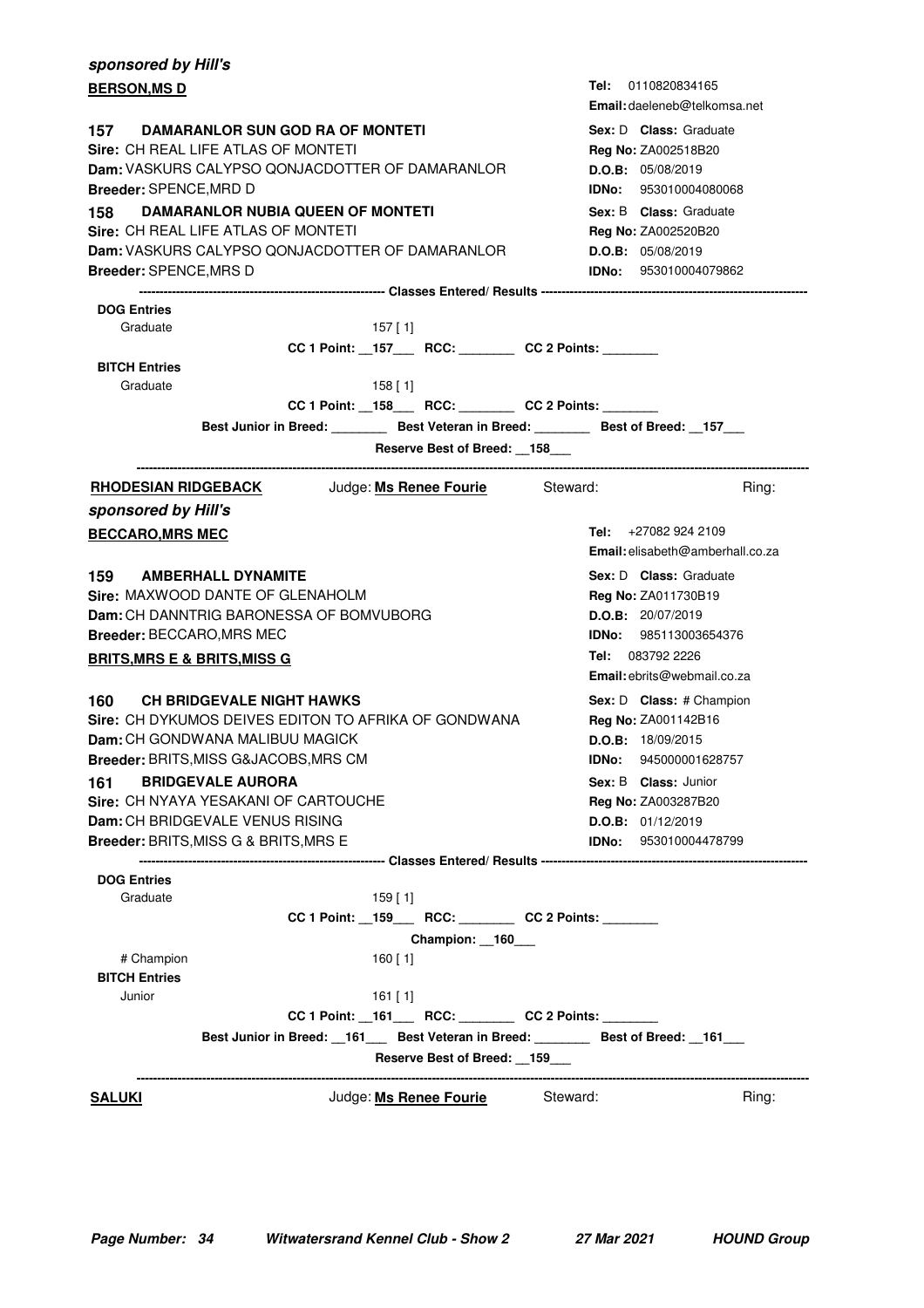***sponsored by Hill's***

**BERSON,MS D**

**Tel:** 0110820834165
**Email:** daeleneb@telkomsa.net

**157 DAMARANLOR SUN GOD RA OF MONTETI**
**Sire:** CH REAL LIFE ATLAS OF MONTETI
**Dam:** VASKURS CALYPSO QONJACDOTTER OF DAMARANLOR
**Breeder:** SPENCE,MRD D

**Sex:** D **Class:** Graduate
**Reg No:** ZA002518B20
**D.O.B:** 05/08/2019
**IDNo:** 953010004080068

**158 DAMARANLOR NUBIA QUEEN OF MONTETI**
**Sire:** CH REAL LIFE ATLAS OF MONTETI
**Dam:** VASKURS CALYPSO QONJACDOTTER OF DAMARANLOR
**Breeder:** SPENCE,MRS D

**Sex:** B **Class:** Graduate
**Reg No:** ZA002520B20
**D.O.B:** 05/08/2019
**IDNo:** 953010004079862

---------- Classes Entered/ Results ----------

**DOG Entries**

Graduate 157 [ 1]

**CC 1 Point: __157___ RCC: ________ CC 2 Points: ________**

**BITCH Entries**

Graduate 158 [ 1]

**CC 1 Point: __158___ RCC: ________ CC 2 Points: ________**

**Best Junior in Breed: ________ Best Veteran in Breed: ________ Best of Breed: __157___**

**Reserve Best of Breed: __158___**

---

**RHODESIAN RIDGEBACK** Judge: **Ms Renee Fourie** Steward: Ring:

***sponsored by Hill's***

**BECCARO,MRS MEC**

**Tel:** +27082 924 2109
**Email:** elisabeth@amberhall.co.za

**159 AMBERHALL DYNAMITE**
**Sire:** MAXWOOD DANTE OF GLENAHOLM
**Dam:** CH DANNTRIG BARONESSA OF BOMVUBORG
**Breeder:** BECCARO,MRS MEC

**Sex:** D **Class:** Graduate
**Reg No:** ZA011730B19
**D.O.B:** 20/07/2019
**IDNo:** 985113003654376

**BRITS,MRS E & BRITS,MISS G**

**Tel:** 083792 2226
**Email:** ebrits@webmail.co.za

**160 CH BRIDGEVALE NIGHT HAWKS**
**Sire:** CH DYKUMOS DEIVES EDITON TO AFRIKA OF GONDWANA
**Dam:** CH GONDWANA MALIBUU MAGICK
**Breeder:** BRITS,MISS G&JACOBS,MRS CM

**Sex:** D **Class:** # Champion
**Reg No:** ZA001142B16
**D.O.B:** 18/09/2015
**IDNo:** 945000001628757

**161 BRIDGEVALE AURORA**
**Sire:** CH NYAYA YESAKANI OF CARTOUCHE
**Dam:** CH BRIDGEVALE VENUS RISING
**Breeder:** BRITS,MISS G & BRITS,MRS E

**Sex:** B **Class:** Junior
**Reg No:** ZA003287B20
**D.O.B:** 01/12/2019
**IDNo:** 953010004478799

---------- Classes Entered/ Results ----------

**DOG Entries**

Graduate 159 [ 1]

**CC 1 Point: __159___ RCC: ________ CC 2 Points: ________**

**Champion: __160___**

# Champion 160 [ 1]

**BITCH Entries**

Junior 161 [ 1]

**CC 1 Point: __161___ RCC: ________ CC 2 Points: ________**

**Best Junior in Breed: __161___ Best Veteran in Breed: ________ Best of Breed: __161___**

**Reserve Best of Breed: __159___**

---

**SALUKI** Judge: **Ms Renee Fourie** Steward: Ring: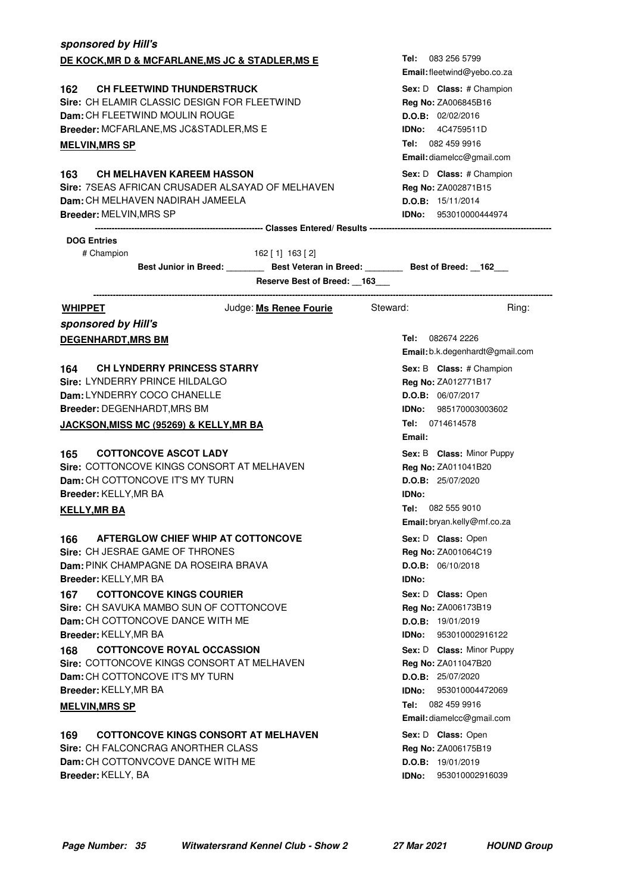***sponsored by Hill's***

**DE KOCK,MR D & MCFARLANE,MS JC & STADLER,MS E**

**Tel:** 083 256 5799
**Email:** fleetwind@yebo.co.za

**162 CH FLEETWIND THUNDERSTRUCK**
**Sire:** CH ELAMIR CLASSIC DESIGN FOR FLEETWIND
**Dam:** CH FLEETWIND MOULIN ROUGE
**Breeder:** MCFARLANE,MS JC&STADLER,MS E
**Sex:** D **Class:** # Champion
**Reg No:** ZA006845B16
**D.O.B:** 02/02/2016
**IDNo:** 4C4759511D

**MELVIN,MRS SP**

**Tel:** 082 459 9916
**Email:** diamelcc@gmail.com

**163 CH MELHAVEN KAREEM HASSON**
**Sire:** 7SEAS AFRICAN CRUSADER ALSAYAD OF MELHAVEN
**Dam:** CH MELHAVEN NADIRAH JAMEELA
**Breeder:** MELVIN,MRS SP
**Sex:** D **Class:** # Champion
**Reg No:** ZA002871B15
**D.O.B:** 15/11/2014
**IDNo:** 953010000444974

**Classes Entered/ Results**

**DOG Entries**

# Champion 162 [ 1] 163 [ 2]

**Best Junior in Breed:** ________ **Best Veteran in Breed:** ________ **Best of Breed:** __162__

**Reserve Best of Breed:** __163__

---

**WHIPPET** Judge: **Ms Renee Fourie** Steward: Ring:

***sponsored by Hill's***

**DEGENHARDT,MRS BM**

**Tel:** 082674 2226
**Email:** b.k.degenhardt@gmail.com

**164 CH LYNDERRY PRINCESS STARRY**
**Sire:** LYNDERRY PRINCE HILDALGO
**Dam:** LYNDERRY COCO CHANELLE
**Breeder:** DEGENHARDT,MRS BM
**Sex:** B **Class:** # Champion
**Reg No:** ZA012771B17
**D.O.B:** 06/07/2017
**IDNo:** 985170003003602

**JACKSON,MISS MC (95269) & KELLY,MR BA**

**Tel:** 0714614578
**Email:**

**165 COTTONCOVE ASCOT LADY**
**Sire:** COTTONCOVE KINGS CONSORT AT MELHAVEN
**Dam:** CH COTTONCOVE IT'S MY TURN
**Breeder:** KELLY,MR BA
**Sex:** B **Class:** Minor Puppy
**Reg No:** ZA011041B20
**D.O.B:** 25/07/2020
**IDNo:**

**KELLY,MR BA**

**Tel:** 082 555 9010
**Email:** bryan.kelly@mf.co.za

**166 AFTERGLOW CHIEF WHIP AT COTTONCOVE**
**Sire:** CH JESRAE GAME OF THRONES
**Dam:** PINK CHAMPAGNE DA ROSEIRA BRAVA
**Breeder:** KELLY,MR BA
**Sex:** D **Class:** Open
**Reg No:** ZA001064C19
**D.O.B:** 06/10/2018
**IDNo:**

**167 COTTONCOVE KINGS COURIER**
**Sire:** CH SAVUKA MAMBO SUN OF COTTONCOVE
**Dam:** CH COTTONCOVE DANCE WITH ME
**Breeder:** KELLY,MR BA
**Sex:** D **Class:** Open
**Reg No:** ZA006173B19
**D.O.B:** 19/01/2019
**IDNo:** 953010002916122

**168 COTTONCOVE ROYAL OCCASSION**
**Sire:** COTTONCOVE KINGS CONSORT AT MELHAVEN
**Dam:** CH COTTONCOVE IT'S MY TURN
**Breeder:** KELLY,MR BA
**Sex:** D **Class:** Minor Puppy
**Reg No:** ZA011047B20
**D.O.B:** 25/07/2020
**IDNo:** 953010004472069

**MELVIN,MRS SP**

**Tel:** 082 459 9916
**Email:** diamelcc@gmail.com

**169 COTTONCOVE KINGS CONSORT AT MELHAVEN**
**Sire:** CH FALCONCRAG ANORTHER CLASS
**Dam:** CH COTTONVCOVE DANCE WITH ME
**Breeder:** KELLY, BA
**Sex:** D **Class:** Open
**Reg No:** ZA006175B19
**D.O.B:** 19/01/2019
**IDNo:** 953010002916039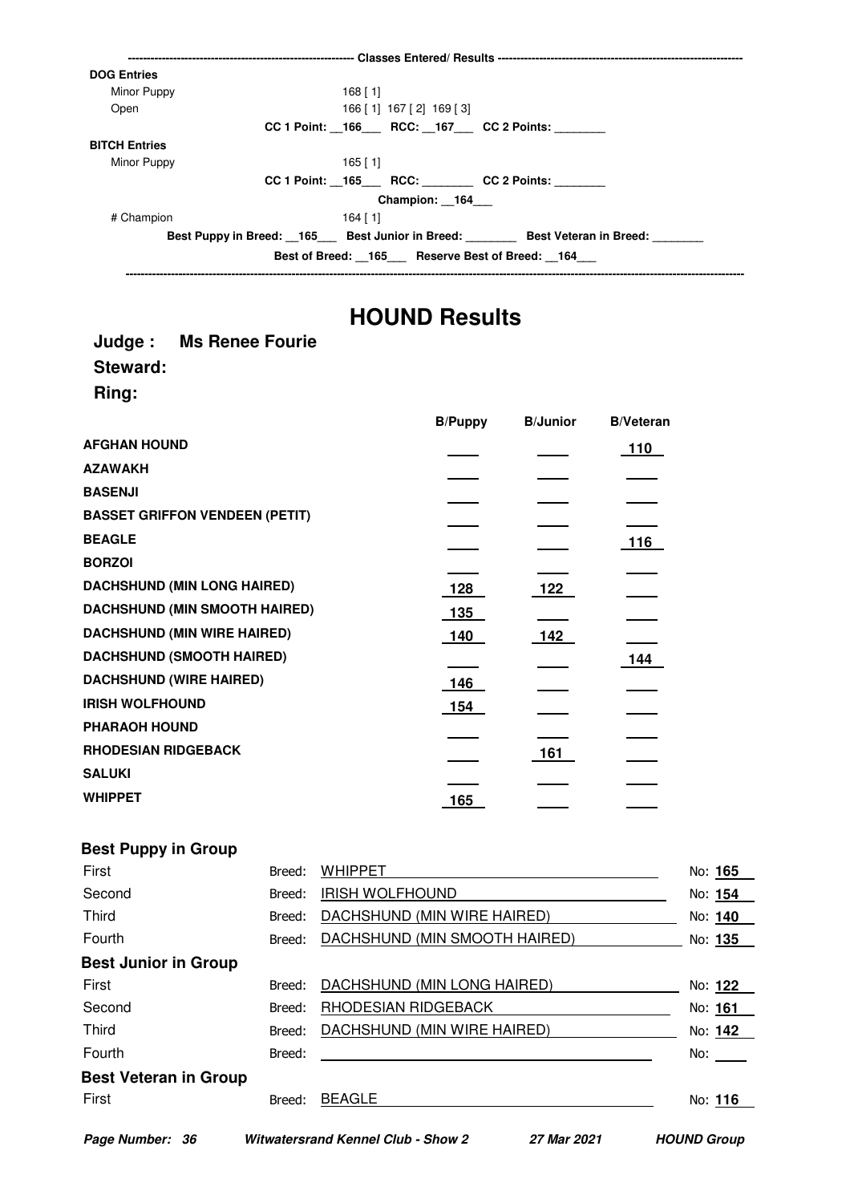---------------------------------------------------------- Classes Entered/ Results ----------------------------------------------------------

**DOG Entries**

| | |
|---|---|
| Minor Puppy | 168 [ 1] |
| Open | 166 [ 1] 167 [ 2] 169 [ 3] |

CC 1 Point: __166___ RCC: __167___ CC 2 Points: ________

**BITCH Entries**

| | |
|---|---|
| Minor Puppy | 165 [ 1] |

CC 1 Point: __165___ RCC: ________ CC 2 Points: ________

Champion: __164___

| | |
|---|---|
| # Champion | 164 [ 1] |

Best Puppy in Breed: __165___ Best Junior in Breed: ________ Best Veteran in Breed: ________

Best of Breed: __165___ Reserve Best of Breed: __164___

---

# HOUND Results

**Judge : Ms Renee Fourie**

**Steward:**

**Ring:**

| | B/Puppy | B/Junior | B/Veteran |
|---|---|---|---|
| **AFGHAN HOUND** | | | 110 |
| **AZAWAKH** | | | |
| **BASENJI** | | | |
| **BASSET GRIFFON VENDEEN (PETIT)** | | | |
| **BEAGLE** | | | 116 |
| **BORZOI** | | | |
| **DACHSHUND (MIN LONG HAIRED)** | 128 | 122 | |
| **DACHSHUND (MIN SMOOTH HAIRED)** | 135 | | |
| **DACHSHUND (MIN WIRE HAIRED)** | 140 | 142 | |
| **DACHSHUND (SMOOTH HAIRED)** | | | 144 |
| **DACHSHUND (WIRE HAIRED)** | 146 | | |
| **IRISH WOLFHOUND** | 154 | | |
| **PHARAOH HOUND** | | | |
| **RHODESIAN RIDGEBACK** | | 161 | |
| **SALUKI** | | | |
| **WHIPPET** | 165 | | |

### Best Puppy in Group

| | Breed | No |
|---|---|---|
| First | WHIPPET | 165 |
| Second | IRISH WOLFHOUND | 154 |
| Third | DACHSHUND (MIN WIRE HAIRED) | 140 |
| Fourth | DACHSHUND (MIN SMOOTH HAIRED) | 135 |

### Best Junior in Group

| | Breed | No |
|---|---|---|
| First | DACHSHUND (MIN LONG HAIRED) | 122 |
| Second | RHODESIAN RIDGEBACK | 161 |
| Third | DACHSHUND (MIN WIRE HAIRED) | 142 |
| Fourth | | |

### Best Veteran in Group

| | Breed | No |
|---|---|---|
| First | BEAGLE | 116 |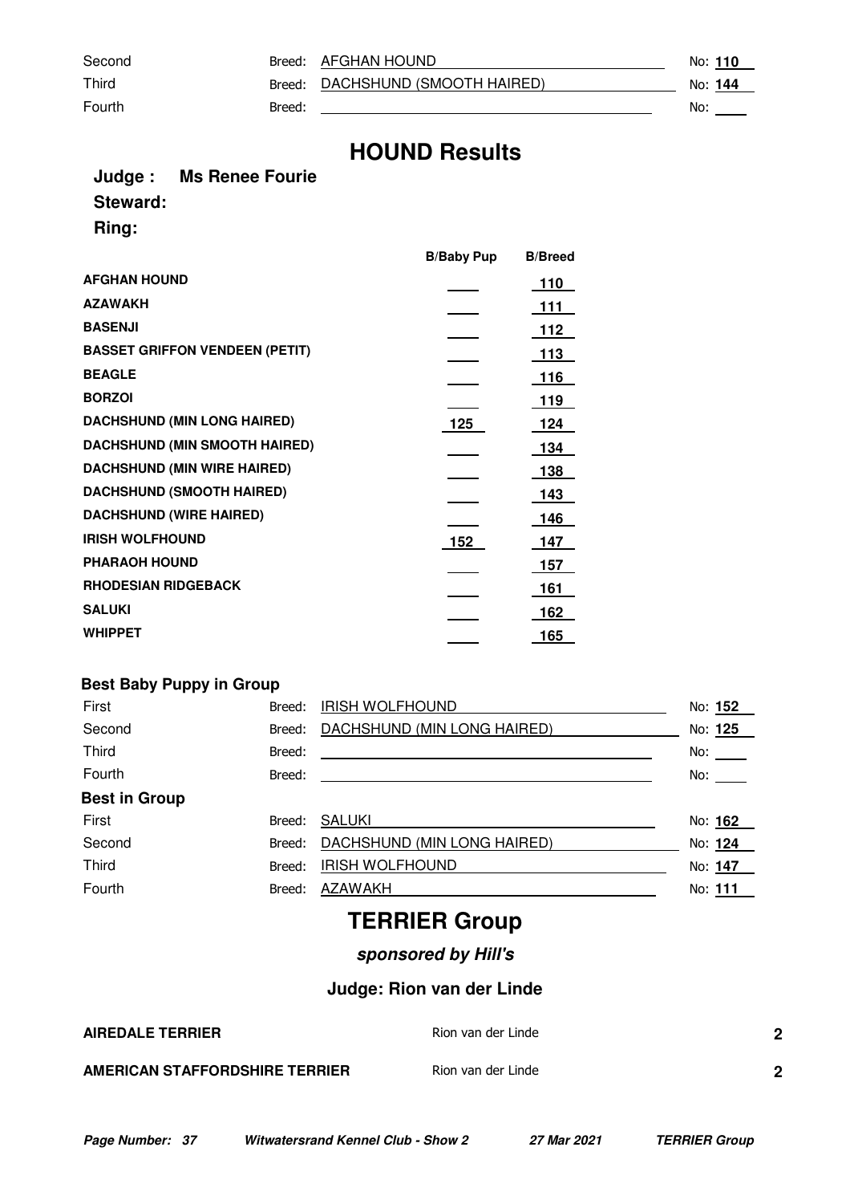| | | |
|---|---|---|
| Second | Breed: AFGHAN HOUND | No: **110** |
| Third | Breed: DACHSHUND (SMOOTH HAIRED) | No: **144** |
| Fourth | Breed: | No: |

# HOUND Results

**Judge : Ms Renee Fourie**

**Steward:**

**Ring:**

| | B/Baby Pup | B/Breed |
|---|---|---|
| **AFGHAN HOUND** | | **110** |
| **AZAWAKH** | | **111** |
| **BASENJI** | | **112** |
| **BASSET GRIFFON VENDEEN (PETIT)** | | **113** |
| **BEAGLE** | | **116** |
| **BORZOI** | | **119** |
| **DACHSHUND (MIN LONG HAIRED)** | **125** | **124** |
| **DACHSHUND (MIN SMOOTH HAIRED)** | | **134** |
| **DACHSHUND (MIN WIRE HAIRED)** | | **138** |
| **DACHSHUND (SMOOTH HAIRED)** | | **143** |
| **DACHSHUND (WIRE HAIRED)** | | **146** |
| **IRISH WOLFHOUND** | **152** | **147** |
| **PHARAOH HOUND** | | **157** |
| **RHODESIAN RIDGEBACK** | | **161** |
| **SALUKI** | | **162** |
| **WHIPPET** | | **165** |

### Best Baby Puppy in Group

| | | |
|---|---|---|
| First | Breed: IRISH WOLFHOUND | No: **152** |
| Second | Breed: DACHSHUND (MIN LONG HAIRED) | No: **125** |
| Third | Breed: | No: |
| Fourth | Breed: | No: |

### Best in Group

| | | |
|---|---|---|
| First | Breed: SALUKI | No: **162** |
| Second | Breed: DACHSHUND (MIN LONG HAIRED) | No: **124** |
| Third | Breed: IRISH WOLFHOUND | No: **147** |
| Fourth | Breed: AZAWAKH | No: **111** |

# TERRIER Group

***sponsored by Hill's***

## Judge: Rion van der Linde

| | | |
|---|---|---|
| **AIREDALE TERRIER** | Rion van der Linde | **2** |
| **AMERICAN STAFFORDSHIRE TERRIER** | Rion van der Linde | **2** |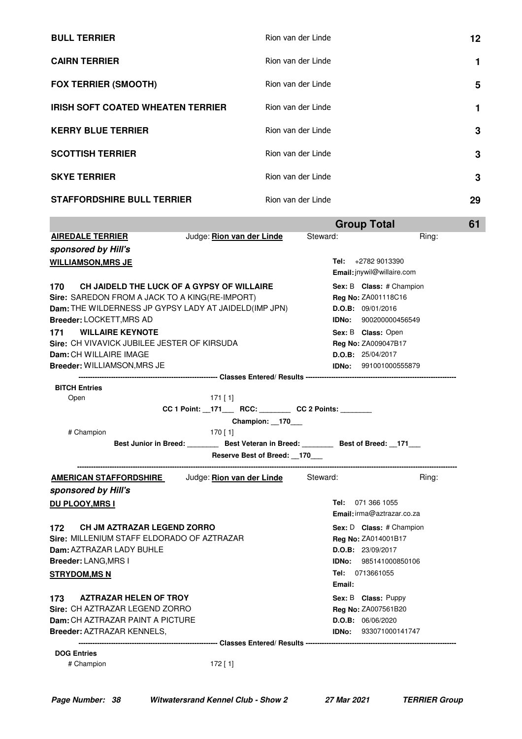| | | |
|---|---|---|
| **BULL TERRIER** | Rion van der Linde | **12** |
| **CAIRN TERRIER** | Rion van der Linde | **1** |
| **FOX TERRIER (SMOOTH)** | Rion van der Linde | **5** |
| **IRISH SOFT COATED WHEATEN TERRIER** | Rion van der Linde | **1** |
| **KERRY BLUE TERRIER** | Rion van der Linde | **3** |
| **SCOTTISH TERRIER** | Rion van der Linde | **3** |
| **SKYE TERRIER** | Rion van der Linde | **3** |
| **STAFFORDSHIRE BULL TERRIER** | Rion van der Linde | **29** |
| | **Group Total** | **61** |

**AIREDALE TERRIER** Judge: **Rion van der Linde** Steward: Ring:

***sponsored by Hill's***

**WILLIAMSON,MRS JE**
**Tel:** +2782 9013390
**Email:** jnywil@willaire.com

**170 CH JAIDELD THE LUCK OF A GYPSY OF WILLAIRE**
**Sex:** B **Class:** # Champion
**Sire:** SAREDON FROM A JACK TO A KING(RE-IMPORT)
**Reg No:** ZA001118C16
**Dam:** THE WILDERNESS JP GYPSY LADY AT JAIDELD(IMP JPN)
**D.O.B:** 09/01/2016
**Breeder:** LOCKETT,MRS AD
**IDNo:** 900200000456549

**171 WILLAIRE KEYNOTE**
**Sex:** B **Class:** Open
**Sire:** CH VIVAVICK JUBILEE JESTER OF KIRSUDA
**Reg No:** ZA009047B17
**Dam:** CH WILLAIRE IMAGE
**D.O.B:** 25/04/2017
**Breeder:** WILLIAMSON,MRS JE
**IDNo:** 991001000555879

**Classes Entered/ Results**

**BITCH Entries**

Open 171 [ 1]

**CC 1 Point:** __171___ **RCC:** ________ **CC 2 Points:** ________

**Champion:** __170___

# Champion 170 [ 1]

**Best Junior in Breed:** ________ **Best Veteran in Breed:** ________ **Best of Breed:** __171___

**Reserve Best of Breed:** __170___

**AMERICAN STAFFORDSHIRE** Judge: **Rion van der Linde** Steward: Ring:

***sponsored by Hill's***

**DU PLOOY,MRS I**
**Tel:** 071 366 1055
**Email:** irma@aztrazar.co.za

**172 CH JM AZTRAZAR LEGEND ZORRO**
**Sex:** D **Class:** # Champion
**Sire:** MILLENIUM STAFF ELDORADO OF AZTRAZAR
**Reg No:** ZA014001B17
**Dam:** AZTRAZAR LADY BUHLE
**D.O.B:** 23/09/2017
**Breeder:** LANG,MRS I
**IDNo:** 985141000850106

**STRYDOM,MS N**
**Tel:** 0713661055
**Email:**

**173 AZTRAZAR HELEN OF TROY**
**Sex:** B **Class:** Puppy
**Sire:** CH AZTRAZAR LEGEND ZORRO
**Reg No:** ZA007561B20
**Dam:** CH AZTRAZAR PAINT A PICTURE
**D.O.B:** 06/06/2020
**Breeder:** AZTRAZAR KENNELS,
**IDNo:** 933071000141747

**Classes Entered/ Results**

**DOG Entries**

# Champion 172 [ 1]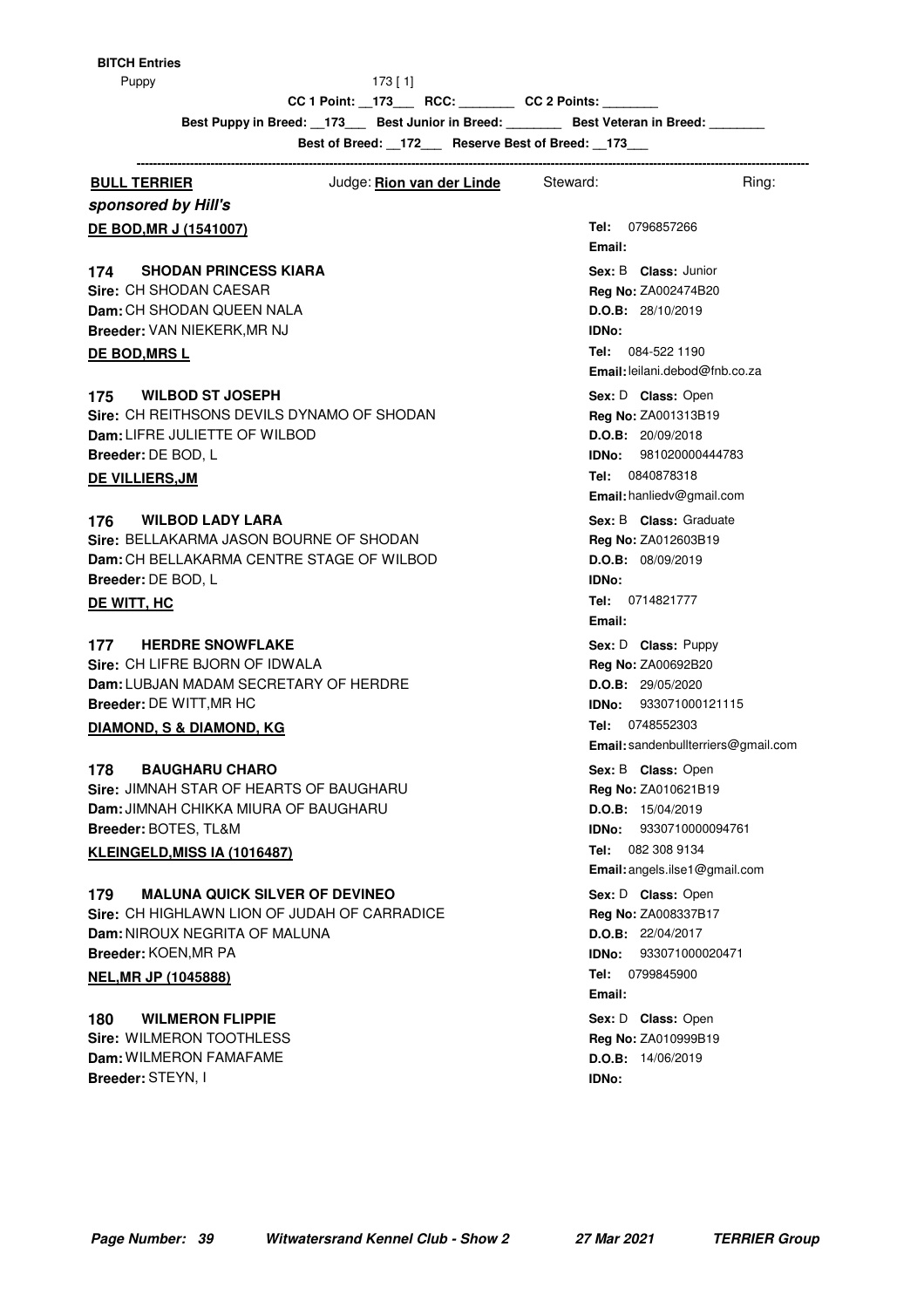**BITCH Entries**

Puppy 173 [ 1]

CC 1 Point: __173___ RCC: ________ CC 2 Points: ________

Best Puppy in Breed: __173___ Best Junior in Breed: ________ Best Veteran in Breed: ________

Best of Breed: __172___ Reserve Best of Breed: __173___

---

**BULL TERRIER** Judge: **Rion van der Linde** Steward: Ring:

***sponsored by Hill's***

**DE BOD,MR J (1541007)**
Tel: 0796857266
Email:

**174 SHODAN PRINCESS KIARA**
Sex: B Class: Junior
Sire: CH SHODAN CAESAR
Reg No: ZA002474B20
Dam: CH SHODAN QUEEN NALA
D.O.B: 28/10/2019
Breeder: VAN NIEKERK,MR NJ
IDNo:

**DE BOD,MRS L**
Tel: 084-522 1190
Email: leilani.debod@fnb.co.za

**175 WILBOD ST JOSEPH**
Sex: D Class: Open
Sire: CH REITHSONS DEVILS DYNAMO OF SHODAN
Reg No: ZA001313B19
Dam: LIFRE JULIETTE OF WILBOD
D.O.B: 20/09/2018
Breeder: DE BOD, L
IDNo: 981020000444783

**DE VILLIERS,JM**
Tel: 0840878318
Email: hanliedv@gmail.com

**176 WILBOD LADY LARA**
Sex: B Class: Graduate
Sire: BELLAKARMA JASON BOURNE OF SHODAN
Reg No: ZA012603B19
Dam: CH BELLAKARMA CENTRE STAGE OF WILBOD
D.O.B: 08/09/2019
Breeder: DE BOD, L
IDNo:

**DE WITT, HC**
Tel: 0714821777
Email:

**177 HERDRE SNOWFLAKE**
Sex: D Class: Puppy
Sire: CH LIFRE BJORN OF IDWALA
Reg No: ZA00692B20
Dam: LUBJAN MADAM SECRETARY OF HERDRE
D.O.B: 29/05/2020
Breeder: DE WITT,MR HC
IDNo: 933071000121115

**DIAMOND, S & DIAMOND, KG**
Tel: 0748552303
Email: sandenbullterriers@gmail.com

**178 BAUGHARU CHARO**
Sex: B Class: Open
Sire: JIMNAH STAR OF HEARTS OF BAUGHARU
Reg No: ZA010621B19
Dam: JIMNAH CHIKKA MIURA OF BAUGHARU
D.O.B: 15/04/2019
Breeder: BOTES, TL&M
IDNo: 9330710000094761

**KLEINGELD,MISS IA (1016487)**
Tel: 082 308 9134
Email: angels.ilse1@gmail.com

**179 MALUNA QUICK SILVER OF DEVINEO**
Sex: D Class: Open
Sire: CH HIGHLAWN LION OF JUDAH OF CARRADICE
Reg No: ZA008337B17
Dam: NIROUX NEGRITA OF MALUNA
D.O.B: 22/04/2017
Breeder: KOEN,MR PA
IDNo: 933071000020471

**NEL,MR JP (1045888)**
Tel: 0799845900
Email:

**180 WILMERON FLIPPIE**
Sex: D Class: Open
Sire: WILMERON TOOTHLESS
Reg No: ZA010999B19
Dam: WILMERON FAMAFAME
D.O.B: 14/06/2019
Breeder: STEYN, I
IDNo: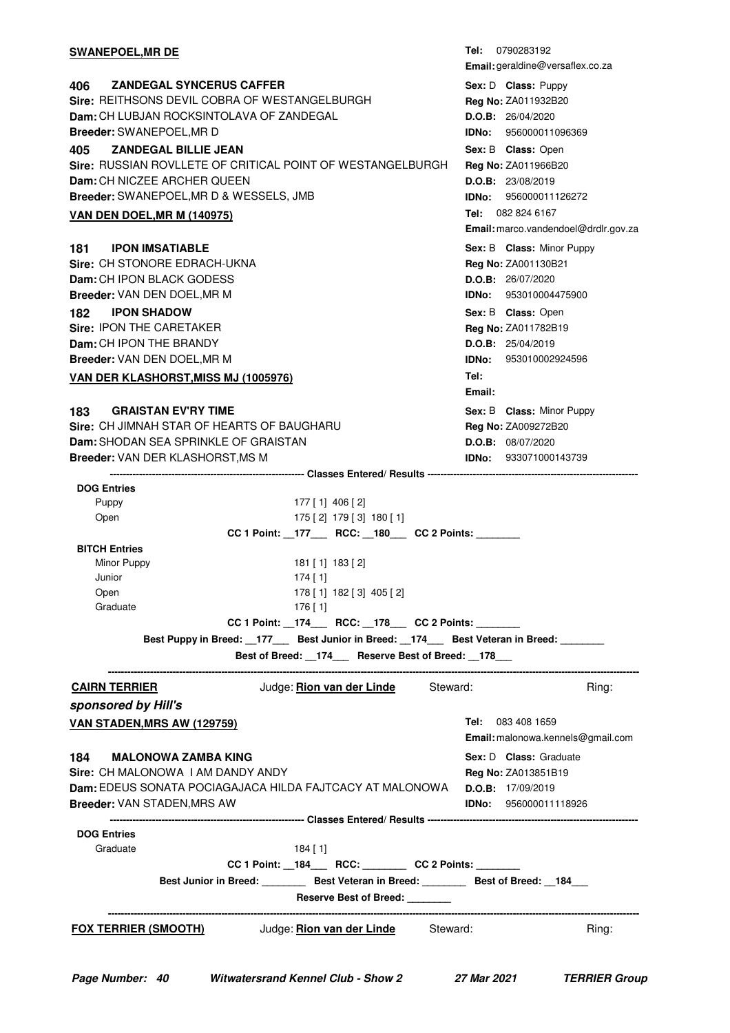**SWANEPOEL,MR DE**

**Tel:** 0790283192
**Email:** geraldine@versaflex.co.za

**406 ZANDEGAL SYNCERUS CAFFER**
**Sire:** REITHSONS DEVIL COBRA OF WESTANGELBURGH
**Dam:** CH LUBJAN ROCKSINTOLAVA OF ZANDEGAL
**Breeder:** SWANEPOEL,MR D
**Sex:** D **Class:** Puppy
**Reg No:** ZA011932B20
**D.O.B:** 26/04/2020
**IDNo:** 956000011096369

**405 ZANDEGAL BILLIE JEAN**
**Sire:** RUSSIAN ROVLLETE OF CRITICAL POINT OF WESTANGELBURGH
**Dam:** CH NICZEE ARCHER QUEEN
**Breeder:** SWANEPOEL,MR D & WESSELS, JMB
**Sex:** B **Class:** Open
**Reg No:** ZA011966B20
**D.O.B:** 23/08/2019
**IDNo:** 956000011126272

**VAN DEN DOEL,MR M (140975)**

**Tel:** 082 824 6167
**Email:** marco.vandendoel@drdlr.gov.za

**181 IPON IMSATIABLE**
**Sire:** CH STONORE EDRACH-UKNA
**Dam:** CH IPON BLACK GODESS
**Breeder:** VAN DEN DOEL,MR M
**Sex:** B **Class:** Minor Puppy
**Reg No:** ZA001130B21
**D.O.B:** 26/07/2020
**IDNo:** 953010004475900

**182 IPON SHADOW**
**Sire:** IPON THE CARETAKER
**Dam:** CH IPON THE BRANDY
**Breeder:** VAN DEN DOEL,MR M
**Sex:** B **Class:** Open
**Reg No:** ZA011782B19
**D.O.B:** 25/04/2019
**IDNo:** 953010002924596

**VAN DER KLASHORST,MISS MJ (1005976)**

**Tel:**
**Email:**

**183 GRAISTAN EV'RY TIME**
**Sire:** CH JIMNAH STAR OF HEARTS OF BAUGHARU
**Dam:** SHODAN SEA SPRINKLE OF GRAISTAN
**Breeder:** VAN DER KLASHORST,MS M
**Sex:** B **Class:** Minor Puppy
**Reg No:** ZA009272B20
**D.O.B:** 08/07/2020
**IDNo:** 933071000143739

---------- Classes Entered/ Results ----------

**DOG Entries**

| Class | Results |
|---|---|
| Puppy | 177 [ 1] 406 [ 2] |
| Open | 175 [ 2] 179 [ 3] 180 [ 1] |

**CC 1 Point:** __177__ **RCC:** __180__ **CC 2 Points:** ________

**BITCH Entries**

| Class | Results |
|---|---|
| Minor Puppy | 181 [ 1] 183 [ 2] |
| Junior | 174 [ 1] |
| Open | 178 [ 1] 182 [ 3] 405 [ 2] |
| Graduate | 176 [ 1] |

**CC 1 Point:** __174__ **RCC:** __178__ **CC 2 Points:** ________

**Best Puppy in Breed:** __177__ **Best Junior in Breed:** __174__ **Best Veteran in Breed:** ________

**Best of Breed:** __174__ **Reserve Best of Breed:** __178__

---

**CAIRN TERRIER** Judge: **Rion van der Linde** Steward: Ring:

***sponsored by Hill's***

**VAN STADEN,MRS AW (129759)**

**Tel:** 083 408 1659
**Email:** malonowa.kennels@gmail.com

**184 MALONOWA ZAMBA KING**
**Sire:** CH MALONOWA I AM DANDY ANDY
**Dam:** EDEUS SONATA POCIAGAJACA HILDA FAJTCACY AT MALONOWA
**Breeder:** VAN STADEN,MRS AW
**Sex:** D **Class:** Graduate
**Reg No:** ZA013851B19
**D.O.B:** 17/09/2019
**IDNo:** 956000011118926

---------- Classes Entered/ Results ----------

**DOG Entries**

| Class | Results |
|---|---|
| Graduate | 184 [ 1] |

**CC 1 Point:** __184__ **RCC:** ________ **CC 2 Points:** ________

**Best Junior in Breed:** ________ **Best Veteran in Breed:** ________ **Best of Breed:** __184__

**Reserve Best of Breed:** ________

---

**FOX TERRIER (SMOOTH)** Judge: **Rion van der Linde** Steward: Ring: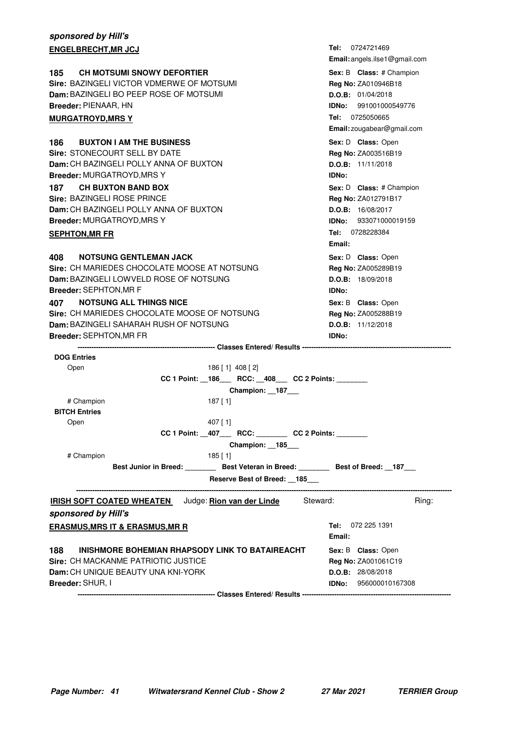*sponsored by Hill's*

**ENGELBRECHT,MR JCJ**

**Tel:** 0724721469
**Email:** angels.ilse1@gmail.com

**185 CH MOTSUMI SNOWY DEFORTIER**
**Sex:** B **Class:** # Champion
**Sire:** BAZINGELI VICTOR VDMERWE OF MOTSUMI
**Reg No:** ZA010946B18
**Dam:** BAZINGELI BO PEEP ROSE OF MOTSUMI
**D.O.B:** 01/04/2018
**Breeder:** PIENAAR, HN
**IDNo:** 991001000549776

**MURGATROYD,MRS Y**

**Tel:** 0725050665
**Email:** zougabear@gmail.com

**186 BUXTON I AM THE BUSINESS**
**Sex:** D **Class:** Open
**Sire:** STONECOURT SELL BY DATE
**Reg No:** ZA003516B19
**Dam:** CH BAZINGELI POLLY ANNA OF BUXTON
**D.O.B:** 11/11/2018
**Breeder:** MURGATROYD,MRS Y
**IDNo:**

**187 CH BUXTON BAND BOX**
**Sex:** D **Class:** # Champion
**Sire:** BAZINGELI ROSE PRINCE
**Reg No:** ZA012791B17
**Dam:** CH BAZINGELI POLLY ANNA OF BUXTON
**D.O.B:** 16/08/2017
**Breeder:** MURGATROYD,MRS Y
**IDNo:** 933071000019159

**SEPHTON,MR FR**

**Tel:** 0728228384
**Email:**

**408 NOTSUNG GENTLEMAN JACK**
**Sex:** D **Class:** Open
**Sire:** CH MARIEDES CHOCOLATE MOOSE AT NOTSUNG
**Reg No:** ZA005289B19
**Dam:** BAZINGELI LOWVELD ROSE OF NOTSUNG
**D.O.B:** 18/09/2018
**Breeder:** SEPHTON,MR F
**IDNo:**

**407 NOTSUNG ALL THINGS NICE**
**Sex:** B **Class:** Open
**Sire:** CH MARIEDES CHOCOLATE MOOSE OF NOTSUNG
**Reg No:** ZA005288B19
**Dam:** BAZINGELI SAHARAH RUSH OF NOTSUNG
**D.O.B:** 11/12/2018
**Breeder:** SEPHTON,MR FR
**IDNo:**

---------- **Classes Entered/ Results** ----------

**DOG Entries**

Open — 186 [ 1] 408 [ 2]

**CC 1 Point: __186___ RCC: __408___ CC 2 Points: ________**

**Champion: __187___**

# Champion — 187 [ 1]

**BITCH Entries**

Open — 407 [ 1]

**CC 1 Point: __407___ RCC: ________ CC 2 Points: ________**

**Champion: __185___**

# Champion — 185 [ 1]

**Best Junior in Breed: ________ Best Veteran in Breed: ________ Best of Breed: __187___**

**Reserve Best of Breed: __185___**

---

**IRISH SOFT COATED WHEATEN** Judge: **Rion van der Linde** Steward: Ring:

*sponsored by Hill's*

**ERASMUS,MRS IT & ERASMUS,MR R**

**Tel:** 072 225 1391
**Email:**

**188 INISHMORE BOHEMIAN RHAPSODY LINK TO BATAIREACHT**
**Sex:** B **Class:** Open
**Sire:** CH MACKANME PATRIOTIC JUSTICE
**Reg No:** ZA001061C19
**Dam:** CH UNIQUE BEAUTY UNA KNI-YORK
**D.O.B:** 28/08/2018
**Breeder:** SHUR, I
**IDNo:** 956000010167308

---------- **Classes Entered/ Results** ----------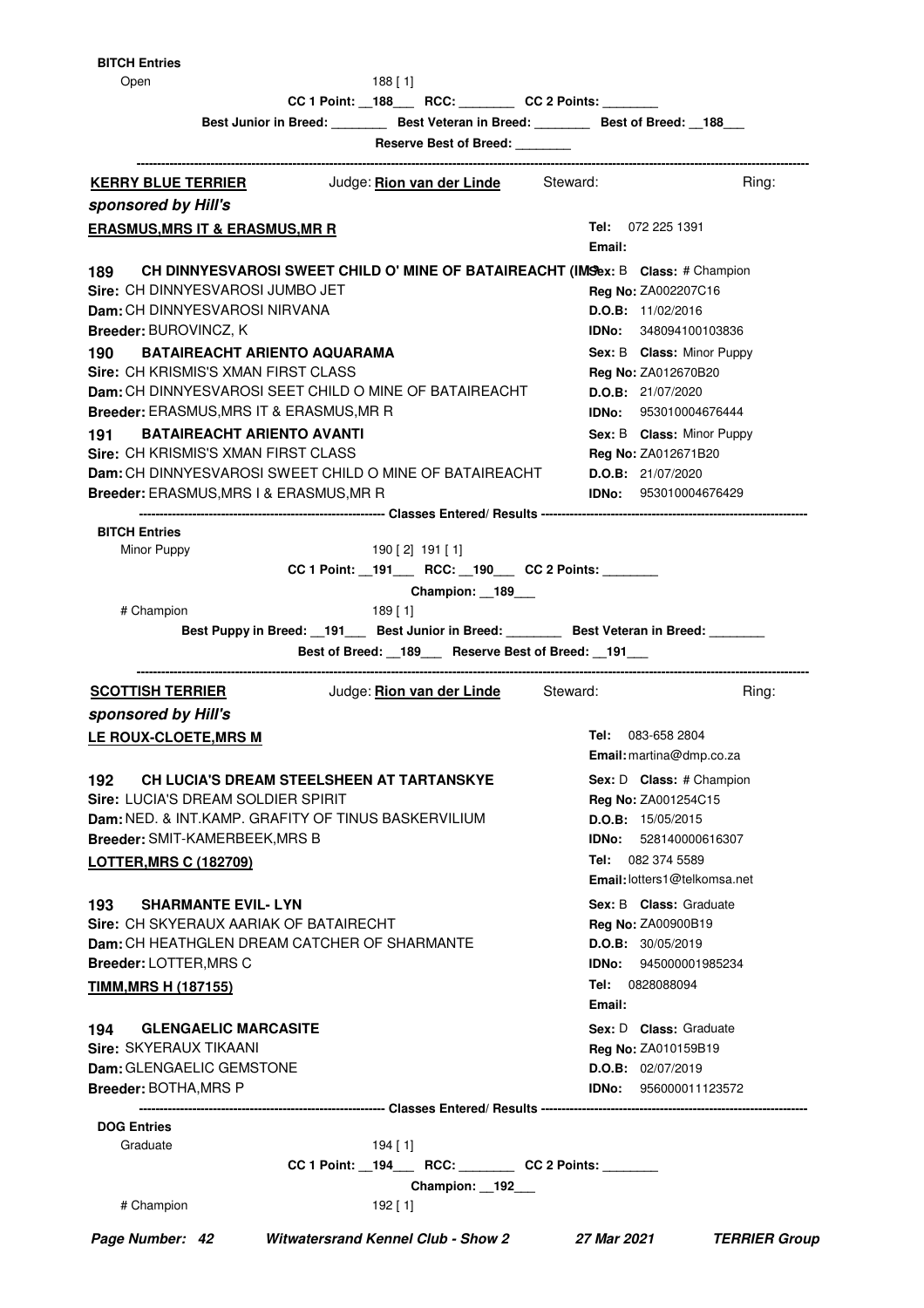**BITCH Entries**

Open 188 [ 1]

CC 1 Point: __188___ RCC: ________ CC 2 Points: ________

Best Junior in Breed: ________ Best Veteran in Breed: ________ Best of Breed: __188___

Reserve Best of Breed: ________

---

**KERRY BLUE TERRIER** Judge: **Rion van der Linde** Steward: Ring:

***sponsored by Hill's***

**ERASMUS,MRS IT & ERASMUS,MR R**

**Tel:** 072 225 1391
**Email:**

**189 CH DINNYESVAROSI SWEET CHILD O' MINE OF BATAIREACHT (IMP)** **Sex:** B **Class:** # Champion
**Sire:** CH DINNYESVAROSI JUMBO JET **Reg No:** ZA002207C16
**Dam:** CH DINNYESVAROSI NIRVANA **D.O.B:** 11/02/2016
**Breeder:** BUROVINCZ, K **IDNo:** 348094100103836

**190 BATAIREACHT ARIENTO AQUARAMA** **Sex:** B **Class:** Minor Puppy
**Sire:** CH KRISMIS'S XMAN FIRST CLASS **Reg No:** ZA012670B20
**Dam:** CH DINNYESVAROSI SEET CHILD O MINE OF BATAIREACHT **D.O.B:** 21/07/2020
**Breeder:** ERASMUS,MRS IT & ERASMUS,MR R **IDNo:** 953010004676444

**191 BATAIREACHT ARIENTO AVANTI** **Sex:** B **Class:** Minor Puppy
**Sire:** CH KRISMIS'S XMAN FIRST CLASS **Reg No:** ZA012671B20
**Dam:** CH DINNYESVAROSI SWEET CHILD O MINE OF BATAIREACHT **D.O.B:** 21/07/2020
**Breeder:** ERASMUS,MRS I & ERASMUS,MR R **IDNo:** 953010004676429

--- Classes Entered/ Results ---

**BITCH Entries**

Minor Puppy 190 [ 2] 191 [ 1]

CC 1 Point: __191___ RCC: __190___ CC 2 Points: ________

Champion: __189___

# Champion 189 [ 1]

Best Puppy in Breed: __191___ Best Junior in Breed: ________ Best Veteran in Breed: ________

Best of Breed: __189___ Reserve Best of Breed: __191___

---

**SCOTTISH TERRIER** Judge: **Rion van der Linde** Steward: Ring:

***sponsored by Hill's***

**LE ROUX-CLOETE,MRS M**

**Tel:** 083-658 2804
**Email:** martina@dmp.co.za

**192 CH LUCIA'S DREAM STEELSHEEN AT TARTANSKYE** **Sex:** D **Class:** # Champion
**Sire:** LUCIA'S DREAM SOLDIER SPIRIT **Reg No:** ZA001254C15
**Dam:** NED. & INT.KAMP. GRAFITY OF TINUS BASKERVILIUM **D.O.B:** 15/05/2015
**Breeder:** SMIT-KAMERBEEK,MRS B **IDNo:** 528140000616307

**LOTTER,MRS C (182709)**

**Tel:** 082 374 5589
**Email:** lotters1@telkomsa.net

**193 SHARMANTE EVIL- LYN** **Sex:** B **Class:** Graduate
**Sire:** CH SKYERAUX AARIAK OF BATAIRECHT **Reg No:** ZA00900B19
**Dam:** CH HEATHGLEN DREAM CATCHER OF SHARMANTE **D.O.B:** 30/05/2019
**Breeder:** LOTTER,MRS C **IDNo:** 945000001985234

**TIMM,MRS H (187155)**

**Tel:** 0828088094
**Email:**

**194 GLENGAELIC MARCASITE** **Sex:** D **Class:** Graduate
**Sire:** SKYERAUX TIKAANI **Reg No:** ZA010159B19
**Dam:** GLENGAELIC GEMSTONE **D.O.B:** 02/07/2019
**Breeder:** BOTHA,MRS P **IDNo:** 956000011123572

--- Classes Entered/ Results ---

**DOG Entries**

Graduate 194 [ 1]

CC 1 Point: __194___ RCC: ________ CC 2 Points: ________

Champion: __192___

# Champion 192 [ 1]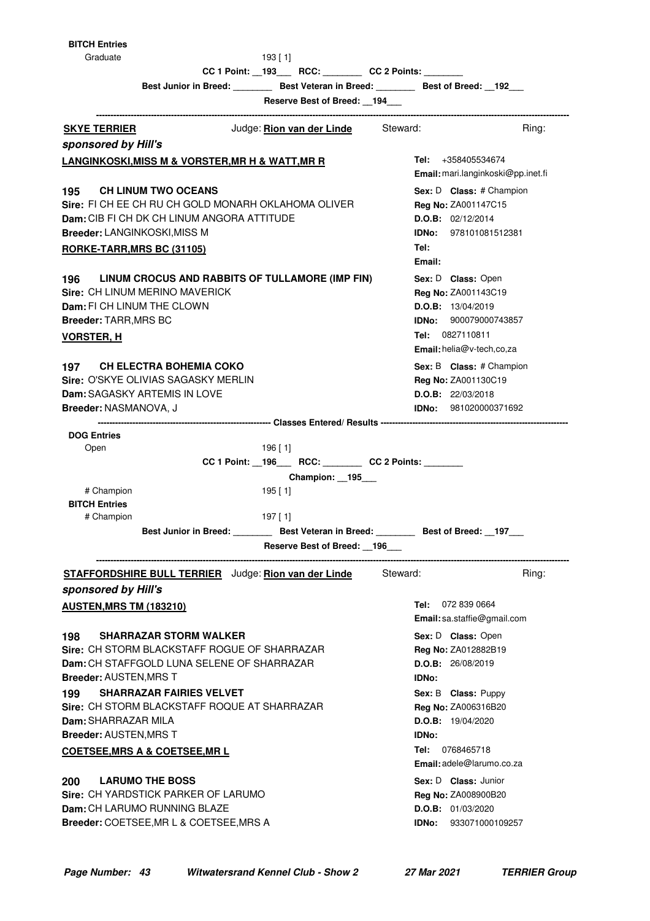**BITCH Entries**

Graduate 193 [ 1]

**CC 1 Point: __193___ RCC: ________ CC 2 Points: ________**

**Best Junior in Breed: ________ Best Veteran in Breed: ________ Best of Breed: __192___**

**Reserve Best of Breed: __194___**

---

**SKYE TERRIER** Judge: **Rion van der Linde** Steward: Ring:

***sponsored by Hill's***

**LANGINKOSKI,MISS M & VORSTER,MR H & WATT,MR R**
**Tel:** +358405534674
**Email:** mari.langinkoski@pp.inet.fi

**195 CH LINUM TWO OCEANS**
**Sire:** FI CH EE CH RU CH GOLD MONARH OKLAHOMA OLIVER
**Dam:** CIB FI CH DK CH LINUM ANGORA ATTITUDE
**Breeder:** LANGINKOSKI,MISS M
**Sex:** D **Class:** # Champion
**Reg No:** ZA001147C15
**D.O.B:** 02/12/2014
**IDNo:** 978101081512381

**RORKE-TARR,MRS BC (31105)**
**Tel:**
**Email:**

**196 LINUM CROCUS AND RABBITS OF TULLAMORE (IMP FIN)**
**Sire:** CH LINUM MERINO MAVERICK
**Dam:** FI CH LINUM THE CLOWN
**Breeder:** TARR,MRS BC
**Sex:** D **Class:** Open
**Reg No:** ZA001143C19
**D.O.B:** 13/04/2019
**IDNo:** 900079000743857

**VORSTER, H**
**Tel:** 0827110811
**Email:** helia@v-tech,co,za

**197 CH ELECTRA BOHEMIA COKO**
**Sire:** O'SKYE OLIVIAS SAGASKY MERLIN
**Dam:** SAGASKY ARTEMIS IN LOVE
**Breeder:** NASMANOVA, J
**Sex:** B **Class:** # Champion
**Reg No:** ZA001130C19
**D.O.B:** 22/03/2018
**IDNo:** 981020000371692

**Classes Entered/ Results**

**DOG Entries**

Open 196 [ 1]

**CC 1 Point: __196___ RCC: ________ CC 2 Points: ________**

**Champion: __195___**

# Champion 195 [ 1]

**BITCH Entries**

# Champion 197 [ 1]

**Best Junior in Breed: ________ Best Veteran in Breed: ________ Best of Breed: __197___**

**Reserve Best of Breed: __196___**

---

**STAFFORDSHIRE BULL TERRIER** Judge: **Rion van der Linde** Steward: Ring:

***sponsored by Hill's***

**AUSTEN,MRS TM (183210)**
**Tel:** 072 839 0664
**Email:** sa.staffie@gmail.com

**198 SHARRAZAR STORM WALKER**
**Sire:** CH STORM BLACKSTAFF ROGUE OF SHARRAZAR
**Dam:** CH STAFFGOLD LUNA SELENE OF SHARRAZAR
**Breeder:** AUSTEN,MRS T
**Sex:** D **Class:** Open
**Reg No:** ZA012882B19
**D.O.B:** 26/08/2019
**IDNo:**

**199 SHARRAZAR FAIRIES VELVET**
**Sire:** CH STORM BLACKSTAFF ROQUE AT SHARRAZAR
**Dam:** SHARRAZAR MILA
**Breeder:** AUSTEN,MRS T
**Sex:** B **Class:** Puppy
**Reg No:** ZA006316B20
**D.O.B:** 19/04/2020
**IDNo:**

**COETSEE,MRS A & COETSEE,MR L**
**Tel:** 0768465718
**Email:** adele@larumo.co.za

**200 LARUMO THE BOSS**
**Sire:** CH YARDSTICK PARKER OF LARUMO
**Dam:** CH LARUMO RUNNING BLAZE
**Breeder:** COETSEE,MR L & COETSEE,MRS A
**Sex:** D **Class:** Junior
**Reg No:** ZA008900B20
**D.O.B:** 01/03/2020
**IDNo:** 933071000109257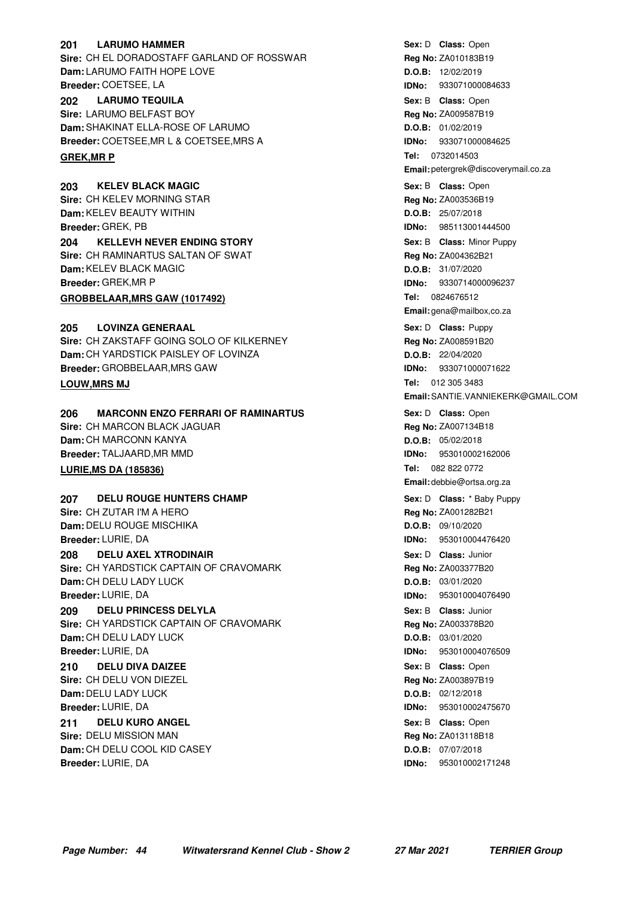**201 LARUMO HAMMER**
Sire: CH EL DORADOSTAFF GARLAND OF ROSSWAR
Dam: LARUMO FAITH HOPE LOVE
Breeder: COETSEE, LA
Sex: D Class: Open
Reg No: ZA010183B19
D.O.B: 12/02/2019
IDNo: 933071000084633

**202 LARUMO TEQUILA**
Sire: LARUMO BELFAST BOY
Dam: SHAKINAT ELLA-ROSE OF LARUMO
Breeder: COETSEE,MR L & COETSEE,MRS A
Sex: B Class: Open
Reg No: ZA009587B19
D.O.B: 01/02/2019
IDNo: 933071000084625

**GREK,MR P**
Tel: 0732014503
Email: petergrek@discoverymail.co.za

**203 KELEV BLACK MAGIC**
Sire: CH KELEV MORNING STAR
Dam: KELEV BEAUTY WITHIN
Breeder: GREK, PB
Sex: B Class: Open
Reg No: ZA003536B19
D.O.B: 25/07/2018
IDNo: 985113001444500

**204 KELLEVH NEVER ENDING STORY**
Sire: CH RAMINARTUS SALTAN OF SWAT
Dam: KELEV BLACK MAGIC
Breeder: GREK,MR P
Sex: B Class: Minor Puppy
Reg No: ZA004362B21
D.O.B: 31/07/2020
IDNo: 9330714000096237

**GROBBELAAR,MRS GAW (1017492)**
Tel: 0824676512
Email: gena@mailbox,co.za

**205 LOVINZA GENERAAL**
Sire: CH ZAKSTAFF GOING SOLO OF KILKERNEY
Dam: CH YARDSTICK PAISLEY OF LOVINZA
Breeder: GROBBELAAR,MRS GAW
Sex: D Class: Puppy
Reg No: ZA008591B20
D.O.B: 22/04/2020
IDNo: 933071000071622

**LOUW,MRS MJ**
Tel: 012 305 3483
Email: SANTIE.VANNIEKERK@GMAIL.COM

**206 MARCONN ENZO FERRARI OF RAMINARTUS**
Sire: CH MARCON BLACK JAGUAR
Dam: CH MARCONN KANYA
Breeder: TALJAARD,MR MMD
Sex: D Class: Open
Reg No: ZA007134B18
D.O.B: 05/02/2018
IDNo: 953010002162006

**LURIE,MS DA (185836)**
Tel: 082 822 0772
Email: debbie@ortsa.org.za

**207 DELU ROUGE HUNTERS CHAMP**
Sire: CH ZUTAR I'M A HERO
Dam: DELU ROUGE MISCHIKA
Breeder: LURIE, DA
Sex: D Class: * Baby Puppy
Reg No: ZA001282B21
D.O.B: 09/10/2020
IDNo: 953010004476420

**208 DELU AXEL XTRODINAIR**
Sire: CH YARDSTICK CAPTAIN OF CRAVOMARK
Dam: CH DELU LADY LUCK
Breeder: LURIE, DA
Sex: D Class: Junior
Reg No: ZA003377B20
D.O.B: 03/01/2020
IDNo: 953010004076490

**209 DELU PRINCESS DELYLA**
Sire: CH YARDSTICK CAPTAIN OF CRAVOMARK
Dam: CH DELU LADY LUCK
Breeder: LURIE, DA
Sex: B Class: Junior
Reg No: ZA003378B20
D.O.B: 03/01/2020
IDNo: 953010004076509

**210 DELU DIVA DAIZEE**
Sire: CH DELU VON DIEZEL
Dam: DELU LADY LUCK
Breeder: LURIE, DA
Sex: B Class: Open
Reg No: ZA003897B19
D.O.B: 02/12/2018
IDNo: 953010002475670

**211 DELU KURO ANGEL**
Sire: DELU MISSION MAN
Dam: CH DELU COOL KID CASEY
Breeder: LURIE, DA
Sex: B Class: Open
Reg No: ZA013118B18
D.O.B: 07/07/2018
IDNo: 953010002171248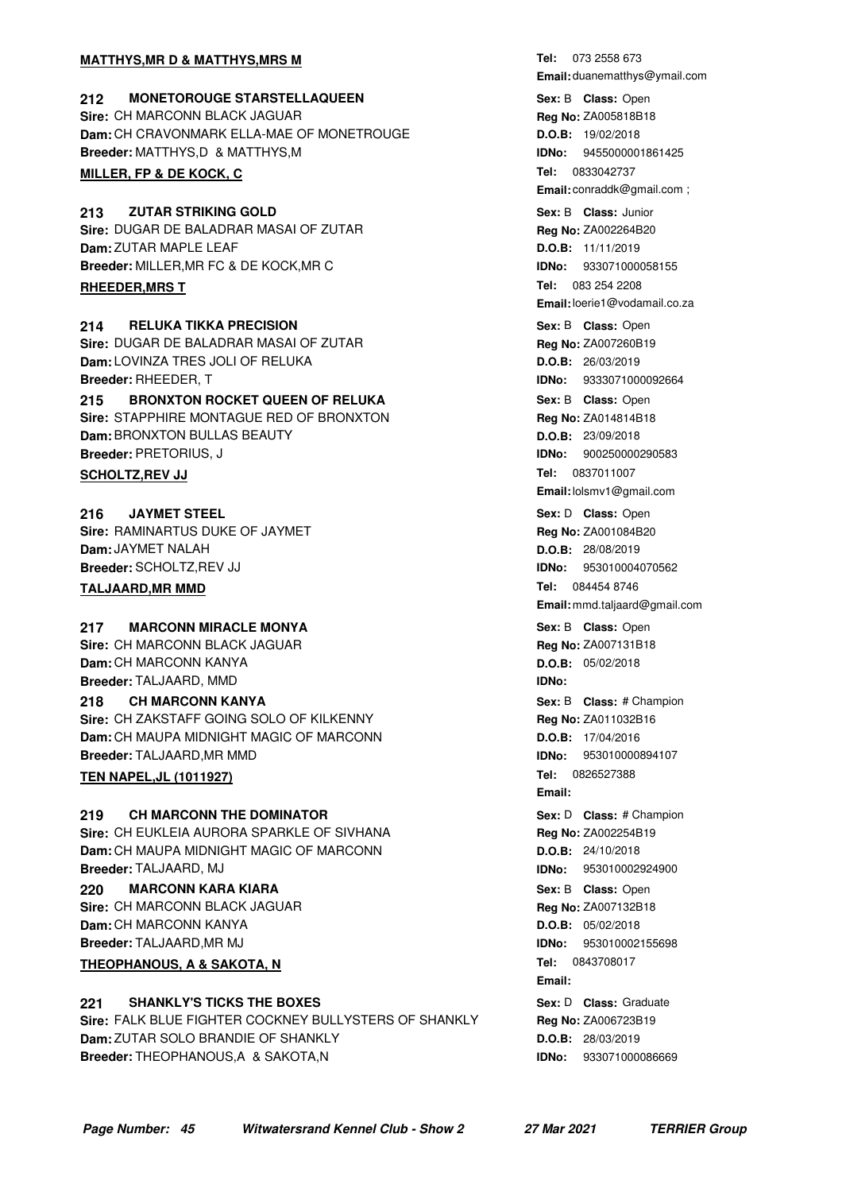**MATTHYS,MR D & MATTHYS,MRS M**

**Tel:** 073 2558 673
**Email:** duanematthys@ymail.com

**212 MONETOROUGE STARSTELLAQUEEN**
**Sire:** CH MARCONN BLACK JAGUAR
**Dam:** CH CRAVONMARK ELLA-MAE OF MONETROUGE
**Breeder:** MATTHYS,D & MATTHYS,M
**Sex:** B **Class:** Open
**Reg No:** ZA005818B18
**D.O.B:** 19/02/2018
**IDNo:** 9455000001861425

**MILLER, FP & DE KOCK, C**

**Tel:** 0833042737
**Email:** conraddk@gmail.com ;

**213 ZUTAR STRIKING GOLD**
**Sire:** DUGAR DE BALADRAR MASAI OF ZUTAR
**Dam:** ZUTAR MAPLE LEAF
**Breeder:** MILLER,MR FC & DE KOCK,MR C
**Sex:** B **Class:** Junior
**Reg No:** ZA002264B20
**D.O.B:** 11/11/2019
**IDNo:** 933071000058155

**RHEEDER,MRS T**

**Tel:** 083 254 2208
**Email:** loerie1@vodamail.co.za

**214 RELUKA TIKKA PRECISION**
**Sire:** DUGAR DE BALADRAR MASAI OF ZUTAR
**Dam:** LOVINZA TRES JOLI OF RELUKA
**Breeder:** RHEEDER, T
**Sex:** B **Class:** Open
**Reg No:** ZA007260B19
**D.O.B:** 26/03/2019
**IDNo:** 9333071000092664

**215 BRONXTON ROCKET QUEEN OF RELUKA**
**Sire:** STAPPHIRE MONTAGUE RED OF BRONXTON
**Dam:** BRONXTON BULLAS BEAUTY
**Breeder:** PRETORIUS, J
**Sex:** B **Class:** Open
**Reg No:** ZA014814B18
**D.O.B:** 23/09/2018
**IDNo:** 900250000290583

**SCHOLTZ,REV JJ**

**Tel:** 0837011007
**Email:** lolsmv1@gmail.com

**216 JAYMET STEEL**
**Sire:** RAMINARTUS DUKE OF JAYMET
**Dam:** JAYMET NALAH
**Breeder:** SCHOLTZ,REV JJ
**Sex:** D **Class:** Open
**Reg No:** ZA001084B20
**D.O.B:** 28/08/2019
**IDNo:** 953010004070562

**TALJAARD,MR MMD**

**Tel:** 084454 8746
**Email:** mmd.taljaard@gmail.com

**217 MARCONN MIRACLE MONYA**
**Sire:** CH MARCONN BLACK JAGUAR
**Dam:** CH MARCONN KANYA
**Breeder:** TALJAARD, MMD
**Sex:** B **Class:** Open
**Reg No:** ZA007131B18
**D.O.B:** 05/02/2018
**IDNo:**

**218 CH MARCONN KANYA**
**Sire:** CH ZAKSTAFF GOING SOLO OF KILKENNY
**Dam:** CH MAUPA MIDNIGHT MAGIC OF MARCONN
**Breeder:** TALJAARD,MR MMD
**Sex:** B **Class:** # Champion
**Reg No:** ZA011032B16
**D.O.B:** 17/04/2016
**IDNo:** 953010000894107

**TEN NAPEL,JL (1011927)**

**Tel:** 0826527388
**Email:**

**219 CH MARCONN THE DOMINATOR**
**Sire:** CH EUKLEIA AURORA SPARKLE OF SIVHANA
**Dam:** CH MAUPA MIDNIGHT MAGIC OF MARCONN
**Breeder:** TALJAARD, MJ
**Sex:** D **Class:** # Champion
**Reg No:** ZA002254B19
**D.O.B:** 24/10/2018
**IDNo:** 953010002924900

**220 MARCONN KARA KIARA**
**Sire:** CH MARCONN BLACK JAGUAR
**Dam:** CH MARCONN KANYA
**Breeder:** TALJAARD,MR MJ
**Sex:** B **Class:** Open
**Reg No:** ZA007132B18
**D.O.B:** 05/02/2018
**IDNo:** 953010002155698

**THEOPHANOUS, A & SAKOTA, N**

**Tel:** 0843708017
**Email:**

**221 SHANKLY'S TICKS THE BOXES**
**Sire:** FALK BLUE FIGHTER COCKNEY BULLYSTERS OF SHANKLY
**Dam:** ZUTAR SOLO BRANDIE OF SHANKLY
**Breeder:** THEOPHANOUS,A & SAKOTA,N
**Sex:** D **Class:** Graduate
**Reg No:** ZA006723B19
**D.O.B:** 28/03/2019
**IDNo:** 933071000086669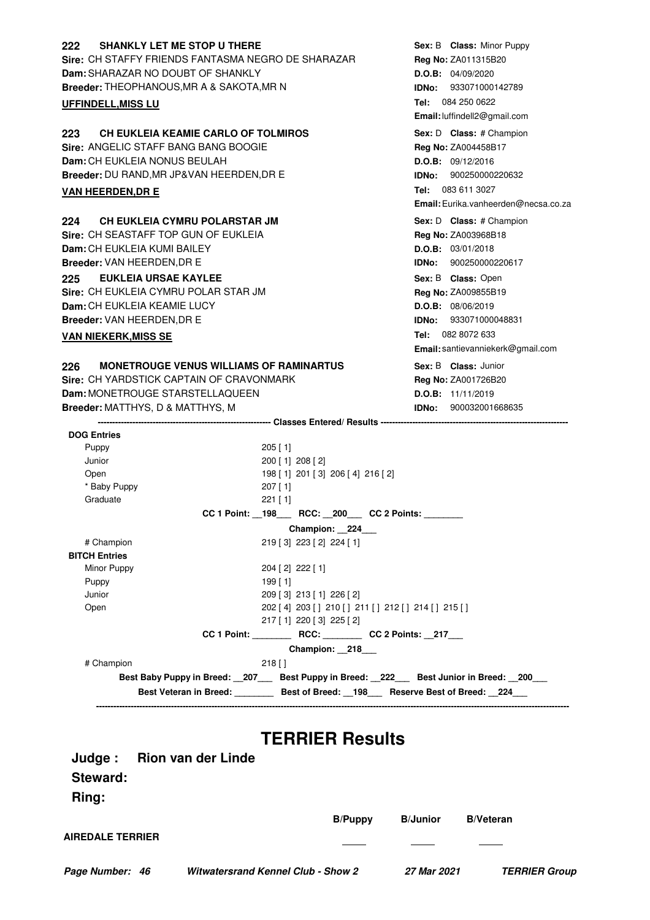**222 SHANKLY LET ME STOP U THERE**
**Sire:** CH STAFFY FRIENDS FANTASMA NEGRO DE SHARAZAR
**Dam:** SHARAZAR NO DOUBT OF SHANKLY
**Breeder:** THEOPHANOUS,MR A & SAKOTA,MR N

**Sex:** B **Class:** Minor Puppy
**Reg No:** ZA011315B20
**D.O.B:** 04/09/2020
**IDNo:** 933071000142789

**UFFINDELL,MISS LU**
**Tel:** 084 250 0622
**Email:** luffindell2@gmail.com

**223 CH EUKLEIA KEAMIE CARLO OF TOLMIROS**
**Sire:** ANGELIC STAFF BANG BANG BOOGIE
**Dam:** CH EUKLEIA NONUS BEULAH
**Breeder:** DU RAND,MR JP&VAN HEERDEN,DR E

**Sex:** D **Class:** # Champion
**Reg No:** ZA004458B17
**D.O.B:** 09/12/2016
**IDNo:** 900250000220632

**VAN HEERDEN,DR E**
**Tel:** 083 611 3027
**Email:** Eurika.vanheerden@necsa.co.za

**224 CH EUKLEIA CYMRU POLARSTAR JM**
**Sire:** CH SEASTAFF TOP GUN OF EUKLEIA
**Dam:** CH EUKLEIA KUMI BAILEY
**Breeder:** VAN HEERDEN,DR E

**Sex:** D **Class:** # Champion
**Reg No:** ZA003968B18
**D.O.B:** 03/01/2018
**IDNo:** 900250000220617

**225 EUKLEIA URSAE KAYLEE**
**Sire:** CH EUKLEIA CYMRU POLAR STAR JM
**Dam:** CH EUKLEIA KEAMIE LUCY
**Breeder:** VAN HEERDEN,DR E

**Sex:** B **Class:** Open
**Reg No:** ZA009855B19
**D.O.B:** 08/06/2019
**IDNo:** 933071000048831

**VAN NIEKERK,MISS SE**
**Tel:** 082 8072 633
**Email:** santievanniekerk@gmail.com

**226 MONETROUGE VENUS WILLIAMS OF RAMINARTUS**
**Sire:** CH YARDSTICK CAPTAIN OF CRAVONMARK
**Dam:** MONETROUGE STARSTELLAQUEEN
**Breeder:** MATTHYS, D & MATTHYS, M

**Sex:** B **Class:** Junior
**Reg No:** ZA001726B20
**D.O.B:** 11/11/2019
**IDNo:** 900032001668635

**Classes Entered/ Results**

**DOG Entries**

| Class | Results |
|---|---|
| Puppy | 205 [ 1] |
| Junior | 200 [ 1] 208 [ 2] |
| Open | 198 [ 1] 201 [ 3] 206 [ 4] 216 [ 2] |
| * Baby Puppy | 207 [ 1] |
| Graduate | 221 [ 1] |

**CC 1 Point: __198___ RCC: __200___ CC 2 Points: ________**

**Champion: __224___**

| Class | Results |
|---|---|
| # Champion | 219 [ 3] 223 [ 2] 224 [ 1] |

**BITCH Entries**

| Class | Results |
|---|---|
| Minor Puppy | 204 [ 2] 222 [ 1] |
| Puppy | 199 [ 1] |
| Junior | 209 [ 3] 213 [ 1] 226 [ 2] |
| Open | 202 [ 4] 203 [ ] 210 [ ] 211 [ ] 212 [ ] 214 [ ] 215 [ ] 217 [ 1] 220 [ 3] 225 [ 2] |

**CC 1 Point: ________ RCC: ________ CC 2 Points: __217___**

**Champion: __218___**

| Class | Results |
|---|---|
| # Champion | 218 [ ] |

**Best Baby Puppy in Breed: __207___ Best Puppy in Breed: __222___ Best Junior in Breed: __200___**

**Best Veteran in Breed: ________ Best of Breed: __198___ Reserve Best of Breed: __224___**

# TERRIER Results

**Judge : Rion van der Linde**

**Steward:**

**Ring:**

| | B/Puppy | B/Junior | B/Veteran |
|---|---|---|---|
| **AIREDALE TERRIER** | ____ | ____ | ____ |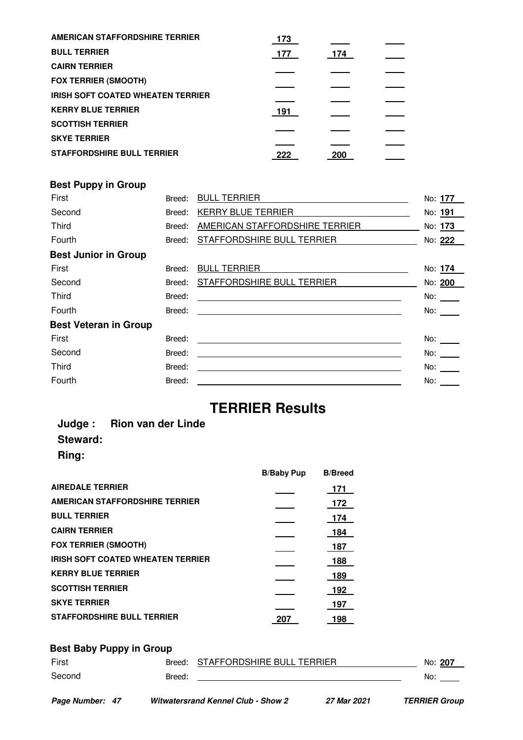| | | | |
|---|---|---|---|
| **AMERICAN STAFFORDSHIRE TERRIER** | 173 | | |
| **BULL TERRIER** | 177 | 174 | |
| **CAIRN TERRIER** | | | |
| **FOX TERRIER (SMOOTH)** | | | |
| **IRISH SOFT COATED WHEATEN TERRIER** | | | |
| **KERRY BLUE TERRIER** | 191 | | |
| **SCOTTISH TERRIER** | | | |
| **SKYE TERRIER** | | | |
| **STAFFORDSHIRE BULL TERRIER** | 222 | 200 | |

## Best Puppy in Group

| | | | |
|---|---|---|---|
| First | Breed: | BULL TERRIER | No: **177** |
| Second | Breed: | KERRY BLUE TERRIER | No: **191** |
| Third | Breed: | AMERICAN STAFFORDSHIRE TERRIER | No: **173** |
| Fourth | Breed: | STAFFORDSHIRE BULL TERRIER | No: **222** |

## Best Junior in Group

| | | | |
|---|---|---|---|
| First | Breed: | BULL TERRIER | No: **174** |
| Second | Breed: | STAFFORDSHIRE BULL TERRIER | No: **200** |
| Third | Breed: | | No: |
| Fourth | Breed: | | No: |

## Best Veteran in Group

| | | | |
|---|---|---|---|
| First | Breed: | | No: |
| Second | Breed: | | No: |
| Third | Breed: | | No: |
| Fourth | Breed: | | No: |

# TERRIER Results

**Judge : Rion van der Linde**

**Steward:**

**Ring:**

| | B/Baby Pup | B/Breed |
|---|---|---|
| **AIREDALE TERRIER** | | 171 |
| **AMERICAN STAFFORDSHIRE TERRIER** | | 172 |
| **BULL TERRIER** | | 174 |
| **CAIRN TERRIER** | | 184 |
| **FOX TERRIER (SMOOTH)** | | 187 |
| **IRISH SOFT COATED WHEATEN TERRIER** | | 188 |
| **KERRY BLUE TERRIER** | | 189 |
| **SCOTTISH TERRIER** | | 192 |
| **SKYE TERRIER** | | 197 |
| **STAFFORDSHIRE BULL TERRIER** | 207 | 198 |

## Best Baby Puppy in Group

| | | | |
|---|---|---|---|
| First | Breed: | STAFFORDSHIRE BULL TERRIER | No: **207** |
| Second | Breed: | | No: |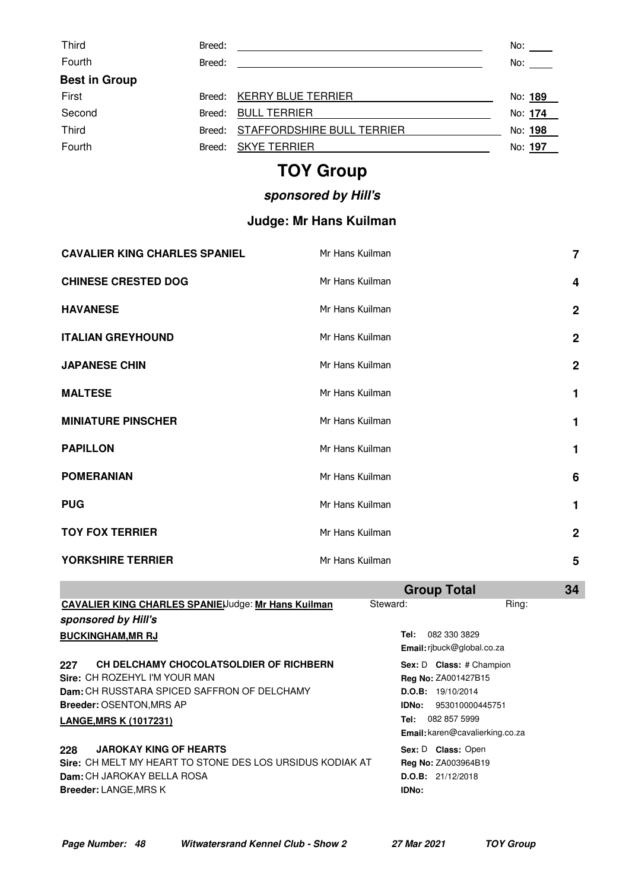| | | | |
|---|---|---|---|
| Third | Breed: | | No: |
| Fourth | Breed: | | No: |

**Best in Group**

| | | | |
|---|---|---|---|
| First | Breed: | KERRY BLUE TERRIER | No: 189 |
| Second | Breed: | BULL TERRIER | No: 174 |
| Third | Breed: | STAFFORDSHIRE BULL TERRIER | No: 198 |
| Fourth | Breed: | SKYE TERRIER | No: 197 |

# TOY Group

***sponsored by Hill's***

## Judge: Mr Hans Kuilman

| Breed | Judge | Entries |
|---|---|---|
| **CAVALIER KING CHARLES SPANIEL** | Mr Hans Kuilman | 7 |
| **CHINESE CRESTED DOG** | Mr Hans Kuilman | 4 |
| **HAVANESE** | Mr Hans Kuilman | 2 |
| **ITALIAN GREYHOUND** | Mr Hans Kuilman | 2 |
| **JAPANESE CHIN** | Mr Hans Kuilman | 2 |
| **MALTESE** | Mr Hans Kuilman | 1 |
| **MINIATURE PINSCHER** | Mr Hans Kuilman | 1 |
| **PAPILLON** | Mr Hans Kuilman | 1 |
| **POMERANIAN** | Mr Hans Kuilman | 6 |
| **PUG** | Mr Hans Kuilman | 1 |
| **TOY FOX TERRIER** | Mr Hans Kuilman | 2 |
| **YORKSHIRE TERRIER** | Mr Hans Kuilman | 5 |
| | **Group Total** | **34** |

**CAVALIER KING CHARLES SPANIEL Judge: Mr Hans Kuilman** Steward: Ring:

***sponsored by Hill's***

**BUCKINGHAM,MR RJ**
**Tel:** 082 330 3829
**Email:** rjbuck@global.co.za

**227 CH DELCHAMY CHOCOLATSOLDIER OF RICHBERN**
**Sire:** CH ROZEHYL I'M YOUR MAN
**Dam:** CH RUSSTARA SPICED SAFFRON OF DELCHAMY
**Breeder:** OSENTON,MRS AP
**Sex:** D **Class:** # Champion
**Reg No:** ZA001427B15
**D.O.B:** 19/10/2014
**IDNo:** 953010000445751

**LANGE,MRS K (1017231)**
**Tel:** 082 857 5999
**Email:** karen@cavalierking.co.za

**228 JAROKAY KING OF HEARTS**
**Sire:** CH MELT MY HEART TO STONE DES LOS URSIDUS KODIAK AT
**Dam:** CH JAROKAY BELLA ROSA
**Breeder:** LANGE,MRS K
**Sex:** D **Class:** Open
**Reg No:** ZA003964B19
**D.O.B:** 21/12/2018
**IDNo:**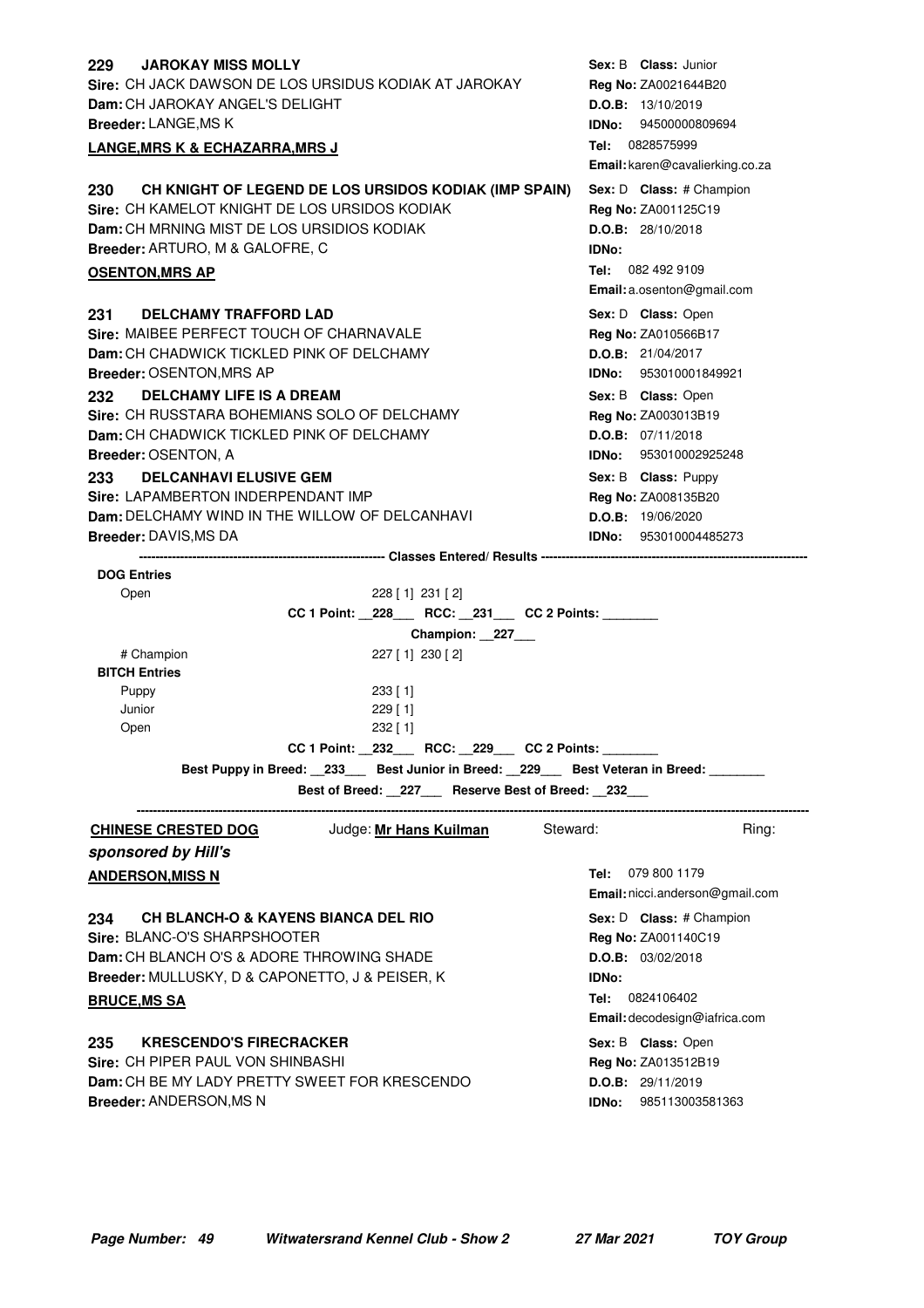**229 JAROKAY MISS MOLLY**
**Sire:** CH JACK DAWSON DE LOS URSIDUS KODIAK AT JAROKAY
**Dam:** CH JAROKAY ANGEL'S DELIGHT
**Breeder:** LANGE,MS K
**Sex:** B **Class:** Junior
**Reg No:** ZA0021644B20
**D.O.B:** 13/10/2019
**IDNo:** 94500000809694

**LANGE,MRS K & ECHAZARRA,MRS J**
**Tel:** 0828575999
**Email:** karen@cavalierking.co.za

**230 CH KNIGHT OF LEGEND DE LOS URSIDOS KODIAK (IMP SPAIN)**
**Sire:** CH KAMELOT KNIGHT DE LOS URSIDOS KODIAK
**Dam:** CH MRNING MIST DE LOS URSIDIOS KODIAK
**Breeder:** ARTURO, M & GALOFRE, C
**Sex:** D **Class:** # Champion
**Reg No:** ZA001125C19
**D.O.B:** 28/10/2018
**IDNo:**

**OSENTON,MRS AP**
**Tel:** 082 492 9109
**Email:** a.osenton@gmail.com

**231 DELCHAMY TRAFFORD LAD**
**Sire:** MAIBEE PERFECT TOUCH OF CHARNAVALE
**Dam:** CH CHADWICK TICKLED PINK OF DELCHAMY
**Breeder:** OSENTON,MRS AP
**Sex:** D **Class:** Open
**Reg No:** ZA010566B17
**D.O.B:** 21/04/2017
**IDNo:** 953010001849921

**232 DELCHAMY LIFE IS A DREAM**
**Sire:** CH RUSSTARA BOHEMIANS SOLO OF DELCHAMY
**Dam:** CH CHADWICK TICKLED PINK OF DELCHAMY
**Breeder:** OSENTON, A
**Sex:** B **Class:** Open
**Reg No:** ZA003013B19
**D.O.B:** 07/11/2018
**IDNo:** 953010002925248

**233 DELCANHAVI ELUSIVE GEM**
**Sire:** LAPAMBERTON INDERPENDANT IMP
**Dam:** DELCHAMY WIND IN THE WILLOW OF DELCANHAVI
**Breeder:** DAVIS,MS DA
**Sex:** B **Class:** Puppy
**Reg No:** ZA008135B20
**D.O.B:** 19/06/2020
**IDNo:** 953010004485273

**Classes Entered/ Results**

**DOG Entries**

| Class | Results |
|---|---|
| Open | 228 [ 1] 231 [ 2] |

**CC 1 Point: __228___ RCC: __231___ CC 2 Points: ________**

**Champion: __227___**

| Class | Results |
|---|---|
| # Champion | 227 [ 1] 230 [ 2] |

**BITCH Entries**

| Class | Results |
|---|---|
| Puppy | 233 [ 1] |
| Junior | 229 [ 1] |
| Open | 232 [ 1] |

**CC 1 Point: __232___ RCC: __229___ CC 2 Points: ________**

**Best Puppy in Breed: __233___ Best Junior in Breed: __229___ Best Veteran in Breed: ________**

**Best of Breed: __227___ Reserve Best of Breed: __232___**

---

**CHINESE CRESTED DOG** Judge: **Mr Hans Kuilman** Steward: Ring:

***sponsored by Hill's***

**ANDERSON,MISS N**
**Tel:** 079 800 1179
**Email:** nicci.anderson@gmail.com

**234 CH BLANCH-O & KAYENS BIANCA DEL RIO**
**Sire:** BLANC-O'S SHARPSHOOTER
**Dam:** CH BLANCH O'S & ADORE THROWING SHADE
**Breeder:** MULLUSKY, D & CAPONETTO, J & PEISER, K
**Sex:** D **Class:** # Champion
**Reg No:** ZA001140C19
**D.O.B:** 03/02/2018
**IDNo:**

**BRUCE,MS SA**
**Tel:** 0824106402
**Email:** decodesign@iafrica.com

**235 KRESCENDO'S FIRECRACKER**
**Sire:** CH PIPER PAUL VON SHINBASHI
**Dam:** CH BE MY LADY PRETTY SWEET FOR KRESCENDO
**Breeder:** ANDERSON,MS N
**Sex:** B **Class:** Open
**Reg No:** ZA013512B19
**D.O.B:** 29/11/2019
**IDNo:** 985113003581363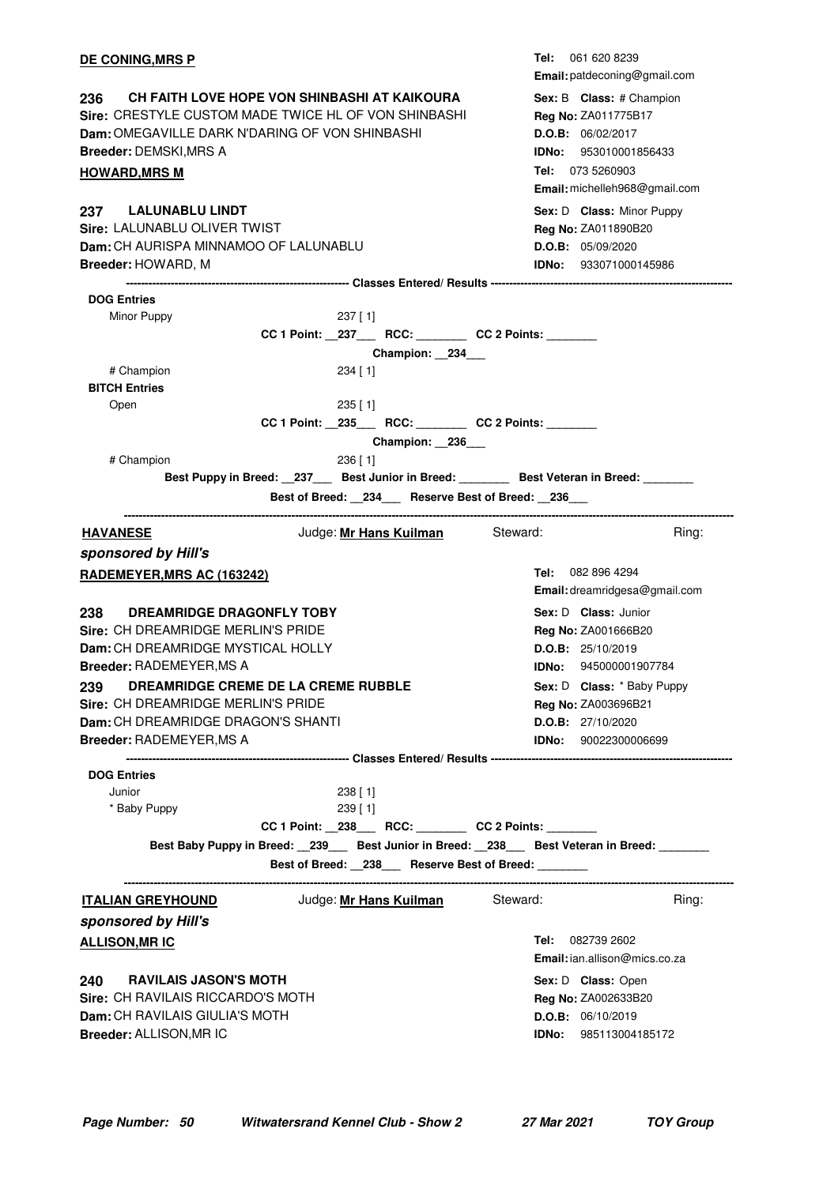**DE CONING,MRS P**

**Tel:** 061 620 8239
**Email:** patdeconing@gmail.com

**236 CH FAITH LOVE HOPE VON SHINBASHI AT KAIKOURA**
**Sire:** CRESTYLE CUSTOM MADE TWICE HL OF VON SHINBASHI
**Dam:** OMEGAVILLE DARK N'DARING OF VON SHINBASHI
**Breeder:** DEMSKI,MRS A

**Sex:** B **Class:** # Champion
**Reg No:** ZA011775B17
**D.O.B:** 06/02/2017
**IDNo:** 953010001856433

**HOWARD,MRS M**

**Tel:** 073 5260903
**Email:** michelleh968@gmail.com

**237 LALUNABLU LINDT**
**Sire:** LALUNABLU OLIVER TWIST
**Dam:** CH AURISPA MINNAMOO OF LALUNABLU
**Breeder:** HOWARD, M

**Sex:** D **Class:** Minor Puppy
**Reg No:** ZA011890B20
**D.O.B:** 05/09/2020
**IDNo:** 933071000145986

---------- **Classes Entered/ Results** ----------

**DOG Entries**

Minor Puppy 237 [ 1]

**CC 1 Point: __237___ RCC: ________ CC 2 Points: ________**

**Champion: __234___**

# Champion 234 [ 1]

**BITCH Entries**

Open 235 [ 1]

**CC 1 Point: __235___ RCC: ________ CC 2 Points: ________**

**Champion: __236___**

# Champion 236 [ 1]

**Best Puppy in Breed: __237___ Best Junior in Breed: ________ Best Veteran in Breed: ________**

**Best of Breed: __234___ Reserve Best of Breed: __236___**

---

**HAVANESE** Judge: **Mr Hans Kuilman** Steward: Ring:

***sponsored by Hill's***

**RADEMEYER,MRS AC (163242)**

**Tel:** 082 896 4294
**Email:** dreamridgesa@gmail.com

**238 DREAMRIDGE DRAGONFLY TOBY**
**Sire:** CH DREAMRIDGE MERLIN'S PRIDE
**Dam:** CH DREAMRIDGE MYSTICAL HOLLY
**Breeder:** RADEMEYER,MS A

**Sex:** D **Class:** Junior
**Reg No:** ZA001666B20
**D.O.B:** 25/10/2019
**IDNo:** 945000001907784

**239 DREAMRIDGE CREME DE LA CREME RUBBLE**
**Sire:** CH DREAMRIDGE MERLIN'S PRIDE
**Dam:** CH DREAMRIDGE DRAGON'S SHANTI
**Breeder:** RADEMEYER,MS A

**Sex:** D **Class:** * Baby Puppy
**Reg No:** ZA003696B21
**D.O.B:** 27/10/2020
**IDNo:** 90022300006699

---------- **Classes Entered/ Results** ----------

**DOG Entries**

Junior 238 [ 1]
* Baby Puppy 239 [ 1]

**CC 1 Point: __238___ RCC: ________ CC 2 Points: ________**

**Best Baby Puppy in Breed: __239___ Best Junior in Breed: __238___ Best Veteran in Breed: ________**

**Best of Breed: __238___ Reserve Best of Breed: ________**

---

**ITALIAN GREYHOUND** Judge: **Mr Hans Kuilman** Steward: Ring:

***sponsored by Hill's***

**ALLISON,MR IC**

**Tel:** 082739 2602
**Email:** ian.allison@mics.co.za

**240 RAVILAIS JASON'S MOTH**
**Sire:** CH RAVILAIS RICCARDO'S MOTH
**Dam:** CH RAVILAIS GIULIA'S MOTH
**Breeder:** ALLISON,MR IC

**Sex:** D **Class:** Open
**Reg No:** ZA002633B20
**D.O.B:** 06/10/2019
**IDNo:** 985113004185172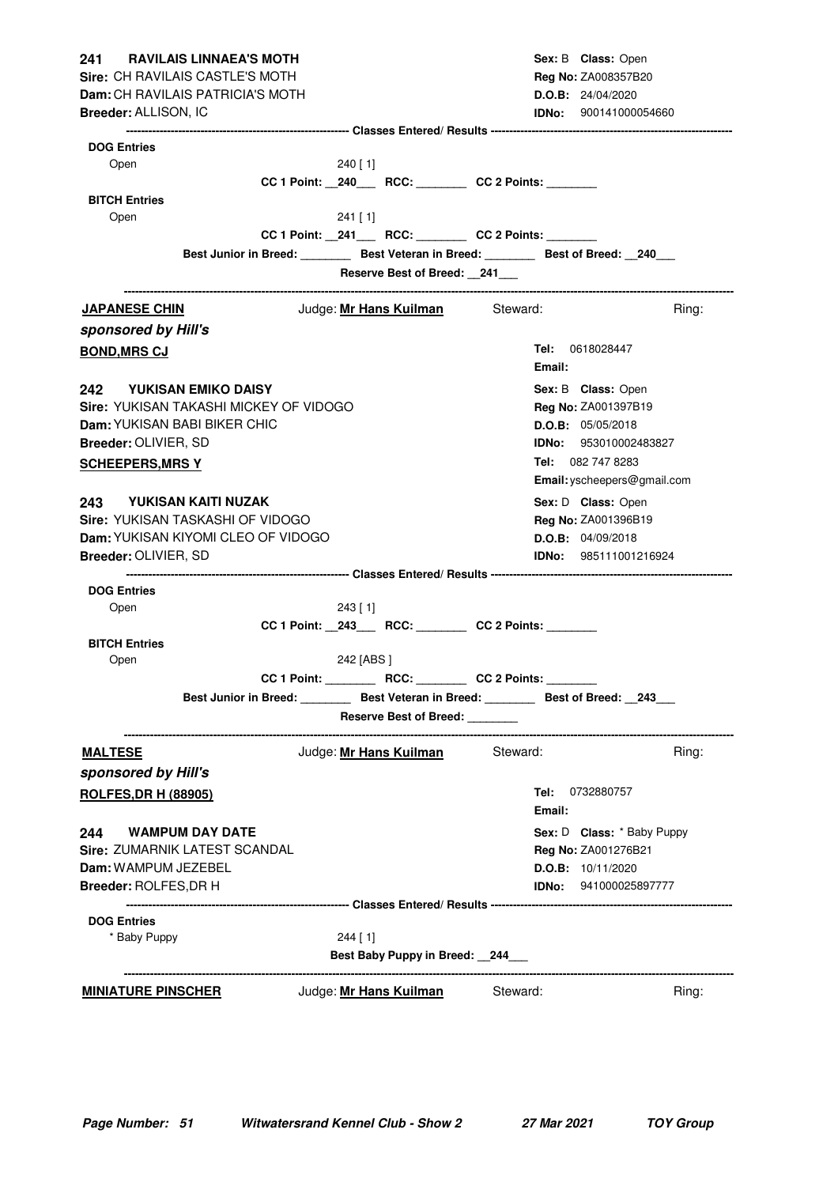**241 RAVILAIS LINNAEA'S MOTH**
**Sire:** CH RAVILAIS CASTLE'S MOTH
**Dam:** CH RAVILAIS PATRICIA'S MOTH
**Breeder:** ALLISON, IC

**Sex:** B **Class:** Open
**Reg No:** ZA008357B20
**D.O.B:** 24/04/2020
**IDNo:** 900141000054660

---------- **Classes Entered/ Results** ----------

**DOG Entries**

Open 240 [ 1]

**CC 1 Point:** __240___ **RCC:** ________ **CC 2 Points:** ________

**BITCH Entries**

Open 241 [ 1]

**CC 1 Point:** __241___ **RCC:** ________ **CC 2 Points:** ________

**Best Junior in Breed:** ________ **Best Veteran in Breed:** ________ **Best of Breed:** __240___

**Reserve Best of Breed:** __241___

---

**JAPANESE CHIN** Judge: **Mr Hans Kuilman** Steward: Ring:

***sponsored by Hill's***

**BOND,MRS CJ**

**Tel:** 0618028447
**Email:**

**242 YUKISAN EMIKO DAISY**
**Sire:** YUKISAN TAKASHI MICKEY OF VIDOGO
**Dam:** YUKISAN BABI BIKER CHIC
**Breeder:** OLIVIER, SD

**Sex:** B **Class:** Open
**Reg No:** ZA001397B19
**D.O.B:** 05/05/2018
**IDNo:** 953010002483827

**SCHEEPERS,MRS Y**

**Tel:** 082 747 8283
**Email:** yscheepers@gmail.com

**243 YUKISAN KAITI NUZAK**
**Sire:** YUKISAN TASKASHI OF VIDOGO
**Dam:** YUKISAN KIYOMI CLEO OF VIDOGO
**Breeder:** OLIVIER, SD

**Sex:** D **Class:** Open
**Reg No:** ZA001396B19
**D.O.B:** 04/09/2018
**IDNo:** 985111001216924

---------- **Classes Entered/ Results** ----------

**DOG Entries**

Open 243 [ 1]

**CC 1 Point:** __243___ **RCC:** ________ **CC 2 Points:** ________

**BITCH Entries**

Open 242 [ABS ]

**CC 1 Point:** ________ **RCC:** ________ **CC 2 Points:** ________

**Best Junior in Breed:** ________ **Best Veteran in Breed:** ________ **Best of Breed:** __243___

**Reserve Best of Breed:** ________

---

**MALTESE** Judge: **Mr Hans Kuilman** Steward: Ring:

***sponsored by Hill's***

**ROLFES,DR H (88905)**

**Tel:** 0732880757
**Email:**

**244 WAMPUM DAY DATE**
**Sire:** ZUMARNIK LATEST SCANDAL
**Dam:** WAMPUM JEZEBEL
**Breeder:** ROLFES,DR H

**Sex:** D **Class:** * Baby Puppy
**Reg No:** ZA001276B21
**D.O.B:** 10/11/2020
**IDNo:** 941000025897777

---------- **Classes Entered/ Results** ----------

**DOG Entries**

* Baby Puppy 244 [ 1]

**Best Baby Puppy in Breed:** __244___

---

**MINIATURE PINSCHER** Judge: **Mr Hans Kuilman** Steward: Ring: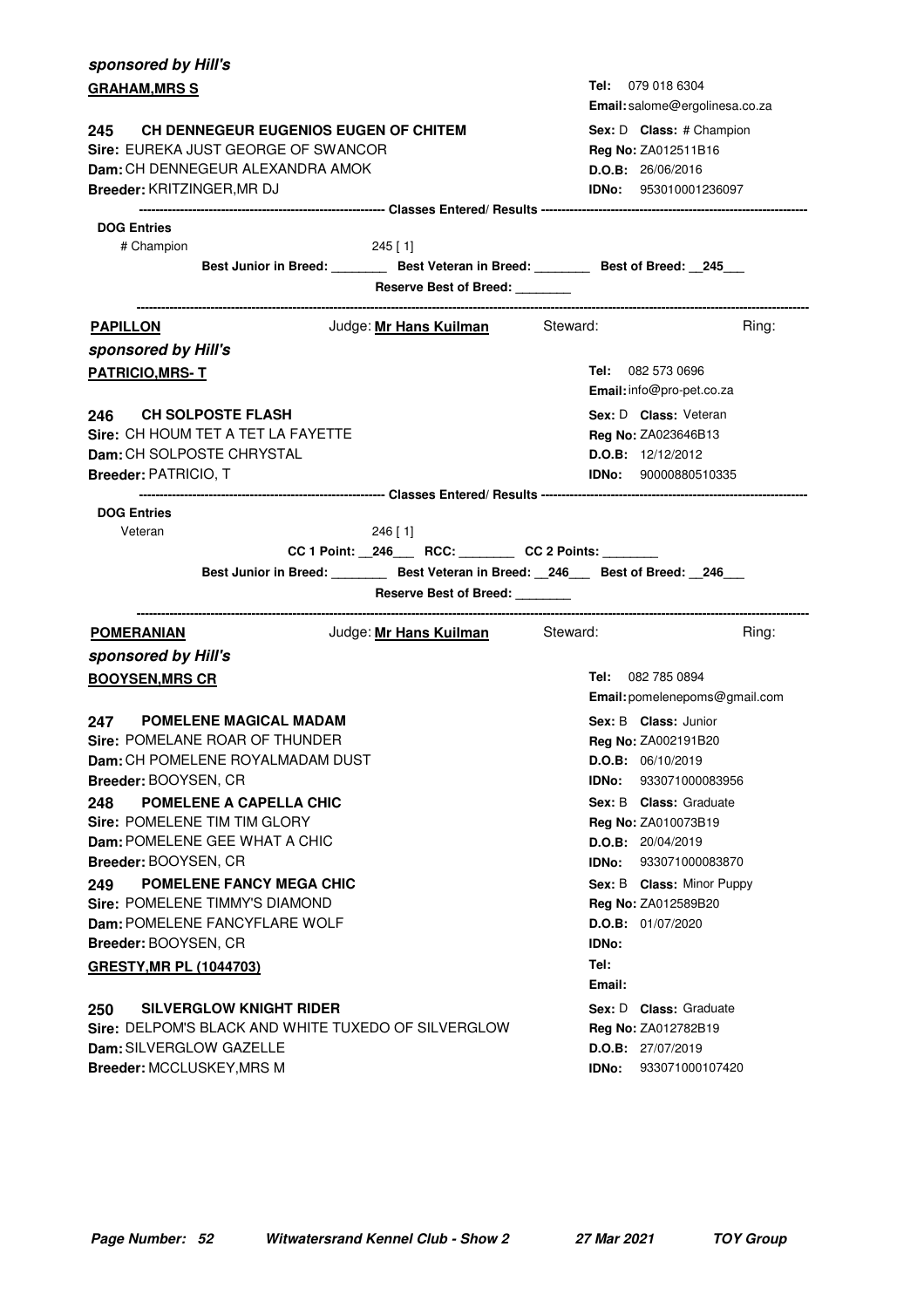***sponsored by Hill's***

**GRAHAM,MRS S**

**Tel:** 079 018 6304
**Email:** salome@ergolinesa.co.za

**245 CH DENNEGEUR EUGENIOS EUGEN OF CHITEM**
**Sire:** EUREKA JUST GEORGE OF SWANCOR
**Dam:** CH DENNEGEUR ALEXANDRA AMOK
**Breeder:** KRITZINGER,MR DJ

**Sex:** D **Class:** # Champion
**Reg No:** ZA012511B16
**D.O.B:** 26/06/2016
**IDNo:** 953010001236097

---------- **Classes Entered/ Results** ----------

**DOG Entries**

# Champion 245 [ 1]

**Best Junior in Breed:** ________ **Best Veteran in Breed:** ________ **Best of Breed:** __245___

**Reserve Best of Breed:** ________

---

**PAPILLON** Judge: **Mr Hans Kuilman** Steward: Ring:

***sponsored by Hill's***

**PATRICIO,MRS- T**

**Tel:** 082 573 0696
**Email:** info@pro-pet.co.za

**246 CH SOLPOSTE FLASH**
**Sire:** CH HOUM TET A TET LA FAYETTE
**Dam:** CH SOLPOSTE CHRYSTAL
**Breeder:** PATRICIO, T

**Sex:** D **Class:** Veteran
**Reg No:** ZA023646B13
**D.O.B:** 12/12/2012
**IDNo:** 90000880510335

---------- **Classes Entered/ Results** ----------

**DOG Entries**

Veteran 246 [ 1]

**CC 1 Point:** __246___ **RCC:** ________ **CC 2 Points:** ________

**Best Junior in Breed:** ________ **Best Veteran in Breed:** __246___ **Best of Breed:** __246___

**Reserve Best of Breed:** ________

---

**POMERANIAN** Judge: **Mr Hans Kuilman** Steward: Ring:

***sponsored by Hill's***

**BOOYSEN,MRS CR**

**Tel:** 082 785 0894
**Email:** pomelenepoms@gmail.com

**247 POMELENE MAGICAL MADAM**
**Sire:** POMELANE ROAR OF THUNDER
**Dam:** CH POMELENE ROYALMADAM DUST
**Breeder:** BOOYSEN, CR

**Sex:** B **Class:** Junior
**Reg No:** ZA002191B20
**D.O.B:** 06/10/2019
**IDNo:** 933071000083956

**248 POMELENE A CAPELLA CHIC**
**Sire:** POMELENE TIM TIM GLORY
**Dam:** POMELENE GEE WHAT A CHIC
**Breeder:** BOOYSEN, CR

**Sex:** B **Class:** Graduate
**Reg No:** ZA010073B19
**D.O.B:** 20/04/2019
**IDNo:** 933071000083870

**249 POMELENE FANCY MEGA CHIC**
**Sire:** POMELENE TIMMY'S DIAMOND
**Dam:** POMELENE FANCYFLARE WOLF
**Breeder:** BOOYSEN, CR

**Sex:** B **Class:** Minor Puppy
**Reg No:** ZA012589B20
**D.O.B:** 01/07/2020
**IDNo:**

**GRESTY,MR PL (1044703)**

**Tel:**
**Email:**

**250 SILVERGLOW KNIGHT RIDER**
**Sire:** DELPOM'S BLACK AND WHITE TUXEDO OF SILVERGLOW
**Dam:** SILVERGLOW GAZELLE
**Breeder:** MCCLUSKEY,MRS M

**Sex:** D **Class:** Graduate
**Reg No:** ZA012782B19
**D.O.B:** 27/07/2019
**IDNo:** 933071000107420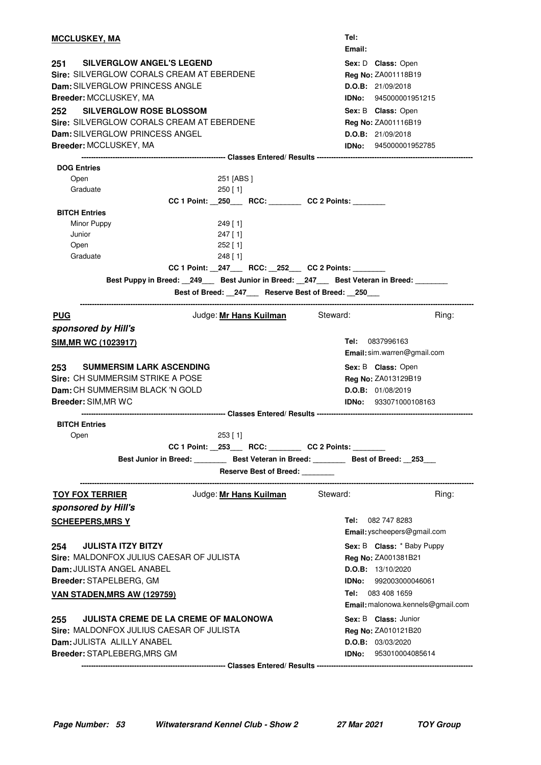**MCCLUSKEY, MA**

Tel:
Email:

**251 SILVERGLOW ANGEL'S LEGEND**
Sex: D Class: Open
Sire: SILVERGLOW CORALS CREAM AT EBERDENE
Reg No: ZA001118B19
Dam: SILVERGLOW PRINCESS ANGLE
D.O.B: 21/09/2018
Breeder: MCCLUSKEY, MA
IDNo: 945000001951215

**252 SILVERGLOW ROSE BLOSSOM**
Sex: B Class: Open
Sire: SILVERGLOW CORALS CREAM AT EBERDENE
Reg No: ZA001116B19
Dam: SILVERGLOW PRINCESS ANGEL
D.O.B: 21/09/2018
Breeder: MCCLUSKEY, MA
IDNo: 945000001952785

------------------------------ Classes Entered/ Results ------------------------------

**DOG Entries**

| | |
|---|---|
| Open | 251 [ABS ] |
| Graduate | 250 [ 1] |

CC 1 Point: __250___ RCC: ________ CC 2 Points: ________

**BITCH Entries**

| | |
|---|---|
| Minor Puppy | 249 [ 1] |
| Junior | 247 [ 1] |
| Open | 252 [ 1] |
| Graduate | 248 [ 1] |

CC 1 Point: __247___ RCC: __252___ CC 2 Points: ________

Best Puppy in Breed: __249___ Best Junior in Breed: __247___ Best Veteran in Breed: ________

Best of Breed: __247___ Reserve Best of Breed: __250___

---

## PUG

Judge: **Mr Hans Kuilman** Steward: Ring:

***sponsored by Hill's***

**SIM,MR WC (1023917)**

Tel: 0837996163
Email: sim.warren@gmail.com

**253 SUMMERSIM LARK ASCENDING**
Sex: B Class: Open
Sire: CH SUMMERSIM STRIKE A POSE
Reg No: ZA013129B19
Dam: CH SUMMERSIM BLACK 'N GOLD
D.O.B: 01/08/2019
Breeder: SIM,MR WC
IDNo: 933071000108163

------------------------------ Classes Entered/ Results ------------------------------

**BITCH Entries**

| | |
|---|---|
| Open | 253 [ 1] |

CC 1 Point: __253___ RCC: ________ CC 2 Points: ________

Best Junior in Breed: ________ Best Veteran in Breed: ________ Best of Breed: __253___

Reserve Best of Breed: ________

---

## TOY FOX TERRIER

Judge: **Mr Hans Kuilman** Steward: Ring:

***sponsored by Hill's***

**SCHEEPERS,MRS Y**

Tel: 082 747 8283
Email: yscheepers@gmail.com

**254 JULISTA ITZY BITZY**
Sex: B Class: * Baby Puppy
Sire: MALDONFOX JULIUS CAESAR OF JULISTA
Reg No: ZA001381B21
Dam: JULISTA ANGEL ANABEL
D.O.B: 13/10/2020
Breeder: STAPELBERG, GM
IDNo: 992003000046061

**VAN STADEN,MRS AW (129759)**

Tel: 083 408 1659
Email: malonowa.kennels@gmail.com

**255 JULISTA CREME DE LA CREME OF MALONOWA**
Sex: B Class: Junior
Sire: MALDONFOX JULIUS CAESAR OF JULISTA
Reg No: ZA010121B20
Dam: JULISTA ALILLY ANABEL
D.O.B: 03/03/2020
Breeder: STAPLEBERG,MRS GM
IDNo: 953010004085614

------------------------------ Classes Entered/ Results ------------------------------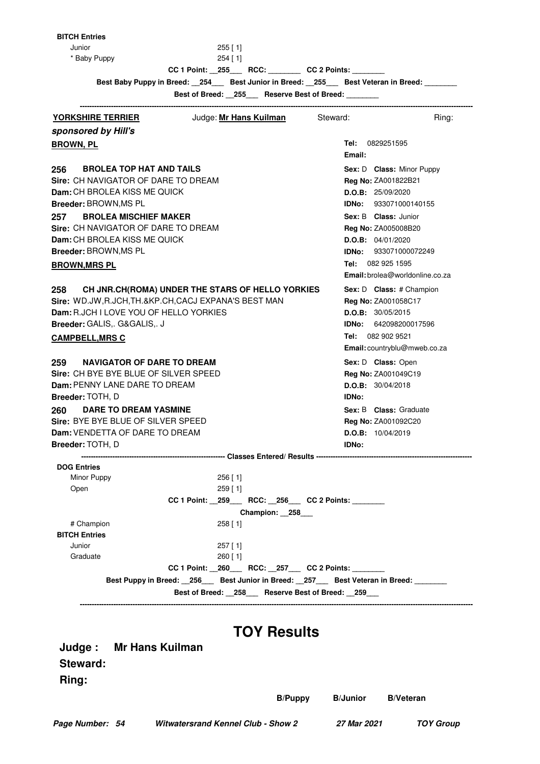**BITCH Entries**

Junior 255 [ 1]
* Baby Puppy 254 [ 1]

CC 1 Point: __255___ RCC: ________ CC 2 Points: ________

Best Baby Puppy in Breed: __254___ Best Junior in Breed: __255___ Best Veteran in Breed: ________

Best of Breed: __255___ Reserve Best of Breed: ________

---

**YORKSHIRE TERRIER** Judge: **Mr Hans Kuilman** Steward: Ring:

***sponsored by Hill's***

**BROWN, PL**
Tel: 0829251595
Email:

**256 BROLEA TOP HAT AND TAILS**
Sex: D Class: Minor Puppy
Sire: CH NAVIGATOR OF DARE TO DREAM
Reg No: ZA001822B21
Dam: CH BROLEA KISS ME QUICK
D.O.B: 25/09/2020
Breeder: BROWN,MS PL
IDNo: 933071000140155

**257 BROLEA MISCHIEF MAKER**
Sex: B Class: Junior
Sire: CH NAVIGATOR OF DARE TO DREAM
Reg No: ZA005008B20
Dam: CH BROLEA KISS ME QUICK
D.O.B: 04/01/2020
Breeder: BROWN,MS PL
IDNo: 933071000072249

**BROWN,MRS PL**
Tel: 082 925 1595
Email: brolea@worldonline.co.za

**258 CH JNR.CH(ROMA) UNDER THE STARS OF HELLO YORKIES**
Sex: D Class: # Champion
Sire: WD.JW,R.JCH,TH.&KP.CH,CACJ EXPANA'S BEST MAN
Reg No: ZA001058C17
Dam: R.JCH I LOVE YOU OF HELLO YORKIES
D.O.B: 30/05/2015
Breeder: GALIS,. G&GALIS,. J
IDNo: 642098200017596

**CAMPBELL,MRS C**
Tel: 082 902 9521
Email: countryblu@mweb.co.za

**259 NAVIGATOR OF DARE TO DREAM**
Sex: D Class: Open
Sire: CH BYE BYE BLUE OF SILVER SPEED
Reg No: ZA001049C19
Dam: PENNY LANE DARE TO DREAM
D.O.B: 30/04/2018
Breeder: TOTH, D
IDNo:

**260 DARE TO DREAM YASMINE**
Sex: B Class: Graduate
Sire: BYE BYE BLUE OF SILVER SPEED
Reg No: ZA001092C20
Dam: VENDETTA OF DARE TO DREAM
D.O.B: 10/04/2019
Breeder: TOTH, D
IDNo:

---------- Classes Entered/ Results ----------

**DOG Entries**

Minor Puppy 256 [ 1]
Open 259 [ 1]

CC 1 Point: __259___ RCC: __256___ CC 2 Points: ________

Champion: __258___

# Champion 258 [ 1]

**BITCH Entries**

Junior 257 [ 1]
Graduate 260 [ 1]

CC 1 Point: __260___ RCC: __257___ CC 2 Points: ________

Best Puppy in Breed: __256___ Best Junior in Breed: __257___ Best Veteran in Breed: ________

Best of Breed: __258___ Reserve Best of Breed: __259___

---

# TOY Results

**Judge : Mr Hans Kuilman**

**Steward:**

**Ring:**

| | B/Puppy | B/Junior | B/Veteran |
|---|---|---|---|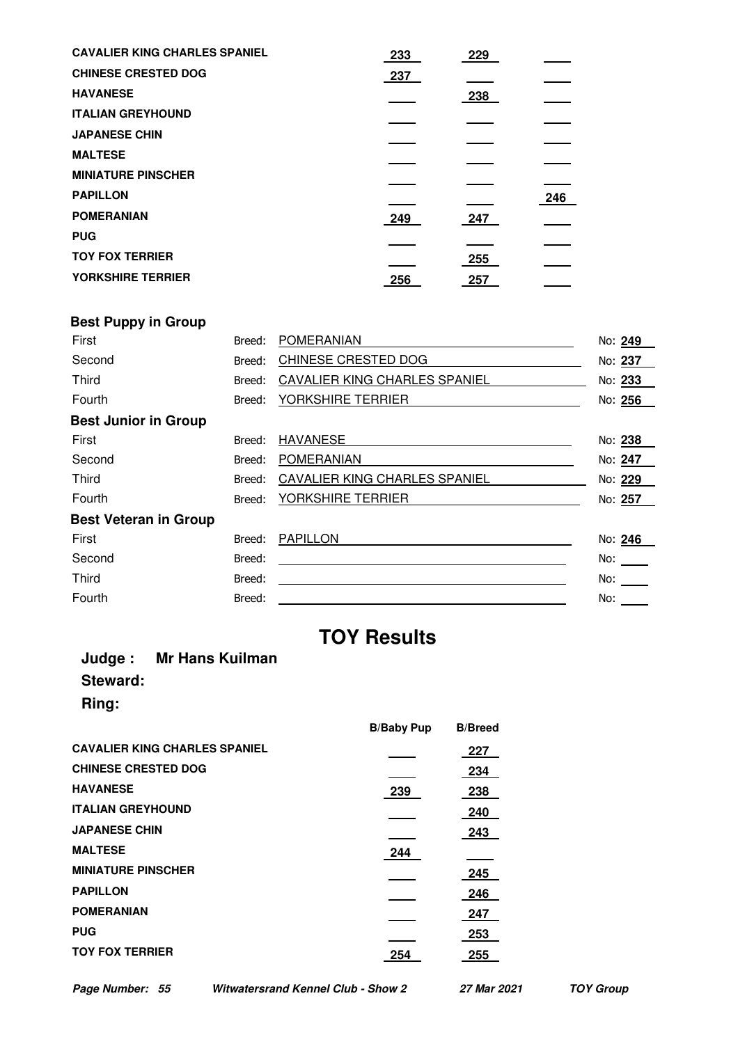| | | | |
|---|---|---|---|
| **CAVALIER KING CHARLES SPANIEL** | 233 | 229 | |
| **CHINESE CRESTED DOG** | 237 | | |
| **HAVANESE** | | 238 | |
| **ITALIAN GREYHOUND** | | | |
| **JAPANESE CHIN** | | | |
| **MALTESE** | | | |
| **MINIATURE PINSCHER** | | | |
| **PAPILLON** | | | 246 |
| **POMERANIAN** | 249 | 247 | |
| **PUG** | | | |
| **TOY FOX TERRIER** | | 255 | |
| **YORKSHIRE TERRIER** | 256 | 257 | |

### Best Puppy in Group

| | | |
|---|---|---|
| First | Breed: POMERANIAN | No: **249** |
| Second | Breed: CHINESE CRESTED DOG | No: **237** |
| Third | Breed: CAVALIER KING CHARLES SPANIEL | No: **233** |
| Fourth | Breed: YORKSHIRE TERRIER | No: **256** |

### Best Junior in Group

| | | |
|---|---|---|
| First | Breed: HAVANESE | No: **238** |
| Second | Breed: POMERANIAN | No: **247** |
| Third | Breed: CAVALIER KING CHARLES SPANIEL | No: **229** |
| Fourth | Breed: YORKSHIRE TERRIER | No: **257** |

### Best Veteran in Group

| | | |
|---|---|---|
| First | Breed: PAPILLON | No: **246** |
| Second | Breed: | No: |
| Third | Breed: | No: |
| Fourth | Breed: | No: |

## TOY Results

**Judge : Mr Hans Kuilman**

**Steward:**

**Ring:**

| | **B/Baby Pup** | **B/Breed** |
|---|---|---|
| **CAVALIER KING CHARLES SPANIEL** | | 227 |
| **CHINESE CRESTED DOG** | | 234 |
| **HAVANESE** | 239 | 238 |
| **ITALIAN GREYHOUND** | | 240 |
| **JAPANESE CHIN** | | 243 |
| **MALTESE** | 244 | |
| **MINIATURE PINSCHER** | | 245 |
| **PAPILLON** | | 246 |
| **POMERANIAN** | | 247 |
| **PUG** | | 253 |
| **TOY FOX TERRIER** | 254 | 255 |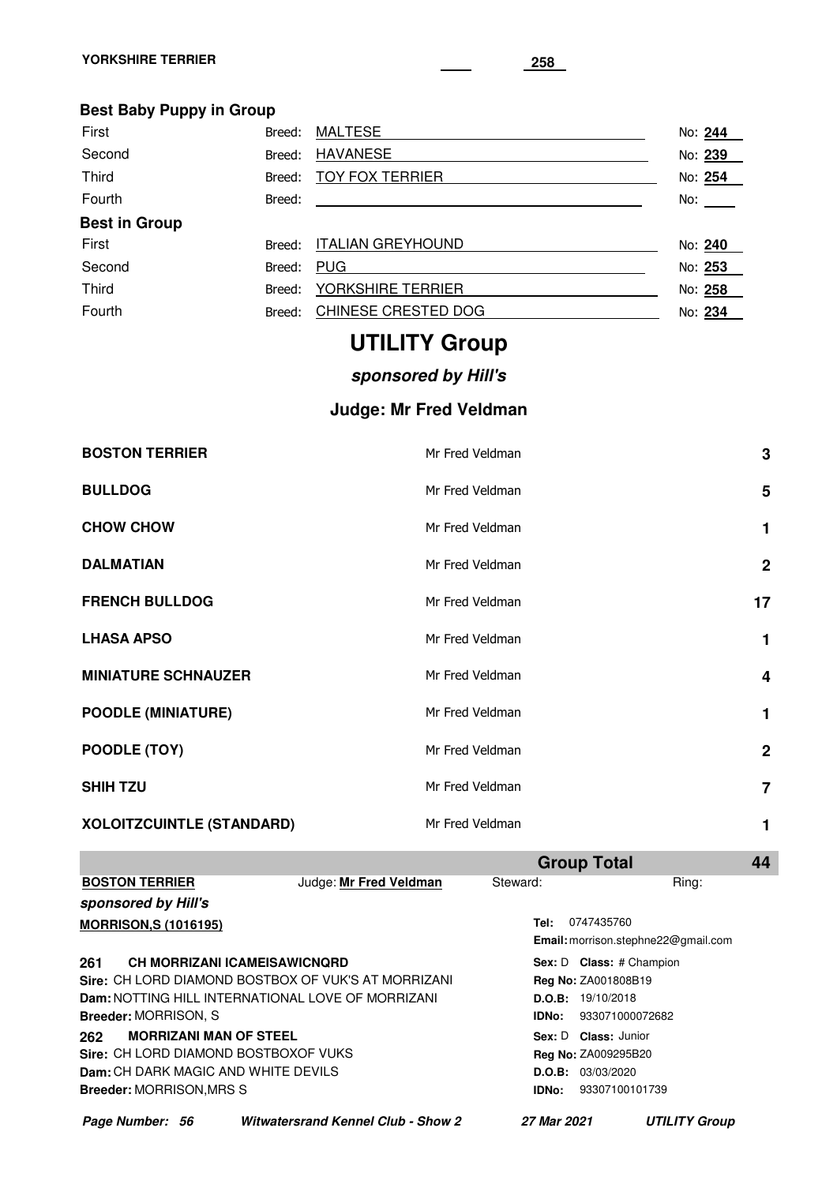**YORKSHIRE TERRIER** 258

### Best Baby Puppy in Group

| | Breed | No |
|---|---|---|
| First | MALTESE | 244 |
| Second | HAVANESE | 239 |
| Third | TOY FOX TERRIER | 254 |
| Fourth | | |

### Best in Group

| | Breed | No |
|---|---|---|
| First | ITALIAN GREYHOUND | 240 |
| Second | PUG | 253 |
| Third | YORKSHIRE TERRIER | 258 |
| Fourth | CHINESE CRESTED DOG | 234 |

# UTILITY Group

### *sponsored by Hill's*

### Judge: Mr Fred Veldman

| Breed | Judge | Entries |
|---|---|---|
| **BOSTON TERRIER** | Mr Fred Veldman | **3** |
| **BULLDOG** | Mr Fred Veldman | **5** |
| **CHOW CHOW** | Mr Fred Veldman | **1** |
| **DALMATIAN** | Mr Fred Veldman | **2** |
| **FRENCH BULLDOG** | Mr Fred Veldman | **17** |
| **LHASA APSO** | Mr Fred Veldman | **1** |
| **MINIATURE SCHNAUZER** | Mr Fred Veldman | **4** |
| **POODLE (MINIATURE)** | Mr Fred Veldman | **1** |
| **POODLE (TOY)** | Mr Fred Veldman | **2** |
| **SHIH TZU** | Mr Fred Veldman | **7** |
| **XOLOITZCUINTLE (STANDARD)** | Mr Fred Veldman | **1** |
| | **Group Total** | **44** |

**BOSTON TERRIER** Judge: **Mr Fred Veldman** Steward: Ring:

***sponsored by Hill's***

**MORRISON,S (1016195)**
Tel: 0747435760
Email: morrison.stephne22@gmail.com

**261 CH MORRIZANI ICAMEISAWICNQRD**
Sire: CH LORD DIAMOND BOSTBOX OF VUK'S AT MORRIZANI
Dam: NOTTING HILL INTERNATIONAL LOVE OF MORRIZANI
Breeder: MORRISON, S
Sex: D Class: # Champion
Reg No: ZA001808B19
D.O.B: 19/10/2018
IDNo: 933071000072682

**262 MORRIZANI MAN OF STEEL**
Sire: CH LORD DIAMOND BOSTBOXOF VUKS
Dam: CH DARK MAGIC AND WHITE DEVILS
Breeder: MORRISON,MRS S
Sex: D Class: Junior
Reg No: ZA009295B20
D.O.B: 03/03/2020
IDNo: 93307100101739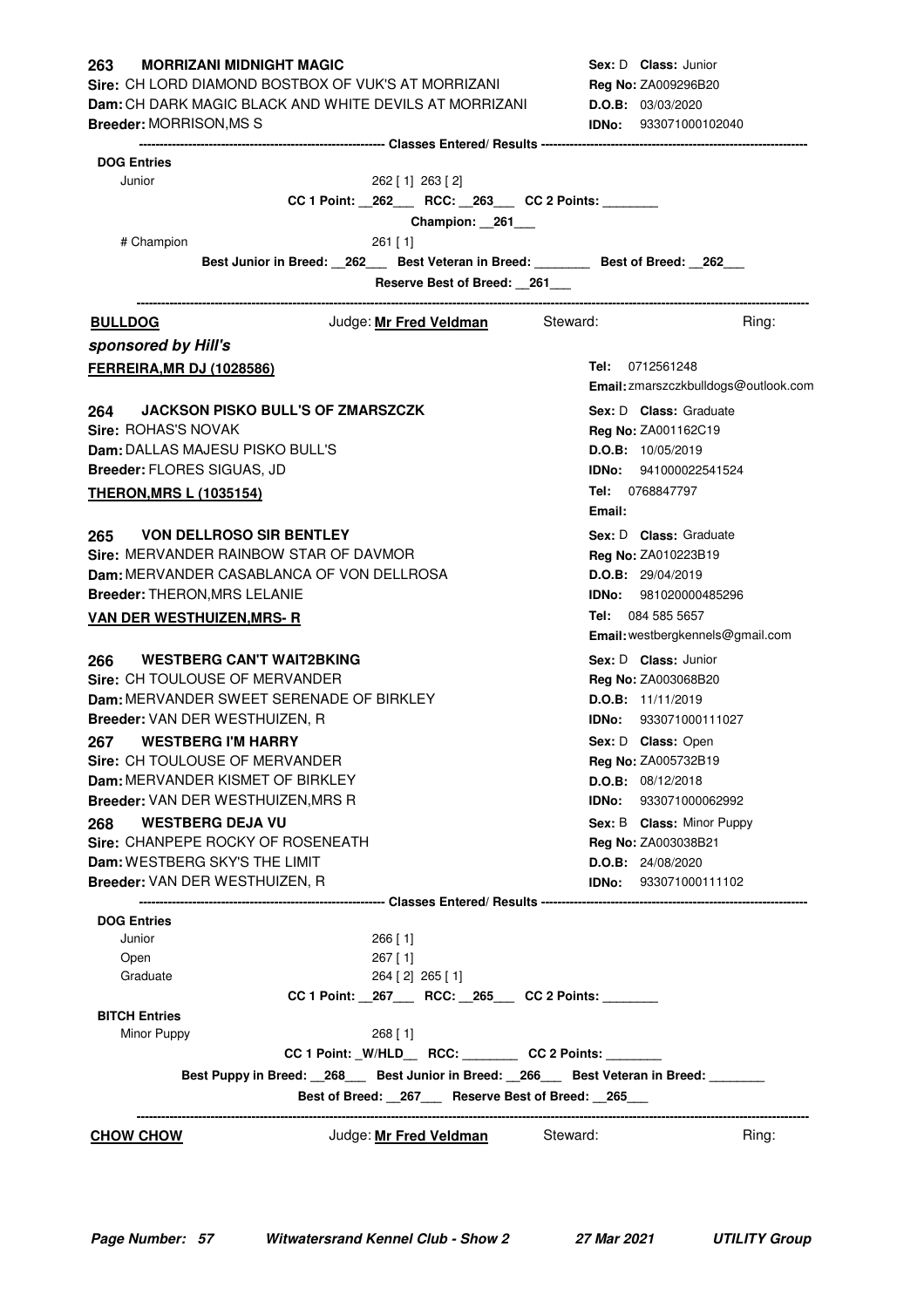**263 MORRIZANI MIDNIGHT MAGIC** — **Sex:** D **Class:** Junior
**Sire:** CH LORD DIAMOND BOSTBOX OF VUK'S AT MORRIZANI — **Reg No:** ZA009296B20
**Dam:** CH DARK MAGIC BLACK AND WHITE DEVILS AT MORRIZANI — **D.O.B:** 03/03/2020
**Breeder:** MORRISON,MS S — **IDNo:** 933071000102040

------------------------------------------------------------ Classes Entered/ Results ------------------------------------------------------------

**DOG Entries**

Junior 262 [ 1] 263 [ 2]

**CC 1 Point: __262___ RCC: __263___ CC 2 Points: ________**

**Champion: __261___**

# Champion 261 [ 1]

**Best Junior in Breed: __262___ Best Veteran in Breed: ________ Best of Breed: __262___**

**Reserve Best of Breed: __261___**

---

## BULLDOG

Judge: **Mr Fred Veldman** Steward: Ring:

***sponsored by Hill's***

**FERREIRA,MR DJ (1028586)** — **Tel:** 0712561248
**Email:** zmarszczkbulldogs@outlook.com

**264 JACKSON PISKO BULL'S OF ZMARSZCZK** — **Sex:** D **Class:** Graduate
**Sire:** ROHAS'S NOVAK — **Reg No:** ZA001162C19
**Dam:** DALLAS MAJESU PISKO BULL'S — **D.O.B:** 10/05/2019
**Breeder:** FLORES SIGUAS, JD — **IDNo:** 941000022541524

**THERON,MRS L (1035154)** — **Tel:** 0768847797
**Email:**

**265 VON DELLROSO SIR BENTLEY** — **Sex:** D **Class:** Graduate
**Sire:** MERVANDER RAINBOW STAR OF DAVMOR — **Reg No:** ZA010223B19
**Dam:** MERVANDER CASABLANCA OF VON DELLROSA — **D.O.B:** 29/04/2019
**Breeder:** THERON,MRS LELANIE — **IDNo:** 981020000485296

**VAN DER WESTHUIZEN,MRS- R** — **Tel:** 084 585 5657
**Email:** westbergkennels@gmail.com

**266 WESTBERG CAN'T WAIT2BKING** — **Sex:** D **Class:** Junior
**Sire:** CH TOULOUSE OF MERVANDER — **Reg No:** ZA003068B20
**Dam:** MERVANDER SWEET SERENADE OF BIRKLEY — **D.O.B:** 11/11/2019
**Breeder:** VAN DER WESTHUIZEN, R — **IDNo:** 933071000111027

**267 WESTBERG I'M HARRY** — **Sex:** D **Class:** Open
**Sire:** CH TOULOUSE OF MERVANDER — **Reg No:** ZA005732B19
**Dam:** MERVANDER KISMET OF BIRKLEY — **D.O.B:** 08/12/2018
**Breeder:** VAN DER WESTHUIZEN,MRS R — **IDNo:** 933071000062992

**268 WESTBERG DEJA VU** — **Sex:** B **Class:** Minor Puppy
**Sire:** CHANPEPE ROCKY OF ROSENEATH — **Reg No:** ZA003038B21
**Dam:** WESTBERG SKY'S THE LIMIT — **D.O.B:** 24/08/2020
**Breeder:** VAN DER WESTHUIZEN, R — **IDNo:** 933071000111102

------------------------------------------------------------ Classes Entered/ Results ------------------------------------------------------------

**DOG Entries**

Junior 266 [ 1]
Open 267 [ 1]
Graduate 264 [ 2] 265 [ 1]

**CC 1 Point: __267___ RCC: __265___ CC 2 Points: ________**

**BITCH Entries**

Minor Puppy 268 [ 1]

**CC 1 Point: _W/HLD__ RCC: ________ CC 2 Points: ________**

**Best Puppy in Breed: __268___ Best Junior in Breed: __266___ Best Veteran in Breed: ________**

**Best of Breed: __267___ Reserve Best of Breed: __265___**

---

## CHOW CHOW

Judge: **Mr Fred Veldman** Steward: Ring: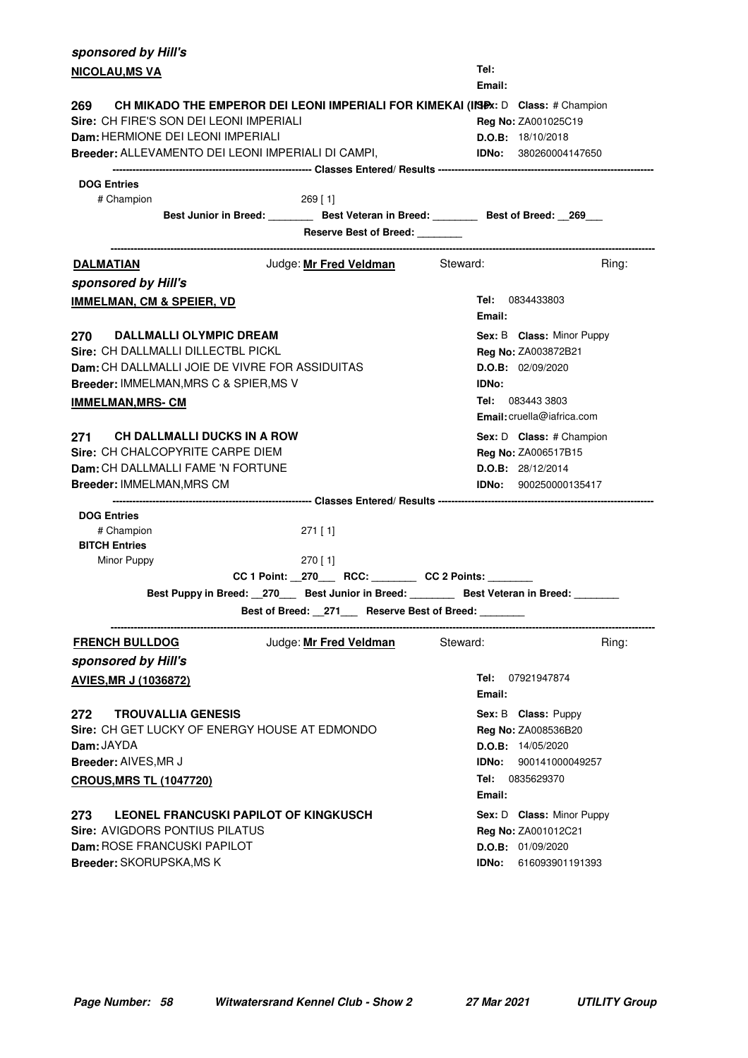***sponsored by Hill's***

**NICOLAU,MS VA**

Tel:
Email:

**269 CH MIKADO THE EMPEROR DEI LEONI IMPERIALI FOR KIMEKAI (IMP)** Sex: D **Class:** # Champion
**Sire:** CH FIRE'S SON DEI LEONI IMPERIALI — **Reg No:** ZA001025C19
**Dam:** HERMIONE DEI LEONI IMPERIALI — **D.O.B:** 18/10/2018
**Breeder:** ALLEVAMENTO DEI LEONI IMPERIALI DI CAMPI, — **IDNo:** 380260004147650

---------- Classes Entered/ Results ----------

**DOG Entries**
# Champion 269 [ 1]

**Best Junior in Breed:** ________ **Best Veteran in Breed:** ________ **Best of Breed:** __269___
**Reserve Best of Breed:** ________

---

## DALMATIAN

Judge: **Mr Fred Veldman** Steward: Ring:

***sponsored by Hill's***

**IMMELMAN, CM & SPEIER, VD**

Tel: 0834433803
Email:

**270 DALLMALLI OLYMPIC DREAM** Sex: B **Class:** Minor Puppy
**Sire:** CH DALLMALLI DILLECTBL PICKL — **Reg No:** ZA003872B21
**Dam:** CH DALLMALLI JOIE DE VIVRE FOR ASSIDUITAS — **D.O.B:** 02/09/2020
**Breeder:** IMMELMAN,MRS C & SPIER,MS V — **IDNo:**

**IMMELMAN,MRS- CM**

Tel: 083443 3803
Email: cruella@iafrica.com

**271 CH DALLMALLI DUCKS IN A ROW** Sex: D **Class:** # Champion
**Sire:** CH CHALCOPYRITE CARPE DIEM — **Reg No:** ZA006517B15
**Dam:** CH DALLMALLI FAME 'N FORTUNE — **D.O.B:** 28/12/2014
**Breeder:** IMMELMAN,MRS CM — **IDNo:** 900250000135417

---------- Classes Entered/ Results ----------

**DOG Entries**
# Champion 271 [ 1]

**BITCH Entries**
Minor Puppy 270 [ 1]

**CC 1 Point:** __270___ **RCC:** ________ **CC 2 Points:** ________
**Best Puppy in Breed:** __270___ **Best Junior in Breed:** ________ **Best Veteran in Breed:** ________
**Best of Breed:** __271___ **Reserve Best of Breed:** ________

---

## FRENCH BULLDOG

Judge: **Mr Fred Veldman** Steward: Ring:

***sponsored by Hill's***

**AVIES,MR J (1036872)**

Tel: 07921947874
Email:

**272 TROUVALLIA GENESIS** Sex: B **Class:** Puppy
**Sire:** CH GET LUCKY OF ENERGY HOUSE AT EDMONDO — **Reg No:** ZA008536B20
**Dam:** JAYDA — **D.O.B:** 14/05/2020
**Breeder:** AIVES,MR J — **IDNo:** 900141000049257

**CROUS,MRS TL (1047720)**

Tel: 0835629370
Email:

**273 LEONEL FRANCUSKI PAPILOT OF KINGKUSCH** Sex: D **Class:** Minor Puppy
**Sire:** AVIGDORS PONTIUS PILATUS — **Reg No:** ZA001012C21
**Dam:** ROSE FRANCUSKI PAPILOT — **D.O.B:** 01/09/2020
**Breeder:** SKORUPSKA,MS K — **IDNo:** 616093901191393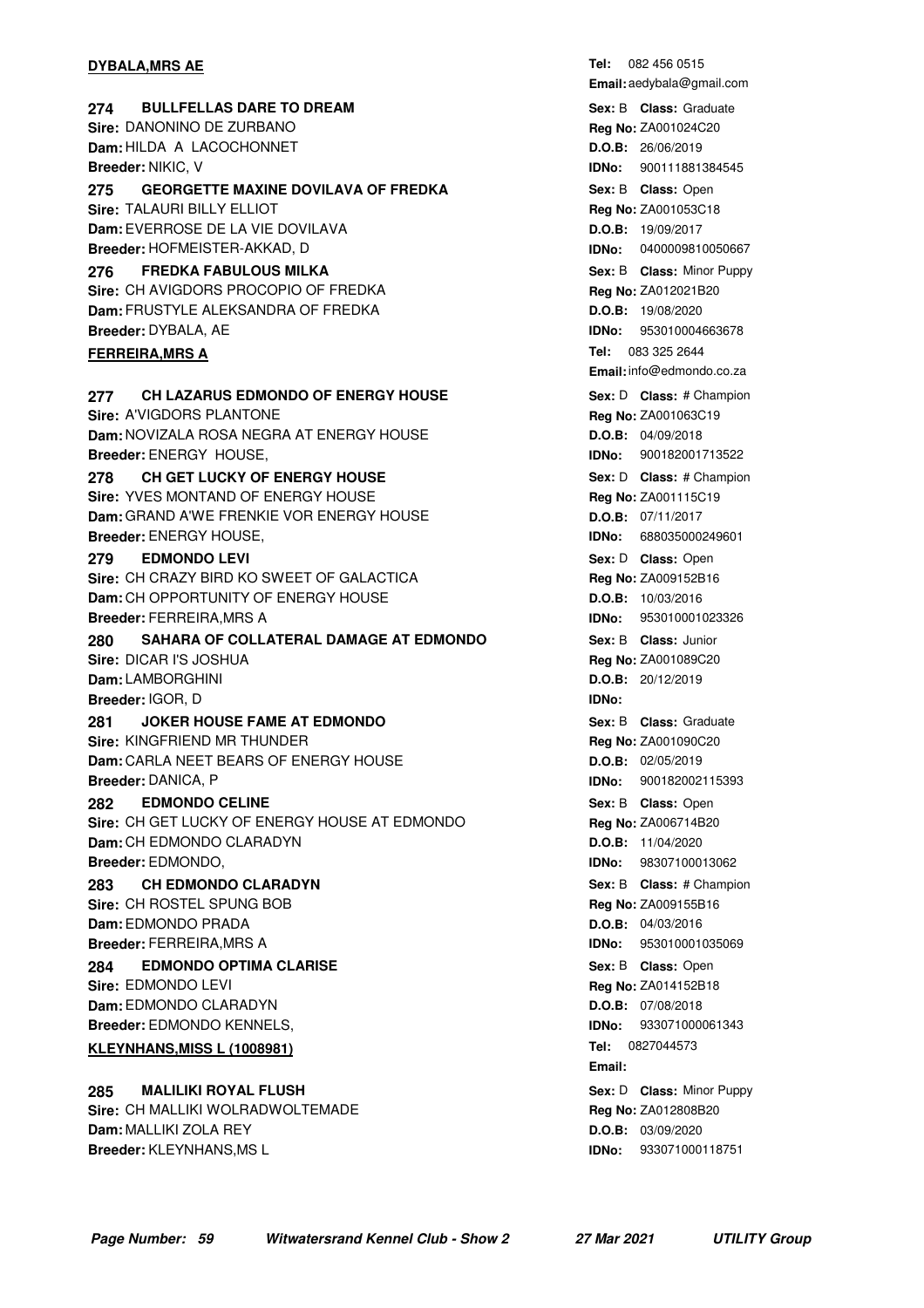**DYBALA,MRS AE**

Tel: 082 456 0515
Email: aedybala@gmail.com

**274 BULLFELLAS DARE TO DREAM**
Sex: B Class: Graduate
Sire: DANONINO DE ZURBANO
Reg No: ZA001024C20
Dam: HILDA A LACOCHONNET
D.O.B: 26/06/2019
Breeder: NIKIC, V
IDNo: 900111881384545

**275 GEORGETTE MAXINE DOVILAVA OF FREDKA**
Sex: B Class: Open
Sire: TALAURI BILLY ELLIOT
Reg No: ZA001053C18
Dam: EVERROSE DE LA VIE DOVILAVA
D.O.B: 19/09/2017
Breeder: HOFMEISTER-AKKAD, D
IDNo: 0400009810050667

**276 FREDKA FABULOUS MILKA**
Sex: B Class: Minor Puppy
Sire: CH AVIGDORS PROCOPIO OF FREDKA
Reg No: ZA012021B20
Dam: FRUSTYLE ALEKSANDRA OF FREDKA
D.O.B: 19/08/2020
Breeder: DYBALA, AE
IDNo: 953010004663678

**FERREIRA,MRS A**

Tel: 083 325 2644
Email: info@edmondo.co.za

**277 CH LAZARUS EDMONDO OF ENERGY HOUSE**
Sex: D Class: # Champion
Sire: A'VIGDORS PLANTONE
Reg No: ZA001063C19
Dam: NOVIZALA ROSA NEGRA AT ENERGY HOUSE
D.O.B: 04/09/2018
Breeder: ENERGY HOUSE,
IDNo: 900182001713522

**278 CH GET LUCKY OF ENERGY HOUSE**
Sex: D Class: # Champion
Sire: YVES MONTAND OF ENERGY HOUSE
Reg No: ZA001115C19
Dam: GRAND A'WE FRENKIE VOR ENERGY HOUSE
D.O.B: 07/11/2017
Breeder: ENERGY HOUSE,
IDNo: 688035000249601

**279 EDMONDO LEVI**
Sex: D Class: Open
Sire: CH CRAZY BIRD KO SWEET OF GALACTICA
Reg No: ZA009152B16
Dam: CH OPPORTUNITY OF ENERGY HOUSE
D.O.B: 10/03/2016
Breeder: FERREIRA,MRS A
IDNo: 953010001023326

**280 SAHARA OF COLLATERAL DAMAGE AT EDMONDO**
Sex: B Class: Junior
Sire: DICAR I'S JOSHUA
Reg No: ZA001089C20
Dam: LAMBORGHINI
D.O.B: 20/12/2019
Breeder: IGOR, D
IDNo:

**281 JOKER HOUSE FAME AT EDMONDO**
Sex: B Class: Graduate
Sire: KINGFRIEND MR THUNDER
Reg No: ZA001090C20
Dam: CARLA NEET BEARS OF ENERGY HOUSE
D.O.B: 02/05/2019
Breeder: DANICA, P
IDNo: 900182002115393

**282 EDMONDO CELINE**
Sex: B Class: Open
Sire: CH GET LUCKY OF ENERGY HOUSE AT EDMONDO
Reg No: ZA006714B20
Dam: CH EDMONDO CLARADYN
D.O.B: 11/04/2020
Breeder: EDMONDO,
IDNo: 98307100013062

**283 CH EDMONDO CLARADYN**
Sex: B Class: # Champion
Sire: CH ROSTEL SPUNG BOB
Reg No: ZA009155B16
Dam: EDMONDO PRADA
D.O.B: 04/03/2016
Breeder: FERREIRA,MRS A
IDNo: 953010001035069

**284 EDMONDO OPTIMA CLARISE**
Sex: B Class: Open
Sire: EDMONDO LEVI
Reg No: ZA014152B18
Dam: EDMONDO CLARADYN
D.O.B: 07/08/2018
Breeder: EDMONDO KENNELS,
IDNo: 933071000061343

**KLEYNHANS,MISS L (1008981)**

Tel: 0827044573
Email:

**285 MALILIKI ROYAL FLUSH**
Sex: D Class: Minor Puppy
Sire: CH MALLIKI WOLRADWOLTEMADE
Reg No: ZA012808B20
Dam: MALLIKI ZOLA REY
D.O.B: 03/09/2020
Breeder: KLEYNHANS,MS L
IDNo: 933071000118751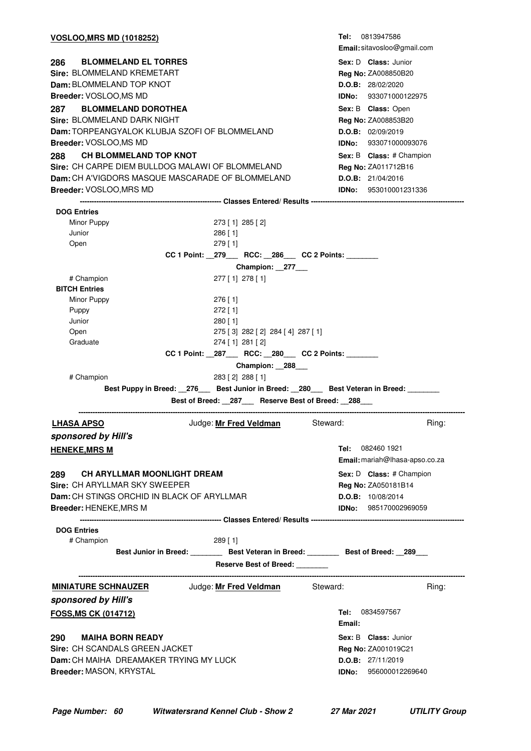**VOSLOO,MRS MD (1018252)**

**Tel:** 0813947586
**Email:** sitavosloo@gmail.com

**286 BLOMMELAND EL TORRES**
**Sire:** BLOMMELAND KREMETART
**Dam:** BLOMMELAND TOP KNOT
**Breeder:** VOSLOO,MS MD

**Sex:** D **Class:** Junior
**Reg No:** ZA008850B20
**D.O.B:** 28/02/2020
**IDNo:** 933071000122975

**287 BLOMMELAND DOROTHEA**
**Sire:** BLOMMELAND DARK NIGHT
**Dam:** TORPEANGYALOK KLUBJA SZOFI OF BLOMMELAND
**Breeder:** VOSLOO,MS MD

**Sex:** B **Class:** Open
**Reg No:** ZA008853B20
**D.O.B:** 02/09/2019
**IDNo:** 933071000093076

**288 CH BLOMMELAND TOP KNOT**
**Sire:** CH CARPE DIEM BULLDOG MALAWI OF BLOMMELAND
**Dam:** CH A'VIGDORS MASQUE MASCARADE OF BLOMMELAND
**Breeder:** VOSLOO,MRS MD

**Sex:** B **Class:** # Champion
**Reg No:** ZA011712B16
**D.O.B:** 21/04/2016
**IDNo:** 953010001231336

---------- Classes Entered/ Results ----------

**DOG Entries**

| Class | Entries |
|---|---|
| Minor Puppy | 273 [ 1] 285 [ 2] |
| Junior | 286 [ 1] |
| Open | 279 [ 1] |

**CC 1 Point: __279___ RCC: __286___ CC 2 Points: ________**

**Champion: __277___**

| Class | Entries |
|---|---|
| # Champion | 277 [ 1] 278 [ 1] |

**BITCH Entries**

| Class | Entries |
|---|---|
| Minor Puppy | 276 [ 1] |
| Puppy | 272 [ 1] |
| Junior | 280 [ 1] |
| Open | 275 [ 3] 282 [ 2] 284 [ 4] 287 [ 1] |
| Graduate | 274 [ 1] 281 [ 2] |

**CC 1 Point: __287___ RCC: __280___ CC 2 Points: ________**

**Champion: __288___**

| Class | Entries |
|---|---|
| # Champion | 283 [ 2] 288 [ 1] |

**Best Puppy in Breed: __276___ Best Junior in Breed: __280___ Best Veteran in Breed: ________**

**Best of Breed: __287___ Reserve Best of Breed: __288___**

---

## LHASA APSO

Judge: **Mr Fred Veldman** Steward: Ring:

***sponsored by Hill's***

**HENEKE,MRS M**

**Tel:** 082460 1921
**Email:** mariah@lhasa-apso.co.za

**289 CH ARYLLMAR MOONLIGHT DREAM**
**Sire:** CH ARYLLMAR SKY SWEEPER
**Dam:** CH STINGS ORCHID IN BLACK OF ARYLLMAR
**Breeder:** HENEKE,MRS M

**Sex:** D **Class:** # Champion
**Reg No:** ZA050181B14
**D.O.B:** 10/08/2014
**IDNo:** 985170002969059

---------- Classes Entered/ Results ----------

**DOG Entries**

| Class | Entries |
|---|---|
| # Champion | 289 [ 1] |

**Best Junior in Breed: ________ Best Veteran in Breed: ________ Best of Breed: __289___**

**Reserve Best of Breed: ________**

---

## MINIATURE SCHNAUZER

Judge: **Mr Fred Veldman** Steward: Ring:

***sponsored by Hill's***

**FOSS,MS CK (014712)**

**Tel:** 0834597567
**Email:**

**290 MAIHA BORN READY**
**Sire:** CH SCANDALS GREEN JACKET
**Dam:** CH MAIHA DREAMAKER TRYING MY LUCK
**Breeder:** MASON, KRYSTAL

**Sex:** B **Class:** Junior
**Reg No:** ZA001019C21
**D.O.B:** 27/11/2019
**IDNo:** 956000012269640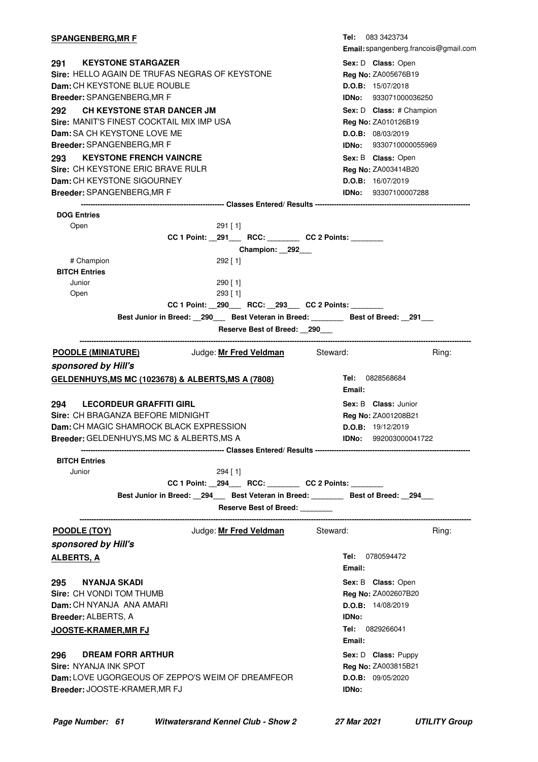**SPANGENBERG,MR F**

Tel: 083 3423734
Email: spangenberg.francois@gmail.com

**291 KEYSTONE STARGAZER**
Sire: HELLO AGAIN DE TRUFAS NEGRAS OF KEYSTONE
Dam: CH KEYSTONE BLUE ROUBLE
Breeder: SPANGENBERG,MR F
Sex: D Class: Open
Reg No: ZA005676B19
D.O.B: 15/07/2018
IDNo: 933071000036250

**292 CH KEYSTONE STAR DANCER JM**
Sire: MANIT'S FINEST COCKTAIL MIX IMP USA
Dam: SA CH KEYSTONE LOVE ME
Breeder: SPANGENBERG,MR F
Sex: D Class: # Champion
Reg No: ZA010126B19
D.O.B: 08/03/2019
IDNo: 9330710000055969

**293 KEYSTONE FRENCH VAINCRE**
Sire: CH KEYSTONE ERIC BRAVE RULR
Dam: CH KEYSTONE SIGOURNEY
Breeder: SPANGENBERG,MR F
Sex: B Class: Open
Reg No: ZA003414B20
D.O.B: 16/07/2019
IDNo: 93307100007288

---------- Classes Entered/ Results ----------

**DOG Entries**

Open 291 [ 1]

CC 1 Point: __291___ RCC: ________ CC 2 Points: ________

Champion: __292___

# Champion 292 [ 1]

**BITCH Entries**

Junior 290 [ 1]

Open 293 [ 1]

CC 1 Point: __290___ RCC: __293___ CC 2 Points: ________

Best Junior in Breed: __290___ Best Veteran in Breed: ________ Best of Breed: __291___

Reserve Best of Breed: __290___

---

**POODLE (MINIATURE)** Judge: **Mr Fred Veldman** Steward: Ring:

***sponsored by Hill's***

**GELDENHUYS,MS MC (1023678) & ALBERTS,MS A (7808)**

Tel: 0828568684
Email:

**294 LECORDEUR GRAFFITI GIRL**
Sire: CH BRAGANZA BEFORE MIDNIGHT
Dam: CH MAGIC SHAMROCK BLACK EXPRESSION
Breeder: GELDENHUYS,MS MC & ALBERTS,MS A
Sex: B Class: Junior
Reg No: ZA001208B21
D.O.B: 19/12/2019
IDNo: 992003000041722

---------- Classes Entered/ Results ----------

**BITCH Entries**

Junior 294 [ 1]

CC 1 Point: __294___ RCC: ________ CC 2 Points: ________

Best Junior in Breed: __294___ Best Veteran in Breed: ________ Best of Breed: __294___

Reserve Best of Breed: ________

---

**POODLE (TOY)** Judge: **Mr Fred Veldman** Steward: Ring:

***sponsored by Hill's***

**ALBERTS, A**

Tel: 0780594472
Email:

**295 NYANJA SKADI**
Sire: CH VONDI TOM THUMB
Dam: CH NYANJA ANA AMARI
Breeder: ALBERTS, A
Sex: B Class: Open
Reg No: ZA002607B20
D.O.B: 14/08/2019
IDNo:

**JOOSTE-KRAMER,MR FJ**

Tel: 0829266041
Email:

**296 DREAM FORR ARTHUR**
Sire: NYANJA INK SPOT
Dam: LOVE UGORGEOUS OF ZEPPO'S WEIM OF DREAMFEOR
Breeder: JOOSTE-KRAMER,MR FJ
Sex: D Class: Puppy
Reg No: ZA003815B21
D.O.B: 09/05/2020
IDNo: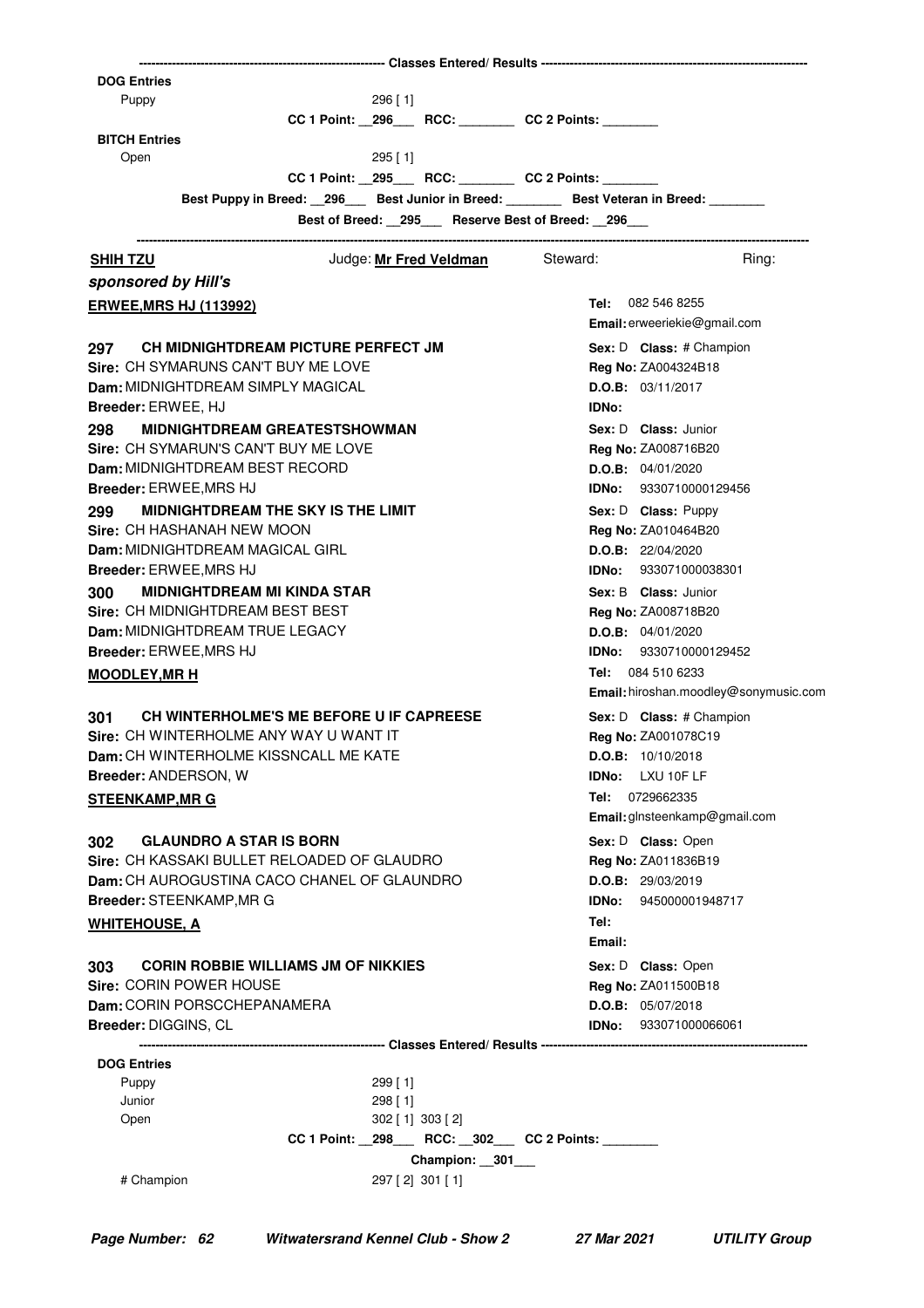------------------------------------------------------------ Classes Entered/ Results ------------------------------------------------------------

**DOG Entries**

Puppy 296 [ 1]

CC 1 Point: __296___ RCC: ________ CC 2 Points: ________

**BITCH Entries**

Open 295 [ 1]

CC 1 Point: __295___ RCC: ________ CC 2 Points: ________

Best Puppy in Breed: __296___ Best Junior in Breed: ________ Best Veteran in Breed: ________

Best of Breed: __295___ Reserve Best of Breed: __296___

---

**SHIH TZU** Judge: **Mr Fred Veldman** Steward: Ring:

***sponsored by Hill's***

**ERWEE,MRS HJ (113992)**
Tel: 082 546 8255
Email: erweeriekie@gmail.com

**297 CH MIDNIGHTDREAM PICTURE PERFECT JM**
Sex: D Class: # Champion
Sire: CH SYMARUNS CAN'T BUY ME LOVE
Reg No: ZA004324B18
Dam: MIDNIGHTDREAM SIMPLY MAGICAL
D.O.B: 03/11/2017
Breeder: ERWEE, HJ
IDNo:

**298 MIDNIGHTDREAM GREATESTSHOWMAN**
Sex: D Class: Junior
Sire: CH SYMARUN'S CAN'T BUY ME LOVE
Reg No: ZA008716B20
Dam: MIDNIGHTDREAM BEST RECORD
D.O.B: 04/01/2020
Breeder: ERWEE,MRS HJ
IDNo: 9330710000129456

**299 MIDNIGHTDREAM THE SKY IS THE LIMIT**
Sex: D Class: Puppy
Sire: CH HASHANAH NEW MOON
Reg No: ZA010464B20
Dam: MIDNIGHTDREAM MAGICAL GIRL
D.O.B: 22/04/2020
Breeder: ERWEE,MRS HJ
IDNo: 933071000038301

**300 MIDNIGHTDREAM MI KINDA STAR**
Sex: B Class: Junior
Sire: CH MIDNIGHTDREAM BEST BEST
Reg No: ZA008718B20
Dam: MIDNIGHTDREAM TRUE LEGACY
D.O.B: 04/01/2020
Breeder: ERWEE,MRS HJ
IDNo: 9330710000129452

**MOODLEY,MR H**
Tel: 084 510 6233
Email: hiroshan.moodley@sonymusic.com

**301 CH WINTERHOLME'S ME BEFORE U IF CAPREESE**
Sex: D Class: # Champion
Sire: CH WINTERHOLME ANY WAY U WANT IT
Reg No: ZA001078C19
Dam: CH WINTERHOLME KISSNCALL ME KATE
D.O.B: 10/10/2018
Breeder: ANDERSON, W
IDNo: LXU 10F LF

**STEENKAMP,MR G**
Tel: 0729662335
Email: glnsteenkamp@gmail.com

**302 GLAUNDRO A STAR IS BORN**
Sex: D Class: Open
Sire: CH KASSAKI BULLET RELOADED OF GLAUDRO
Reg No: ZA011836B19
Dam: CH AUROGUSTINA CACO CHANEL OF GLAUNDRO
D.O.B: 29/03/2019
Breeder: STEENKAMP,MR G
IDNo: 945000001948717

**WHITEHOUSE, A**
Tel:
Email:

**303 CORIN ROBBIE WILLIAMS JM OF NIKKIES**
Sex: D Class: Open
Sire: CORIN POWER HOUSE
Reg No: ZA011500B18
Dam: CORIN PORSCCHEPANAMERA
D.O.B: 05/07/2018
Breeder: DIGGINS, CL
IDNo: 933071000066061

------------------------------------------------------------ Classes Entered/ Results ------------------------------------------------------------

**DOG Entries**

Puppy 299 [ 1]

Junior 298 [ 1]

Open 302 [ 1] 303 [ 2]

CC 1 Point: __298___ RCC: __302___ CC 2 Points: ________

Champion: __301___

# Champion 297 [ 2] 301 [ 1]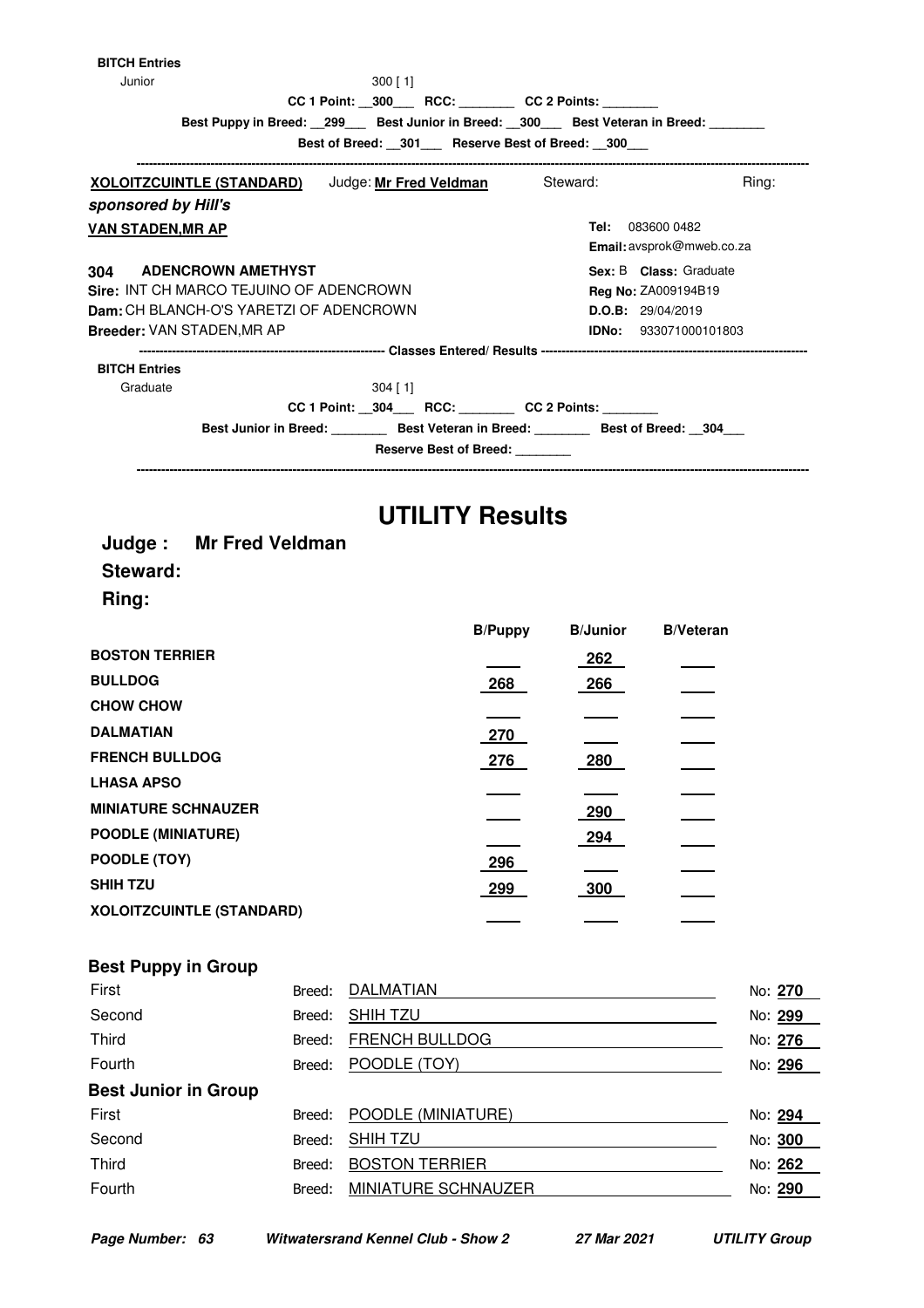**BITCH Entries**

Junior 300 [ 1]

CC 1 Point: __300___ RCC: ________ CC 2 Points: ________

Best Puppy in Breed: __299___ Best Junior in Breed: __300___ Best Veteran in Breed: ________

Best of Breed: __301___ Reserve Best of Breed: __300___

---

**XOLOITZCUINTLE (STANDARD)** Judge: **Mr Fred Veldman** Steward: Ring:

***sponsored by Hill's***

**VAN STADEN,MR AP**

**Tel:** 083600 0482
**Email:** avsprok@mweb.co.za

**304 ADENCROWN AMETHYST**
**Sire:** INT CH MARCO TEJUINO OF ADENCROWN
**Dam:** CH BLANCH-O'S YARETZI OF ADENCROWN
**Breeder:** VAN STADEN,MR AP

**Sex:** B **Class:** Graduate
**Reg No:** ZA009194B19
**D.O.B:** 29/04/2019
**IDNo:** 933071000101803

--- Classes Entered/ Results ---

**BITCH Entries**

Graduate 304 [ 1]

CC 1 Point: __304___ RCC: ________ CC 2 Points: ________

Best Junior in Breed: ________ Best Veteran in Breed: ________ Best of Breed: __304___

Reserve Best of Breed: ________

---

# UTILITY Results

**Judge : Mr Fred Veldman**

**Steward:**

**Ring:**

| | B/Puppy | B/Junior | B/Veteran |
|---|---|---|---|
| **BOSTON TERRIER** | | 262 | |
| **BULLDOG** | 268 | 266 | |
| **CHOW CHOW** | | | |
| **DALMATIAN** | 270 | | |
| **FRENCH BULLDOG** | 276 | 280 | |
| **LHASA APSO** | | | |
| **MINIATURE SCHNAUZER** | | 290 | |
| **POODLE (MINIATURE)** | | 294 | |
| **POODLE (TOY)** | 296 | | |
| **SHIH TZU** | 299 | 300 | |
| **XOLOITZCUINTLE (STANDARD)** | | | |

## Best Puppy in Group

| | Breed | No |
|---|---|---|
| First | DALMATIAN | 270 |
| Second | SHIH TZU | 299 |
| Third | FRENCH BULLDOG | 276 |
| Fourth | POODLE (TOY) | 296 |

## Best Junior in Group

| | Breed | No |
|---|---|---|
| First | POODLE (MINIATURE) | 294 |
| Second | SHIH TZU | 300 |
| Third | BOSTON TERRIER | 262 |
| Fourth | MINIATURE SCHNAUZER | 290 |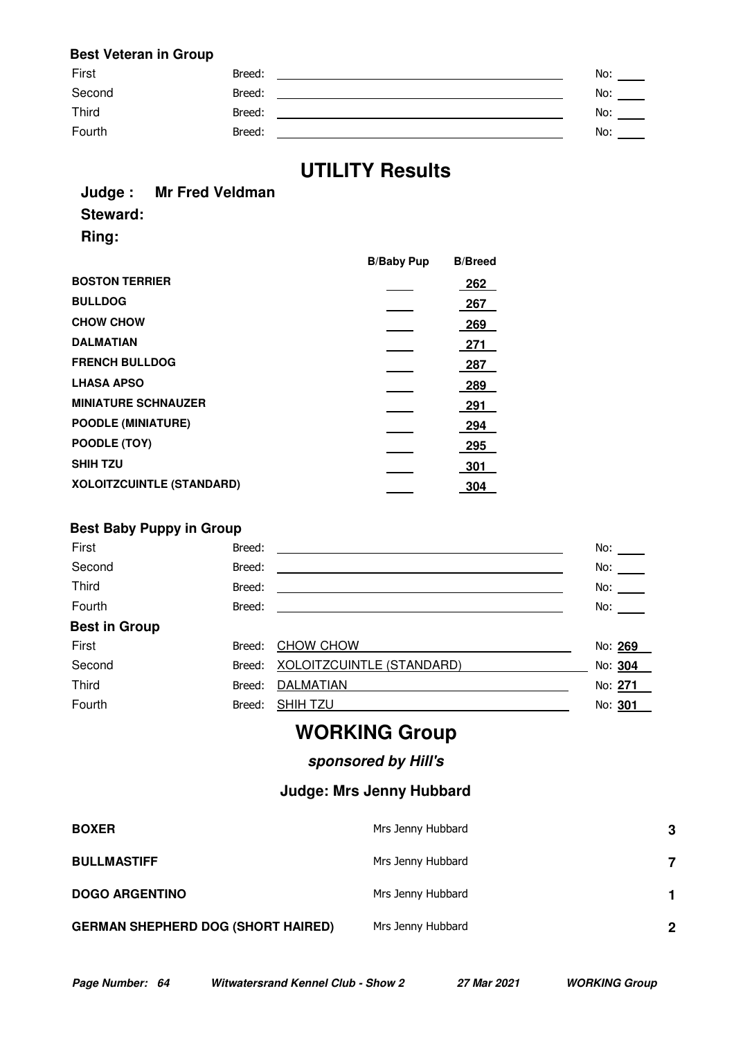**Best Veteran in Group**

| | | |
|---|---|---|
| First | Breed: | No: |
| Second | Breed: | No: |
| Third | Breed: | No: |
| Fourth | Breed: | No: |

# UTILITY Results

**Judge : Mr Fred Veldman**

**Steward:**

**Ring:**

| | B/Baby Pup | B/Breed |
|---|---|---|
| **BOSTON TERRIER** | | 262 |
| **BULLDOG** | | 267 |
| **CHOW CHOW** | | 269 |
| **DALMATIAN** | | 271 |
| **FRENCH BULLDOG** | | 287 |
| **LHASA APSO** | | 289 |
| **MINIATURE SCHNAUZER** | | 291 |
| **POODLE (MINIATURE)** | | 294 |
| **POODLE (TOY)** | | 295 |
| **SHIH TZU** | | 301 |
| **XOLOITZCUINTLE (STANDARD)** | | 304 |

**Best Baby Puppy in Group**

| | | |
|---|---|---|
| First | Breed: | No: |
| Second | Breed: | No: |
| Third | Breed: | No: |
| Fourth | Breed: | No: |

**Best in Group**

| | | |
|---|---|---|
| First | Breed: CHOW CHOW | No: 269 |
| Second | Breed: XOLOITZCUINTLE (STANDARD) | No: 304 |
| Third | Breed: DALMATIAN | No: 271 |
| Fourth | Breed: SHIH TZU | No: 301 |

# WORKING Group

***sponsored by Hill's***

## Judge: Mrs Jenny Hubbard

| | | |
|---|---|---|
| **BOXER** | Mrs Jenny Hubbard | **3** |
| **BULLMASTIFF** | Mrs Jenny Hubbard | **7** |
| **DOGO ARGENTINO** | Mrs Jenny Hubbard | **1** |
| **GERMAN SHEPHERD DOG (SHORT HAIRED)** | Mrs Jenny Hubbard | **2** |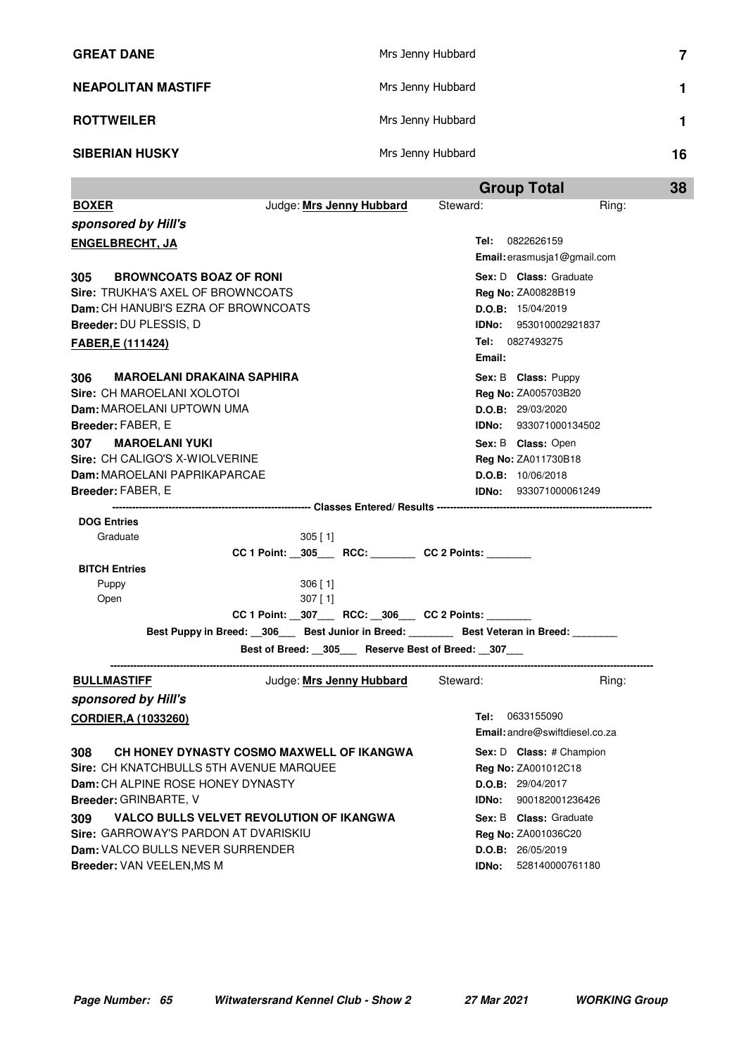| | | |
|---|---|---|
| **GREAT DANE** | Mrs Jenny Hubbard | **7** |
| **NEAPOLITAN MASTIFF** | Mrs Jenny Hubbard | **1** |
| **ROTTWEILER** | Mrs Jenny Hubbard | **1** |
| **SIBERIAN HUSKY** | Mrs Jenny Hubbard | **16** |
| | **Group Total** | **38** |

**BOXER** Judge: **Mrs Jenny Hubbard** Steward: Ring:

***sponsored by Hill's***

**ENGELBRECHT, JA**
**Tel:** 0822626159
**Email:** erasmusja1@gmail.com

**305 BROWNCOATS BOAZ OF RONI**
**Sex:** D **Class:** Graduate
**Sire:** TRUKHA'S AXEL OF BROWNCOATS
**Reg No:** ZA00828B19
**Dam:** CH HANUBI'S EZRA OF BROWNCOATS
**D.O.B:** 15/04/2019
**Breeder:** DU PLESSIS, D
**IDNo:** 953010002921837

**FABER,E (111424)**
**Tel:** 0827493275
**Email:**

**306 MAROELANI DRAKAINA SAPHIRA**
**Sex:** B **Class:** Puppy
**Sire:** CH MAROELANI XOLOTOI
**Reg No:** ZA005703B20
**Dam:** MAROELANI UPTOWN UMA
**D.O.B:** 29/03/2020
**Breeder:** FABER, E
**IDNo:** 933071000134502

**307 MAROELANI YUKI**
**Sex:** B **Class:** Open
**Sire:** CH CALIGO'S X-WIOLVERINE
**Reg No:** ZA011730B18
**Dam:** MAROELANI PAPRIKAPARCAE
**D.O.B:** 10/06/2018
**Breeder:** FABER, E
**IDNo:** 933071000061249

---------- Classes Entered/ Results ----------

**DOG Entries**
Graduate 305 [ 1]
**CC 1 Point:** __305___ **RCC:** ________ **CC 2 Points:** ________

**BITCH Entries**
Puppy 306 [ 1]
Open 307 [ 1]
**CC 1 Point:** __307___ **RCC:** __306___ **CC 2 Points:** ________

**Best Puppy in Breed:** __306___ **Best Junior in Breed:** ________ **Best Veteran in Breed:** ________
**Best of Breed:** __305___ **Reserve Best of Breed:** __307___

---

**BULLMASTIFF** Judge: **Mrs Jenny Hubbard** Steward: Ring:

***sponsored by Hill's***

**CORDIER,A (1033260)**
**Tel:** 0633155090
**Email:** andre@swiftdiesel.co.za

**308 CH HONEY DYNASTY COSMO MAXWELL OF IKANGWA**
**Sex:** D **Class:** # Champion
**Sire:** CH KNATCHBULLS 5TH AVENUE MARQUEE
**Reg No:** ZA001012C18
**Dam:** CH ALPINE ROSE HONEY DYNASTY
**D.O.B:** 29/04/2017
**Breeder:** GRINBARTE, V
**IDNo:** 900182001236426

**309 VALCO BULLS VELVET REVOLUTION OF IKANGWA**
**Sex:** B **Class:** Graduate
**Sire:** GARROWAY'S PARDON AT DVARISKIU
**Reg No:** ZA001036C20
**Dam:** VALCO BULLS NEVER SURRENDER
**D.O.B:** 26/05/2019
**Breeder:** VAN VEELEN,MS M
**IDNo:** 528140000761180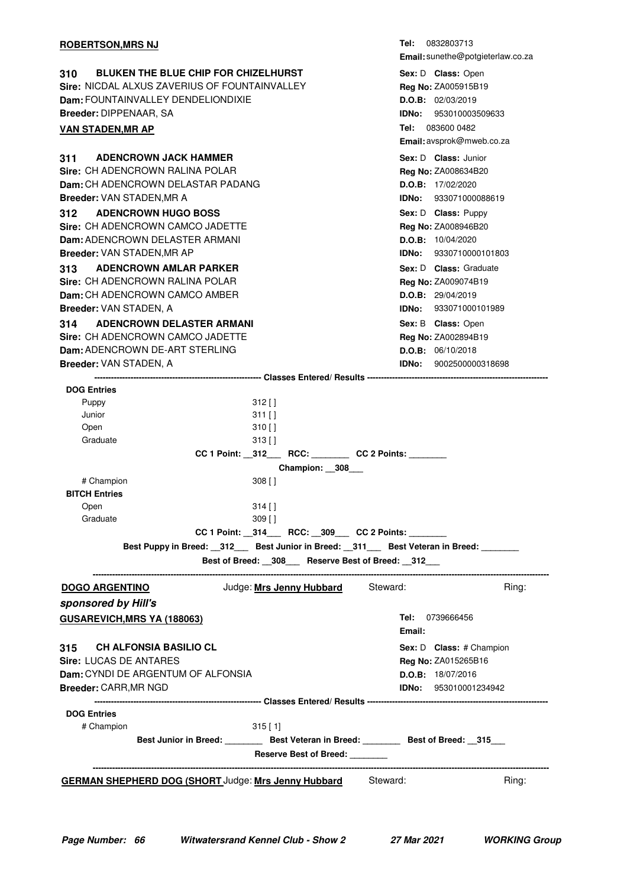**ROBERTSON,MRS NJ**
Tel: 0832803713
Email: sunethe@potgieterlaw.co.za

**310 BLUKEN THE BLUE CHIP FOR CHIZELHURST**
Sex: D Class: Open
Sire: NICDAL ALXUS ZAVERIUS OF FOUNTAINVALLEY
Reg No: ZA005915B19
Dam: FOUNTAINVALLEY DENDELIONDIXIE
D.O.B: 02/03/2019
Breeder: DIPPENAAR, SA
IDNo: 953010003509633

**VAN STADEN,MR AP**
Tel: 083600 0482
Email: avsprok@mweb.co.za

**311 ADENCROWN JACK HAMMER**
Sex: D Class: Junior
Sire: CH ADENCROWN RALINA POLAR
Reg No: ZA008634B20
Dam: CH ADENCROWN DELASTAR PADANG
D.O.B: 17/02/2020
Breeder: VAN STADEN,MR A
IDNo: 933071000088619

**312 ADENCROWN HUGO BOSS**
Sex: D Class: Puppy
Sire: CH ADENCROWN CAMCO JADETTE
Reg No: ZA008946B20
Dam: ADENCROWN DELASTER ARMANI
D.O.B: 10/04/2020
Breeder: VAN STADEN,MR AP
IDNo: 9330710000101803

**313 ADENCROWN AMLAR PARKER**
Sex: D Class: Graduate
Sire: CH ADENCROWN RALINA POLAR
Reg No: ZA009074B19
Dam: CH ADENCROWN CAMCO AMBER
D.O.B: 29/04/2019
Breeder: VAN STADEN, A
IDNo: 933071000101989

**314 ADENCROWN DELASTER ARMANI**
Sex: B Class: Open
Sire: CH ADENCROWN CAMCO JADETTE
Reg No: ZA002894B19
Dam: ADENCROWN DE-ART STERLING
D.O.B: 06/10/2018
Breeder: VAN STADEN, A
IDNo: 9002500000318698

---------- Classes Entered/ Results ----------

**DOG Entries**

| Class | Entries |
|---|---|
| Puppy | 312 [ ] |
| Junior | 311 [ ] |
| Open | 310 [ ] |
| Graduate | 313 [ ] |

CC 1 Point: __312___ RCC: ________ CC 2 Points: ________

Champion: __308___

| Class | Entries |
|---|---|
| # Champion | 308 [ ] |

**BITCH Entries**

| Class | Entries |
|---|---|
| Open | 314 [ ] |
| Graduate | 309 [ ] |

CC 1 Point: __314___ RCC: __309___ CC 2 Points: ________

Best Puppy in Breed: __312___ Best Junior in Breed: __311___ Best Veteran in Breed: ________

Best of Breed: __308___ Reserve Best of Breed: __312___

---

**DOGO ARGENTINO** Judge: **Mrs Jenny Hubbard** Steward: Ring:

***sponsored by Hill's***

**GUSAREVICH,MRS YA (188063)**
Tel: 0739666456
Email:

**315 CH ALFONSIA BASILIO CL**
Sex: D Class: # Champion
Sire: LUCAS DE ANTARES
Reg No: ZA015265B16
Dam: CYNDI DE ARGENTUM OF ALFONSIA
D.O.B: 18/07/2016
Breeder: CARR,MR NGD
IDNo: 953010001234942

---------- Classes Entered/ Results ----------

**DOG Entries**

| Class | Entries |
|---|---|
| # Champion | 315 [ 1] |

Best Junior in Breed: ________ Best Veteran in Breed: ________ Best of Breed: __315___

Reserve Best of Breed: ________

---

**GERMAN SHEPHERD DOG (SHORT** Judge: **Mrs Jenny Hubbard** Steward: Ring: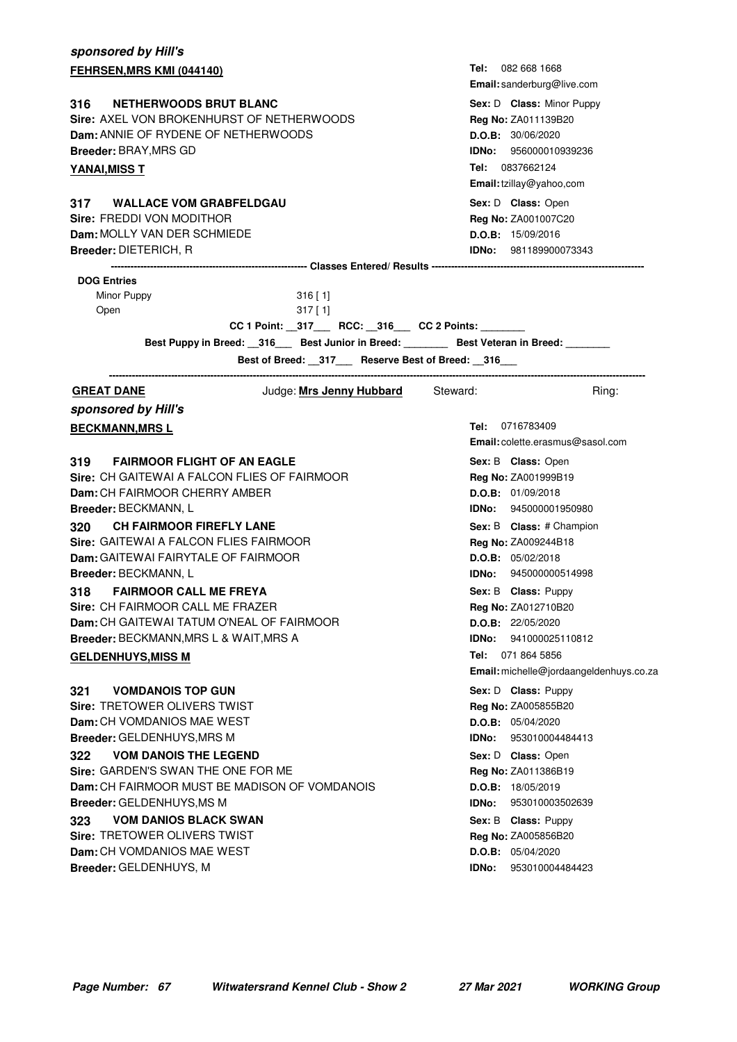***sponsored by Hill's***

**FEHRSEN,MRS KMI (044140)**
Tel: 082 668 1668
Email: sanderburg@live.com

**316 NETHERWOODS BRUT BLANC**
Sex: D Class: Minor Puppy
Sire: AXEL VON BROKENHURST OF NETHERWOODS
Reg No: ZA011139B20
Dam: ANNIE OF RYDENE OF NETHERWOODS
D.O.B: 30/06/2020
Breeder: BRAY,MRS GD
IDNo: 956000010939236

**YANAI,MISS T**
Tel: 0837662124
Email: tzillay@yahoo,com

**317 WALLACE VOM GRABFELDGAU**
Sex: D Class: Open
Sire: FREDDI VON MODITHOR
Reg No: ZA001007C20
Dam: MOLLY VAN DER SCHMIEDE
D.O.B: 15/09/2016
Breeder: DIETERICH, R
IDNo: 981189900073343

---------- Classes Entered/ Results ----------

**DOG Entries**

| | |
|---|---|
| Minor Puppy | 316 [ 1] |
| Open | 317 [ 1] |

CC 1 Point: __317___ RCC: __316___ CC 2 Points: ________

Best Puppy in Breed: __316___ Best Junior in Breed: ________ Best Veteran in Breed: ________

Best of Breed: __317___ Reserve Best of Breed: __316___

---

**GREAT DANE** Judge: **Mrs Jenny Hubbard** Steward: Ring:

***sponsored by Hill's***

**BECKMANN,MRS L**
Tel: 0716783409
Email: colette.erasmus@sasol.com

**319 FAIRMOOR FLIGHT OF AN EAGLE**
Sex: B Class: Open
Sire: CH GAITEWAI A FALCON FLIES OF FAIRMOOR
Reg No: ZA001999B19
Dam: CH FAIRMOOR CHERRY AMBER
D.O.B: 01/09/2018
Breeder: BECKMANN, L
IDNo: 945000001950980

**320 CH FAIRMOOR FIREFLY LANE**
Sex: B Class: # Champion
Sire: GAITEWAI A FALCON FLIES FAIRMOOR
Reg No: ZA009244B18
Dam: GAITEWAI FAIRYTALE OF FAIRMOOR
D.O.B: 05/02/2018
Breeder: BECKMANN, L
IDNo: 945000000514998

**318 FAIRMOOR CALL ME FREYA**
Sex: B Class: Puppy
Sire: CH FAIRMOOR CALL ME FRAZER
Reg No: ZA012710B20
Dam: CH GAITEWAI TATUM O'NEAL OF FAIRMOOR
D.O.B: 22/05/2020
Breeder: BECKMANN,MRS L & WAIT,MRS A
IDNo: 941000025110812

**GELDENHUYS,MISS M**
Tel: 071 864 5856
Email: michelle@jordaangeldenhuys.co.za

**321 VOMDANOIS TOP GUN**
Sex: D Class: Puppy
Sire: TRETOWER OLIVERS TWIST
Reg No: ZA005855B20
Dam: CH VOMDANIOS MAE WEST
D.O.B: 05/04/2020
Breeder: GELDENHUYS,MRS M
IDNo: 953010004484413

**322 VOM DANOIS THE LEGEND**
Sex: D Class: Open
Sire: GARDEN'S SWAN THE ONE FOR ME
Reg No: ZA011386B19
Dam: CH FAIRMOOR MUST BE MADISON OF VOMDANOIS
D.O.B: 18/05/2019
Breeder: GELDENHUYS,MS M
IDNo: 953010003502639

**323 VOM DANIOS BLACK SWAN**
Sex: B Class: Puppy
Sire: TRETOWER OLIVERS TWIST
Reg No: ZA005856B20
Dam: CH VOMDANIOS MAE WEST
D.O.B: 05/04/2020
Breeder: GELDENHUYS, M
IDNo: 953010004484423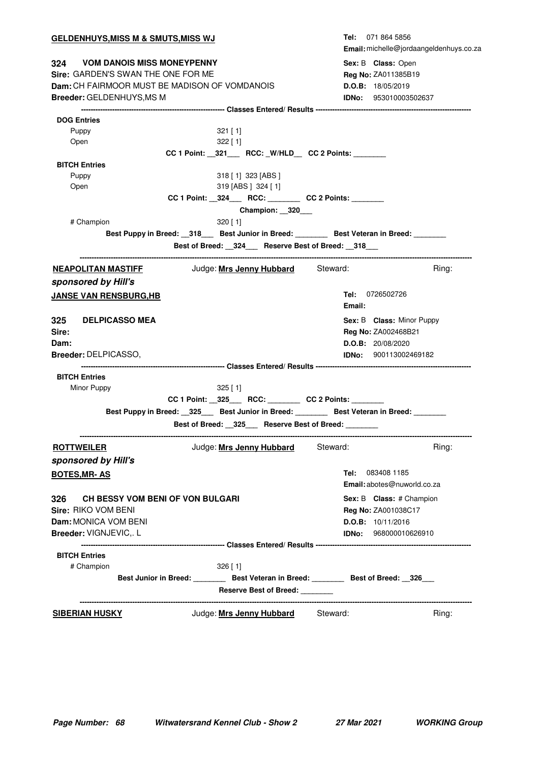**GELDENHUYS,MISS M & SMUTS,MISS WJ**

**Tel:** 071 864 5856
**Email:** michelle@jordaangeldenhuys.co.za

**324 VOM DANOIS MISS MONEYPENNY**
**Sire:** GARDEN'S SWAN THE ONE FOR ME
**Dam:** CH FAIRMOOR MUST BE MADISON OF VOMDANOIS
**Breeder:** GELDENHUYS,MS M

**Sex:** B **Class:** Open
**Reg No:** ZA011385B19
**D.O.B:** 18/05/2019
**IDNo:** 953010003502637

------------------------------ **Classes Entered/ Results** ------------------------------

**DOG Entries**

Puppy 321 [ 1]
Open 322 [ 1]

**CC 1 Point: __321___ RCC: _W/HLD__ CC 2 Points: ________**

**BITCH Entries**

Puppy 318 [ 1] 323 [ABS ]
Open 319 [ABS ] 324 [ 1]

**CC 1 Point: __324___ RCC: ________ CC 2 Points: ________**

**Champion: __320___**

# Champion 320 [ 1]

**Best Puppy in Breed: __318___ Best Junior in Breed: ________ Best Veteran in Breed: ________**

**Best of Breed: __324___ Reserve Best of Breed: __318___**

---

**NEAPOLITAN MASTIFF** Judge: **Mrs Jenny Hubbard** Steward: Ring:

***sponsored by Hill's***

**JANSE VAN RENSBURG,HB**

**Tel:** 0726502726
**Email:**

**325 DELPICASSO MEA**
**Sire:**
**Dam:**
**Breeder:** DELPICASSO,

**Sex:** B **Class:** Minor Puppy
**Reg No:** ZA002468B21
**D.O.B:** 20/08/2020
**IDNo:** 900113002469182

------------------------------ **Classes Entered/ Results** ------------------------------

**BITCH Entries**

Minor Puppy 325 [ 1]

**CC 1 Point: __325___ RCC: ________ CC 2 Points: ________**

**Best Puppy in Breed: __325___ Best Junior in Breed: ________ Best Veteran in Breed: ________**

**Best of Breed: __325___ Reserve Best of Breed: ________**

---

**ROTTWEILER** Judge: **Mrs Jenny Hubbard** Steward: Ring:

***sponsored by Hill's***

**BOTES,MR- AS**

**Tel:** 083408 1185
**Email:** abotes@nuworld.co.za

**326 CH BESSY VOM BENI OF VON BULGARI**
**Sire:** RIKO VOM BENI
**Dam:** MONICA VOM BENI
**Breeder:** VIGNJEVIC,. L

**Sex:** B **Class:** # Champion
**Reg No:** ZA001038C17
**D.O.B:** 10/11/2016
**IDNo:** 968000010626910

------------------------------ **Classes Entered/ Results** ------------------------------

**BITCH Entries**

# Champion 326 [ 1]

**Best Junior in Breed: ________ Best Veteran in Breed: ________ Best of Breed: __326___**

**Reserve Best of Breed: ________**

---

**SIBERIAN HUSKY** Judge: **Mrs Jenny Hubbard** Steward: Ring: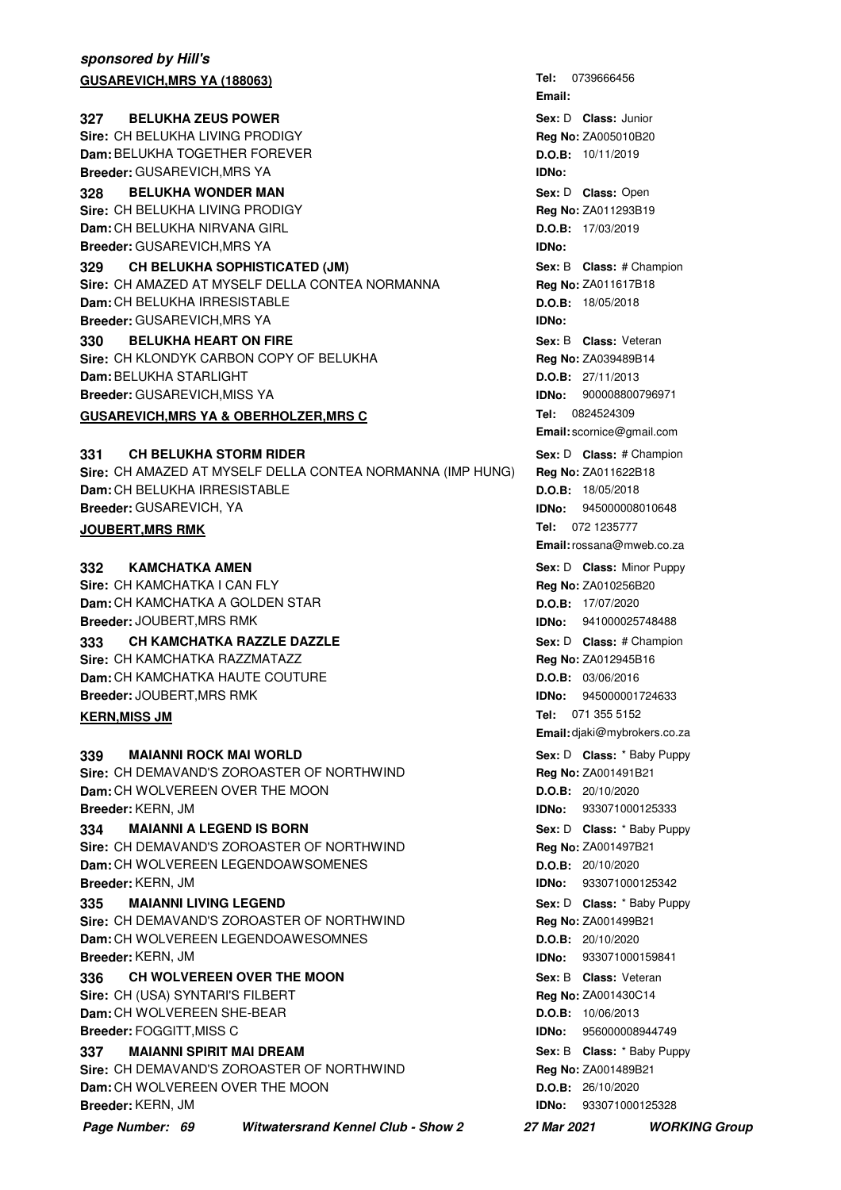***sponsored by Hill's***

**GUSAREVICH,MRS YA (188063)**

**Tel:** 0739666456
**Email:**

**327 BELUKHA ZEUS POWER** — **Sex:** D **Class:** Junior
**Sire:** CH BELUKHA LIVING PRODIGY — **Reg No:** ZA005010B20
**Dam:** BELUKHA TOGETHER FOREVER — **D.O.B:** 10/11/2019
**Breeder:** GUSAREVICH,MRS YA — **IDNo:**

**328 BELUKHA WONDER MAN** — **Sex:** D **Class:** Open
**Sire:** CH BELUKHA LIVING PRODIGY — **Reg No:** ZA011293B19
**Dam:** CH BELUKHA NIRVANA GIRL — **D.O.B:** 17/03/2019
**Breeder:** GUSAREVICH,MRS YA — **IDNo:**

**329 CH BELUKHA SOPHISTICATED (JM)** — **Sex:** B **Class:** # Champion
**Sire:** CH AMAZED AT MYSELF DELLA CONTEA NORMANNA — **Reg No:** ZA011617B18
**Dam:** CH BELUKHA IRRESISTABLE — **D.O.B:** 18/05/2018
**Breeder:** GUSAREVICH,MRS YA — **IDNo:**

**330 BELUKHA HEART ON FIRE** — **Sex:** B **Class:** Veteran
**Sire:** CH KLONDYK CARBON COPY OF BELUKHA — **Reg No:** ZA039489B14
**Dam:** BELUKHA STARLIGHT — **D.O.B:** 27/11/2013
**Breeder:** GUSAREVICH,MISS YA — **IDNo:** 900008800796971

**GUSAREVICH,MRS YA & OBERHOLZER,MRS C**

**Tel:** 0824524309
**Email:** scornice@gmail.com

**331 CH BELUKHA STORM RIDER** — **Sex:** D **Class:** # Champion
**Sire:** CH AMAZED AT MYSELF DELLA CONTEA NORMANNA (IMP HUNG) — **Reg No:** ZA011622B18
**Dam:** CH BELUKHA IRRESISTABLE — **D.O.B:** 18/05/2018
**Breeder:** GUSAREVICH, YA — **IDNo:** 945000008010648

**JOUBERT,MRS RMK**

**Tel:** 072 1235777
**Email:** rossana@mweb.co.za

**332 KAMCHATKA AMEN** — **Sex:** D **Class:** Minor Puppy
**Sire:** CH KAMCHATKA I CAN FLY — **Reg No:** ZA010256B20
**Dam:** CH KAMCHATKA A GOLDEN STAR — **D.O.B:** 17/07/2020
**Breeder:** JOUBERT,MRS RMK — **IDNo:** 941000025748488

**333 CH KAMCHATKA RAZZLE DAZZLE** — **Sex:** D **Class:** # Champion
**Sire:** CH KAMCHATKA RAZZMATAZZ — **Reg No:** ZA012945B16
**Dam:** CH KAMCHATKA HAUTE COUTURE — **D.O.B:** 03/06/2016
**Breeder:** JOUBERT,MRS RMK — **IDNo:** 945000001724633

**KERN,MISS JM**

**Tel:** 071 355 5152
**Email:** djaki@mybrokers.co.za

**339 MAIANNI ROCK MAI WORLD** — **Sex:** D **Class:** * Baby Puppy
**Sire:** CH DEMAVAND'S ZOROASTER OF NORTHWIND — **Reg No:** ZA001491B21
**Dam:** CH WOLVEREEN OVER THE MOON — **D.O.B:** 20/10/2020
**Breeder:** KERN, JM — **IDNo:** 933071000125333

**334 MAIANNI A LEGEND IS BORN** — **Sex:** D **Class:** * Baby Puppy
**Sire:** CH DEMAVAND'S ZOROASTER OF NORTHWIND — **Reg No:** ZA001497B21
**Dam:** CH WOLVEREEN LEGENDOAWSOMENES — **D.O.B:** 20/10/2020
**Breeder:** KERN, JM — **IDNo:** 933071000125342

**335 MAIANNI LIVING LEGEND** — **Sex:** D **Class:** * Baby Puppy
**Sire:** CH DEMAVAND'S ZOROASTER OF NORTHWIND — **Reg No:** ZA001499B21
**Dam:** CH WOLVEREEN LEGENDOAWESOMNES — **D.O.B:** 20/10/2020
**Breeder:** KERN, JM — **IDNo:** 933071000159841

**336 CH WOLVEREEN OVER THE MOON** — **Sex:** B **Class:** Veteran
**Sire:** CH (USA) SYNTARI'S FILBERT — **Reg No:** ZA001430C14
**Dam:** CH WOLVEREEN SHE-BEAR — **D.O.B:** 10/06/2013
**Breeder:** FOGGITT,MISS C — **IDNo:** 956000008944749

**337 MAIANNI SPIRIT MAI DREAM** — **Sex:** B **Class:** * Baby Puppy
**Sire:** CH DEMAVAND'S ZOROASTER OF NORTHWIND — **Reg No:** ZA001489B21
**Dam:** CH WOLVEREEN OVER THE MOON — **D.O.B:** 26/10/2020
**Breeder:** KERN, JM — **IDNo:** 933071000125328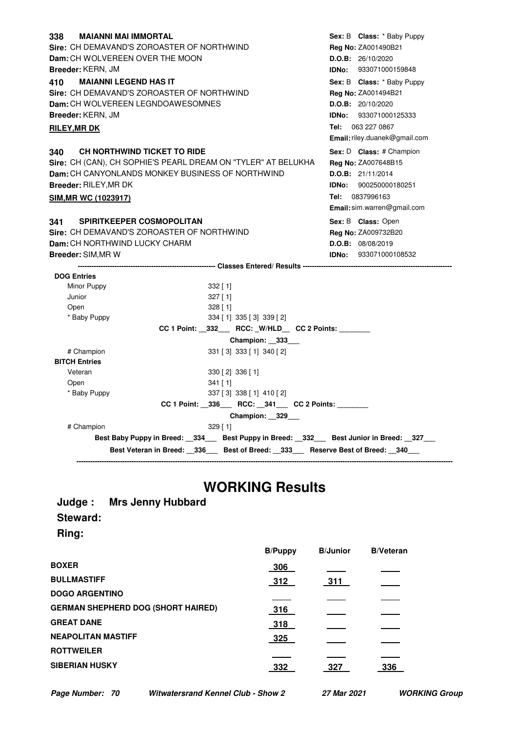**338 MAIANNI MAI IMMORTAL** — **Sex:** B **Class:** * Baby Puppy
**Sire:** CH DEMAVAND'S ZOROASTER OF NORTHWIND — **Reg No:** ZA001490B21
**Dam:** CH WOLVEREEN OVER THE MOON — **D.O.B:** 26/10/2020
**Breeder:** KERN, JM — **IDNo:** 933071000159848

**410 MAIANNI LEGEND HAS IT** — **Sex:** B **Class:** * Baby Puppy
**Sire:** CH DEMAVAND'S ZOROASTER OF NORTHWIND — **Reg No:** ZA001494B21
**Dam:** CH WOLVEREEN LEGNDOAWESOMNES — **D.O.B:** 20/10/2020
**Breeder:** KERN, JM — **IDNo:** 933071000125333

**RILEY,MR DK** — **Tel:** 063 227 0867
**Email:** riley.duanek@gmail.com

**340 CH NORTHWIND TICKET TO RIDE** — **Sex:** D **Class:** # Champion
**Sire:** CH (CAN), CH SOPHIE'S PEARL DREAM ON "TYLER" AT BELUKHA — **Reg No:** ZA007648B15
**Dam:** CH CANYONLANDS MONKEY BUSINESS OF NORTHWIND — **D.O.B:** 21/11/2014
**Breeder:** RILEY,MR DK — **IDNo:** 900250000180251

**SIM,MR WC (1023917)** — **Tel:** 0837996163
**Email:** sim.warren@gmail.com

**341 SPIRITKEEPER COSMOPOLITAN** — **Sex:** B **Class:** Open
**Sire:** CH DEMAVAND'S ZOROASTER OF NORTHWIND — **Reg No:** ZA009732B20
**Dam:** CH NORTHWIND LUCKY CHARM — **D.O.B:** 08/08/2019
**Breeder:** SIM,MR W — **IDNo:** 933071000108532

**Classes Entered/ Results**

**DOG Entries**

| Class | Results |
|---|---|
| Minor Puppy | 332 [ 1] |
| Junior | 327 [ 1] |
| Open | 328 [ 1] |
| * Baby Puppy | 334 [ 1] 335 [ 3] 339 [ 2] |

**CC 1 Point:** 332 **RCC:** W/HLD **CC 2 Points:** ________

**Champion:** 333

| Class | Results |
|---|---|
| # Champion | 331 [ 3] 333 [ 1] 340 [ 2] |

**BITCH Entries**

| Class | Results |
|---|---|
| Veteran | 330 [ 2] 336 [ 1] |
| Open | 341 [ 1] |
| * Baby Puppy | 337 [ 3] 338 [ 1] 410 [ 2] |

**CC 1 Point:** 336 **RCC:** 341 **CC 2 Points:** ________

**Champion:** 329

| Class | Results |
|---|---|
| # Champion | 329 [ 1] |

**Best Baby Puppy in Breed:** 334 **Best Puppy in Breed:** 332 **Best Junior in Breed:** 327

**Best Veteran in Breed:** 336 **Best of Breed:** 333 **Reserve Best of Breed:** 340

# WORKING Results

**Judge : Mrs Jenny Hubbard**

**Steward:**

**Ring:**

| | B/Puppy | B/Junior | B/Veteran |
|---|---|---|---|
| **BOXER** | 306 | | |
| **BULLMASTIFF** | 312 | 311 | |
| **DOGO ARGENTINO** | | | |
| **GERMAN SHEPHERD DOG (SHORT HAIRED)** | 316 | | |
| **GREAT DANE** | 318 | | |
| **NEAPOLITAN MASTIFF** | 325 | | |
| **ROTTWEILER** | | | |
| **SIBERIAN HUSKY** | 332 | 327 | 336 |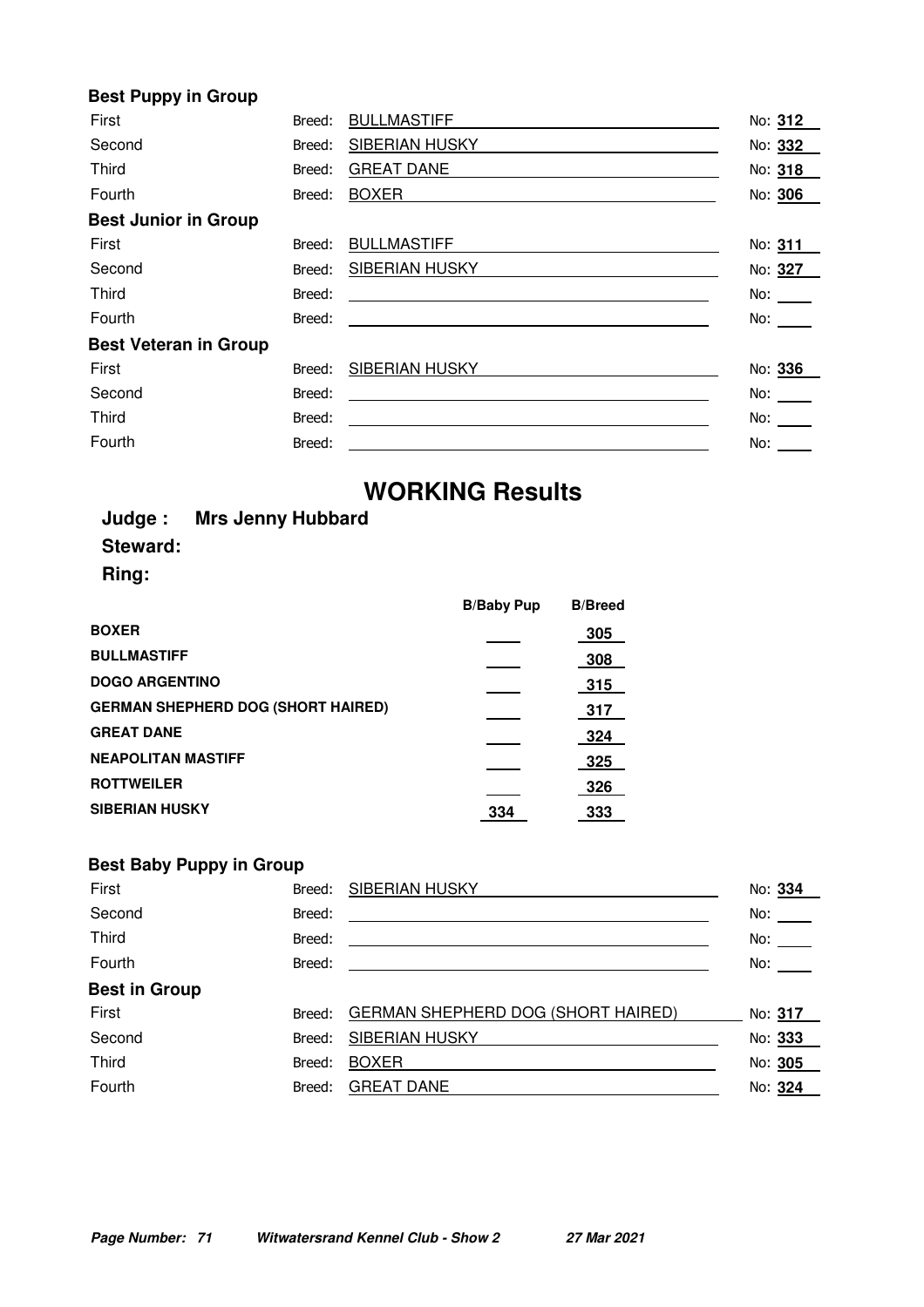### Best Puppy in Group

| | Breed | No |
|---|---|---|
| First | BULLMASTIFF | 312 |
| Second | SIBERIAN HUSKY | 332 |
| Third | GREAT DANE | 318 |
| Fourth | BOXER | 306 |

### Best Junior in Group

| | Breed | No |
|---|---|---|
| First | BULLMASTIFF | 311 |
| Second | SIBERIAN HUSKY | 327 |
| Third | | |
| Fourth | | |

### Best Veteran in Group

| | Breed | No |
|---|---|---|
| First | SIBERIAN HUSKY | 336 |
| Second | | |
| Third | | |
| Fourth | | |

# WORKING Results

**Judge : Mrs Jenny Hubbard**

**Steward:**

**Ring:**

| | B/Baby Pup | B/Breed |
|---|---|---|
| **BOXER** | | 305 |
| **BULLMASTIFF** | | 308 |
| **DOGO ARGENTINO** | | 315 |
| **GERMAN SHEPHERD DOG (SHORT HAIRED)** | | 317 |
| **GREAT DANE** | | 324 |
| **NEAPOLITAN MASTIFF** | | 325 |
| **ROTTWEILER** | | 326 |
| **SIBERIAN HUSKY** | 334 | 333 |

### Best Baby Puppy in Group

| | Breed | No |
|---|---|---|
| First | SIBERIAN HUSKY | 334 |
| Second | | |
| Third | | |
| Fourth | | |

### Best in Group

| | Breed | No |
|---|---|---|
| First | GERMAN SHEPHERD DOG (SHORT HAIRED) | 317 |
| Second | SIBERIAN HUSKY | 333 |
| Third | BOXER | 305 |
| Fourth | GREAT DANE | 324 |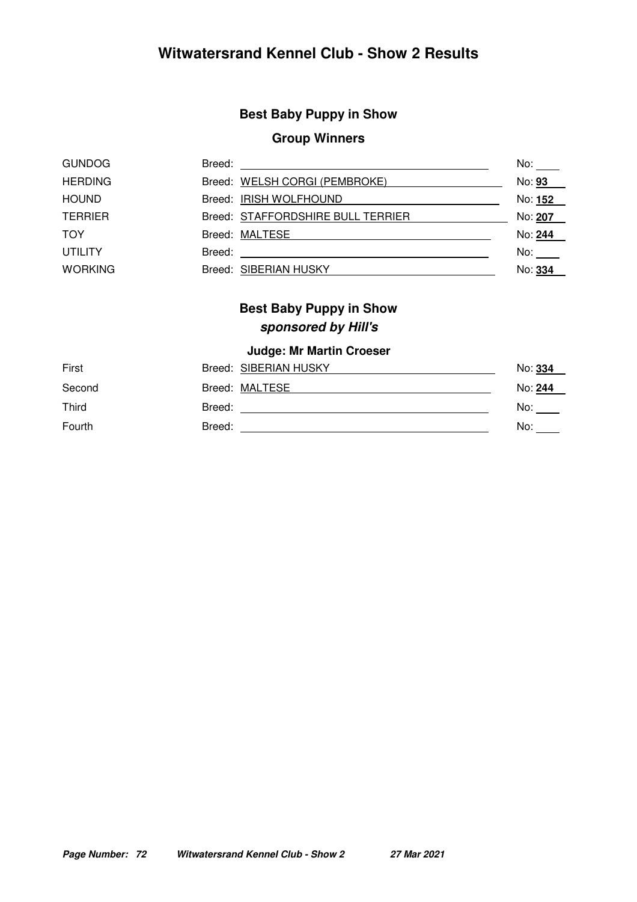# Witwatersrand Kennel Club - Show 2 Results

## Best Baby Puppy in Show

### Group Winners

| Group | Breed | No |
|---|---|---|
| GUNDOG | | |
| HERDING | WELSH CORGI (PEMBROKE) | **93** |
| HOUND | IRISH WOLFHOUND | **152** |
| TERRIER | STAFFORDSHIRE BULL TERRIER | **207** |
| TOY | MALTESE | **244** |
| UTILITY | | |
| WORKING | SIBERIAN HUSKY | **334** |

## Best Baby Puppy in Show

***sponsored by Hill's***

### Judge: Mr Martin Croeser

| Place | Breed | No |
|---|---|---|
| First | SIBERIAN HUSKY | **334** |
| Second | MALTESE | **244** |
| Third | | |
| Fourth | | |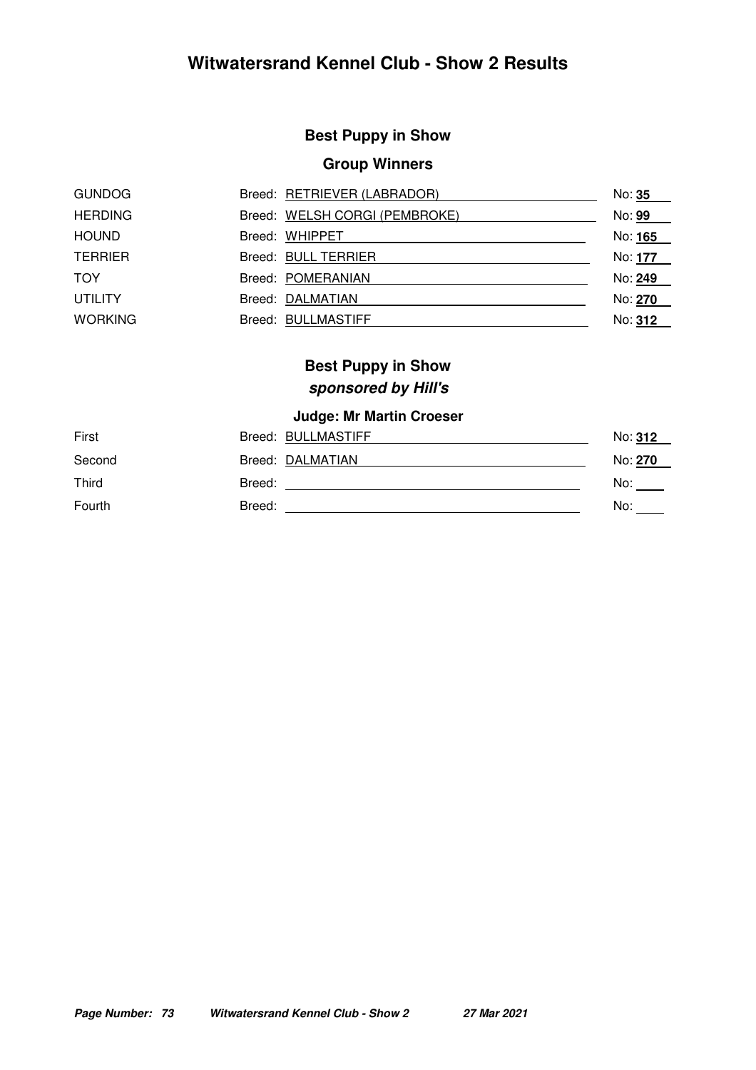# Witwatersrand Kennel Club - Show 2 Results

## Best Puppy in Show

### Group Winners

| Group | Breed | No |
|---|---|---|
| GUNDOG | RETRIEVER (LABRADOR) | 35 |
| HERDING | WELSH CORGI (PEMBROKE) | 99 |
| HOUND | WHIPPET | 165 |
| TERRIER | BULL TERRIER | 177 |
| TOY | POMERANIAN | 249 |
| UTILITY | DALMATIAN | 270 |
| WORKING | BULLMASTIFF | 312 |

## Best Puppy in Show
### *sponsored by Hill's*

**Judge: Mr Martin Croeser**

| Place | Breed | No |
|---|---|---|
| First | BULLMASTIFF | 312 |
| Second | DALMATIAN | 270 |
| Third | | |
| Fourth | | |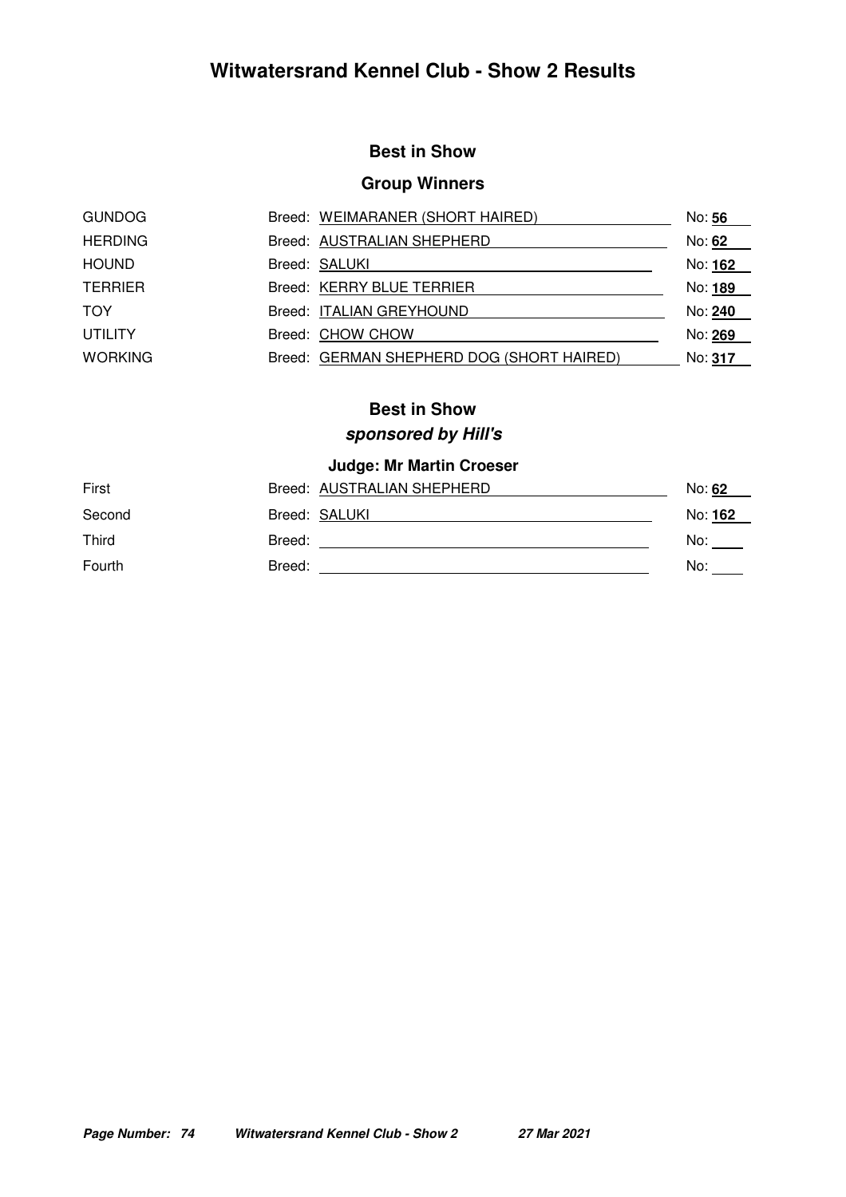# Witwatersrand Kennel Club - Show 2 Results

## Best in Show

### Group Winners

| Group | Breed | No |
|---|---|---|
| GUNDOG | Breed: WEIMARANER (SHORT HAIRED) | No: **56** |
| HERDING | Breed: AUSTRALIAN SHEPHERD | No: **62** |
| HOUND | Breed: SALUKI | No: **162** |
| TERRIER | Breed: KERRY BLUE TERRIER | No: **189** |
| TOY | Breed: ITALIAN GREYHOUND | No: **240** |
| UTILITY | Breed: CHOW CHOW | No: **269** |
| WORKING | Breed: GERMAN SHEPHERD DOG (SHORT HAIRED) | No: **317** |

## Best in Show

***sponsored by Hill's***

### Judge: Mr Martin Croeser

| Place | Breed | No |
|---|---|---|
| First | Breed: AUSTRALIAN SHEPHERD | No: **62** |
| Second | Breed: SALUKI | No: **162** |
| Third | Breed: | No: |
| Fourth | Breed: | No: |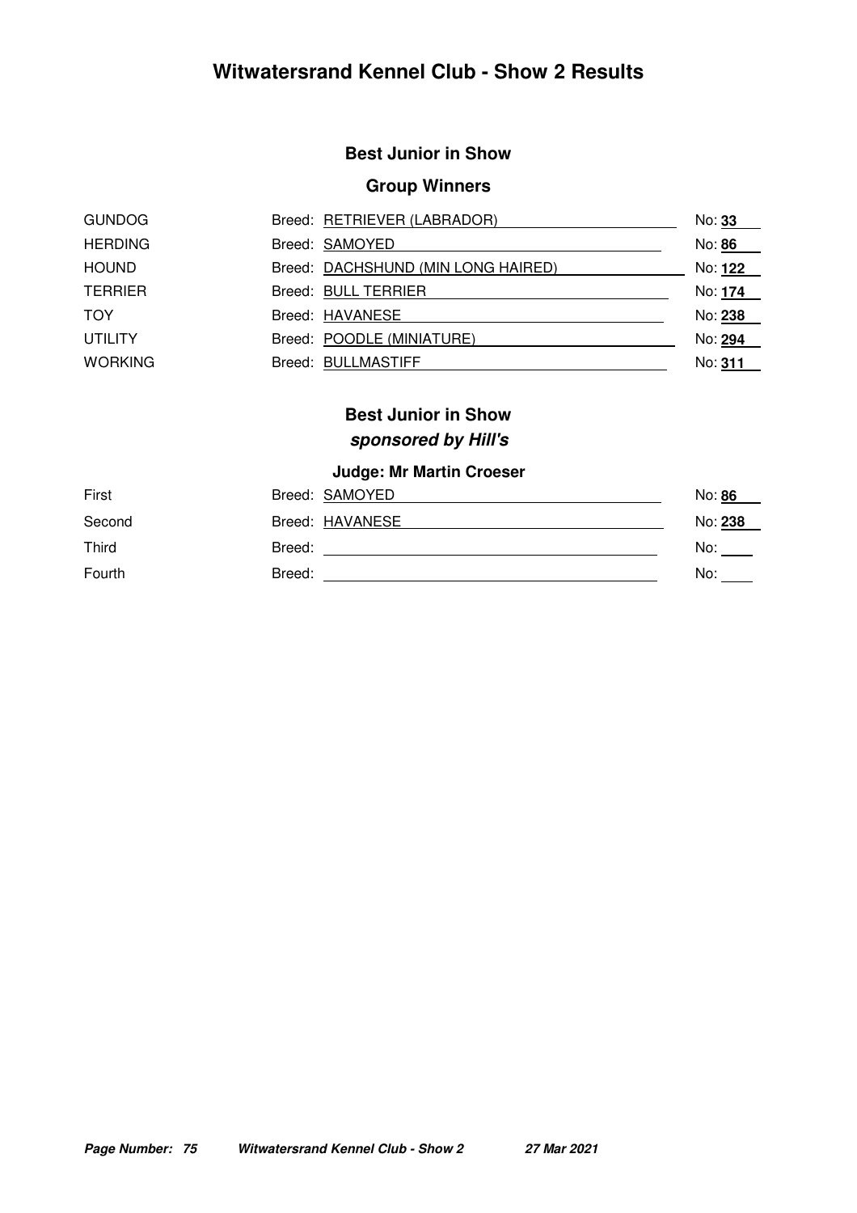# Witwatersrand Kennel Club - Show 2 Results

## Best Junior in Show

### Group Winners

| Group | Breed | No |
|---|---|---|
| GUNDOG | RETRIEVER (LABRADOR) | **33** |
| HERDING | SAMOYED | **86** |
| HOUND | DACHSHUND (MIN LONG HAIRED) | **122** |
| TERRIER | BULL TERRIER | **174** |
| TOY | HAVANESE | **238** |
| UTILITY | POODLE (MINIATURE) | **294** |
| WORKING | BULLMASTIFF | **311** |

## Best Junior in Show

***sponsored by Hill's***

### Judge: Mr Martin Croeser

| Place | Breed | No |
|---|---|---|
| First | SAMOYED | **86** |
| Second | HAVANESE | **238** |
| Third | | |
| Fourth | | |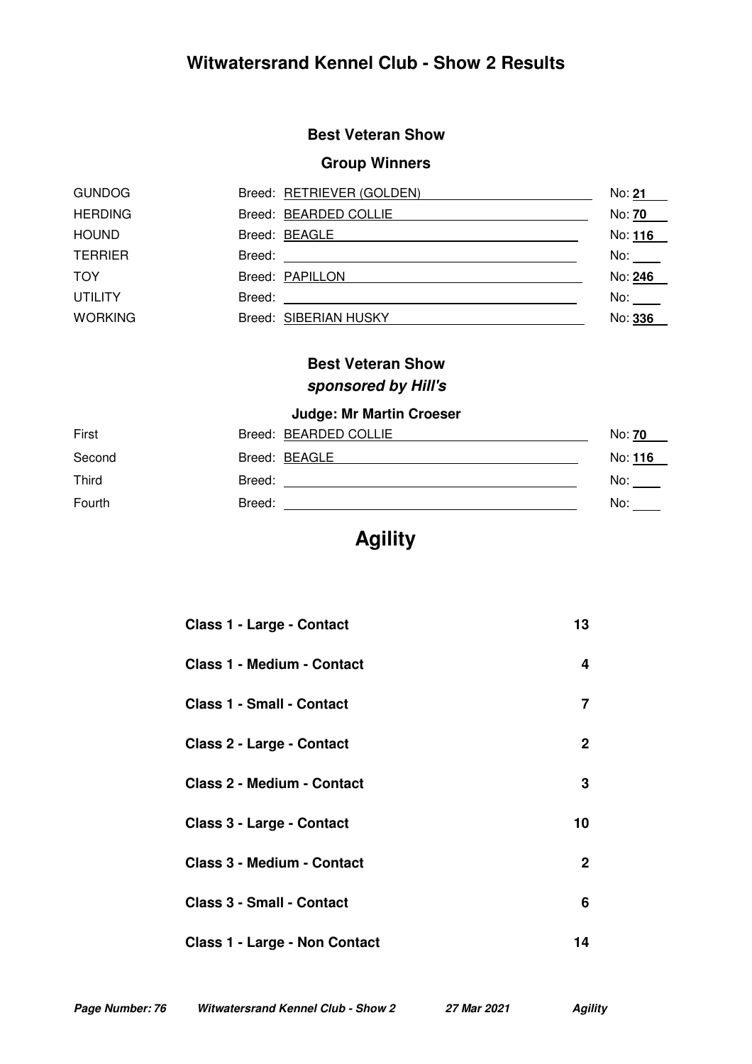# Witwatersrand Kennel Club - Show 2 Results

### Best Veteran Show

### Group Winners

| Group | Breed | No |
|---|---|---|
| GUNDOG | RETRIEVER (GOLDEN) | **21** |
| HERDING | BEARDED COLLIE | **70** |
| HOUND | BEAGLE | **116** |
| TERRIER | | |
| TOY | PAPILLON | **246** |
| UTILITY | | |
| WORKING | SIBERIAN HUSKY | **336** |

### Best Veteran Show
***sponsored by Hill's***

**Judge: Mr Martin Croeser**

| Place | Breed | No |
|---|---|---|
| First | BEARDED COLLIE | **70** |
| Second | BEAGLE | **116** |
| Third | | |
| Fourth | | |

# Agility

| Class | |
|---|---|
| **Class 1 - Large - Contact** | **13** |
| **Class 1 - Medium - Contact** | **4** |
| **Class 1 - Small - Contact** | **7** |
| **Class 2 - Large - Contact** | **2** |
| **Class 2 - Medium - Contact** | **3** |
| **Class 3 - Large - Contact** | **10** |
| **Class 3 - Medium - Contact** | **2** |
| **Class 3 - Small - Contact** | **6** |
| **Class 1 - Large - Non Contact** | **14** |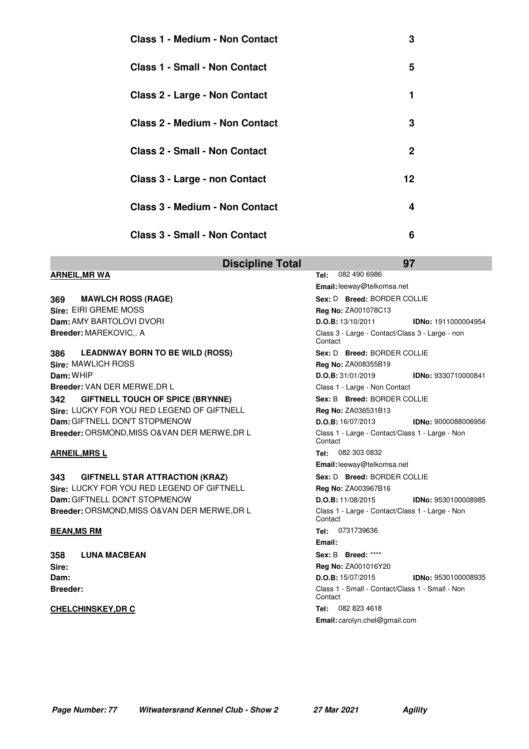| Class | Count |
|---|---|
| Class 1 - Medium - Non Contact | 3 |
| Class 1 - Small - Non Contact | 5 |
| Class 2 - Large - Non Contact | 1 |
| Class 2 - Medium - Non Contact | 3 |
| Class 2 - Small - Non Contact | 2 |
| Class 3 - Large - non Contact | 12 |
| Class 3 - Medium - Non Contact | 4 |
| Class 3 - Small - Non Contact | 6 |
| **Discipline Total** | **97** |

**ARNEIL,MR WA**
Tel: 082 490 6986
Email: leeway@telkomsa.net

**369 MAWLCH ROSS (RAGE)**
Sire: EIRI GREME MOSS
Dam: AMY BARTOLOVI DVORI
Breeder: MAREKOVIC,. A
Sex: D Breed: BORDER COLLIE
Reg No: ZA001078C13
D.O.B: 13/10/2011 IDNo: 1911000004954
Class 3 - Large - Contact/Class 3 - Large - non Contact

**386 LEADNWAY BORN TO BE WILD (ROSS)**
Sire: MAWLICH ROSS
Dam: WHIP
Breeder: VAN DER MERWE,DR L
Sex: D Breed: BORDER COLLIE
Reg No: ZA008355B19
D.O.B: 31/01/2019 IDNo: 9330710000841
Class 1 - Large - Non Contact

**342 GIFTNELL TOUCH OF SPICE (BRYNNE)**
Sire: LUCKY FOR YOU RED LEGEND OF GIFTNELL
Dam: GIFTNELL DON'T STOPMENOW
Breeder: ORSMOND,MISS O&VAN DER MERWE,DR L
Sex: B Breed: BORDER COLLIE
Reg No: ZA036531B13
D.O.B: 16/07/2013 IDNo: 9000088006956
Class 1 - Large - Contact/Class 1 - Large - Non Contact

**ARNEIL,MRS L**
Tel: 082 303 0832
Email: leeway@telkomsa.net

**343 GIFTNELL STAR ATTRACTION (KRAZ)**
Sire: LUCKY FOR YOU RED LEGEND OF GIFTNELL
Dam: GIFTNELL DON'T STOPMENOW
Breeder: ORSMOND,MISS O&VAN DER MERWE,DR L
Sex: D Breed: BORDER COLLIE
Reg No: ZA003967B16
D.O.B: 11/08/2015 IDNo: 9530100008985
Class 1 - Large - Contact/Class 1 - Large - Non Contact

**BEAN,MS RM**
Tel: 0731739636
Email:

**358 LUNA MACBEAN**
Sire:
Dam:
Breeder:
Sex: B Breed: ****
Reg No: ZA001016Y20
D.O.B: 15/07/2015 IDNo: 9530100008935
Class 1 - Small - Contact/Class 1 - Small - Non Contact

**CHELCHINSKEY,DR C**
Tel: 082 823 4618
Email: carolyn.chel@gmail.com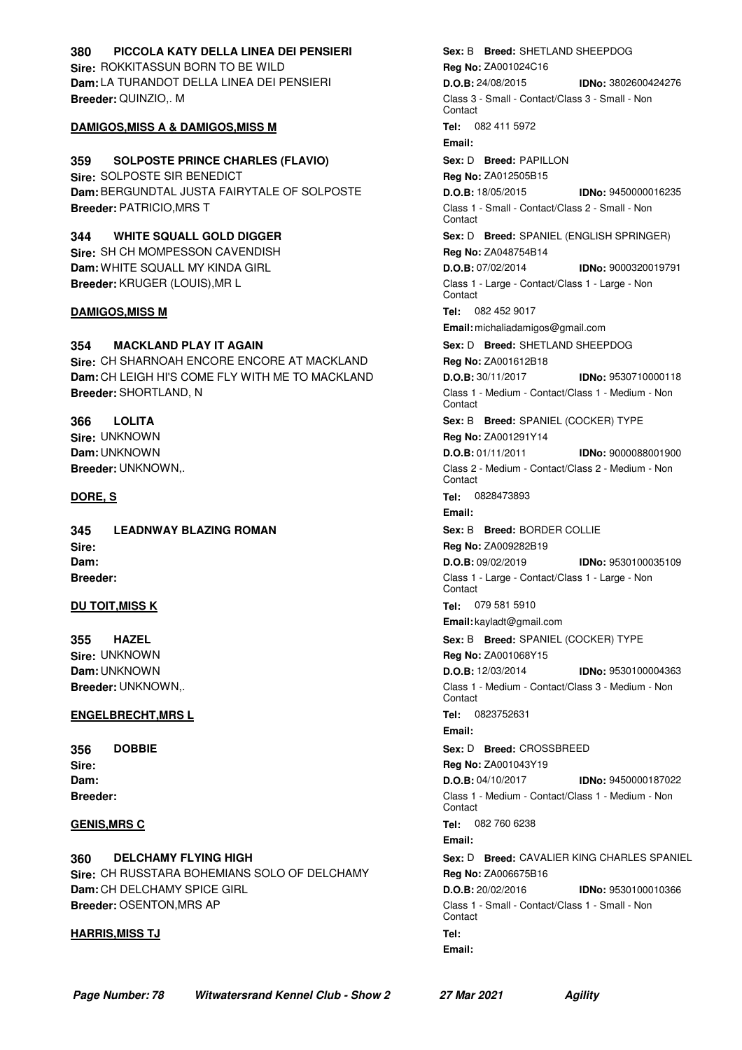**380 PICCOLA KATY DELLA LINEA DEI PENSIERI**
**Sire:** ROKKITASSUN BORN TO BE WILD
**Dam:** LA TURANDOT DELLA LINEA DEI PENSIERI
**Breeder:** QUINZIO,. M
**Sex:** B **Breed:** SHETLAND SHEEPDOG
**Reg No:** ZA001024C16
**D.O.B:** 24/08/2015 **IDNo:** 3802600424276
Class 3 - Small - Contact/Class 3 - Small - Non Contact

**DAMIGOS,MISS A & DAMIGOS,MISS M**
**Tel:** 082 411 5972
**Email:**

**359 SOLPOSTE PRINCE CHARLES (FLAVIO)**
**Sire:** SOLPOSTE SIR BENEDICT
**Dam:** BERGUNDTAL JUSTA FAIRYTALE OF SOLPOSTE
**Breeder:** PATRICIO,MRS T
**Sex:** D **Breed:** PAPILLON
**Reg No:** ZA012505B15
**D.O.B:** 18/05/2015 **IDNo:** 9450000016235
Class 1 - Small - Contact/Class 2 - Small - Non Contact

**344 WHITE SQUALL GOLD DIGGER**
**Sire:** SH CH MOMPESSON CAVENDISH
**Dam:** WHITE SQUALL MY KINDA GIRL
**Breeder:** KRUGER (LOUIS),MR L
**Sex:** D **Breed:** SPANIEL (ENGLISH SPRINGER)
**Reg No:** ZA048754B14
**D.O.B:** 07/02/2014 **IDNo:** 9000320019791
Class 1 - Large - Contact/Class 1 - Large - Non Contact

**DAMIGOS,MISS M**
**Tel:** 082 452 9017
**Email:** michaliadamigos@gmail.com

**354 MACKLAND PLAY IT AGAIN**
**Sire:** CH SHARNOAH ENCORE ENCORE AT MACKLAND
**Dam:** CH LEIGH HI'S COME FLY WITH ME TO MACKLAND
**Breeder:** SHORTLAND, N
**Sex:** D **Breed:** SHETLAND SHEEPDOG
**Reg No:** ZA001612B18
**D.O.B:** 30/11/2017 **IDNo:** 9530710000118
Class 1 - Medium - Contact/Class 1 - Medium - Non Contact

**366 LOLITA**
**Sire:** UNKNOWN
**Dam:** UNKNOWN
**Breeder:** UNKNOWN,.
**Sex:** B **Breed:** SPANIEL (COCKER) TYPE
**Reg No:** ZA001291Y14
**D.O.B:** 01/11/2011 **IDNo:** 9000088001900
Class 2 - Medium - Contact/Class 2 - Medium - Non Contact

**DORE, S**
**Tel:** 0828473893
**Email:**

**345 LEADNWAY BLAZING ROMAN**
**Sire:**
**Dam:**
**Breeder:**
**Sex:** B **Breed:** BORDER COLLIE
**Reg No:** ZA009282B19
**D.O.B:** 09/02/2019 **IDNo:** 9530100035109
Class 1 - Large - Contact/Class 1 - Large - Non Contact

**DU TOIT,MISS K**
**Tel:** 079 581 5910
**Email:** kayladt@gmail.com

**355 HAZEL**
**Sire:** UNKNOWN
**Dam:** UNKNOWN
**Breeder:** UNKNOWN,.
**Sex:** B **Breed:** SPANIEL (COCKER) TYPE
**Reg No:** ZA001068Y15
**D.O.B:** 12/03/2014 **IDNo:** 9530100004363
Class 1 - Medium - Contact/Class 3 - Medium - Non Contact

**ENGELBRECHT,MRS L**
**Tel:** 0823752631
**Email:**

**356 DOBBIE**
**Sire:**
**Dam:**
**Breeder:**
**Sex:** D **Breed:** CROSSBREED
**Reg No:** ZA001043Y19
**D.O.B:** 04/10/2017 **IDNo:** 9450000187022
Class 1 - Medium - Contact/Class 1 - Medium - Non Contact

**GENIS,MRS C**
**Tel:** 082 760 6238
**Email:**

**360 DELCHAMY FLYING HIGH**
**Sire:** CH RUSSTARA BOHEMIANS SOLO OF DELCHAMY
**Dam:** CH DELCHAMY SPICE GIRL
**Breeder:** OSENTON,MRS AP
**Sex:** D **Breed:** CAVALIER KING CHARLES SPANIEL
**Reg No:** ZA006675B16
**D.O.B:** 20/02/2016 **IDNo:** 9530100010366
Class 1 - Small - Contact/Class 1 - Small - Non Contact

**HARRIS,MISS TJ**
**Tel:**
**Email:**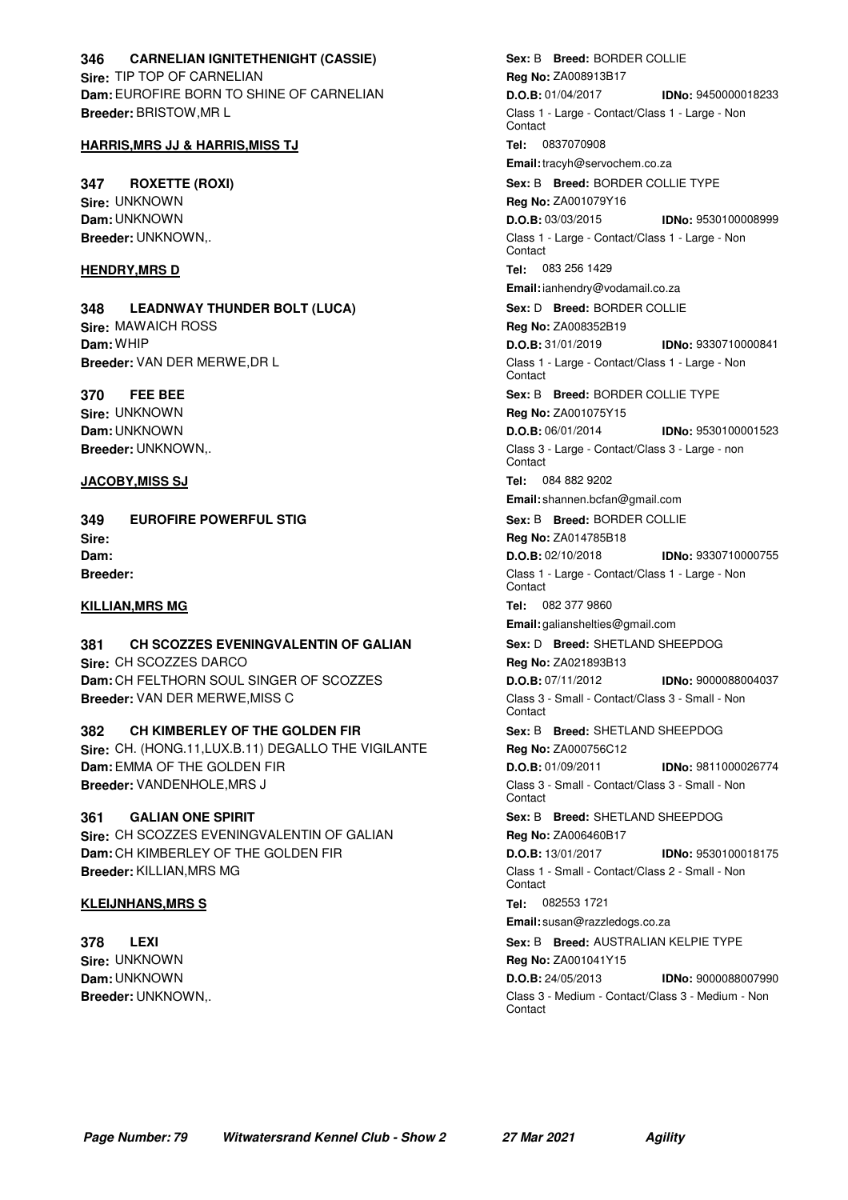**346 CARNELIAN IGNITETHENIGHT (CASSIE)**
**Sire:** TIP TOP OF CARNELIAN
**Dam:** EUROFIRE BORN TO SHINE OF CARNELIAN
**Breeder:** BRISTOW,MR L

**Sex:** B **Breed:** BORDER COLLIE
**Reg No:** ZA008913B17
**D.O.B:** 01/04/2017 **IDNo:** 9450000018233
Class 1 - Large - Contact/Class 1 - Large - Non Contact

**HARRIS,MRS JJ & HARRIS,MISS TJ**

**Tel:** 0837070908
**Email:** tracyh@servochem.co.za

**347 ROXETTE (ROXI)**
**Sire:** UNKNOWN
**Dam:** UNKNOWN
**Breeder:** UNKNOWN,.

**Sex:** B **Breed:** BORDER COLLIE TYPE
**Reg No:** ZA001079Y16
**D.O.B:** 03/03/2015 **IDNo:** 9530100008999
Class 1 - Large - Contact/Class 1 - Large - Non Contact

**HENDRY,MRS D**

**Tel:** 083 256 1429
**Email:** ianhendry@vodamail.co.za

**348 LEADNWAY THUNDER BOLT (LUCA)**
**Sire:** MAWAICH ROSS
**Dam:** WHIP
**Breeder:** VAN DER MERWE,DR L

**Sex:** D **Breed:** BORDER COLLIE
**Reg No:** ZA008352B19
**D.O.B:** 31/01/2019 **IDNo:** 9330710000841
Class 1 - Large - Contact/Class 1 - Large - Non Contact

**370 FEE BEE**
**Sire:** UNKNOWN
**Dam:** UNKNOWN
**Breeder:** UNKNOWN,.

**Sex:** B **Breed:** BORDER COLLIE TYPE
**Reg No:** ZA001075Y15
**D.O.B:** 06/01/2014 **IDNo:** 9530100001523
Class 3 - Large - Contact/Class 3 - Large - non Contact

**JACOBY,MISS SJ**

**Tel:** 084 882 9202
**Email:** shannen.bcfan@gmail.com

**349 EUROFIRE POWERFUL STIG**
**Sire:**
**Dam:**
**Breeder:**

**Sex:** B **Breed:** BORDER COLLIE
**Reg No:** ZA014785B18
**D.O.B:** 02/10/2018 **IDNo:** 9330710000755
Class 1 - Large - Contact/Class 1 - Large - Non Contact

**KILLIAN,MRS MG**

**Tel:** 082 377 9860
**Email:** galianshelties@gmail.com

**381 CH SCOZZES EVENINGVALENTIN OF GALIAN**
**Sire:** CH SCOZZES DARCO
**Dam:** CH FELTHORN SOUL SINGER OF SCOZZES
**Breeder:** VAN DER MERWE,MISS C

**Sex:** D **Breed:** SHETLAND SHEEPDOG
**Reg No:** ZA021893B13
**D.O.B:** 07/11/2012 **IDNo:** 9000088004037
Class 3 - Small - Contact/Class 3 - Small - Non Contact

**382 CH KIMBERLEY OF THE GOLDEN FIR**
**Sire:** CH. (HONG.11,LUX.B.11) DEGALLO THE VIGILANTE
**Dam:** EMMA OF THE GOLDEN FIR
**Breeder:** VANDENHOLE,MRS J

**Sex:** B **Breed:** SHETLAND SHEEPDOG
**Reg No:** ZA000756C12
**D.O.B:** 01/09/2011 **IDNo:** 9811000026774
Class 3 - Small - Contact/Class 3 - Small - Non Contact

**361 GALIAN ONE SPIRIT**
**Sire:** CH SCOZZES EVENINGVALENTIN OF GALIAN
**Dam:** CH KIMBERLEY OF THE GOLDEN FIR
**Breeder:** KILLIAN,MRS MG

**Sex:** B **Breed:** SHETLAND SHEEPDOG
**Reg No:** ZA006460B17
**D.O.B:** 13/01/2017 **IDNo:** 9530100018175
Class 1 - Small - Contact/Class 2 - Small - Non Contact

**KLEIJNHANS,MRS S**

**Tel:** 082553 1721
**Email:** susan@razzledogs.co.za

**378 LEXI**
**Sire:** UNKNOWN
**Dam:** UNKNOWN
**Breeder:** UNKNOWN,.

**Sex:** B **Breed:** AUSTRALIAN KELPIE TYPE
**Reg No:** ZA001041Y15
**D.O.B:** 24/05/2013 **IDNo:** 9000088007990
Class 3 - Medium - Contact/Class 3 - Medium - Non Contact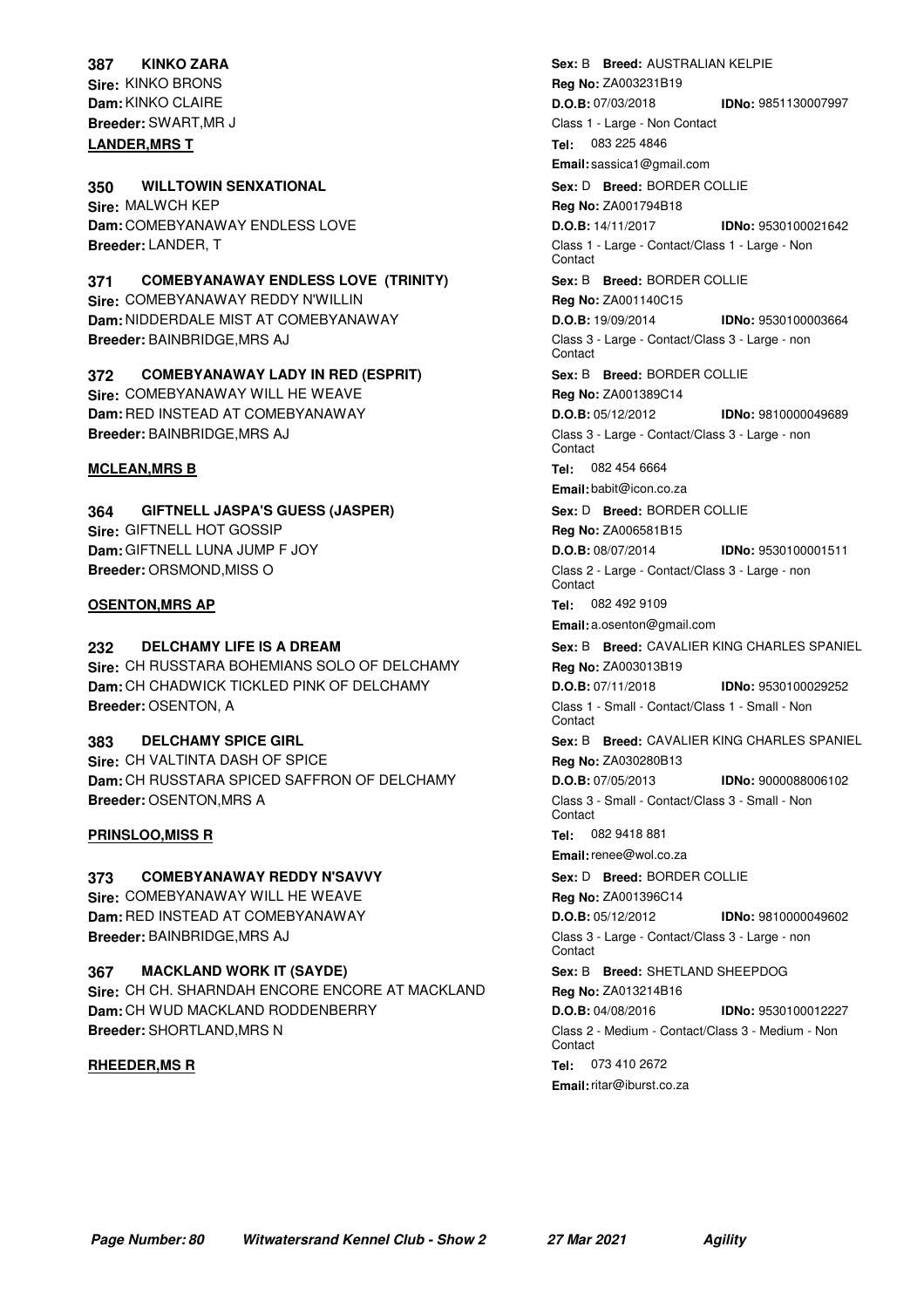**387 KINKO ZARA**
**Sire:** KINKO BRONS
**Dam:** KINKO CLAIRE
**Breeder:** SWART,MR J

**Sex:** B **Breed:** AUSTRALIAN KELPIE
**Reg No:** ZA003231B19
**D.O.B:** 07/03/2018 **IDNo:** 9851130007997
Class 1 - Large - Non Contact

**LANDER,MRS T**

**Tel:** 083 225 4846
**Email:** sassica1@gmail.com

**350 WILLTOWIN SENXATIONAL**
**Sire:** MALWCH KEP
**Dam:** COMEBYANAWAY ENDLESS LOVE
**Breeder:** LANDER, T

**Sex:** D **Breed:** BORDER COLLIE
**Reg No:** ZA001794B18
**D.O.B:** 14/11/2017 **IDNo:** 9530100021642
Class 1 - Large - Contact/Class 1 - Large - Non Contact

**371 COMEBYANAWAY ENDLESS LOVE (TRINITY)**
**Sire:** COMEBYANAWAY REDDY N'WILLIN
**Dam:** NIDDERDALE MIST AT COMEBYANAWAY
**Breeder:** BAINBRIDGE,MRS AJ

**Sex:** B **Breed:** BORDER COLLIE
**Reg No:** ZA001140C15
**D.O.B:** 19/09/2014 **IDNo:** 9530100003664
Class 3 - Large - Contact/Class 3 - Large - non Contact

**372 COMEBYANAWAY LADY IN RED (ESPRIT)**
**Sire:** COMEBYANAWAY WILL HE WEAVE
**Dam:** RED INSTEAD AT COMEBYANAWAY
**Breeder:** BAINBRIDGE,MRS AJ

**Sex:** B **Breed:** BORDER COLLIE
**Reg No:** ZA001389C14
**D.O.B:** 05/12/2012 **IDNo:** 9810000049689
Class 3 - Large - Contact/Class 3 - Large - non Contact

**MCLEAN,MRS B**

**Tel:** 082 454 6664
**Email:** babit@icon.co.za

**364 GIFTNELL JASPA'S GUESS (JASPER)**
**Sire:** GIFTNELL HOT GOSSIP
**Dam:** GIFTNELL LUNA JUMP F JOY
**Breeder:** ORSMOND,MISS O

**Sex:** D **Breed:** BORDER COLLIE
**Reg No:** ZA006581B15
**D.O.B:** 08/07/2014 **IDNo:** 9530100001511
Class 2 - Large - Contact/Class 3 - Large - non Contact

**OSENTON,MRS AP**

**Tel:** 082 492 9109
**Email:** a.osenton@gmail.com

**232 DELCHAMY LIFE IS A DREAM**
**Sire:** CH RUSSTARA BOHEMIANS SOLO OF DELCHAMY
**Dam:** CH CHADWICK TICKLED PINK OF DELCHAMY
**Breeder:** OSENTON, A

**Sex:** B **Breed:** CAVALIER KING CHARLES SPANIEL
**Reg No:** ZA003013B19
**D.O.B:** 07/11/2018 **IDNo:** 9530100029252
Class 1 - Small - Contact/Class 1 - Small - Non Contact

**383 DELCHAMY SPICE GIRL**
**Sire:** CH VALTINTA DASH OF SPICE
**Dam:** CH RUSSTARA SPICED SAFFRON OF DELCHAMY
**Breeder:** OSENTON,MRS A

**Sex:** B **Breed:** CAVALIER KING CHARLES SPANIEL
**Reg No:** ZA030280B13
**D.O.B:** 07/05/2013 **IDNo:** 9000088006102
Class 3 - Small - Contact/Class 3 - Small - Non Contact

**PRINSLOO,MISS R**

**Tel:** 082 9418 881
**Email:** renee@wol.co.za

**373 COMEBYANAWAY REDDY N'SAVVY**
**Sire:** COMEBYANAWAY WILL HE WEAVE
**Dam:** RED INSTEAD AT COMEBYANAWAY
**Breeder:** BAINBRIDGE,MRS AJ

**Sex:** D **Breed:** BORDER COLLIE
**Reg No:** ZA001396C14
**D.O.B:** 05/12/2012 **IDNo:** 9810000049602
Class 3 - Large - Contact/Class 3 - Large - non Contact

**367 MACKLAND WORK IT (SAYDE)**
**Sire:** CH CH. SHARNDAH ENCORE ENCORE AT MACKLAND
**Dam:** CH WUD MACKLAND RODDENBERRY
**Breeder:** SHORTLAND,MRS N

**Sex:** B **Breed:** SHETLAND SHEEPDOG
**Reg No:** ZA013214B16
**D.O.B:** 04/08/2016 **IDNo:** 9530100012227
Class 2 - Medium - Contact/Class 3 - Medium - Non Contact

**RHEEDER,MS R**

**Tel:** 073 410 2672
**Email:** ritar@iburst.co.za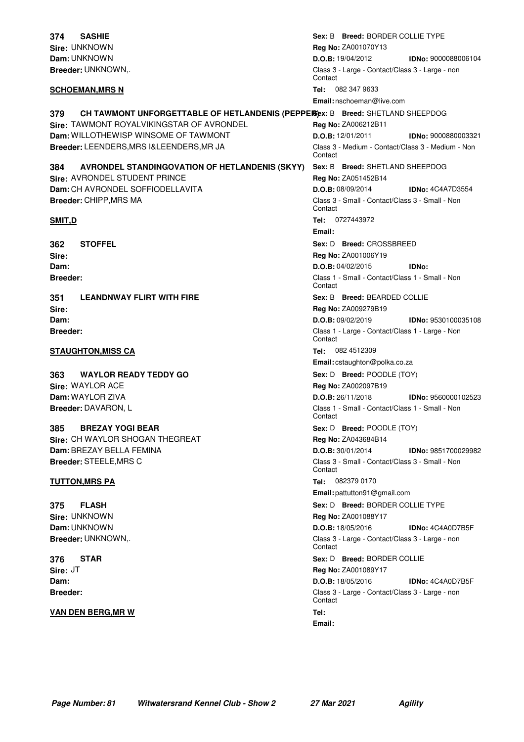**374 SASHIE** — **Sex:** B **Breed:** BORDER COLLIE TYPE
**Sire:** UNKNOWN — **Reg No:** ZA001070Y13
**Dam:** UNKNOWN — **D.O.B:** 19/04/2012 **IDNo:** 9000088006104
**Breeder:** UNKNOWN,. — Class 3 - Large - Contact/Class 3 - Large - non Contact

**SCHOEMAN,MRS N** — **Tel:** 082 347 9633
**Email:** nschoeman@live.com

**379 CH TAWMONT UNFORGETTABLE OF HETLANDENIS (PEPPER)** — **Sex:** B **Breed:** SHETLAND SHEEPDOG
**Sire:** TAWMONT ROYALVIKINGSTAR OF AVRONDEL — **Reg No:** ZA006212B11
**Dam:** WILLOTHEWISP WINSOME OF TAWMONT — **D.O.B:** 12/01/2011 **IDNo:** 9000880003321
**Breeder:** LEENDERS,MRS I&LEENDERS,MR JA — Class 3 - Medium - Contact/Class 3 - Medium - Non Contact

**384 AVRONDEL STANDINGOVATION OF HETLANDENIS (SKYY)** — **Sex:** B **Breed:** SHETLAND SHEEPDOG
**Sire:** AVRONDEL STUDENT PRINCE — **Reg No:** ZA051452B14
**Dam:** CH AVRONDEL SOFFIODELLAVITA — **D.O.B:** 08/09/2014 **IDNo:** 4C4A7D3554
**Breeder:** CHIPP,MRS MA — Class 3 - Small - Contact/Class 3 - Small - Non Contact

**SMIT,D** — **Tel:** 0727443972
**Email:**

**362 STOFFEL** — **Sex:** D **Breed:** CROSSBREED
**Sire:** — **Reg No:** ZA001006Y19
**Dam:** — **D.O.B:** 04/02/2015 **IDNo:**
**Breeder:** — Class 1 - Small - Contact/Class 1 - Small - Non Contact

**351 LEANDNWAY FLIRT WITH FIRE** — **Sex:** B **Breed:** BEARDED COLLIE
**Sire:** — **Reg No:** ZA009279B19
**Dam:** — **D.O.B:** 09/02/2019 **IDNo:** 9530100035108
**Breeder:** — Class 1 - Large - Contact/Class 1 - Large - Non Contact

**STAUGHTON,MISS CA** — **Tel:** 082 4512309
**Email:** cstaughton@polka.co.za

**363 WAYLOR READY TEDDY GO** — **Sex:** D **Breed:** POODLE (TOY)
**Sire:** WAYLOR ACE — **Reg No:** ZA002097B19
**Dam:** WAYLOR ZIVA — **D.O.B:** 26/11/2018 **IDNo:** 9560000102523
**Breeder:** DAVARON, L — Class 1 - Small - Contact/Class 1 - Small - Non Contact

**385 BREZAY YOGI BEAR** — **Sex:** D **Breed:** POODLE (TOY)
**Sire:** CH WAYLOR SHOGAN THEGREAT — **Reg No:** ZA043684B14
**Dam:** BREZAY BELLA FEMINA — **D.O.B:** 30/01/2014 **IDNo:** 9851700029982
**Breeder:** STEELE,MRS C — Class 3 - Small - Contact/Class 3 - Small - Non Contact

**TUTTON,MRS PA** — **Tel:** 082379 0170
**Email:** pattutton91@gmail.com

**375 FLASH** — **Sex:** D **Breed:** BORDER COLLIE TYPE
**Sire:** UNKNOWN — **Reg No:** ZA001088Y17
**Dam:** UNKNOWN — **D.O.B:** 18/05/2016 **IDNo:** 4C4A0D7B5F
**Breeder:** UNKNOWN,. — Class 3 - Large - Contact/Class 3 - Large - non Contact

**376 STAR** — **Sex:** D **Breed:** BORDER COLLIE
**Sire:** JT — **Reg No:** ZA001089Y17
**Dam:** — **D.O.B:** 18/05/2016 **IDNo:** 4C4A0D7B5F
**Breeder:** — Class 3 - Large - Contact/Class 3 - Large - non Contact

**VAN DEN BERG,MR W** — **Tel:**
**Email:**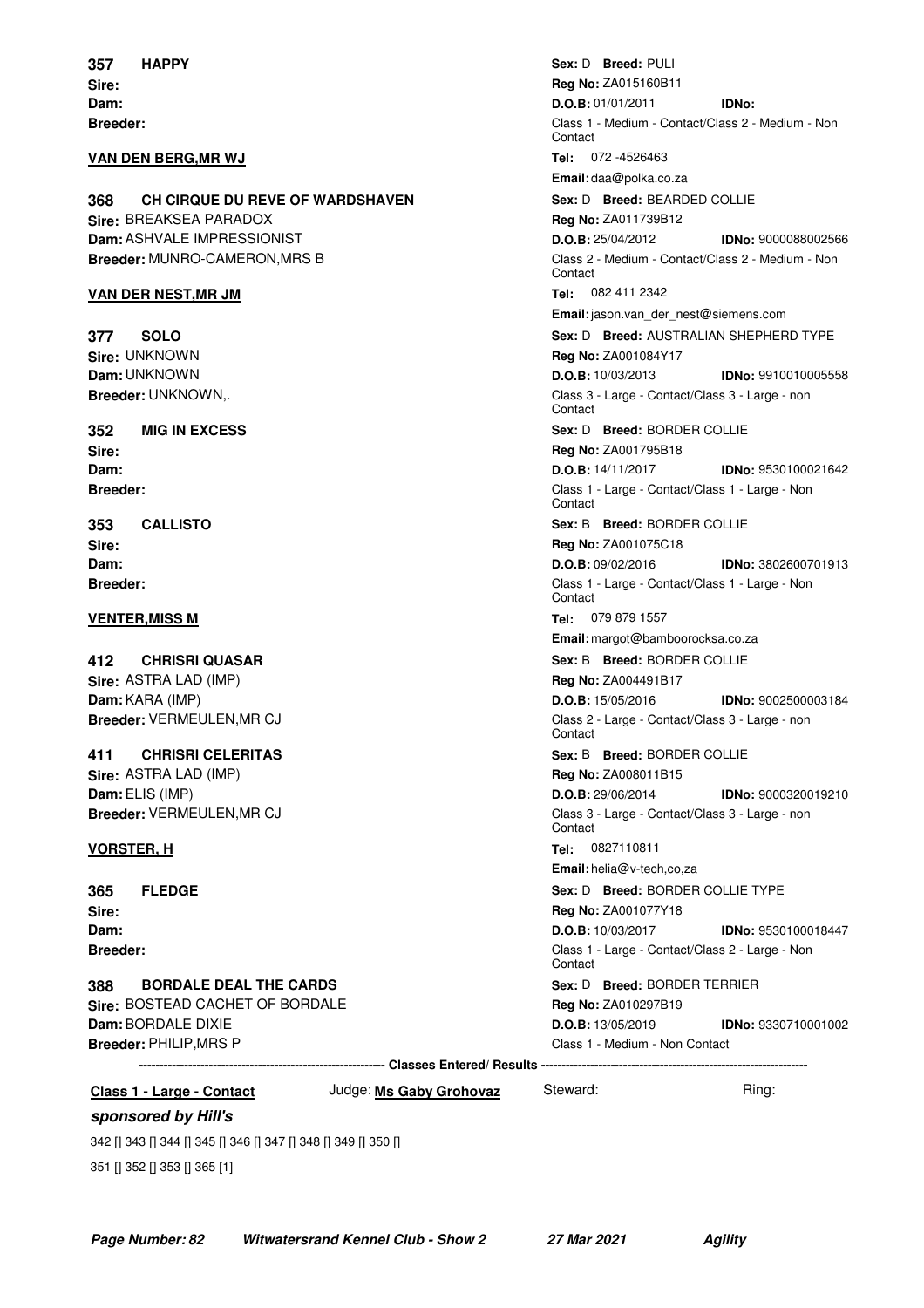**357 HAPPY**
**Sire:**
**Dam:**
**Breeder:**

**Sex:** D **Breed:** PULI
**Reg No:** ZA015160B11
**D.O.B:** 01/01/2011 **IDNo:**
Class 1 - Medium - Contact/Class 2 - Medium - Non Contact

**VAN DEN BERG,MR WJ**

**Tel:** 072 -4526463
**Email:** daa@polka.co.za

**368 CH CIRQUE DU REVE OF WARDSHAVEN**
**Sire:** BREAKSEA PARADOX
**Dam:** ASHVALE IMPRESSIONIST
**Breeder:** MUNRO-CAMERON,MRS B

**Sex:** D **Breed:** BEARDED COLLIE
**Reg No:** ZA011739B12
**D.O.B:** 25/04/2012 **IDNo:** 9000088002566
Class 2 - Medium - Contact/Class 2 - Medium - Non Contact

**VAN DER NEST,MR JM**

**Tel:** 082 411 2342
**Email:** jason.van_der_nest@siemens.com

**377 SOLO**
**Sire:** UNKNOWN
**Dam:** UNKNOWN
**Breeder:** UNKNOWN,.

**Sex:** D **Breed:** AUSTRALIAN SHEPHERD TYPE
**Reg No:** ZA001084Y17
**D.O.B:** 10/03/2013 **IDNo:** 9910010005558
Class 3 - Large - Contact/Class 3 - Large - non Contact

**352 MIG IN EXCESS**
**Sire:**
**Dam:**
**Breeder:**

**Sex:** D **Breed:** BORDER COLLIE
**Reg No:** ZA001795B18
**D.O.B:** 14/11/2017 **IDNo:** 9530100021642
Class 1 - Large - Contact/Class 1 - Large - Non Contact

**353 CALLISTO**
**Sire:**
**Dam:**
**Breeder:**

**Sex:** B **Breed:** BORDER COLLIE
**Reg No:** ZA001075C18
**D.O.B:** 09/02/2016 **IDNo:** 3802600701913
Class 1 - Large - Contact/Class 1 - Large - Non Contact

**VENTER,MISS M**

**Tel:** 079 879 1557
**Email:** margot@bamboorocksa.co.za

**412 CHRISRI QUASAR**
**Sire:** ASTRA LAD (IMP)
**Dam:** KARA (IMP)
**Breeder:** VERMEULEN,MR CJ

**Sex:** B **Breed:** BORDER COLLIE
**Reg No:** ZA004491B17
**D.O.B:** 15/05/2016 **IDNo:** 9002500003184
Class 2 - Large - Contact/Class 3 - Large - non Contact

**411 CHRISRI CELERITAS**
**Sire:** ASTRA LAD (IMP)
**Dam:** ELIS (IMP)
**Breeder:** VERMEULEN,MR CJ

**Sex:** B **Breed:** BORDER COLLIE
**Reg No:** ZA008011B15
**D.O.B:** 29/06/2014 **IDNo:** 9000320019210
Class 3 - Large - Contact/Class 3 - Large - non Contact

**VORSTER, H**

**Tel:** 0827110811
**Email:** helia@v-tech,co,za

**365 FLEDGE**
**Sire:**
**Dam:**
**Breeder:**

**Sex:** D **Breed:** BORDER COLLIE TYPE
**Reg No:** ZA001077Y18
**D.O.B:** 10/03/2017 **IDNo:** 9530100018447
Class 1 - Large - Contact/Class 2 - Large - Non Contact

**388 BORDALE DEAL THE CARDS**
**Sire:** BOSTEAD CACHET OF BORDALE
**Dam:** BORDALE DIXIE
**Breeder:** PHILIP,MRS P

**Sex:** D **Breed:** BORDER TERRIER
**Reg No:** ZA010297B19
**D.O.B:** 13/05/2019 **IDNo:** 9330710001002
Class 1 - Medium - Non Contact

---------------------------------------------------------- **Classes Entered/ Results** ----------------------------------------------------------

**Class 1 - Large - Contact** Judge: **Ms Gaby Grohovaz** Steward: Ring:

***sponsored by Hill's***

342 [] 343 [] 344 [] 345 [] 346 [] 347 [] 348 [] 349 [] 350 []
351 [] 352 [] 353 [] 365 [1]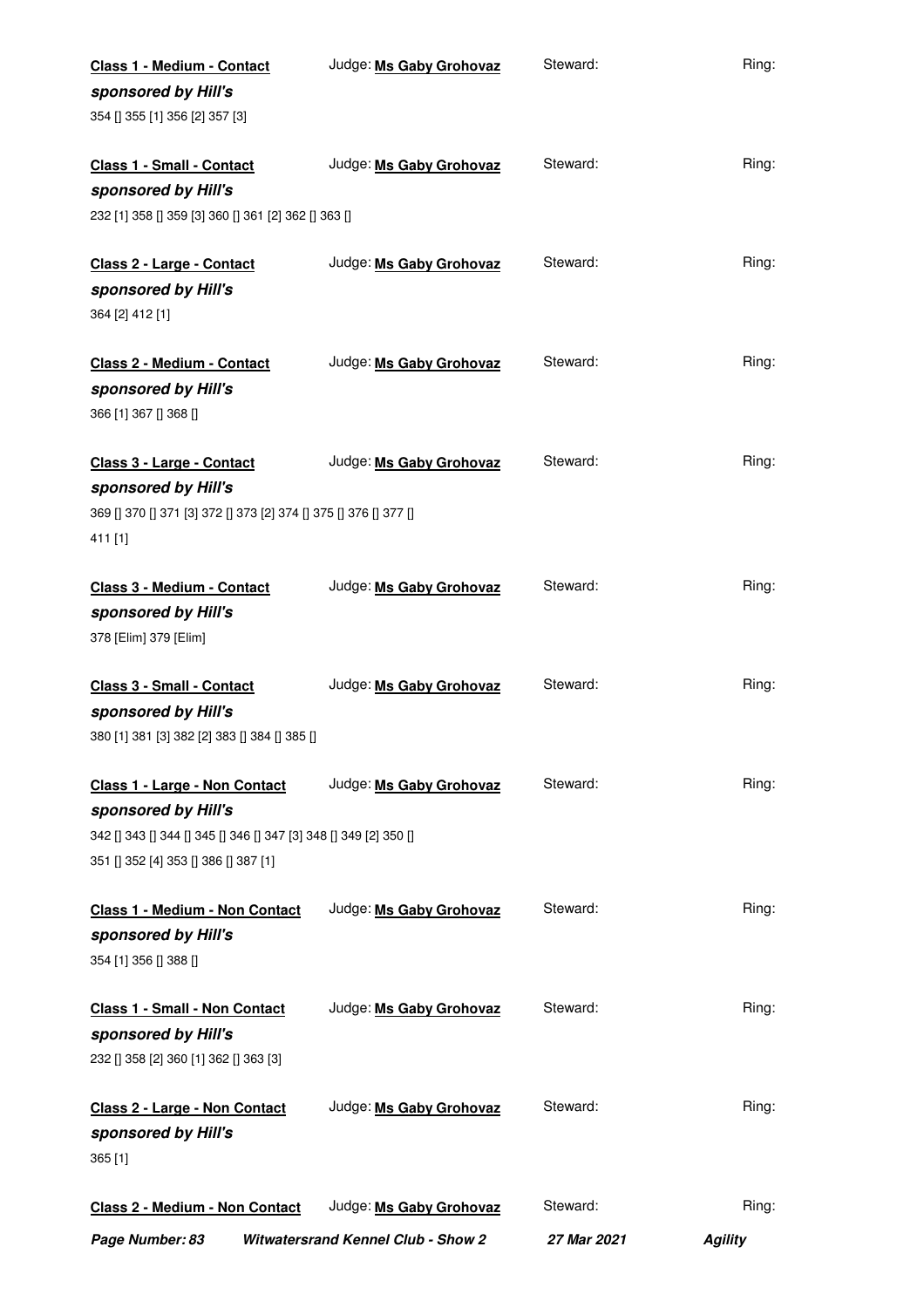**Class 1 - Medium - Contact** Judge: **Ms Gaby Grohovaz** Steward: Ring:

***sponsored by Hill's***

354 [] 355 [1] 356 [2] 357 [3]

**Class 1 - Small - Contact** Judge: **Ms Gaby Grohovaz** Steward: Ring:

***sponsored by Hill's***

232 [1] 358 [] 359 [3] 360 [] 361 [2] 362 [] 363 []

**Class 2 - Large - Contact** Judge: **Ms Gaby Grohovaz** Steward: Ring:

***sponsored by Hill's***

364 [2] 412 [1]

**Class 2 - Medium - Contact** Judge: **Ms Gaby Grohovaz** Steward: Ring:

***sponsored by Hill's***

366 [1] 367 [] 368 []

**Class 3 - Large - Contact** Judge: **Ms Gaby Grohovaz** Steward: Ring:

***sponsored by Hill's***

369 [] 370 [] 371 [3] 372 [] 373 [2] 374 [] 375 [] 376 [] 377 []
411 [1]

**Class 3 - Medium - Contact** Judge: **Ms Gaby Grohovaz** Steward: Ring:

***sponsored by Hill's***

378 [Elim] 379 [Elim]

**Class 3 - Small - Contact** Judge: **Ms Gaby Grohovaz** Steward: Ring:

***sponsored by Hill's***

380 [1] 381 [3] 382 [2] 383 [] 384 [] 385 []

**Class 1 - Large - Non Contact** Judge: **Ms Gaby Grohovaz** Steward: Ring:

***sponsored by Hill's***

342 [] 343 [] 344 [] 345 [] 346 [] 347 [3] 348 [] 349 [2] 350 []
351 [] 352 [4] 353 [] 386 [] 387 [1]

**Class 1 - Medium - Non Contact** Judge: **Ms Gaby Grohovaz** Steward: Ring:

***sponsored by Hill's***

354 [1] 356 [] 388 []

**Class 1 - Small - Non Contact** Judge: **Ms Gaby Grohovaz** Steward: Ring:

***sponsored by Hill's***

232 [] 358 [2] 360 [1] 362 [] 363 [3]

**Class 2 - Large - Non Contact** Judge: **Ms Gaby Grohovaz** Steward: Ring:

***sponsored by Hill's***

365 [1]

**Class 2 - Medium - Non Contact** Judge: **Ms Gaby Grohovaz** Steward: Ring: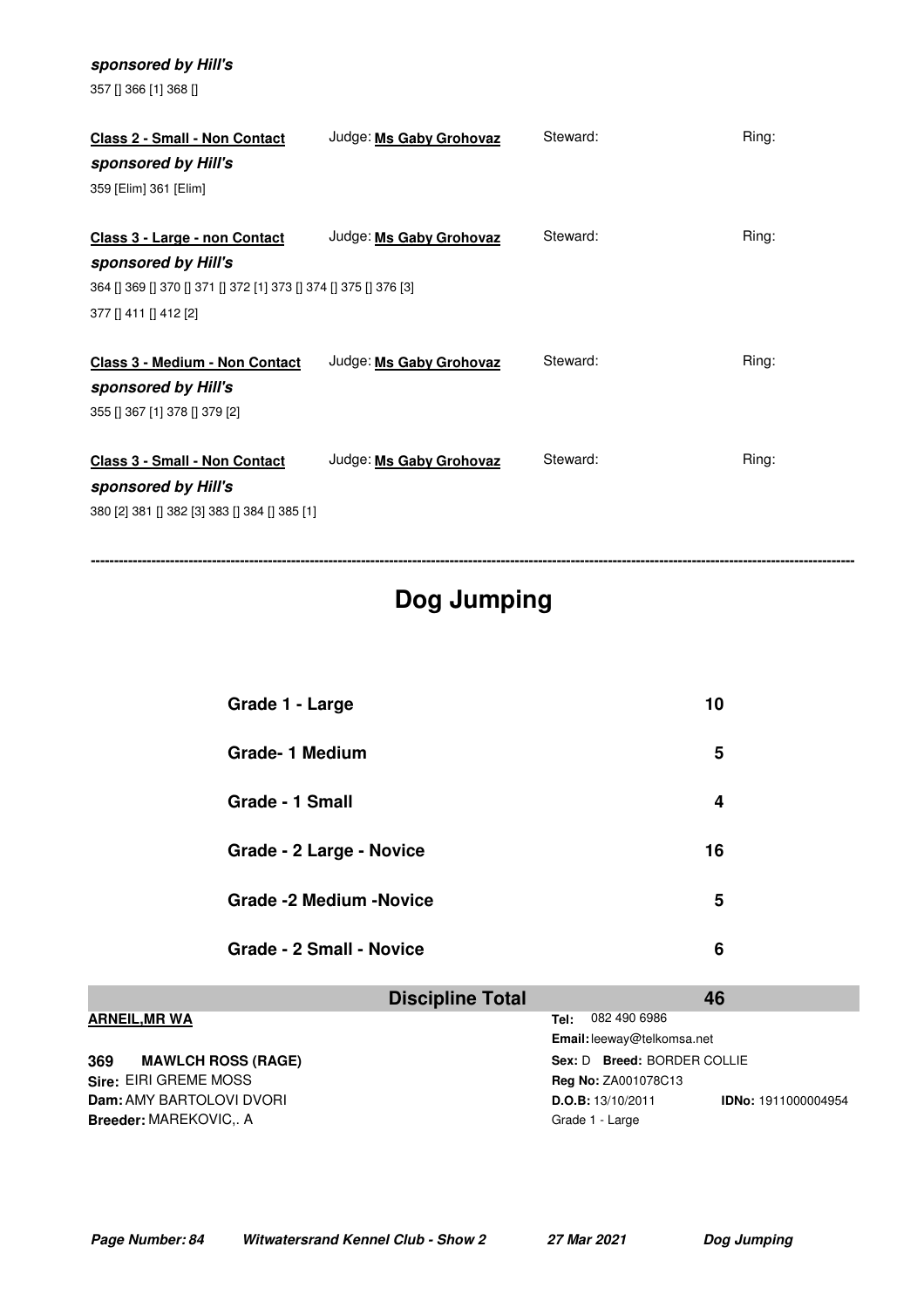***sponsored by Hill's***

357 [] 366 [1] 368 []

**Class 2 - Small - Non Contact** Judge: **Ms Gaby Grohovaz** Steward: Ring:

***sponsored by Hill's***

359 [Elim] 361 [Elim]

**Class 3 - Large - non Contact** Judge: **Ms Gaby Grohovaz** Steward: Ring:

***sponsored by Hill's***

364 [] 369 [] 370 [] 371 [] 372 [1] 373 [] 374 [] 375 [] 376 [3]
377 [] 411 [] 412 [2]

**Class 3 - Medium - Non Contact** Judge: **Ms Gaby Grohovaz** Steward: Ring:

***sponsored by Hill's***

355 [] 367 [1] 378 [] 379 [2]

**Class 3 - Small - Non Contact** Judge: **Ms Gaby Grohovaz** Steward: Ring:

***sponsored by Hill's***

380 [2] 381 [] 382 [3] 383 [] 384 [] 385 [1]

---

# Dog Jumping

| Class | Entries |
|---|---|
| Grade 1 - Large | 10 |
| Grade- 1 Medium | 5 |
| Grade - 1 Small | 4 |
| Grade - 2 Large - Novice | 16 |
| Grade -2 Medium -Novice | 5 |
| Grade - 2 Small - Novice | 6 |
| **Discipline Total** | **46** |

**ARNEIL,MR WA**
Tel: 082 490 6986
Email: leeway@telkomsa.net

**369 MAWLCH ROSS (RAGE)**
Sire: EIRI GREME MOSS
Dam: AMY BARTOLOVI DVORI
Breeder: MAREKOVIC,. A
Sex: D Breed: BORDER COLLIE
Reg No: ZA001078C13
D.O.B: 13/10/2011 IDNo: 1911000004954
Grade 1 - Large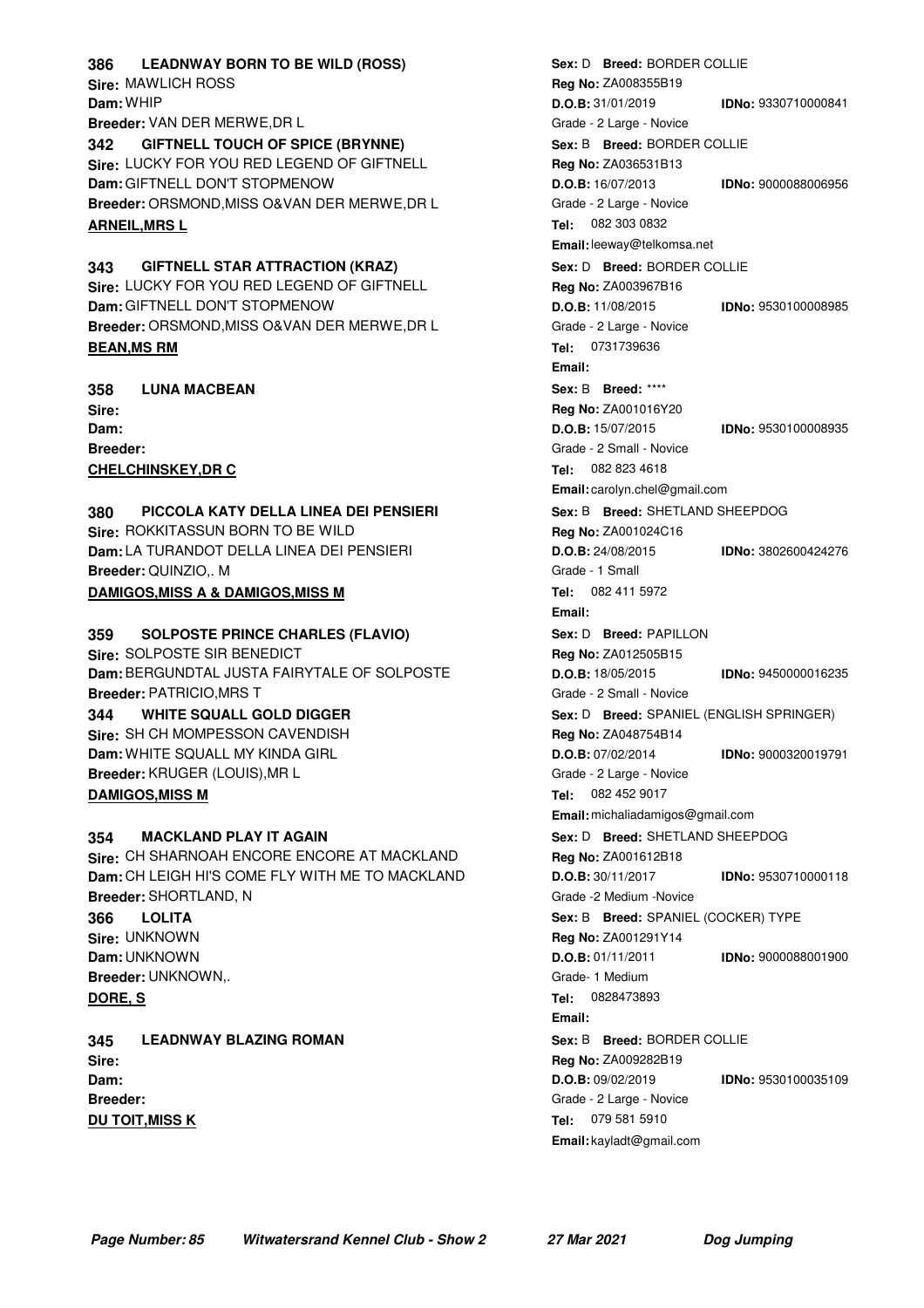**386 LEADNWAY BORN TO BE WILD (ROSS)**
**Sire:** MAWLICH ROSS
**Dam:** WHIP
**Breeder:** VAN DER MERWE,DR L
**Sex:** D **Breed:** BORDER COLLIE
**Reg No:** ZA008355B19
**D.O.B:** 31/01/2019 **IDNo:** 9330710000841
Grade - 2 Large - Novice

**342 GIFTNELL TOUCH OF SPICE (BRYNNE)**
**Sire:** LUCKY FOR YOU RED LEGEND OF GIFTNELL
**Dam:** GIFTNELL DON'T STOPMENOW
**Breeder:** ORSMOND,MISS O&VAN DER MERWE,DR L
**Sex:** B **Breed:** BORDER COLLIE
**Reg No:** ZA036531B13
**D.O.B:** 16/07/2013 **IDNo:** 9000088006956
Grade - 2 Large - Novice

**ARNEIL,MRS L**
**Tel:** 082 303 0832
**Email:** leeway@telkomsa.net

**343 GIFTNELL STAR ATTRACTION (KRAZ)**
**Sire:** LUCKY FOR YOU RED LEGEND OF GIFTNELL
**Dam:** GIFTNELL DON'T STOPMENOW
**Breeder:** ORSMOND,MISS O&VAN DER MERWE,DR L
**Sex:** D **Breed:** BORDER COLLIE
**Reg No:** ZA003967B16
**D.O.B:** 11/08/2015 **IDNo:** 9530100008985
Grade - 2 Large - Novice

**BEAN,MS RM**
**Tel:** 0731739636
**Email:**

**358 LUNA MACBEAN**
**Sire:**
**Dam:**
**Breeder:**
**Sex:** B **Breed:** ****
**Reg No:** ZA001016Y20
**D.O.B:** 15/07/2015 **IDNo:** 9530100008935
Grade - 2 Small - Novice

**CHELCHINSKEY,DR C**
**Tel:** 082 823 4618
**Email:** carolyn.chel@gmail.com

**380 PICCOLA KATY DELLA LINEA DEI PENSIERI**
**Sire:** ROKKITASSUN BORN TO BE WILD
**Dam:** LA TURANDOT DELLA LINEA DEI PENSIERI
**Breeder:** QUINZIO,. M
**Sex:** B **Breed:** SHETLAND SHEEPDOG
**Reg No:** ZA001024C16
**D.O.B:** 24/08/2015 **IDNo:** 3802600424276
Grade - 1 Small

**DAMIGOS,MISS A & DAMIGOS,MISS M**
**Tel:** 082 411 5972
**Email:**

**359 SOLPOSTE PRINCE CHARLES (FLAVIO)**
**Sire:** SOLPOSTE SIR BENEDICT
**Dam:** BERGUNDTAL JUSTA FAIRYTALE OF SOLPOSTE
**Breeder:** PATRICIO,MRS T
**Sex:** D **Breed:** PAPILLON
**Reg No:** ZA012505B15
**D.O.B:** 18/05/2015 **IDNo:** 9450000016235
Grade - 2 Small - Novice

**344 WHITE SQUALL GOLD DIGGER**
**Sire:** SH CH MOMPESSON CAVENDISH
**Dam:** WHITE SQUALL MY KINDA GIRL
**Breeder:** KRUGER (LOUIS),MR L
**Sex:** D **Breed:** SPANIEL (ENGLISH SPRINGER)
**Reg No:** ZA048754B14
**D.O.B:** 07/02/2014 **IDNo:** 9000320019791
Grade - 2 Large - Novice

**DAMIGOS,MISS M**
**Tel:** 082 452 9017
**Email:** michaliadamigos@gmail.com

**354 MACKLAND PLAY IT AGAIN**
**Sire:** CH SHARNOAH ENCORE ENCORE AT MACKLAND
**Dam:** CH LEIGH HI'S COME FLY WITH ME TO MACKLAND
**Breeder:** SHORTLAND, N
**Sex:** D **Breed:** SHETLAND SHEEPDOG
**Reg No:** ZA001612B18
**D.O.B:** 30/11/2017 **IDNo:** 9530710000118
Grade -2 Medium -Novice

**366 LOLITA**
**Sire:** UNKNOWN
**Dam:** UNKNOWN
**Breeder:** UNKNOWN,.
**Sex:** B **Breed:** SPANIEL (COCKER) TYPE
**Reg No:** ZA001291Y14
**D.O.B:** 01/11/2011 **IDNo:** 9000088001900
Grade- 1 Medium

**DORE, S**
**Tel:** 0828473893
**Email:**

**345 LEADNWAY BLAZING ROMAN**
**Sire:**
**Dam:**
**Breeder:**
**Sex:** B **Breed:** BORDER COLLIE
**Reg No:** ZA009282B19
**D.O.B:** 09/02/2019 **IDNo:** 9530100035109
Grade - 2 Large - Novice

**DU TOIT,MISS K**
**Tel:** 079 581 5910
**Email:** kayladt@gmail.com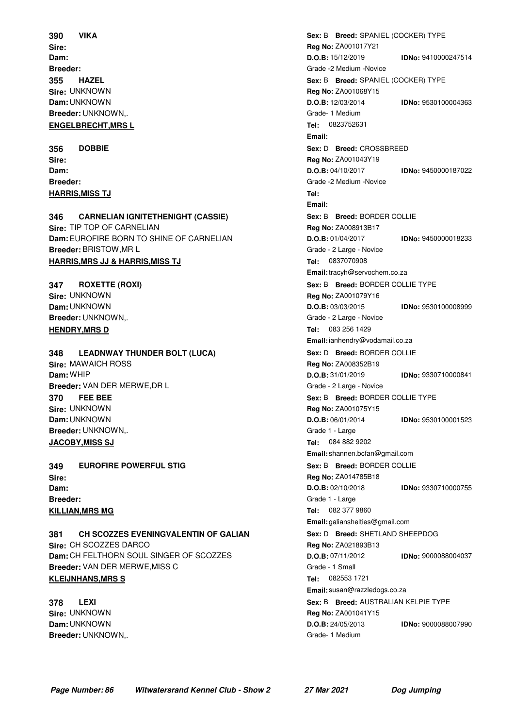**390 VIKA**
Sire:
Dam:
Breeder:

Sex: B Breed: SPANIEL (COCKER) TYPE
Reg No: ZA001017Y21
D.O.B: 15/12/2019 IDNo: 9410000247514
Grade -2 Medium -Novice

**355 HAZEL**
Sire: UNKNOWN
Dam: UNKNOWN
Breeder: UNKNOWN,.

Sex: B Breed: SPANIEL (COCKER) TYPE
Reg No: ZA001068Y15
D.O.B: 12/03/2014 IDNo: 9530100004363
Grade- 1 Medium

**ENGELBRECHT,MRS L**
Tel: 0823752631
Email:

**356 DOBBIE**
Sire:
Dam:
Breeder:

Sex: D Breed: CROSSBREED
Reg No: ZA001043Y19
D.O.B: 04/10/2017 IDNo: 9450000187022
Grade -2 Medium -Novice

**HARRIS,MISS TJ**
Tel:
Email:

**346 CARNELIAN IGNITETHENIGHT (CASSIE)**
Sire: TIP TOP OF CARNELIAN
Dam: EUROFIRE BORN TO SHINE OF CARNELIAN
Breeder: BRISTOW,MR L

Sex: B Breed: BORDER COLLIE
Reg No: ZA008913B17
D.O.B: 01/04/2017 IDNo: 9450000018233
Grade - 2 Large - Novice

**HARRIS,MRS JJ & HARRIS,MISS TJ**
Tel: 0837070908
Email: tracyh@servochem.co.za

**347 ROXETTE (ROXI)**
Sire: UNKNOWN
Dam: UNKNOWN
Breeder: UNKNOWN,.

Sex: B Breed: BORDER COLLIE TYPE
Reg No: ZA001079Y16
D.O.B: 03/03/2015 IDNo: 9530100008999
Grade - 2 Large - Novice

**HENDRY,MRS D**
Tel: 083 256 1429
Email: ianhendry@vodamail.co.za

**348 LEADNWAY THUNDER BOLT (LUCA)**
Sire: MAWAICH ROSS
Dam: WHIP
Breeder: VAN DER MERWE,DR L

Sex: D Breed: BORDER COLLIE
Reg No: ZA008352B19
D.O.B: 31/01/2019 IDNo: 9330710000841
Grade - 2 Large - Novice

**370 FEE BEE**
Sire: UNKNOWN
Dam: UNKNOWN
Breeder: UNKNOWN,.

Sex: B Breed: BORDER COLLIE TYPE
Reg No: ZA001075Y15
D.O.B: 06/01/2014 IDNo: 9530100001523
Grade 1 - Large

**JACOBY,MISS SJ**
Tel: 084 882 9202
Email: shannen.bcfan@gmail.com

**349 EUROFIRE POWERFUL STIG**
Sire:
Dam:
Breeder:

Sex: B Breed: BORDER COLLIE
Reg No: ZA014785B18
D.O.B: 02/10/2018 IDNo: 9330710000755
Grade 1 - Large

**KILLIAN,MRS MG**
Tel: 082 377 9860
Email: galianshelties@gmail.com

**381 CH SCOZZES EVENINGVALENTIN OF GALIAN**
Sire: CH SCOZZES DARCO
Dam: CH FELTHORN SOUL SINGER OF SCOZZES
Breeder: VAN DER MERWE,MISS C

Sex: D Breed: SHETLAND SHEEPDOG
Reg No: ZA021893B13
D.O.B: 07/11/2012 IDNo: 9000088004037
Grade - 1 Small

**KLEIJNHANS,MRS S**
Tel: 082553 1721
Email: susan@razzledogs.co.za

**378 LEXI**
Sire: UNKNOWN
Dam: UNKNOWN
Breeder: UNKNOWN,.

Sex: B Breed: AUSTRALIAN KELPIE TYPE
Reg No: ZA001041Y15
D.O.B: 24/05/2013 IDNo: 9000088007990
Grade- 1 Medium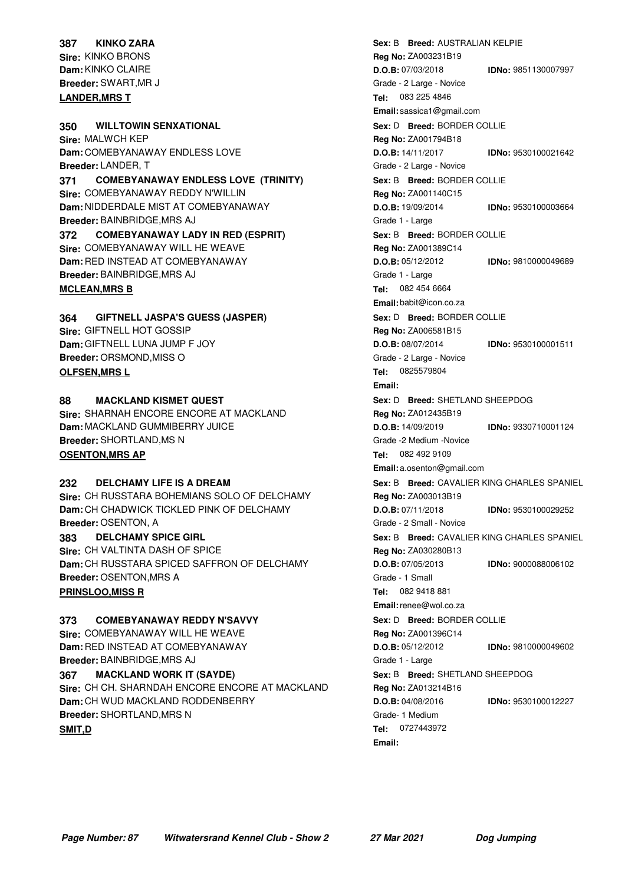**LANDER,MRS T**

Tel: 083 225 4846
Email: sassica1@gmail.com

**387 KINKO ZARA**
Sire: KINKO BRONS
Dam: KINKO CLAIRE
Breeder: SWART,MR J
Sex: B Breed: AUSTRALIAN KELPIE
Reg No: ZA003231B19
D.O.B: 07/03/2018 IDNo: 9851130007997
Grade - 2 Large - Novice

**350 WILLTOWIN SENXATIONAL**
Sire: MALWCH KEP
Dam: COMEBYANAWAY ENDLESS LOVE
Breeder: LANDER, T
Sex: D Breed: BORDER COLLIE
Reg No: ZA001794B18
D.O.B: 14/11/2017 IDNo: 9530100021642
Grade - 2 Large - Novice

**371 COMEBYANAWAY ENDLESS LOVE (TRINITY)**
Sire: COMEBYANAWAY REDDY N'WILLIN
Dam: NIDDERDALE MIST AT COMEBYANAWAY
Breeder: BAINBRIDGE,MRS AJ
Sex: B Breed: BORDER COLLIE
Reg No: ZA001140C15
D.O.B: 19/09/2014 IDNo: 9530100003664
Grade 1 - Large

**372 COMEBYANAWAY LADY IN RED (ESPRIT)**
Sire: COMEBYANAWAY WILL HE WEAVE
Dam: RED INSTEAD AT COMEBYANAWAY
Breeder: BAINBRIDGE,MRS AJ
Sex: B Breed: BORDER COLLIE
Reg No: ZA001389C14
D.O.B: 05/12/2012 IDNo: 9810000049689
Grade 1 - Large

**MCLEAN,MRS B**

Tel: 082 454 6664
Email: babit@icon.co.za

**364 GIFTNELL JASPA'S GUESS (JASPER)**
Sire: GIFTNELL HOT GOSSIP
Dam: GIFTNELL LUNA JUMP F JOY
Breeder: ORSMOND,MISS O
Sex: D Breed: BORDER COLLIE
Reg No: ZA006581B15
D.O.B: 08/07/2014 IDNo: 9530100001511
Grade - 2 Large - Novice

**OLFSEN,MRS L**

Tel: 0825579804
Email:

**88 MACKLAND KISMET QUEST**
Sire: SHARNAH ENCORE ENCORE AT MACKLAND
Dam: MACKLAND GUMMIBERRY JUICE
Breeder: SHORTLAND,MS N
Sex: D Breed: SHETLAND SHEEPDOG
Reg No: ZA012435B19
D.O.B: 14/09/2019 IDNo: 9330710001124
Grade -2 Medium -Novice

**OSENTON,MRS AP**

Tel: 082 492 9109
Email: a.osenton@gmail.com

**232 DELCHAMY LIFE IS A DREAM**
Sire: CH RUSSTARA BOHEMIANS SOLO OF DELCHAMY
Dam: CH CHADWICK TICKLED PINK OF DELCHAMY
Breeder: OSENTON, A
Sex: B Breed: CAVALIER KING CHARLES SPANIEL
Reg No: ZA003013B19
D.O.B: 07/11/2018 IDNo: 9530100029252
Grade - 2 Small - Novice

**383 DELCHAMY SPICE GIRL**
Sire: CH VALTINTA DASH OF SPICE
Dam: CH RUSSTARA SPICED SAFFRON OF DELCHAMY
Breeder: OSENTON,MRS A
Sex: B Breed: CAVALIER KING CHARLES SPANIEL
Reg No: ZA030280B13
D.O.B: 07/05/2013 IDNo: 9000088006102
Grade - 1 Small

**PRINSLOO,MISS R**

Tel: 082 9418 881
Email: renee@wol.co.za

**373 COMEBYANAWAY REDDY N'SAVVY**
Sire: COMEBYANAWAY WILL HE WEAVE
Dam: RED INSTEAD AT COMEBYANAWAY
Breeder: BAINBRIDGE,MRS AJ
Sex: D Breed: BORDER COLLIE
Reg No: ZA001396C14
D.O.B: 05/12/2012 IDNo: 9810000049602
Grade 1 - Large

**367 MACKLAND WORK IT (SAYDE)**
Sire: CH CH. SHARNDAH ENCORE ENCORE AT MACKLAND
Dam: CH WUD MACKLAND RODDENBERRY
Breeder: SHORTLAND,MRS N
Sex: B Breed: SHETLAND SHEEPDOG
Reg No: ZA013214B16
D.O.B: 04/08/2016 IDNo: 9530100012227
Grade- 1 Medium

**SMIT,D**

Tel: 0727443972
Email: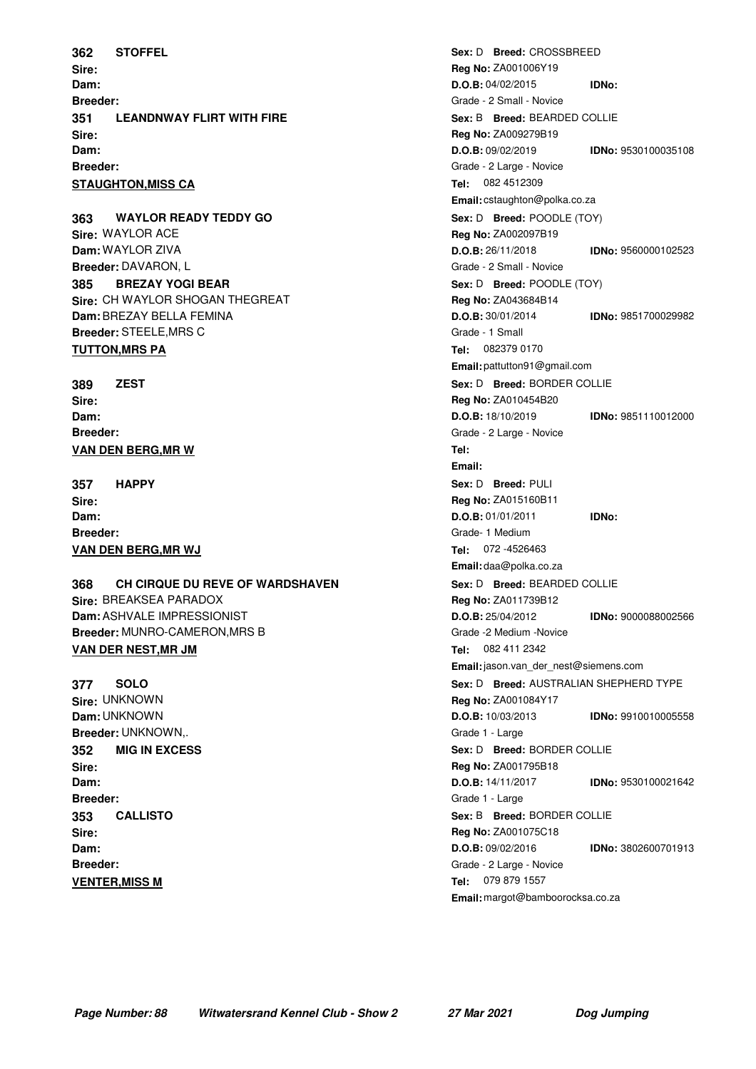**362 STOFFEL**
Sex: D Breed: CROSSBREED
Sire:
Reg No: ZA001006Y19
Dam:
D.O.B: 04/02/2015 IDNo:
Breeder:
Grade - 2 Small - Novice

**351 LEANDNWAY FLIRT WITH FIRE**
Sex: B Breed: BEARDED COLLIE
Sire:
Reg No: ZA009279B19
Dam:
D.O.B: 09/02/2019 IDNo: 9530100035108
Breeder:
Grade - 2 Large - Novice

**STAUGHTON,MISS CA**
Tel: 082 4512309
Email: cstaughton@polka.co.za

**363 WAYLOR READY TEDDY GO**
Sex: D Breed: POODLE (TOY)
Sire: WAYLOR ACE
Reg No: ZA002097B19
Dam: WAYLOR ZIVA
D.O.B: 26/11/2018 IDNo: 9560000102523
Breeder: DAVARON, L
Grade - 2 Small - Novice

**385 BREZAY YOGI BEAR**
Sex: D Breed: POODLE (TOY)
Sire: CH WAYLOR SHOGAN THEGREAT
Reg No: ZA043684B14
Dam: BREZAY BELLA FEMINA
D.O.B: 30/01/2014 IDNo: 9851700029982
Breeder: STEELE,MRS C
Grade - 1 Small

**TUTTON,MRS PA**
Tel: 082379 0170
Email: pattutton91@gmail.com

**389 ZEST**
Sex: D Breed: BORDER COLLIE
Sire:
Reg No: ZA010454B20
Dam:
D.O.B: 18/10/2019 IDNo: 9851110012000
Breeder:
Grade - 2 Large - Novice

**VAN DEN BERG,MR W**
Tel:
Email:

**357 HAPPY**
Sex: D Breed: PULI
Sire:
Reg No: ZA015160B11
Dam:
D.O.B: 01/01/2011 IDNo:
Breeder:
Grade- 1 Medium

**VAN DEN BERG,MR WJ**
Tel: 072 -4526463
Email: daa@polka.co.za

**368 CH CIRQUE DU REVE OF WARDSHAVEN**
Sex: D Breed: BEARDED COLLIE
Sire: BREAKSEA PARADOX
Reg No: ZA011739B12
Dam: ASHVALE IMPRESSIONIST
D.O.B: 25/04/2012 IDNo: 9000088002566
Breeder: MUNRO-CAMERON,MRS B
Grade -2 Medium -Novice

**VAN DER NEST,MR JM**
Tel: 082 411 2342
Email: jason.van_der_nest@siemens.com

**377 SOLO**
Sex: D Breed: AUSTRALIAN SHEPHERD TYPE
Sire: UNKNOWN
Reg No: ZA001084Y17
Dam: UNKNOWN
D.O.B: 10/03/2013 IDNo: 9910010005558
Breeder: UNKNOWN,.
Grade 1 - Large

**352 MIG IN EXCESS**
Sex: D Breed: BORDER COLLIE
Sire:
Reg No: ZA001795B18
Dam:
D.O.B: 14/11/2017 IDNo: 9530100021642
Breeder:
Grade 1 - Large

**353 CALLISTO**
Sex: B Breed: BORDER COLLIE
Sire:
Reg No: ZA001075C18
Dam:
D.O.B: 09/02/2016 IDNo: 3802600701913
Breeder:
Grade - 2 Large - Novice

**VENTER,MISS M**
Tel: 079 879 1557
Email: margot@bamboorocksa.co.za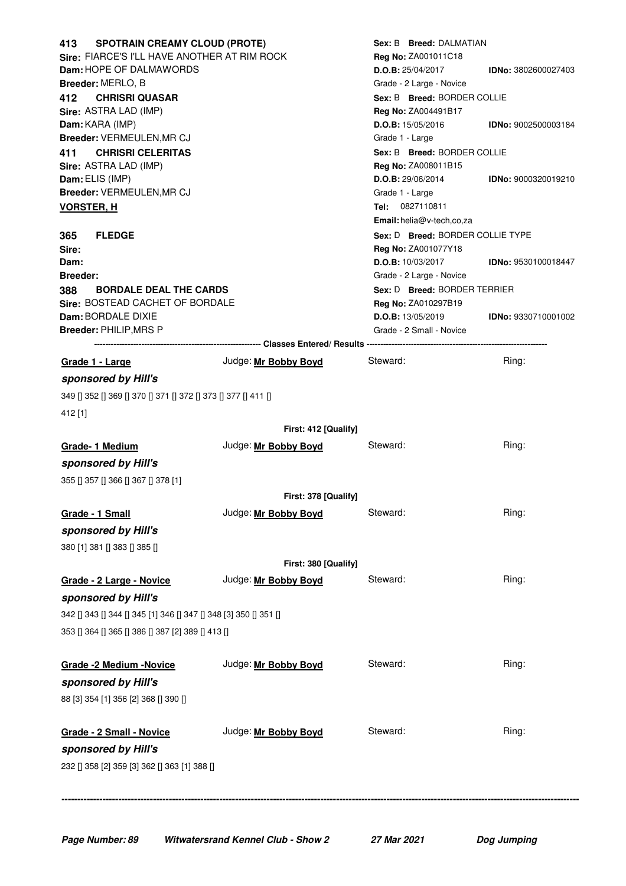**413 SPOTRAIN CREAMY CLOUD (PROTE)** — **Sex:** B **Breed:** DALMATIAN
**Sire:** FIARCE'S I'LL HAVE ANOTHER AT RIM ROCK — **Reg No:** ZA001011C18
**Dam:** HOPE OF DALMAWORDS — **D.O.B:** 25/04/2017 **IDNo:** 3802600027403
**Breeder:** MERLO, B — Grade - 2 Large - Novice

**412 CHRISRI QUASAR** — **Sex:** B **Breed:** BORDER COLLIE
**Sire:** ASTRA LAD (IMP) — **Reg No:** ZA004491B17
**Dam:** KARA (IMP) — **D.O.B:** 15/05/2016 **IDNo:** 9002500003184
**Breeder:** VERMEULEN,MR CJ — Grade 1 - Large

**411 CHRISRI CELERITAS** — **Sex:** B **Breed:** BORDER COLLIE
**Sire:** ASTRA LAD (IMP) — **Reg No:** ZA008011B15
**Dam:** ELIS (IMP) — **D.O.B:** 29/06/2014 **IDNo:** 9000320019210
**Breeder:** VERMEULEN,MR CJ — Grade 1 - Large

**VORSTER, H** — **Tel:** 0827110811
**Email:** helia@v-tech,co,za

**365 FLEDGE** — **Sex:** D **Breed:** BORDER COLLIE TYPE
**Sire:** — **Reg No:** ZA001077Y18
**Dam:** — **D.O.B:** 10/03/2017 **IDNo:** 9530100018447
**Breeder:** — Grade - 2 Large - Novice

**388 BORDALE DEAL THE CARDS** — **Sex:** D **Breed:** BORDER TERRIER
**Sire:** BOSTEAD CACHET OF BORDALE — **Reg No:** ZA010297B19
**Dam:** BORDALE DIXIE — **D.O.B:** 13/05/2019 **IDNo:** 9330710001002
**Breeder:** PHILIP,MRS P — Grade - 2 Small - Novice

---------- Classes Entered/ Results ----------

**Grade 1 - Large** — Judge: **Mr Bobby Boyd** — Steward: — Ring:

***sponsored by Hill's***

349 [] 352 [] 369 [] 370 [] 371 [] 372 [] 373 [] 377 [] 411 []
412 [1]

**First: 412 [Qualify]**

**Grade- 1 Medium** — Judge: **Mr Bobby Boyd** — Steward: — Ring:

***sponsored by Hill's***

355 [] 357 [] 366 [] 367 [] 378 [1]

**First: 378 [Qualify]**

**Grade - 1 Small** — Judge: **Mr Bobby Boyd** — Steward: — Ring:

***sponsored by Hill's***

380 [1] 381 [] 383 [] 385 []

**First: 380 [Qualify]**

**Grade - 2 Large - Novice** — Judge: **Mr Bobby Boyd** — Steward: — Ring:

***sponsored by Hill's***

342 [] 343 [] 344 [] 345 [1] 346 [] 347 [] 348 [3] 350 [] 351 []
353 [] 364 [] 365 [] 386 [] 387 [2] 389 [] 413 []

**Grade -2 Medium -Novice** — Judge: **Mr Bobby Boyd** — Steward: — Ring:

***sponsored by Hill's***

88 [3] 354 [1] 356 [2] 368 [] 390 []

**Grade - 2 Small - Novice** — Judge: **Mr Bobby Boyd** — Steward: — Ring:

***sponsored by Hill's***

232 [] 358 [2] 359 [3] 362 [] 363 [1] 388 []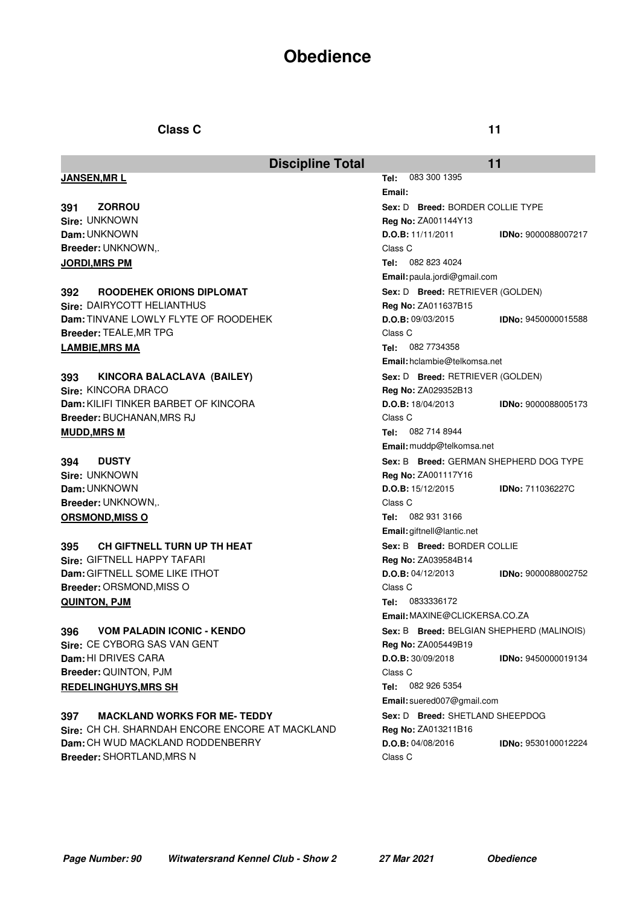# Obedience

**Class C** **11**

**Discipline Total** **11**

**JANSEN,MR L**
Tel: 083 300 1395
Email:

**391 ZORROU**
Sex: D Breed: BORDER COLLIE TYPE
Sire: UNKNOWN
Reg No: ZA001144Y13
Dam: UNKNOWN
D.O.B: 11/11/2011 IDNo: 9000088007217
Breeder: UNKNOWN,.
Class C

**JORDI,MRS PM**
Tel: 082 823 4024
Email: paula.jordi@gmail.com

**392 ROODEHEK ORIONS DIPLOMAT**
Sex: D Breed: RETRIEVER (GOLDEN)
Sire: DAIRYCOTT HELIANTHUS
Reg No: ZA011637B15
Dam: TINVANE LOWLY FLYTE OF ROODEHEK
D.O.B: 09/03/2015 IDNo: 9450000015588
Breeder: TEALE,MR TPG
Class C

**LAMBIE,MRS MA**
Tel: 082 7734358
Email: hclambie@telkomsa.net

**393 KINCORA BALACLAVA (BAILEY)**
Sex: D Breed: RETRIEVER (GOLDEN)
Sire: KINCORA DRACO
Reg No: ZA029352B13
Dam: KILIFI TINKER BARBET OF KINCORA
D.O.B: 18/04/2013 IDNo: 9000088005173
Breeder: BUCHANAN,MRS RJ
Class C

**MUDD,MRS M**
Tel: 082 714 8944
Email: muddp@telkomsa.net

**394 DUSTY**
Sex: B Breed: GERMAN SHEPHERD DOG TYPE
Sire: UNKNOWN
Reg No: ZA001117Y16
Dam: UNKNOWN
D.O.B: 15/12/2015 IDNo: 711036227C
Breeder: UNKNOWN,.
Class C

**ORSMOND,MISS O**
Tel: 082 931 3166
Email: giftnell@lantic.net

**395 CH GIFTNELL TURN UP TH HEAT**
Sex: B Breed: BORDER COLLIE
Sire: GIFTNELL HAPPY TAFARI
Reg No: ZA039584B14
Dam: GIFTNELL SOME LIKE ITHOT
D.O.B: 04/12/2013 IDNo: 9000088002752
Breeder: ORSMOND,MISS O
Class C

**QUINTON, PJM**
Tel: 0833336172
Email: MAXINE@CLICKERSA.CO.ZA

**396 VOM PALADIN ICONIC - KENDO**
Sex: B Breed: BELGIAN SHEPHERD (MALINOIS)
Sire: CE CYBORG SAS VAN GENT
Reg No: ZA005449B19
Dam: HI DRIVES CARA
D.O.B: 30/09/2018 IDNo: 9450000019134
Breeder: QUINTON, PJM
Class C

**REDELINGHUYS,MRS SH**
Tel: 082 926 5354
Email: suered007@gmail.com

**397 MACKLAND WORKS FOR ME- TEDDY**
Sex: D Breed: SHETLAND SHEEPDOG
Sire: CH CH. SHARNDAH ENCORE ENCORE AT MACKLAND
Reg No: ZA013211B16
Dam: CH WUD MACKLAND RODDENBERRY
D.O.B: 04/08/2016 IDNo: 9530100012224
Breeder: SHORTLAND,MRS N
Class C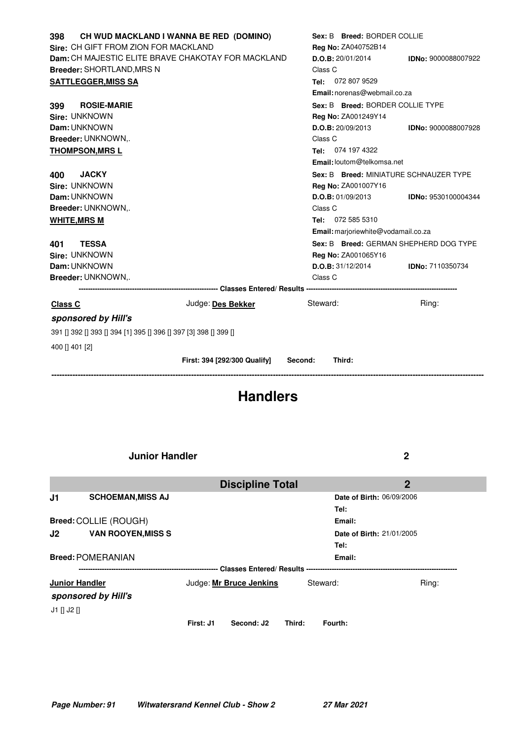**398 CH WUD MACKLAND I WANNA BE RED (DOMINO)**
Sire: CH GIFT FROM ZION FOR MACKLAND
Dam: CH MAJESTIC ELITE BRAVE CHAKOTAY FOR MACKLAND
Breeder: SHORTLAND,MRS N
**SATTLEGGER,MISS SA**

**Sex:** B **Breed:** BORDER COLLIE
**Reg No:** ZA040752B14
**D.O.B:** 20/01/2014 **IDNo:** 9000088007922
Class C
**Tel:** 072 807 9529
**Email:** norenas@webmail.co.za

**399 ROSIE-MARIE**
Sire: UNKNOWN
Dam: UNKNOWN
Breeder: UNKNOWN,.
**THOMPSON,MRS L**

**Sex:** B **Breed:** BORDER COLLIE TYPE
**Reg No:** ZA001249Y14
**D.O.B:** 20/09/2013 **IDNo:** 9000088007928
Class C
**Tel:** 074 197 4322
**Email:** loutom@telkomsa.net

**400 JACKY**
Sire: UNKNOWN
Dam: UNKNOWN
Breeder: UNKNOWN,.
**WHITE,MRS M**

**Sex:** B **Breed:** MINIATURE SCHNAUZER TYPE
**Reg No:** ZA001007Y16
**D.O.B:** 01/09/2013 **IDNo:** 9530100004344
Class C
**Tel:** 072 585 5310
**Email:** marjoriewhite@vodamail.co.za

**401 TESSA**
Sire: UNKNOWN
Dam: UNKNOWN
Breeder: UNKNOWN,.

**Sex:** B **Breed:** GERMAN SHEPHERD DOG TYPE
**Reg No:** ZA001065Y16
**D.O.B:** 31/12/2014 **IDNo:** 7110350734
Class C

---------- Classes Entered/ Results ----------

**Class C** Judge: **Des Bekker** Steward: Ring:

***sponsored by Hill's***

391 [] 392 [] 393 [] 394 [1] 395 [] 396 [] 397 [3] 398 [] 399 []
400 [] 401 [2]

**First: 394 [292/300 Qualify] Second: Third:**

---

# Handlers

**Junior Handler** **2**

| **Discipline Total** | **2** |
|---|---|

**J1 SCHOEMAN,MISS AJ**
Breed: COLLIE (ROUGH)

**Date of Birth:** 06/09/2006
**Tel:**
**Email:**

**J2 VAN ROOYEN,MISS S**
Breed: POMERANIAN

**Date of Birth:** 21/01/2005
**Tel:**
**Email:**

---------- Classes Entered/ Results ----------

**Junior Handler** Judge: **Mr Bruce Jenkins** Steward: Ring:

***sponsored by Hill's***

J1 [] J2 []

**First: J1 Second: J2 Third: Fourth:**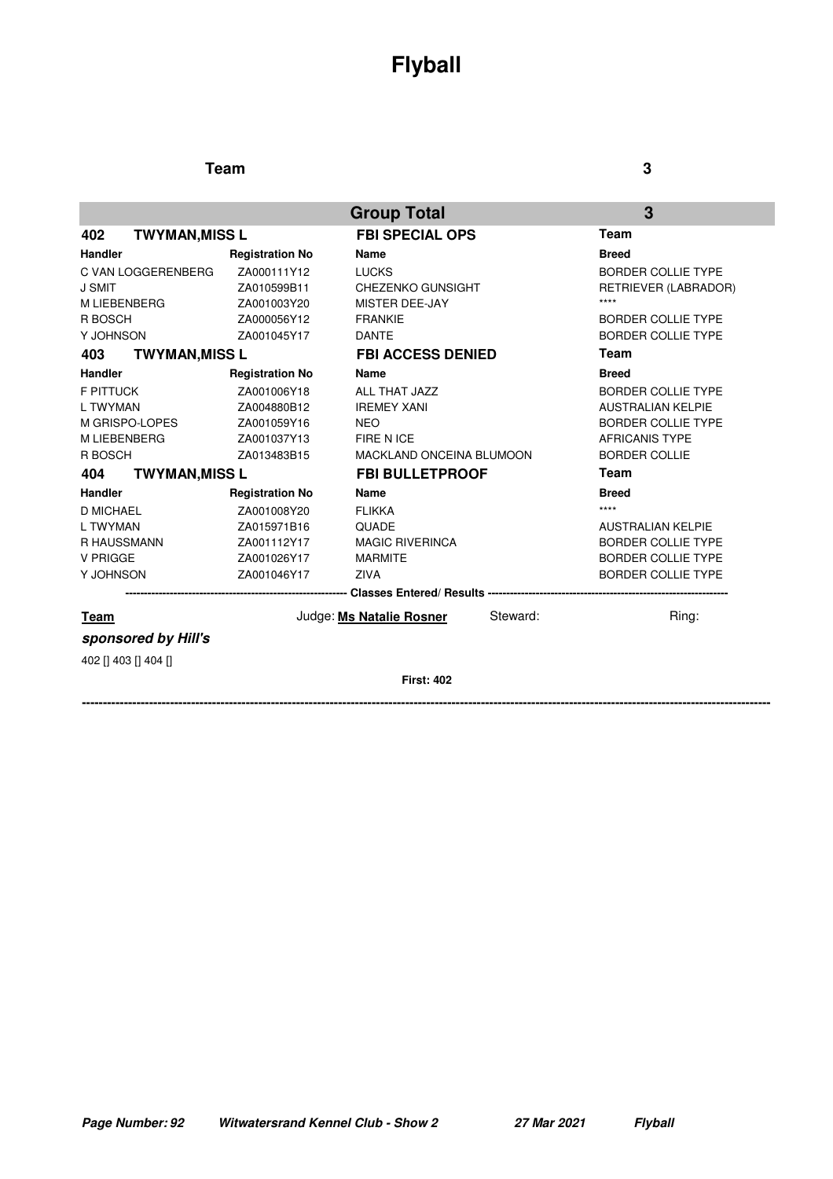# Flyball

**Team** **3**

| | | Group Total | 3 |
|---|---|---|---|
| **402 TWYMAN,MISS L** | | **FBI SPECIAL OPS** | **Team** |
| **Handler** | **Registration No** | **Name** | **Breed** |
| C VAN LOGGERENBERG | ZA000111Y12 | LUCKS | BORDER COLLIE TYPE |
| J SMIT | ZA010599B11 | CHEZENKO GUNSIGHT | RETRIEVER (LABRADOR) |
| M LIEBENBERG | ZA001003Y20 | MISTER DEE-JAY | **** |
| R BOSCH | ZA000056Y12 | FRANKIE | BORDER COLLIE TYPE |
| Y JOHNSON | ZA001045Y17 | DANTE | BORDER COLLIE TYPE |
| **403 TWYMAN,MISS L** | | **FBI ACCESS DENIED** | **Team** |
| **Handler** | **Registration No** | **Name** | **Breed** |
| F PITTUCK | ZA001006Y18 | ALL THAT JAZZ | BORDER COLLIE TYPE |
| L TWYMAN | ZA004880B12 | IREMEY XANI | AUSTRALIAN KELPIE |
| M GRISPO-LOPES | ZA001059Y16 | NEO | BORDER COLLIE TYPE |
| M LIEBENBERG | ZA001037Y13 | FIRE N ICE | AFRICANIS TYPE |
| R BOSCH | ZA013483B15 | MACKLAND ONCEINA BLUMOON | BORDER COLLIE |
| **404 TWYMAN,MISS L** | | **FBI BULLETPROOF** | **Team** |
| **Handler** | **Registration No** | **Name** | **Breed** |
| D MICHAEL | ZA001008Y20 | FLIKKA | **** |
| L TWYMAN | ZA015971B16 | QUADE | AUSTRALIAN KELPIE |
| R HAUSSMANN | ZA001112Y17 | MAGIC RIVERINCA | BORDER COLLIE TYPE |
| V PRIGGE | ZA001026Y17 | MARMITE | BORDER COLLIE TYPE |
| Y JOHNSON | ZA001046Y17 | ZIVA | BORDER COLLIE TYPE |

------------------------------------------------------------ Classes Entered/ Results ------------------------------------------------------------

**Team** Judge: **Ms Natalie Rosner** Steward: Ring:

***sponsored by Hill's***

402 [] 403 [] 404 []

**First: 402**